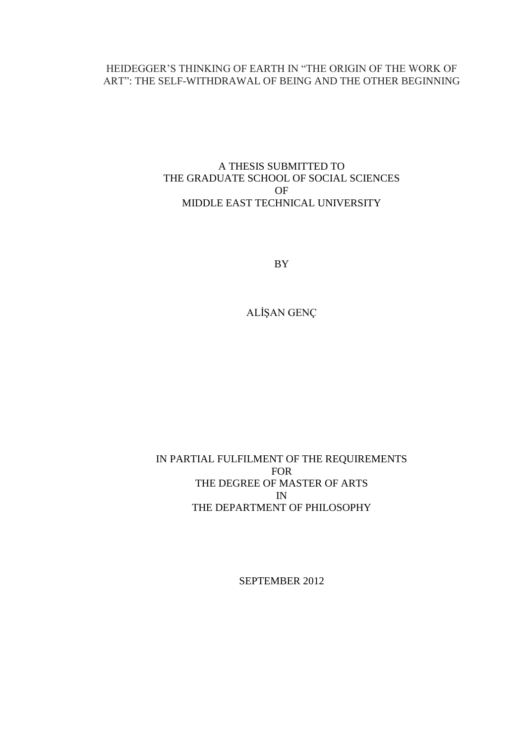# HEIDEGGER'S THINKING OF EARTH IN "THE ORIGIN OF THE WORK OF ART": THE SELF-WITHDRAWAL OF BEING AND THE OTHER BEGINNING

A THESIS SUBMITTED TO
THE GRADUATE SCHOOL OF SOCIAL SCIENCES
OF
MIDDLE EAST TECHNICAL UNIVERSITY

BY

ALİŞAN GENÇ

IN PARTIAL FULFILMENT OF THE REQUIREMENTS
FOR
THE DEGREE OF MASTER OF ARTS
IN
THE DEPARTMENT OF PHILOSOPHY

SEPTEMBER 2012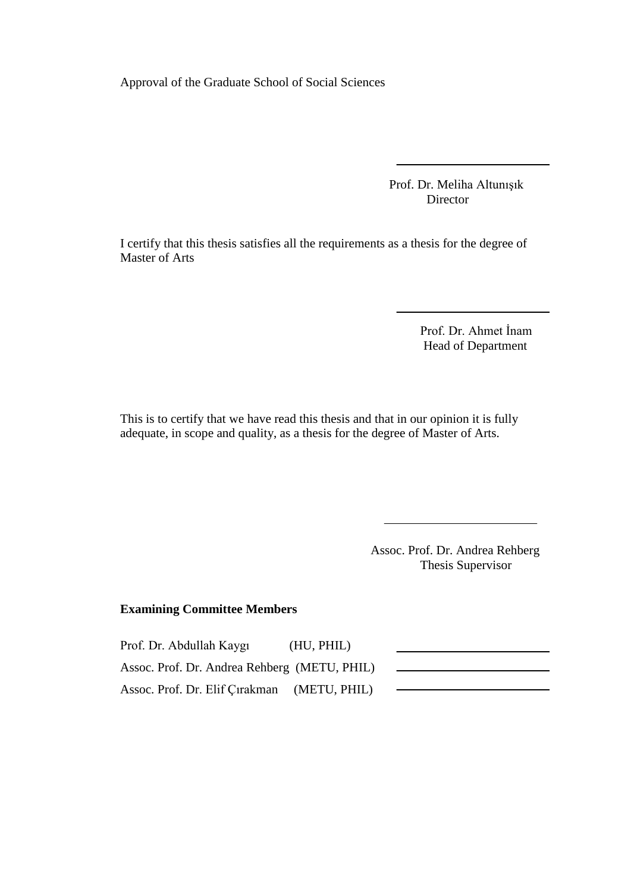Approval of the Graduate School of Social Sciences

Prof. Dr. Meliha Altunışık
Director

I certify that this thesis satisfies all the requirements as a thesis for the degree of Master of Arts

Prof. Dr. Ahmet İnam
Head of Department

This is to certify that we have read this thesis and that in our opinion it is fully adequate, in scope and quality, as a thesis for the degree of Master of Arts.

Assoc. Prof. Dr. Andrea Rehberg
Thesis Supervisor

**Examining Committee Members**

Prof. Dr. Abdullah Kaygı (HU, PHIL)

Assoc. Prof. Dr. Andrea Rehberg (METU, PHIL)

Assoc. Prof. Dr. Elif Çırakman (METU, PHIL)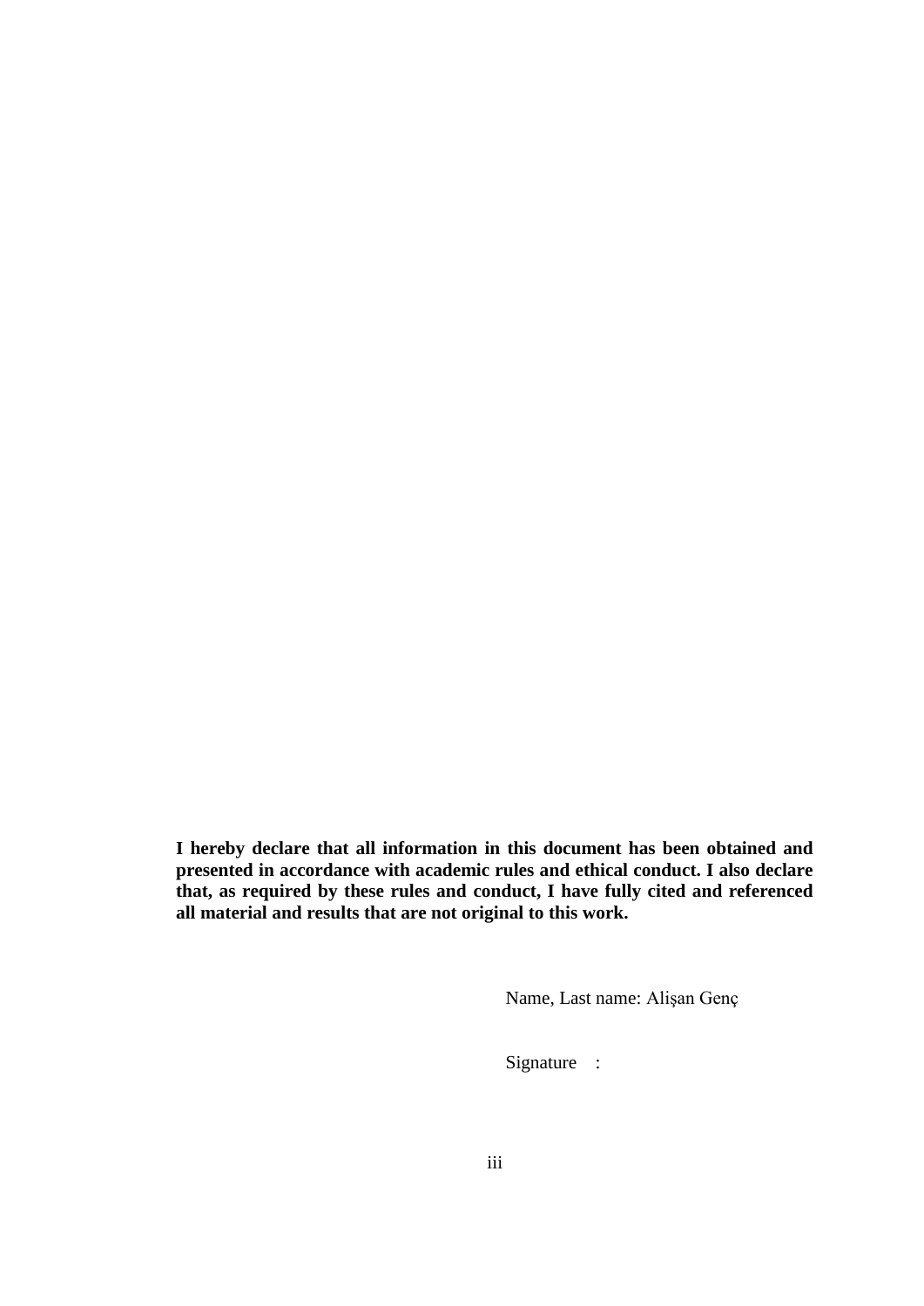**I hereby declare that all information in this document has been obtained and presented in accordance with academic rules and ethical conduct. I also declare that, as required by these rules and conduct, I have fully cited and referenced all material and results that are not original to this work.**

Name, Last name: Alişan Genç

Signature :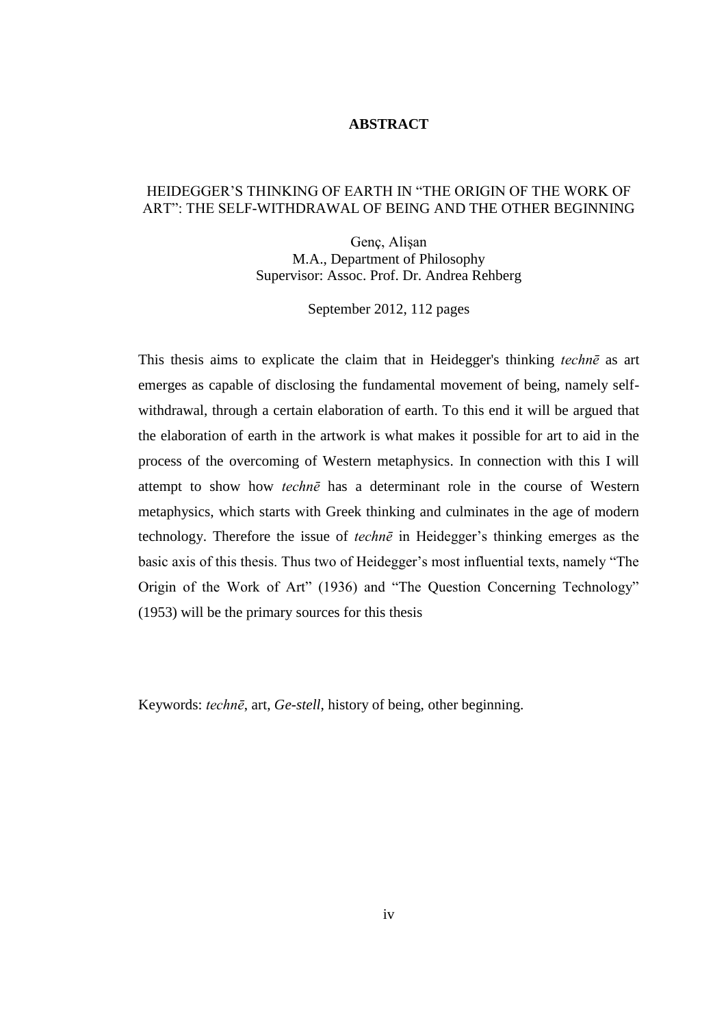# ABSTRACT

## HEIDEGGER'S THINKING OF EARTH IN "THE ORIGIN OF THE WORK OF ART": THE SELF-WITHDRAWAL OF BEING AND THE OTHER BEGINNING

Genç, Alişan
M.A., Department of Philosophy
Supervisor: Assoc. Prof. Dr. Andrea Rehberg

September 2012, 112 pages

This thesis aims to explicate the claim that in Heidegger's thinking *technē* as art emerges as capable of disclosing the fundamental movement of being, namely self-withdrawal, through a certain elaboration of earth. To this end it will be argued that the elaboration of earth in the artwork is what makes it possible for art to aid in the process of the overcoming of Western metaphysics. In connection with this I will attempt to show how *technē* has a determinant role in the course of Western metaphysics, which starts with Greek thinking and culminates in the age of modern technology. Therefore the issue of *technē* in Heidegger's thinking emerges as the basic axis of this thesis. Thus two of Heidegger's most influential texts, namely "The Origin of the Work of Art" (1936) and "The Question Concerning Technology" (1953) will be the primary sources for this thesis

Keywords: *technē*, art, *Ge-stell*, history of being, other beginning.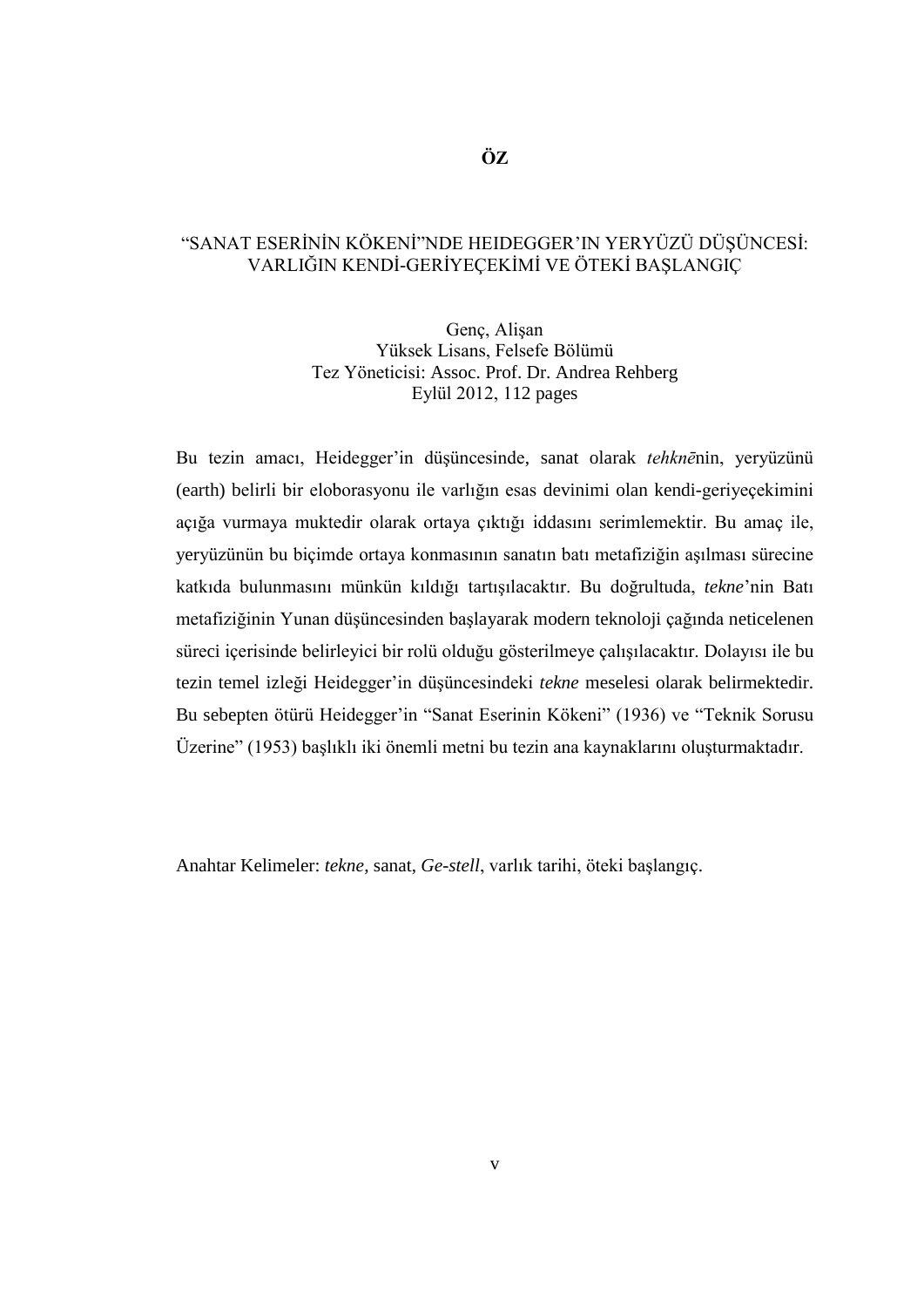# ÖZ

## "SANAT ESERİNİN KÖKENİ"NDE HEIDEGGER'IN YERYÜZÜ DÜŞÜNCESİ: VARLIĞIN KENDİ-GERİYEÇEKİMİ VE ÖTEKİ BAŞLANGIÇ

Genç, Alişan
Yüksek Lisans, Felsefe Bölümü
Tez Yöneticisi: Assoc. Prof. Dr. Andrea Rehberg
Eylül 2012, 112 pages

Bu tezin amacı, Heidegger'in düşüncesinde, sanat olarak *tehknē*nin, yeryüzünü (earth) belirli bir eloborasyonu ile varlığın esas devinimi olan kendi-geriyeçekimini açığa vurmaya muktedir olarak ortaya çıktığı iddasını serimlemektir. Bu amaç ile, yeryüzünün bu biçimde ortaya konmasının sanatın batı metafiziğin aşılması sürecine katkıda bulunmasını münkün kıldığı tartışılacaktır. Bu doğrultuda, *tekne*'nin Batı metafiziğinin Yunan düşüncesinden başlayarak modern teknoloji çağında neticelenen süreci içerisinde belirleyici bir rolü olduğu gösterilmeye çalışılacaktır. Dolayısı ile bu tezin temel izleği Heidegger'in düşüncesindeki *tekne* meselesi olarak belirmektedir. Bu sebepten ötürü Heidegger'in "Sanat Eserinin Kökeni" (1936) ve "Teknik Sorusu Üzerine" (1953) başlıklı iki önemli metni bu tezin ana kaynaklarını oluşturmaktadır.

Anahtar Kelimeler: *tekne*, sanat, *Ge-stell*, varlık tarihi, öteki başlangıç.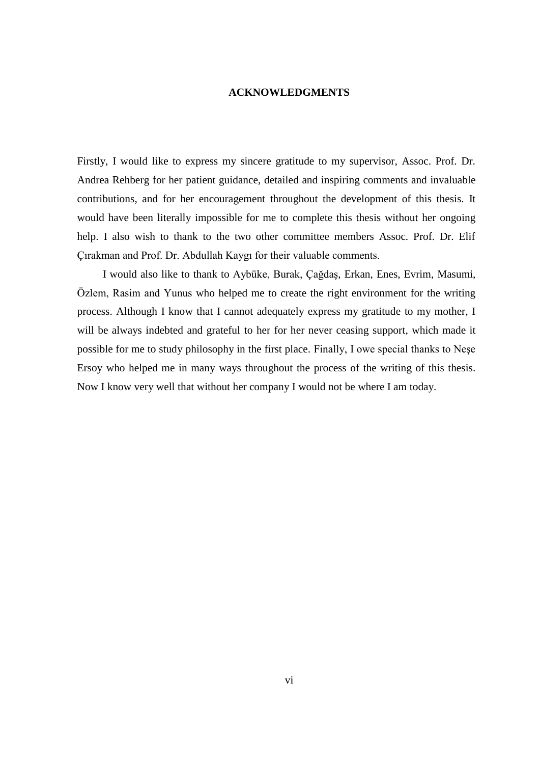# ACKNOWLEDGMENTS

Firstly, I would like to express my sincere gratitude to my supervisor, Assoc. Prof. Dr. Andrea Rehberg for her patient guidance, detailed and inspiring comments and invaluable contributions, and for her encouragement throughout the development of this thesis. It would have been literally impossible for me to complete this thesis without her ongoing help. I also wish to thank to the two other committee members Assoc. Prof. Dr. Elif Çırakman and Prof. Dr. Abdullah Kaygı for their valuable comments.

I would also like to thank to Aybüke, Burak, Çağdaş, Erkan, Enes, Evrim, Masumi, Özlem, Rasim and Yunus who helped me to create the right environment for the writing process. Although I know that I cannot adequately express my gratitude to my mother, I will be always indebted and grateful to her for her never ceasing support, which made it possible for me to study philosophy in the first place. Finally, I owe special thanks to Neşe Ersoy who helped me in many ways throughout the process of the writing of this thesis. Now I know very well that without her company I would not be where I am today.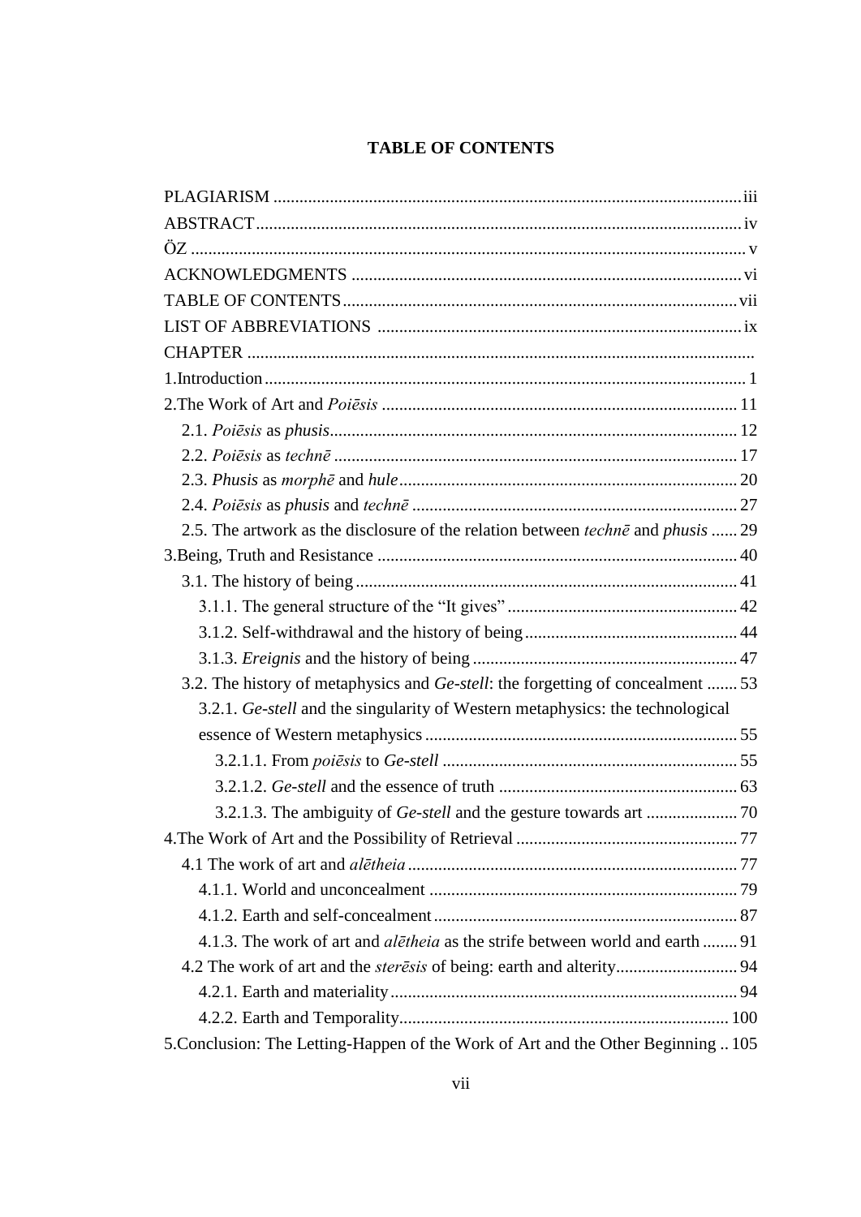**TABLE OF CONTENTS**

PLAGIARISM ... iii
ABSTRACT ... iv
ÖZ ... v
ACKNOWLEDGMENTS ... vi
TABLE OF CONTENTS ... vii
LIST OF ABBREVIATIONS ... ix
CHAPTER
1.Introduction ... 1
2.The Work of Art and *Poiēsis* ... 11
  2.1. *Poiēsis* as *phusis* ... 12
  2.2. *Poiēsis* as *technē* ... 17
  2.3. *Phusis* as *morphē* and *hule* ... 20
  2.4. *Poiēsis* as *phusis* and *technē* ... 27
  2.5. The artwork as the disclosure of the relation between *technē* and *phusis* ... 29
3.Being, Truth and Resistance ... 40
  3.1. The history of being ... 41
    3.1.1. The general structure of the "It gives" ... 42
    3.1.2. Self-withdrawal and the history of being ... 44
    3.1.3. *Ereignis* and the history of being ... 47
  3.2. The history of metaphysics and *Ge-stell*: the forgetting of concealment ... 53
    3.2.1. *Ge-stell* and the singularity of Western metaphysics: the technological essence of Western metaphysics ... 55
      3.2.1.1. From *poiēsis* to *Ge-stell* ... 55
      3.2.1.2. *Ge-stell* and the essence of truth ... 63
      3.2.1.3. The ambiguity of *Ge-stell* and the gesture towards art ... 70
4.The Work of Art and the Possibility of Retrieval ... 77
  4.1 The work of art and *alētheia* ... 77
    4.1.1. World and unconcealment ... 79
    4.1.2. Earth and self-concealment ... 87
    4.1.3. The work of art and *alētheia* as the strife between world and earth ... 91
  4.2 The work of art and the *sterēsis* of being: earth and alterity ... 94
    4.2.1. Earth and materiality ... 94
    4.2.2. Earth and Temporality ... 100
5.Conclusion: The Letting-Happen of the Work of Art and the Other Beginning ... 105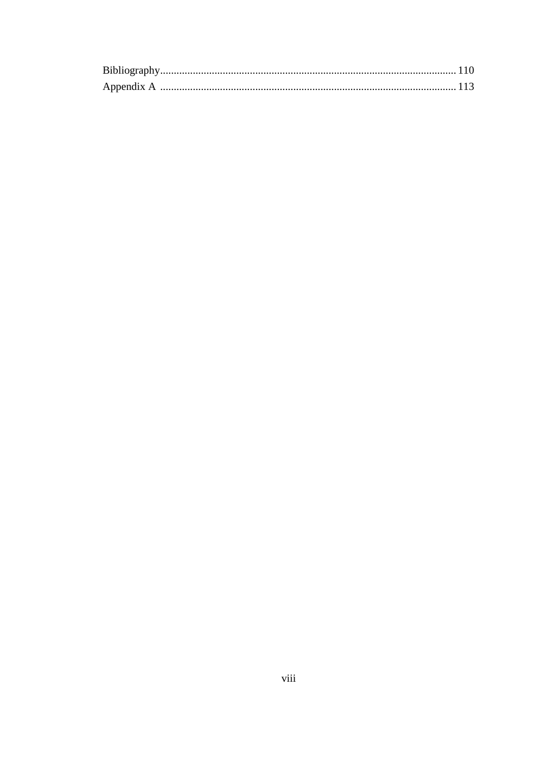Bibliography........................................................................................................110
Appendix A .........................................................................................................113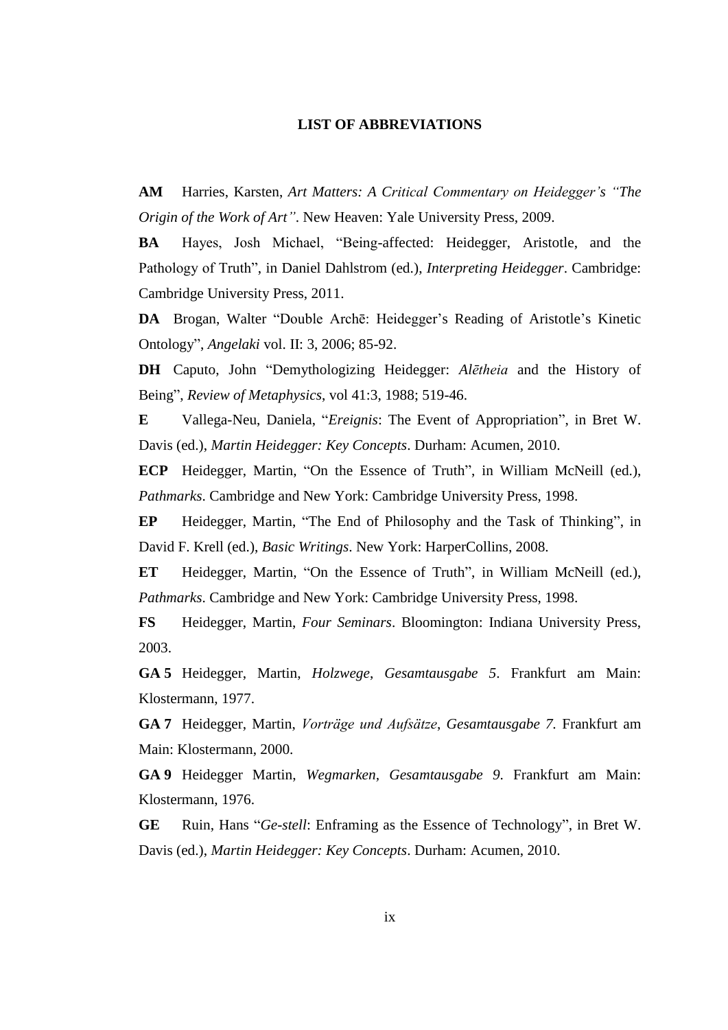## LIST OF ABBREVIATIONS

**AM** Harries, Karsten, *Art Matters: A Critical Commentary on Heidegger's "The Origin of the Work of Art"*. New Heaven: Yale University Press, 2009.

**BA** Hayes, Josh Michael, "Being-affected: Heidegger, Aristotle, and the Pathology of Truth", in Daniel Dahlstrom (ed.), *Interpreting Heidegger*. Cambridge: Cambridge University Press, 2011.

**DA** Brogan, Walter "Double Archē: Heidegger's Reading of Aristotle's Kinetic Ontology", *Angelaki* vol. II: 3, 2006; 85-92.

**DH** Caputo, John "Demythologizing Heidegger: *Alētheia* and the History of Being", *Review of Metaphysics*, vol 41:3, 1988; 519-46.

**E** Vallega-Neu, Daniela, "*Ereignis*: The Event of Appropriation", in Bret W. Davis (ed.), *Martin Heidegger: Key Concepts*. Durham: Acumen, 2010.

**ECP** Heidegger, Martin, "On the Essence of Truth", in William McNeill (ed.), *Pathmarks*. Cambridge and New York: Cambridge University Press, 1998.

**EP** Heidegger, Martin, "The End of Philosophy and the Task of Thinking", in David F. Krell (ed.), *Basic Writings*. New York: HarperCollins, 2008.

**ET** Heidegger, Martin, "On the Essence of Truth", in William McNeill (ed.), *Pathmarks*. Cambridge and New York: Cambridge University Press, 1998.

**FS** Heidegger, Martin, *Four Seminars*. Bloomington: Indiana University Press, 2003.

**GA 5** Heidegger, Martin, *Holzwege*, *Gesamtausgabe 5*. Frankfurt am Main: Klostermann, 1977.

**GA 7** Heidegger, Martin, *Vorträge und Aufsätze*, *Gesamtausgabe 7*. Frankfurt am Main: Klostermann, 2000.

**GA 9** Heidegger Martin, *Wegmarken*, *Gesamtausgabe 9*. Frankfurt am Main: Klostermann, 1976.

**GE** Ruin, Hans "*Ge-stell*: Enframing as the Essence of Technology", in Bret W. Davis (ed.), *Martin Heidegger: Key Concepts*. Durham: Acumen, 2010.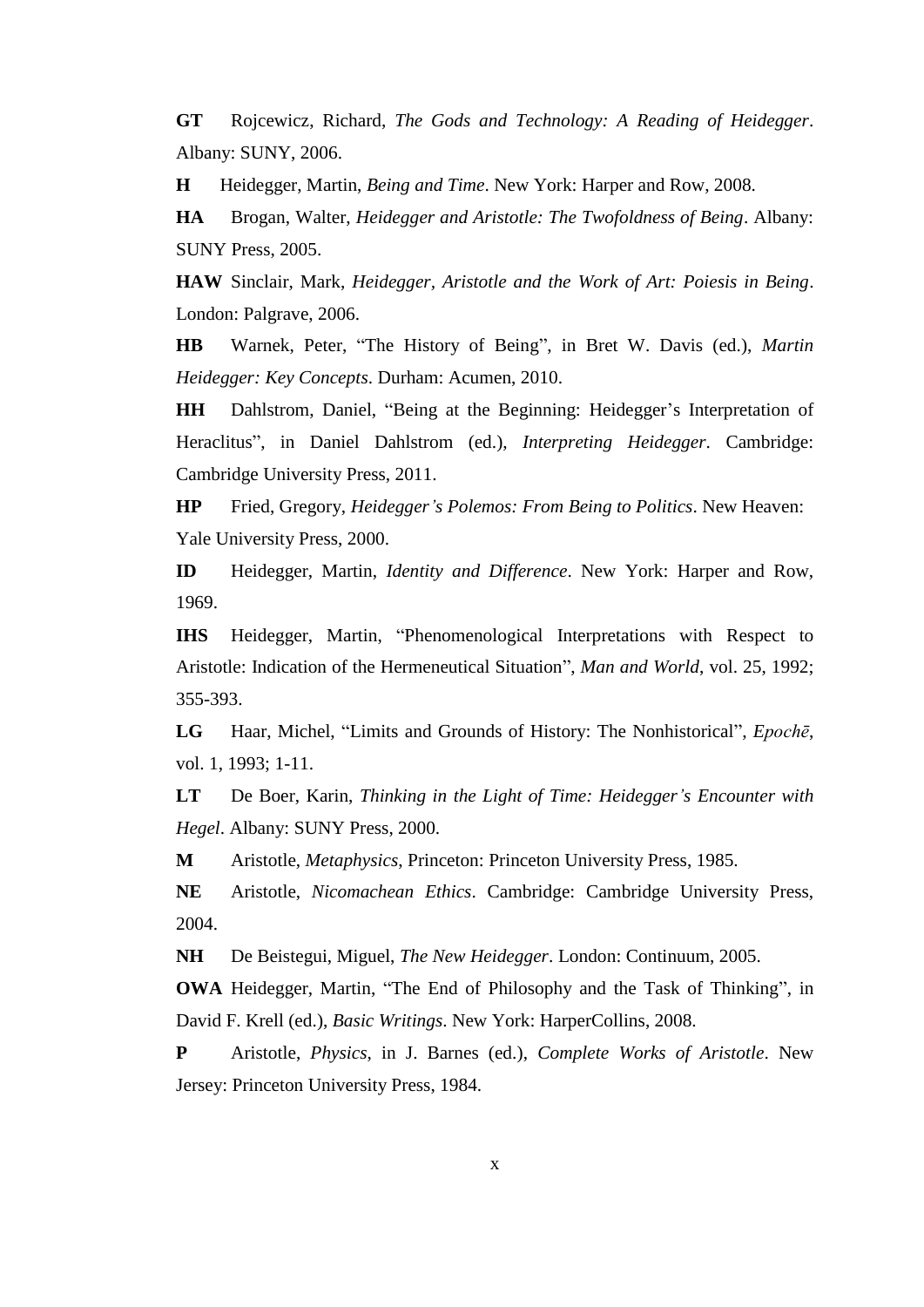**GT** Rojcewicz, Richard, *The Gods and Technology: A Reading of Heidegger*. Albany: SUNY, 2006.

**H** Heidegger, Martin, *Being and Time*. New York: Harper and Row, 2008.

**HA** Brogan, Walter, *Heidegger and Aristotle: The Twofoldness of Being*. Albany: SUNY Press, 2005.

**HAW** Sinclair, Mark, *Heidegger, Aristotle and the Work of Art: Poiesis in Being*. London: Palgrave, 2006.

**HB** Warnek, Peter, "The History of Being", in Bret W. Davis (ed.), *Martin Heidegger: Key Concepts*. Durham: Acumen, 2010.

**HH** Dahlstrom, Daniel, "Being at the Beginning: Heidegger's Interpretation of Heraclitus", in Daniel Dahlstrom (ed.), *Interpreting Heidegger*. Cambridge: Cambridge University Press, 2011.

**HP** Fried, Gregory, *Heidegger's Polemos: From Being to Politics*. New Heaven: Yale University Press, 2000.

**ID** Heidegger, Martin, *Identity and Difference*. New York: Harper and Row, 1969.

**IHS** Heidegger, Martin, "Phenomenological Interpretations with Respect to Aristotle: Indication of the Hermeneutical Situation", *Man and World*, vol. 25, 1992; 355-393.

**LG** Haar, Michel, "Limits and Grounds of History: The Nonhistorical", *Epochē*, vol. 1, 1993; 1-11.

**LT** De Boer, Karin, *Thinking in the Light of Time: Heidegger's Encounter with Hegel*. Albany: SUNY Press, 2000.

**M** Aristotle, *Metaphysics*, Princeton: Princeton University Press, 1985.

**NE** Aristotle, *Nicomachean Ethics*. Cambridge: Cambridge University Press, 2004.

**NH** De Beistegui, Miguel, *The New Heidegger*. London: Continuum, 2005.

**OWA** Heidegger, Martin, "The End of Philosophy and the Task of Thinking", in David F. Krell (ed.), *Basic Writings*. New York: HarperCollins, 2008.

**P** Aristotle, *Physics*, in J. Barnes (ed.), *Complete Works of Aristotle*. New Jersey: Princeton University Press, 1984.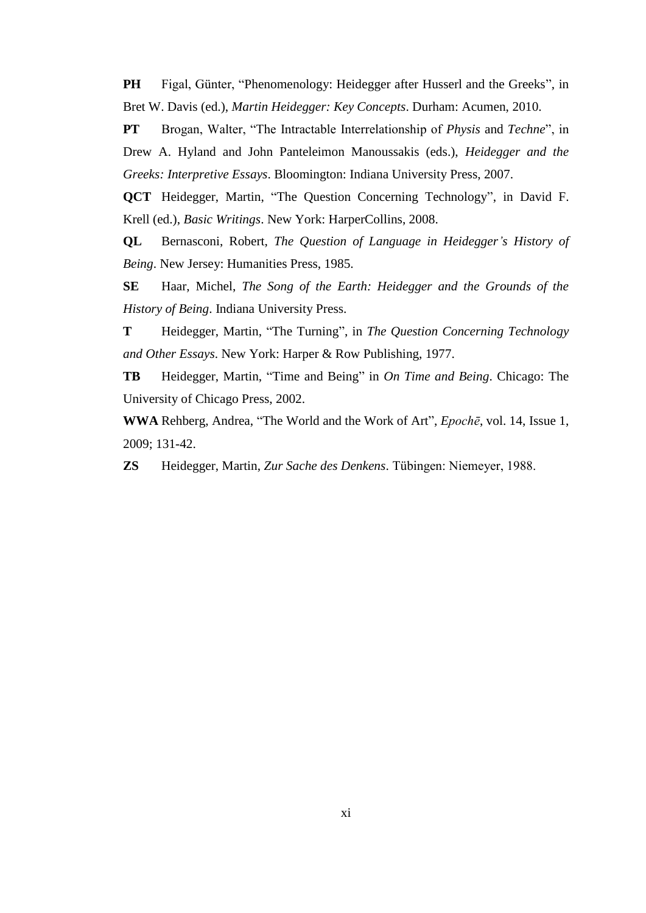**PH** Figal, Günter, “Phenomenology: Heidegger after Husserl and the Greeks”, in Bret W. Davis (ed.), *Martin Heidegger: Key Concepts*. Durham: Acumen, 2010.

**PT** Brogan, Walter, “The Intractable Interrelationship of *Physis* and *Techne*”, in Drew A. Hyland and John Panteleimon Manoussakis (eds.), *Heidegger and the Greeks: Interpretive Essays*. Bloomington: Indiana University Press, 2007.

**QCT** Heidegger, Martin, “The Question Concerning Technology”, in David F. Krell (ed.), *Basic Writings*. New York: HarperCollins, 2008.

**QL** Bernasconi, Robert, *The Question of Language in Heidegger's History of Being*. New Jersey: Humanities Press, 1985.

**SE** Haar, Michel, *The Song of the Earth: Heidegger and the Grounds of the History of Being*. Indiana University Press.

**T** Heidegger, Martin, “The Turning”, in *The Question Concerning Technology and Other Essays*. New York: Harper & Row Publishing, 1977.

**TB** Heidegger, Martin, “Time and Being” in *On Time and Being*. Chicago: The University of Chicago Press, 2002.

**WWA** Rehberg, Andrea, “The World and the Work of Art”, *Epochē*, vol. 14, Issue 1, 2009; 131-42.

**ZS** Heidegger, Martin, *Zur Sache des Denkens*. Tübingen: Niemeyer, 1988.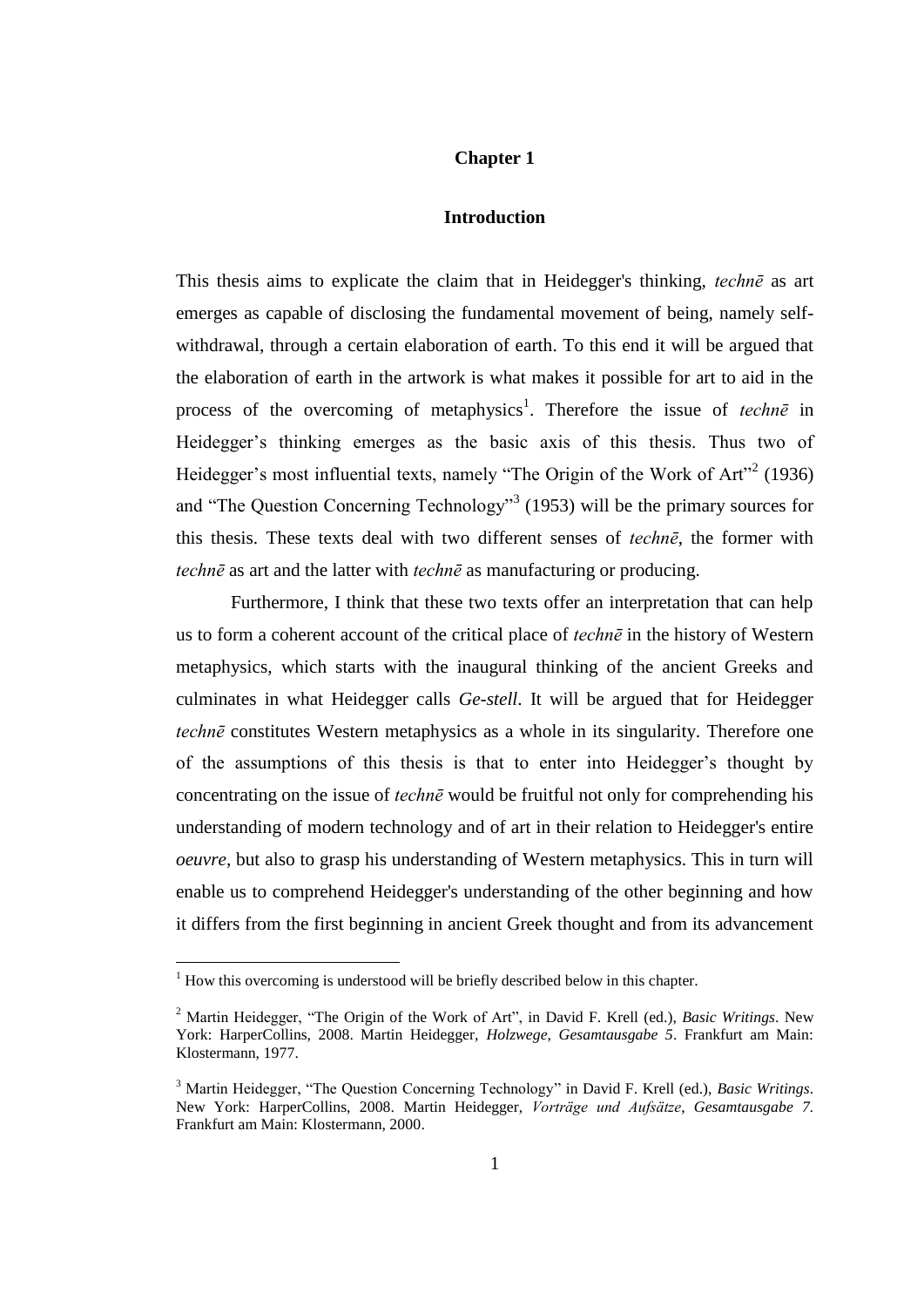# Chapter 1

## Introduction

This thesis aims to explicate the claim that in Heidegger's thinking, *technē* as art emerges as capable of disclosing the fundamental movement of being, namely self-withdrawal, through a certain elaboration of earth. To this end it will be argued that the elaboration of earth in the artwork is what makes it possible for art to aid in the process of the overcoming of metaphysics[1]. Therefore the issue of *technē* in Heidegger's thinking emerges as the basic axis of this thesis. Thus two of Heidegger's most influential texts, namely "The Origin of the Work of Art"[2] (1936) and "The Question Concerning Technology"[3] (1953) will be the primary sources for this thesis. These texts deal with two different senses of *technē*, the former with *technē* as art and the latter with *technē* as manufacturing or producing.

Furthermore, I think that these two texts offer an interpretation that can help us to form a coherent account of the critical place of *technē* in the history of Western metaphysics, which starts with the inaugural thinking of the ancient Greeks and culminates in what Heidegger calls *Ge-stell*. It will be argued that for Heidegger *technē* constitutes Western metaphysics as a whole in its singularity. Therefore one of the assumptions of this thesis is that to enter into Heidegger's thought by concentrating on the issue of *technē* would be fruitful not only for comprehending his understanding of modern technology and of art in their relation to Heidegger's entire *oeuvre*, but also to grasp his understanding of Western metaphysics. This in turn will enable us to comprehend Heidegger's understanding of the other beginning and how it differs from the first beginning in ancient Greek thought and from its advancement

---

[1] How this overcoming is understood will be briefly described below in this chapter.

[2] Martin Heidegger, "The Origin of the Work of Art", in David F. Krell (ed.), *Basic Writings*. New York: HarperCollins, 2008. Martin Heidegger, *Holzwege*, *Gesamtausgabe 5*. Frankfurt am Main: Klostermann, 1977.

[3] Martin Heidegger, "The Question Concerning Technology" in David F. Krell (ed.), *Basic Writings*. New York: HarperCollins, 2008. Martin Heidegger, *Vorträge und Aufsätze*, *Gesamtausgabe 7*. Frankfurt am Main: Klostermann, 2000.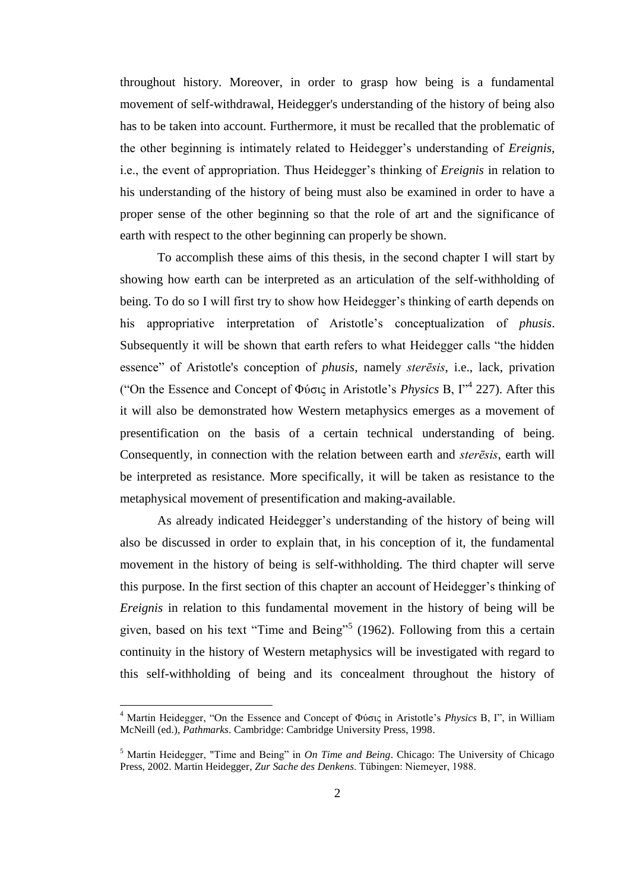throughout history. Moreover, in order to grasp how being is a fundamental movement of self-withdrawal, Heidegger's understanding of the history of being also has to be taken into account. Furthermore, it must be recalled that the problematic of the other beginning is intimately related to Heidegger's understanding of *Ereignis*, i.e., the event of appropriation. Thus Heidegger's thinking of *Ereignis* in relation to his understanding of the history of being must also be examined in order to have a proper sense of the other beginning so that the role of art and the significance of earth with respect to the other beginning can properly be shown.

To accomplish these aims of this thesis, in the second chapter I will start by showing how earth can be interpreted as an articulation of the self-withholding of being. To do so I will first try to show how Heidegger's thinking of earth depends on his appropriative interpretation of Aristotle's conceptualization of *phusis*. Subsequently it will be shown that earth refers to what Heidegger calls "the hidden essence" of Aristotle's conception of *phusis*, namely *sterēsis*, i.e., lack, privation ("On the Essence and Concept of Φύσις in Aristotle's *Physics* B, I"[4] 227). After this it will also be demonstrated how Western metaphysics emerges as a movement of presentification on the basis of a certain technical understanding of being. Consequently, in connection with the relation between earth and *sterēsis*, earth will be interpreted as resistance. More specifically, it will be taken as resistance to the metaphysical movement of presentification and making-available.

As already indicated Heidegger's understanding of the history of being will also be discussed in order to explain that, in his conception of it, the fundamental movement in the history of being is self-withholding. The third chapter will serve this purpose. In the first section of this chapter an account of Heidegger's thinking of *Ereignis* in relation to this fundamental movement in the history of being will be given, based on his text "Time and Being"[5] (1962). Following from this a certain continuity in the history of Western metaphysics will be investigated with regard to this self-withholding of being and its concealment throughout the history of

---

[4] Martin Heidegger, "On the Essence and Concept of Φύσις in Aristotle's *Physics* B, I", in William McNeill (ed.), *Pathmarks*. Cambridge: Cambridge University Press, 1998.

[5] Martin Heidegger, "Time and Being" in *On Time and Being*. Chicago: The University of Chicago Press, 2002. Martin Heidegger, *Zur Sache des Denkens*. Tübingen: Niemeyer, 1988.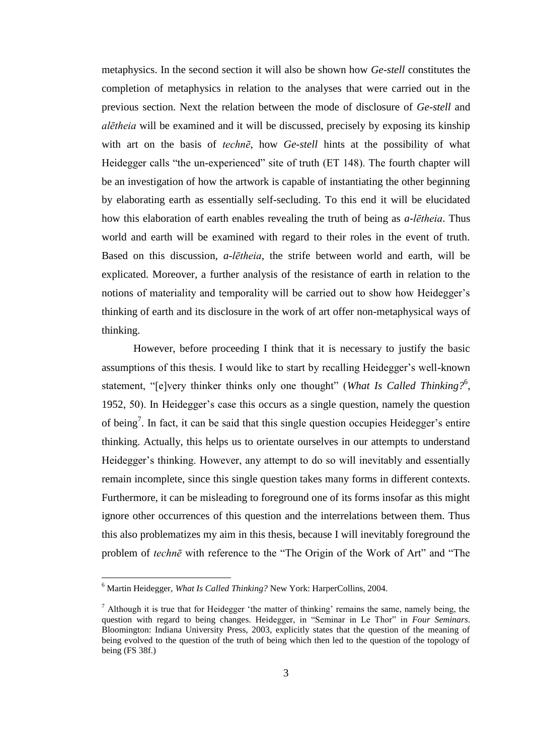metaphysics. In the second section it will also be shown how *Ge-stell* constitutes the completion of metaphysics in relation to the analyses that were carried out in the previous section. Next the relation between the mode of disclosure of *Ge-stell* and *alētheia* will be examined and it will be discussed, precisely by exposing its kinship with art on the basis of *technē*, how *Ge-stell* hints at the possibility of what Heidegger calls "the un-experienced" site of truth (ET 148). The fourth chapter will be an investigation of how the artwork is capable of instantiating the other beginning by elaborating earth as essentially self-secluding. To this end it will be elucidated how this elaboration of earth enables revealing the truth of being as *a-lētheia*. Thus world and earth will be examined with regard to their roles in the event of truth. Based on this discussion, *a-lētheia*, the strife between world and earth, will be explicated. Moreover, a further analysis of the resistance of earth in relation to the notions of materiality and temporality will be carried out to show how Heidegger's thinking of earth and its disclosure in the work of art offer non-metaphysical ways of thinking.

However, before proceeding I think that it is necessary to justify the basic assumptions of this thesis. I would like to start by recalling Heidegger's well-known statement, "[e]very thinker thinks only one thought" (*What Is Called Thinking?*[6], 1952, 50). In Heidegger's case this occurs as a single question, namely the question of being[7]. In fact, it can be said that this single question occupies Heidegger's entire thinking. Actually, this helps us to orientate ourselves in our attempts to understand Heidegger's thinking. However, any attempt to do so will inevitably and essentially remain incomplete, since this single question takes many forms in different contexts. Furthermore, it can be misleading to foreground one of its forms insofar as this might ignore other occurrences of this question and the interrelations between them. Thus this also problematizes my aim in this thesis, because I will inevitably foreground the problem of *technē* with reference to the "The Origin of the Work of Art" and "The

---

[6] Martin Heidegger, *What Is Called Thinking?* New York: HarperCollins, 2004.

[7] Although it is true that for Heidegger 'the matter of thinking' remains the same, namely being, the question with regard to being changes. Heidegger, in "Seminar in Le Thor" in *Four Seminars*. Bloomington: Indiana University Press, 2003, explicitly states that the question of the meaning of being evolved to the question of the truth of being which then led to the question of the topology of being (FS 38f.)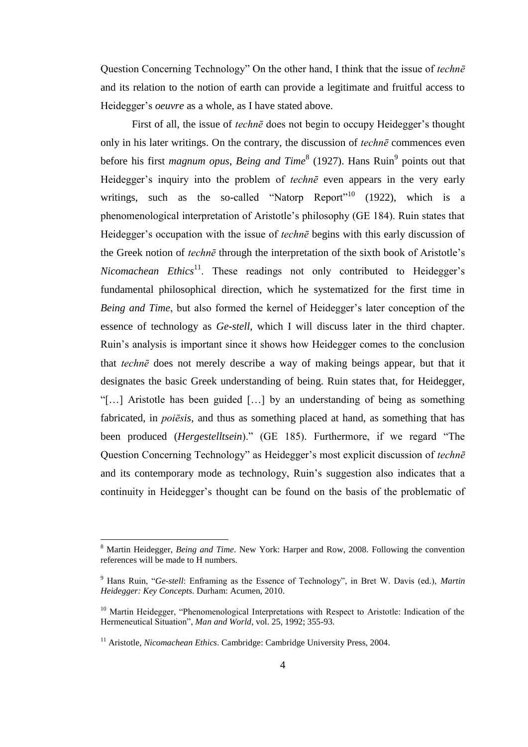Question Concerning Technology" On the other hand, I think that the issue of *technē* and its relation to the notion of earth can provide a legitimate and fruitful access to Heidegger's *oeuvre* as a whole, as I have stated above.

First of all, the issue of *technē* does not begin to occupy Heidegger's thought only in his later writings. On the contrary, the discussion of *technē* commences even before his first *magnum opus*, *Being and Time*[8] (1927). Hans Ruin[9] points out that Heidegger's inquiry into the problem of *technē* even appears in the very early writings, such as the so-called "Natorp Report"[10] (1922), which is a phenomenological interpretation of Aristotle's philosophy (GE 184). Ruin states that Heidegger's occupation with the issue of *technē* begins with this early discussion of the Greek notion of *technē* through the interpretation of the sixth book of Aristotle's *Nicomachean Ethics*[11]. These readings not only contributed to Heidegger's fundamental philosophical direction, which he systematized for the first time in *Being and Time*, but also formed the kernel of Heidegger's later conception of the essence of technology as *Ge-stell*, which I will discuss later in the third chapter. Ruin's analysis is important since it shows how Heidegger comes to the conclusion that *technē* does not merely describe a way of making beings appear, but that it designates the basic Greek understanding of being. Ruin states that, for Heidegger, "[…] Aristotle has been guided […] by an understanding of being as something fabricated, in *poiēsis*, and thus as something placed at hand, as something that has been produced (*Hergestelltsein*)." (GE 185). Furthermore, if we regard "The Question Concerning Technology" as Heidegger's most explicit discussion of *technē* and its contemporary mode as technology, Ruin's suggestion also indicates that a continuity in Heidegger's thought can be found on the basis of the problematic of

---

[8] Martin Heidegger, *Being and Time*. New York: Harper and Row, 2008. Following the convention references will be made to H numbers.

[9] Hans Ruin, "*Ge-stell*: Enframing as the Essence of Technology", in Bret W. Davis (ed.), *Martin Heidegger: Key Concepts*. Durham: Acumen, 2010.

[10] Martin Heidegger, "Phenomenological Interpretations with Respect to Aristotle: Indication of the Hermeneutical Situation", *Man and World*, vol. 25, 1992; 355-93.

[11] Aristotle, *Nicomachean Ethics*. Cambridge: Cambridge University Press, 2004.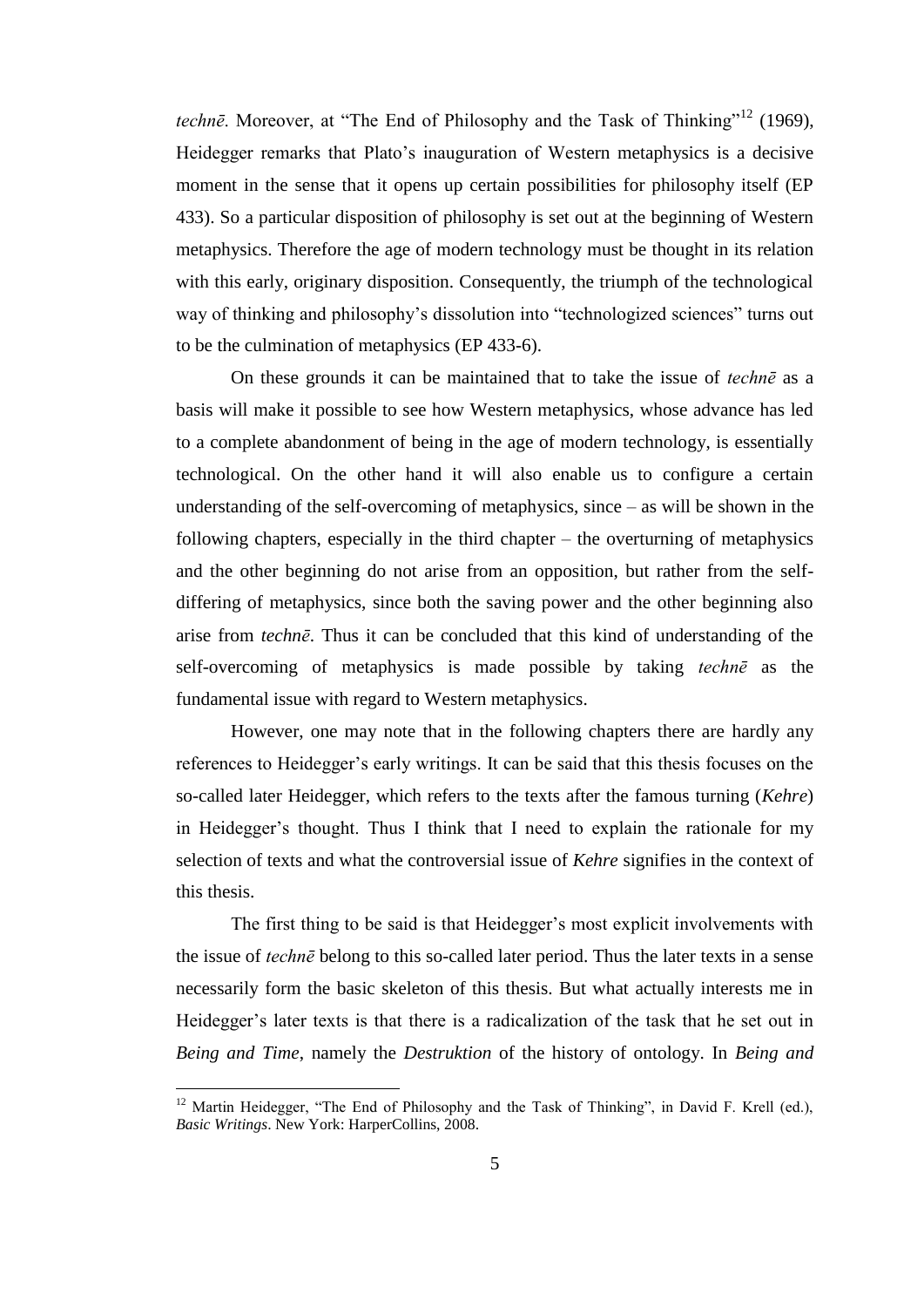*technē*. Moreover, at "The End of Philosophy and the Task of Thinking"[12] (1969), Heidegger remarks that Plato's inauguration of Western metaphysics is a decisive moment in the sense that it opens up certain possibilities for philosophy itself (EP 433). So a particular disposition of philosophy is set out at the beginning of Western metaphysics. Therefore the age of modern technology must be thought in its relation with this early, originary disposition. Consequently, the triumph of the technological way of thinking and philosophy's dissolution into "technologized sciences" turns out to be the culmination of metaphysics (EP 433-6).

On these grounds it can be maintained that to take the issue of *technē* as a basis will make it possible to see how Western metaphysics, whose advance has led to a complete abandonment of being in the age of modern technology, is essentially technological. On the other hand it will also enable us to configure a certain understanding of the self-overcoming of metaphysics, since – as will be shown in the following chapters, especially in the third chapter – the overturning of metaphysics and the other beginning do not arise from an opposition, but rather from the self-differing of metaphysics, since both the saving power and the other beginning also arise from *technē*. Thus it can be concluded that this kind of understanding of the self-overcoming of metaphysics is made possible by taking *technē* as the fundamental issue with regard to Western metaphysics.

However, one may note that in the following chapters there are hardly any references to Heidegger's early writings. It can be said that this thesis focuses on the so-called later Heidegger, which refers to the texts after the famous turning (*Kehre*) in Heidegger's thought. Thus I think that I need to explain the rationale for my selection of texts and what the controversial issue of *Kehre* signifies in the context of this thesis.

The first thing to be said is that Heidegger's most explicit involvements with the issue of *technē* belong to this so-called later period. Thus the later texts in a sense necessarily form the basic skeleton of this thesis. But what actually interests me in Heidegger's later texts is that there is a radicalization of the task that he set out in *Being and Time*, namely the *Destruktion* of the history of ontology. In *Being and*

---

[12] Martin Heidegger, "The End of Philosophy and the Task of Thinking", in David F. Krell (ed.), *Basic Writings*. New York: HarperCollins, 2008.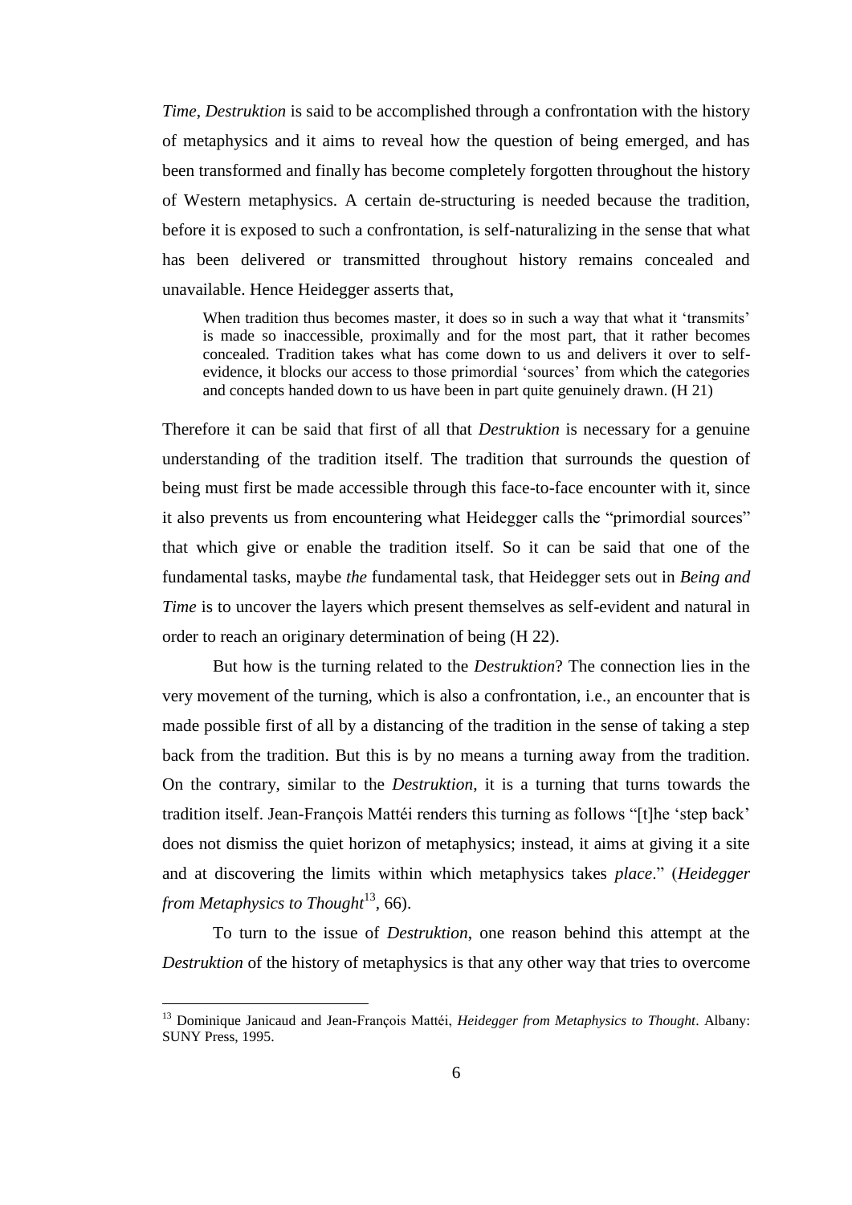*Time*, *Destruktion* is said to be accomplished through a confrontation with the history of metaphysics and it aims to reveal how the question of being emerged, and has been transformed and finally has become completely forgotten throughout the history of Western metaphysics. A certain de-structuring is needed because the tradition, before it is exposed to such a confrontation, is self-naturalizing in the sense that what has been delivered or transmitted throughout history remains concealed and unavailable. Hence Heidegger asserts that,

> When tradition thus becomes master, it does so in such a way that what it 'transmits' is made so inaccessible, proximally and for the most part, that it rather becomes concealed. Tradition takes what has come down to us and delivers it over to self-evidence, it blocks our access to those primordial 'sources' from which the categories and concepts handed down to us have been in part quite genuinely drawn. (H 21)

Therefore it can be said that first of all that *Destruktion* is necessary for a genuine understanding of the tradition itself. The tradition that surrounds the question of being must first be made accessible through this face-to-face encounter with it, since it also prevents us from encountering what Heidegger calls the "primordial sources" that which give or enable the tradition itself. So it can be said that one of the fundamental tasks, maybe *the* fundamental task, that Heidegger sets out in *Being and Time* is to uncover the layers which present themselves as self-evident and natural in order to reach an originary determination of being (H 22).

But how is the turning related to the *Destruktion*? The connection lies in the very movement of the turning, which is also a confrontation, i.e., an encounter that is made possible first of all by a distancing of the tradition in the sense of taking a step back from the tradition. But this is by no means a turning away from the tradition. On the contrary, similar to the *Destruktion*, it is a turning that turns towards the tradition itself. Jean-François Mattéi renders this turning as follows "[t]he 'step back' does not dismiss the quiet horizon of metaphysics; instead, it aims at giving it a site and at discovering the limits within which metaphysics takes *place*." (*Heidegger from Metaphysics to Thought*[13], 66).

To turn to the issue of *Destruktion*, one reason behind this attempt at the *Destruktion* of the history of metaphysics is that any other way that tries to overcome

---

[13] Dominique Janicaud and Jean-François Mattéi, *Heidegger from Metaphysics to Thought*. Albany: SUNY Press, 1995.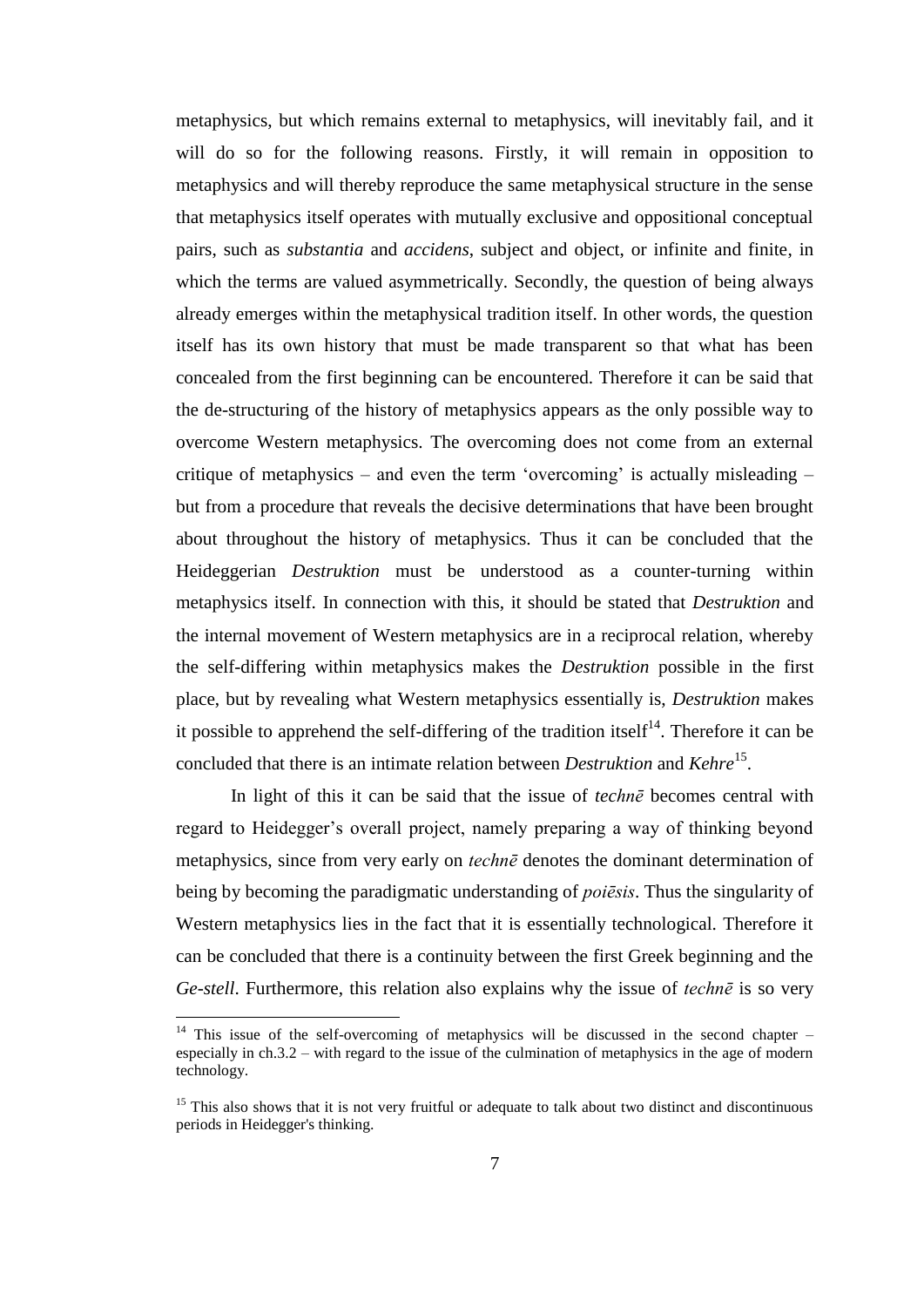metaphysics, but which remains external to metaphysics, will inevitably fail, and it will do so for the following reasons. Firstly, it will remain in opposition to metaphysics and will thereby reproduce the same metaphysical structure in the sense that metaphysics itself operates with mutually exclusive and oppositional conceptual pairs, such as *substantia* and *accidens*, subject and object, or infinite and finite, in which the terms are valued asymmetrically. Secondly, the question of being always already emerges within the metaphysical tradition itself. In other words, the question itself has its own history that must be made transparent so that what has been concealed from the first beginning can be encountered. Therefore it can be said that the de-structuring of the history of metaphysics appears as the only possible way to overcome Western metaphysics. The overcoming does not come from an external critique of metaphysics – and even the term 'overcoming' is actually misleading – but from a procedure that reveals the decisive determinations that have been brought about throughout the history of metaphysics. Thus it can be concluded that the Heideggerian *Destruktion* must be understood as a counter-turning within metaphysics itself. In connection with this, it should be stated that *Destruktion* and the internal movement of Western metaphysics are in a reciprocal relation, whereby the self-differing within metaphysics makes the *Destruktion* possible in the first place, but by revealing what Western metaphysics essentially is, *Destruktion* makes it possible to apprehend the self-differing of the tradition itself[14]. Therefore it can be concluded that there is an intimate relation between *Destruktion* and *Kehre*[15].

In light of this it can be said that the issue of *technē* becomes central with regard to Heidegger's overall project, namely preparing a way of thinking beyond metaphysics, since from very early on *technē* denotes the dominant determination of being by becoming the paradigmatic understanding of *poiēsis*. Thus the singularity of Western metaphysics lies in the fact that it is essentially technological. Therefore it can be concluded that there is a continuity between the first Greek beginning and the *Ge-stell*. Furthermore, this relation also explains why the issue of *technē* is so very

---

[14] This issue of the self-overcoming of metaphysics will be discussed in the second chapter – especially in ch.3.2 – with regard to the issue of the culmination of metaphysics in the age of modern technology.

[15] This also shows that it is not very fruitful or adequate to talk about two distinct and discontinuous periods in Heidegger's thinking.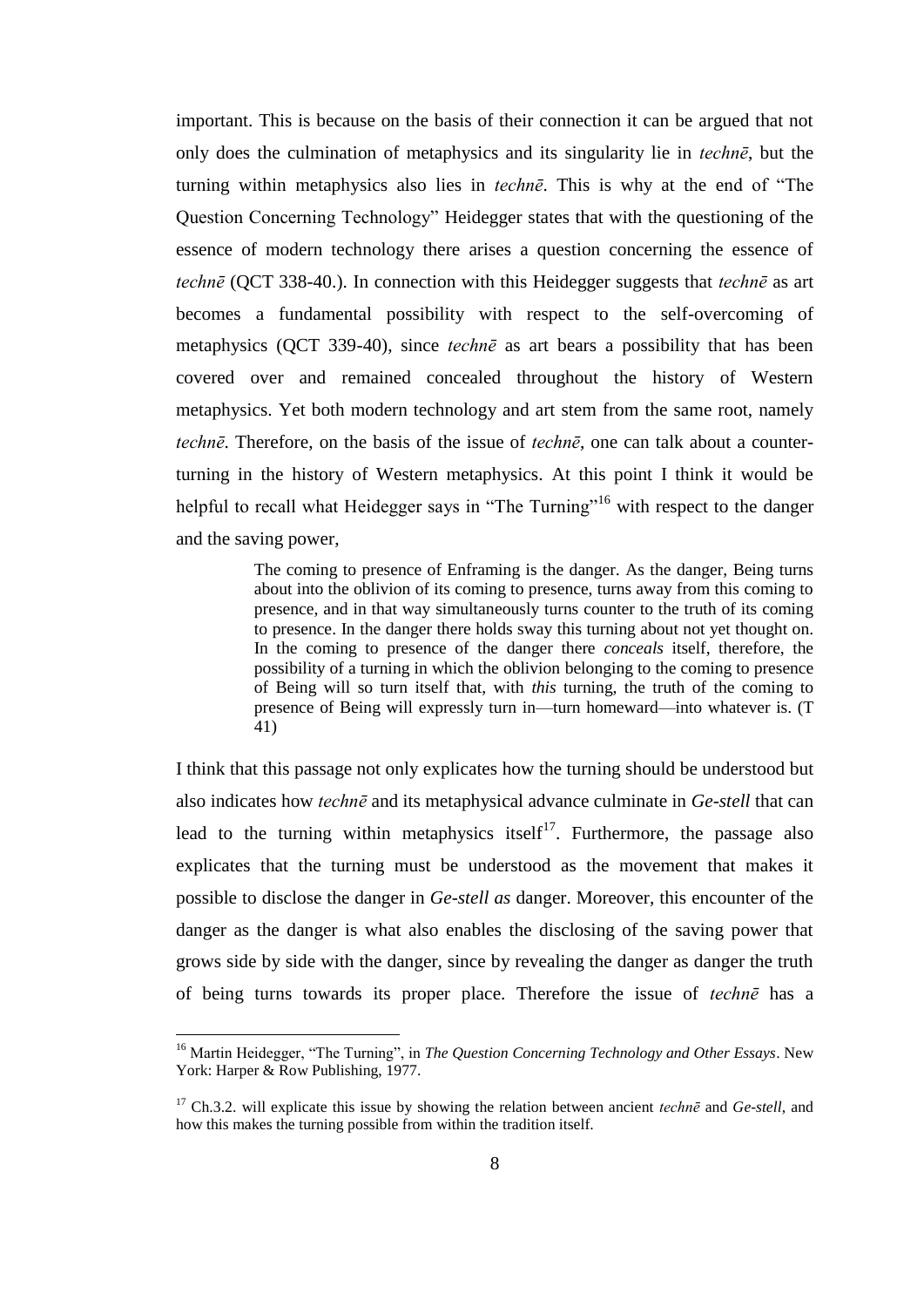important. This is because on the basis of their connection it can be argued that not only does the culmination of metaphysics and its singularity lie in *technē*, but the turning within metaphysics also lies in *technē*. This is why at the end of "The Question Concerning Technology" Heidegger states that with the questioning of the essence of modern technology there arises a question concerning the essence of *technē* (QCT 338-40.). In connection with this Heidegger suggests that *technē* as art becomes a fundamental possibility with respect to the self-overcoming of metaphysics (QCT 339-40), since *technē* as art bears a possibility that has been covered over and remained concealed throughout the history of Western metaphysics. Yet both modern technology and art stem from the same root, namely *technē*. Therefore, on the basis of the issue of *technē*, one can talk about a counter-turning in the history of Western metaphysics. At this point I think it would be helpful to recall what Heidegger says in "The Turning"[16] with respect to the danger and the saving power,

> The coming to presence of Enframing is the danger. As the danger, Being turns about into the oblivion of its coming to presence, turns away from this coming to presence, and in that way simultaneously turns counter to the truth of its coming to presence. In the danger there holds sway this turning about not yet thought on. In the coming to presence of the danger there *conceals* itself, therefore, the possibility of a turning in which the oblivion belonging to the coming to presence of Being will so turn itself that, with *this* turning, the truth of the coming to presence of Being will expressly turn in—turn homeward—into whatever is. (T 41)

I think that this passage not only explicates how the turning should be understood but also indicates how *technē* and its metaphysical advance culminate in *Ge-stell* that can lead to the turning within metaphysics itself[17]. Furthermore, the passage also explicates that the turning must be understood as the movement that makes it possible to disclose the danger in *Ge-stell as* danger. Moreover, this encounter of the danger as the danger is what also enables the disclosing of the saving power that grows side by side with the danger, since by revealing the danger as danger the truth of being turns towards its proper place. Therefore the issue of *technē* has a

---

[16] Martin Heidegger, "The Turning", in *The Question Concerning Technology and Other Essays*. New York: Harper & Row Publishing, 1977.

[17] Ch.3.2. will explicate this issue by showing the relation between ancient *technē* and *Ge-stell*, and how this makes the turning possible from within the tradition itself.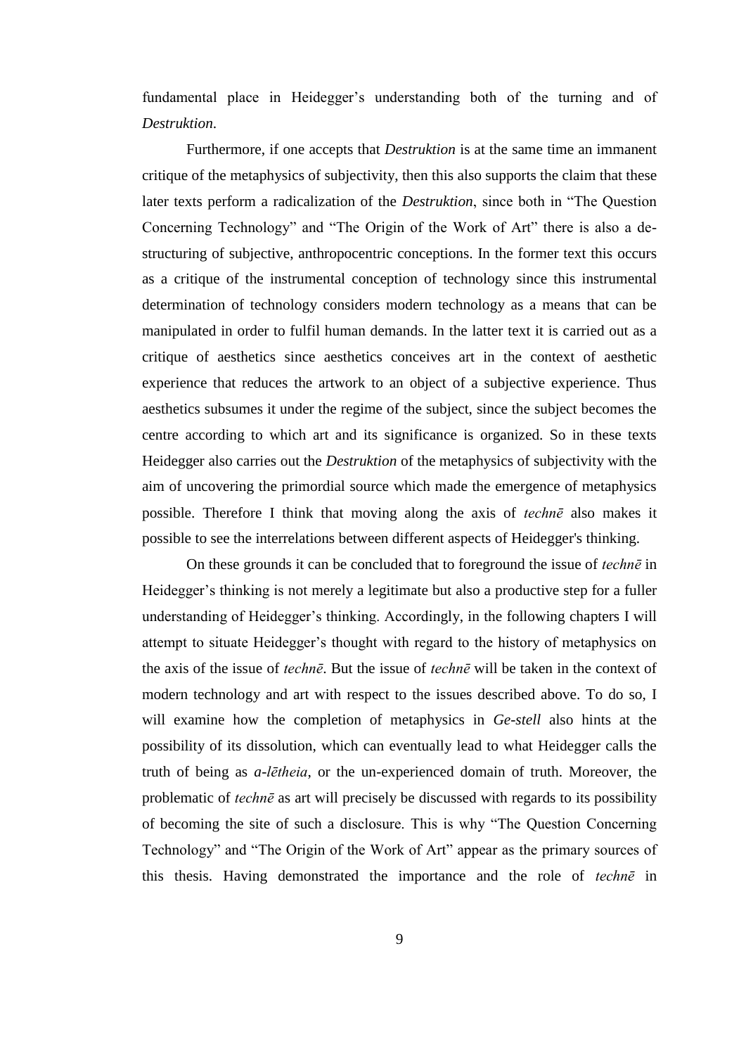fundamental place in Heidegger's understanding both of the turning and of *Destruktion*.

Furthermore, if one accepts that *Destruktion* is at the same time an immanent critique of the metaphysics of subjectivity, then this also supports the claim that these later texts perform a radicalization of the *Destruktion*, since both in "The Question Concerning Technology" and "The Origin of the Work of Art" there is also a de-structuring of subjective, anthropocentric conceptions. In the former text this occurs as a critique of the instrumental conception of technology since this instrumental determination of technology considers modern technology as a means that can be manipulated in order to fulfil human demands. In the latter text it is carried out as a critique of aesthetics since aesthetics conceives art in the context of aesthetic experience that reduces the artwork to an object of a subjective experience. Thus aesthetics subsumes it under the regime of the subject, since the subject becomes the centre according to which art and its significance is organized. So in these texts Heidegger also carries out the *Destruktion* of the metaphysics of subjectivity with the aim of uncovering the primordial source which made the emergence of metaphysics possible. Therefore I think that moving along the axis of *technē* also makes it possible to see the interrelations between different aspects of Heidegger's thinking.

On these grounds it can be concluded that to foreground the issue of *technē* in Heidegger's thinking is not merely a legitimate but also a productive step for a fuller understanding of Heidegger's thinking. Accordingly, in the following chapters I will attempt to situate Heidegger's thought with regard to the history of metaphysics on the axis of the issue of *technē*. But the issue of *technē* will be taken in the context of modern technology and art with respect to the issues described above. To do so, I will examine how the completion of metaphysics in *Ge-stell* also hints at the possibility of its dissolution, which can eventually lead to what Heidegger calls the truth of being as *a-lētheia*, or the un-experienced domain of truth. Moreover, the problematic of *technē* as art will precisely be discussed with regards to its possibility of becoming the site of such a disclosure. This is why "The Question Concerning Technology" and "The Origin of the Work of Art" appear as the primary sources of this thesis. Having demonstrated the importance and the role of *technē* in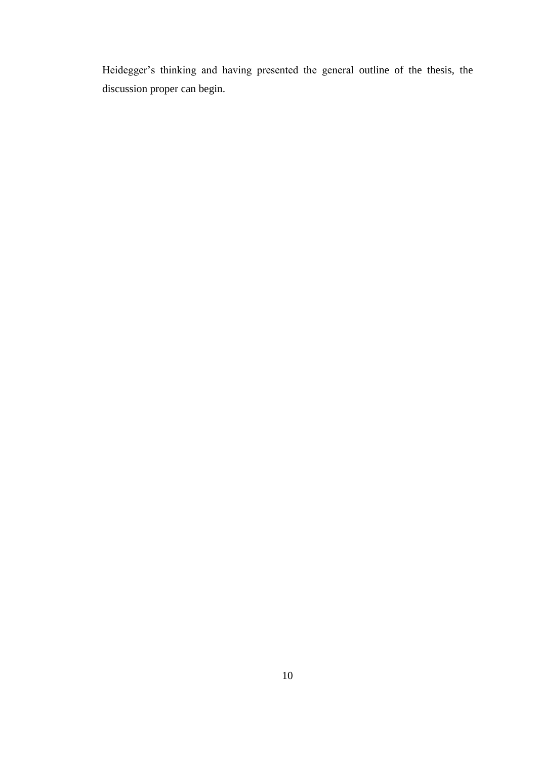Heidegger's thinking and having presented the general outline of the thesis, the discussion proper can begin.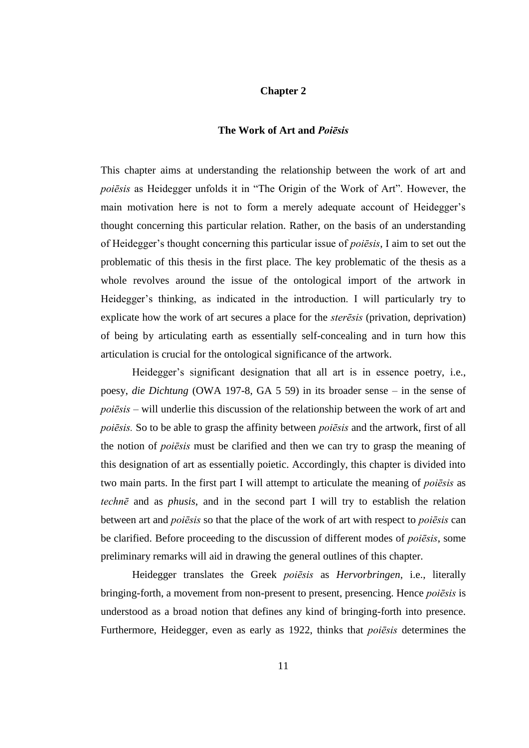# Chapter 2

## The Work of Art and *Poiēsis*

This chapter aims at understanding the relationship between the work of art and *poiēsis* as Heidegger unfolds it in "The Origin of the Work of Art". However, the main motivation here is not to form a merely adequate account of Heidegger's thought concerning this particular relation. Rather, on the basis of an understanding of Heidegger's thought concerning this particular issue of *poiēsis*, I aim to set out the problematic of this thesis in the first place. The key problematic of the thesis as a whole revolves around the issue of the ontological import of the artwork in Heidegger's thinking, as indicated in the introduction. I will particularly try to explicate how the work of art secures a place for the *sterēsis* (privation, deprivation) of being by articulating earth as essentially self-concealing and in turn how this articulation is crucial for the ontological significance of the artwork.

Heidegger's significant designation that all art is in essence poetry, i.e., poesy, *die Dichtung* (OWA 197-8, GA 5 59) in its broader sense – in the sense of *poiēsis* – will underlie this discussion of the relationship between the work of art and *poiēsis.* So to be able to grasp the affinity between *poiēsis* and the artwork, first of all the notion of *poiēsis* must be clarified and then we can try to grasp the meaning of this designation of art as essentially poietic. Accordingly, this chapter is divided into two main parts. In the first part I will attempt to articulate the meaning of *poiēsis* as *technē* and as *phusis*, and in the second part I will try to establish the relation between art and *poiēsis* so that the place of the work of art with respect to *poiēsis* can be clarified. Before proceeding to the discussion of different modes of *poiēsis*, some preliminary remarks will aid in drawing the general outlines of this chapter.

Heidegger translates the Greek *poiēsis* as *Hervorbringen*, i.e., literally bringing-forth, a movement from non-present to present, presencing. Hence *poiēsis* is understood as a broad notion that defines any kind of bringing-forth into presence. Furthermore, Heidegger, even as early as 1922, thinks that *poiēsis* determines the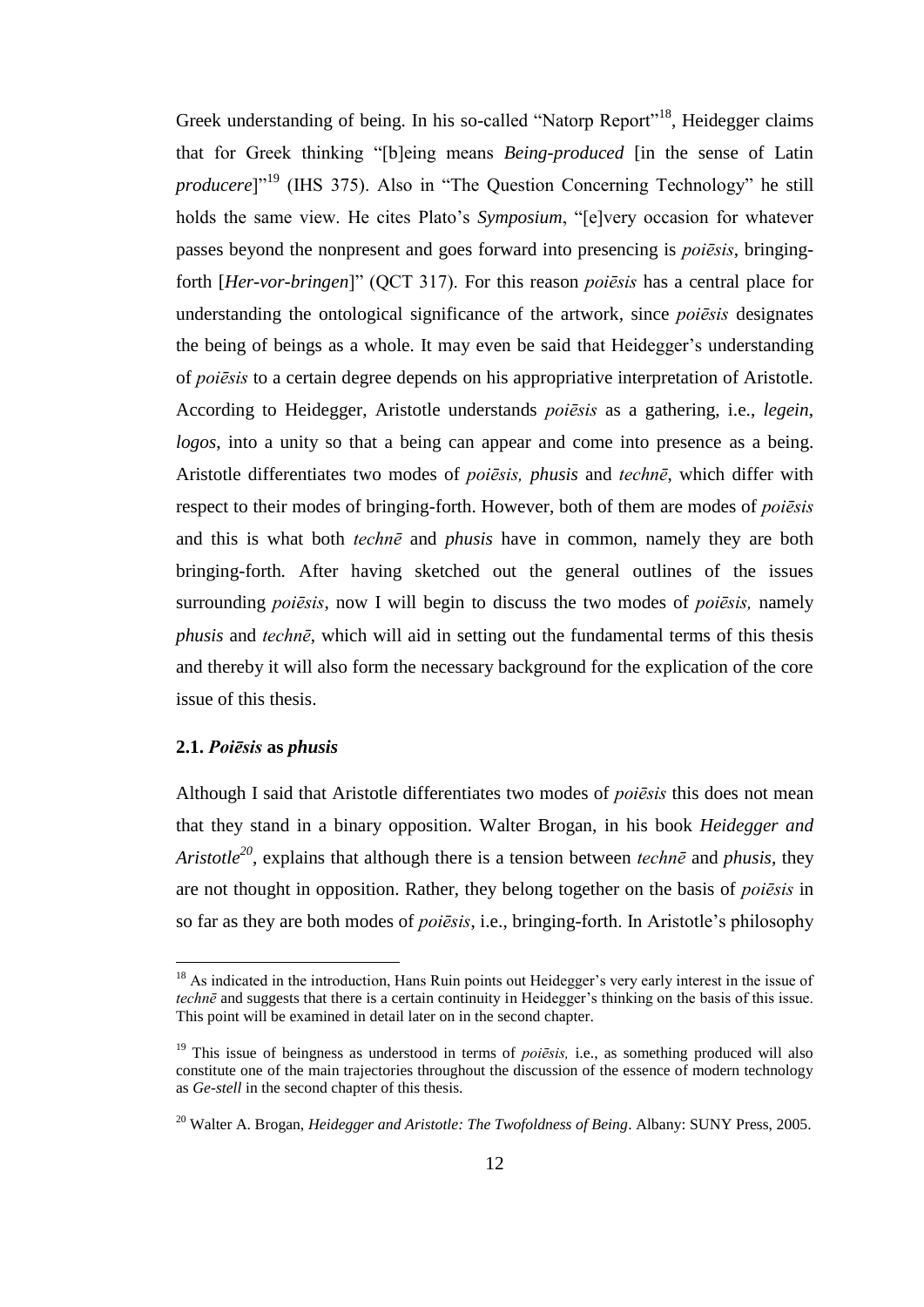Greek understanding of being. In his so-called "Natorp Report"[18], Heidegger claims that for Greek thinking "[b]eing means *Being-produced* [in the sense of Latin *producere*]"[19] (IHS 375). Also in "The Question Concerning Technology" he still holds the same view. He cites Plato's *Symposium*, "[e]very occasion for whatever passes beyond the nonpresent and goes forward into presencing is *poiēsis*, bringing-forth [*Her-vor-bringen*]" (QCT 317). For this reason *poiēsis* has a central place for understanding the ontological significance of the artwork, since *poiēsis* designates the being of beings as a whole. It may even be said that Heidegger's understanding of *poiēsis* to a certain degree depends on his appropriative interpretation of Aristotle. According to Heidegger, Aristotle understands *poiēsis* as a gathering, i.e., *legein*, *logos*, into a unity so that a being can appear and come into presence as a being. Aristotle differentiates two modes of *poiēsis, phusis* and *technē*, which differ with respect to their modes of bringing-forth. However, both of them are modes of *poiēsis* and this is what both *technē* and *phusis* have in common, namely they are both bringing-forth. After having sketched out the general outlines of the issues surrounding *poiēsis*, now I will begin to discuss the two modes of *poiēsis,* namely *phusis* and *technē*, which will aid in setting out the fundamental terms of this thesis and thereby it will also form the necessary background for the explication of the core issue of this thesis.

### 2.1. *Poiēsis* as *phusis*

Although I said that Aristotle differentiates two modes of *poiēsis* this does not mean that they stand in a binary opposition. Walter Brogan, in his book *Heidegger and Aristotle*[20], explains that although there is a tension between *technē* and *phusis*, they are not thought in opposition. Rather, they belong together on the basis of *poiēsis* in so far as they are both modes of *poiēsis*, i.e., bringing-forth. In Aristotle's philosophy

---

[18] As indicated in the introduction, Hans Ruin points out Heidegger's very early interest in the issue of *technē* and suggests that there is a certain continuity in Heidegger's thinking on the basis of this issue. This point will be examined in detail later on in the second chapter.

[19] This issue of beingness as understood in terms of *poiēsis,* i.e., as something produced will also constitute one of the main trajectories throughout the discussion of the essence of modern technology as *Ge-stell* in the second chapter of this thesis.

[20] Walter A. Brogan, *Heidegger and Aristotle: The Twofoldness of Being*. Albany: SUNY Press, 2005.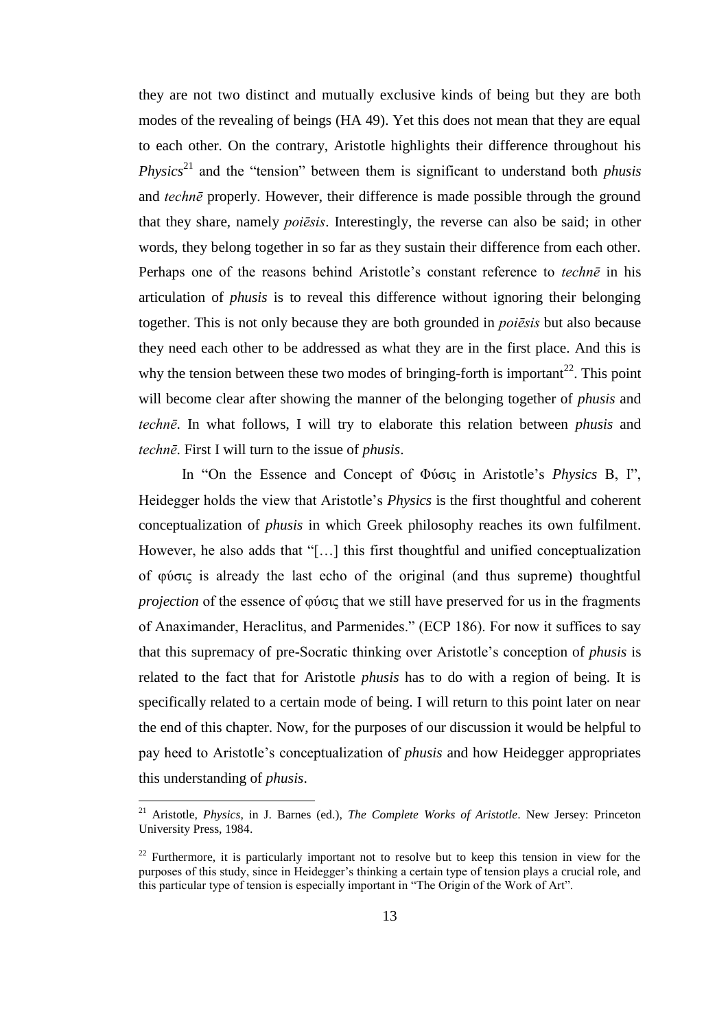they are not two distinct and mutually exclusive kinds of being but they are both modes of the revealing of beings (HA 49). Yet this does not mean that they are equal to each other. On the contrary, Aristotle highlights their difference throughout his *Physics*[21] and the "tension" between them is significant to understand both *phusis* and *technē* properly. However, their difference is made possible through the ground that they share, namely *poiēsis*. Interestingly, the reverse can also be said; in other words, they belong together in so far as they sustain their difference from each other. Perhaps one of the reasons behind Aristotle's constant reference to *technē* in his articulation of *phusis* is to reveal this difference without ignoring their belonging together. This is not only because they are both grounded in *poiēsis* but also because they need each other to be addressed as what they are in the first place. And this is why the tension between these two modes of bringing-forth is important[22]. This point will become clear after showing the manner of the belonging together of *phusis* and *technē*. In what follows, I will try to elaborate this relation between *phusis* and *technē*. First I will turn to the issue of *phusis*.

In "On the Essence and Concept of Φύσις in Aristotle's *Physics* B, I", Heidegger holds the view that Aristotle's *Physics* is the first thoughtful and coherent conceptualization of *phusis* in which Greek philosophy reaches its own fulfilment. However, he also adds that "[…] this first thoughtful and unified conceptualization of φύσις is already the last echo of the original (and thus supreme) thoughtful *projection* of the essence of φύσις that we still have preserved for us in the fragments of Anaximander, Heraclitus, and Parmenides." (ECP 186). For now it suffices to say that this supremacy of pre-Socratic thinking over Aristotle's conception of *phusis* is related to the fact that for Aristotle *phusis* has to do with a region of being. It is specifically related to a certain mode of being. I will return to this point later on near the end of this chapter. Now, for the purposes of our discussion it would be helpful to pay heed to Aristotle's conceptualization of *phusis* and how Heidegger appropriates this understanding of *phusis*.

---

[21] Aristotle, *Physics*, in J. Barnes (ed.), *The Complete Works of Aristotle*. New Jersey: Princeton University Press, 1984.

[22] Furthermore, it is particularly important not to resolve but to keep this tension in view for the purposes of this study, since in Heidegger's thinking a certain type of tension plays a crucial role, and this particular type of tension is especially important in "The Origin of the Work of Art".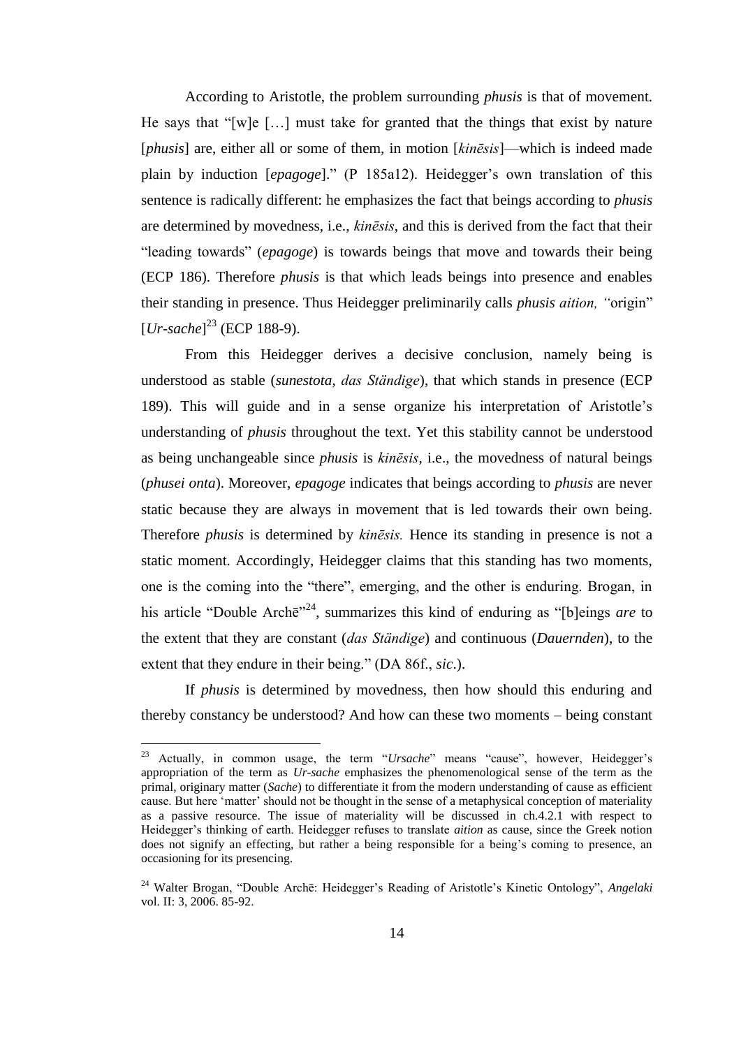According to Aristotle, the problem surrounding *phusis* is that of movement. He says that "[w]e […] must take for granted that the things that exist by nature [*phusis*] are, either all or some of them, in motion [*kinēsis*]—which is indeed made plain by induction [*epagoge*]." (P 185a12). Heidegger's own translation of this sentence is radically different: he emphasizes the fact that beings according to *phusis* are determined by movedness, i.e., *kinēsis*, and this is derived from the fact that their "leading towards" (*epagoge*) is towards beings that move and towards their being (ECP 186). Therefore *phusis* is that which leads beings into presence and enables their standing in presence. Thus Heidegger preliminarily calls *phusis aition, "*origin" [*Ur-sache*][23] (ECP 188-9).

From this Heidegger derives a decisive conclusion, namely being is understood as stable (*sunestota*, *das Ständige*), that which stands in presence (ECP 189). This will guide and in a sense organize his interpretation of Aristotle's understanding of *phusis* throughout the text. Yet this stability cannot be understood as being unchangeable since *phusis* is *kinēsis*, i.e., the movedness of natural beings (*phusei onta*). Moreover, *epagoge* indicates that beings according to *phusis* are never static because they are always in movement that is led towards their own being. Therefore *phusis* is determined by *kinēsis.* Hence its standing in presence is not a static moment. Accordingly, Heidegger claims that this standing has two moments, one is the coming into the "there", emerging, and the other is enduring. Brogan, in his article "Double Archē"[24], summarizes this kind of enduring as "[b]eings *are* to the extent that they are constant (*das Ständige*) and continuous (*Dauernden*), to the extent that they endure in their being." (DA 86f., *sic*.).

If *phusis* is determined by movedness, then how should this enduring and thereby constancy be understood? And how can these two moments – being constant

---

[23] Actually, in common usage, the term "*Ursache*" means "cause", however, Heidegger's appropriation of the term as *Ur-sache* emphasizes the phenomenological sense of the term as the primal, originary matter (*Sache*) to differentiate it from the modern understanding of cause as efficient cause. But here 'matter' should not be thought in the sense of a metaphysical conception of materiality as a passive resource. The issue of materiality will be discussed in ch.4.2.1 with respect to Heidegger's thinking of earth. Heidegger refuses to translate *aition* as cause, since the Greek notion does not signify an effecting, but rather a being responsible for a being's coming to presence, an occasioning for its presencing.

[24] Walter Brogan, "Double Archē: Heidegger's Reading of Aristotle's Kinetic Ontology", *Angelaki* vol. II: 3, 2006. 85-92.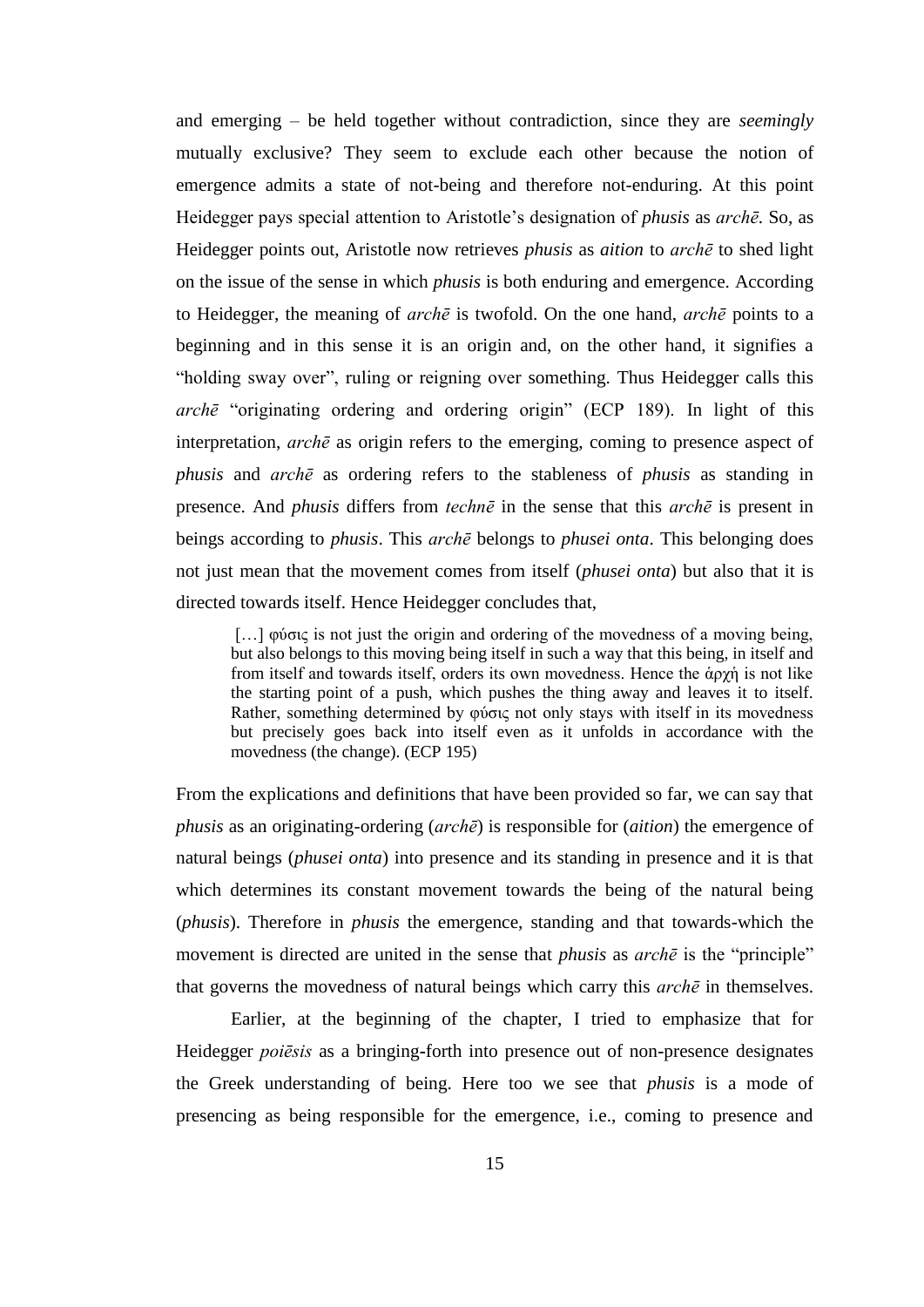and emerging – be held together without contradiction, since they are *seemingly* mutually exclusive? They seem to exclude each other because the notion of emergence admits a state of not-being and therefore not-enduring. At this point Heidegger pays special attention to Aristotle's designation of *phusis* as *archē*. So, as Heidegger points out, Aristotle now retrieves *phusis* as *aition* to *archē* to shed light on the issue of the sense in which *phusis* is both enduring and emergence. According to Heidegger, the meaning of *archē* is twofold. On the one hand, *archē* points to a beginning and in this sense it is an origin and, on the other hand, it signifies a "holding sway over", ruling or reigning over something. Thus Heidegger calls this *archē* "originating ordering and ordering origin" (ECP 189). In light of this interpretation, *archē* as origin refers to the emerging, coming to presence aspect of *phusis* and *archē* as ordering refers to the stableness of *phusis* as standing in presence. And *phusis* differs from *technē* in the sense that this *archē* is present in beings according to *phusis*. This *archē* belongs to *phusei onta*. This belonging does not just mean that the movement comes from itself (*phusei onta*) but also that it is directed towards itself. Hence Heidegger concludes that,

> […] φύσις is not just the origin and ordering of the movedness of a moving being, but also belongs to this moving being itself in such a way that this being, in itself and from itself and towards itself, orders its own movedness. Hence the ἀρχή is not like the starting point of a push, which pushes the thing away and leaves it to itself. Rather, something determined by φύσις not only stays with itself in its movedness but precisely goes back into itself even as it unfolds in accordance with the movedness (the change). (ECP 195)

From the explications and definitions that have been provided so far, we can say that *phusis* as an originating-ordering (*archē*) is responsible for (*aition*) the emergence of natural beings (*phusei onta*) into presence and its standing in presence and it is that which determines its constant movement towards the being of the natural being (*phusis*). Therefore in *phusis* the emergence, standing and that towards-which the movement is directed are united in the sense that *phusis* as *archē* is the "principle" that governs the movedness of natural beings which carry this *archē* in themselves.

Earlier, at the beginning of the chapter, I tried to emphasize that for Heidegger *poiēsis* as a bringing-forth into presence out of non-presence designates the Greek understanding of being. Here too we see that *phusis* is a mode of presencing as being responsible for the emergence, i.e., coming to presence and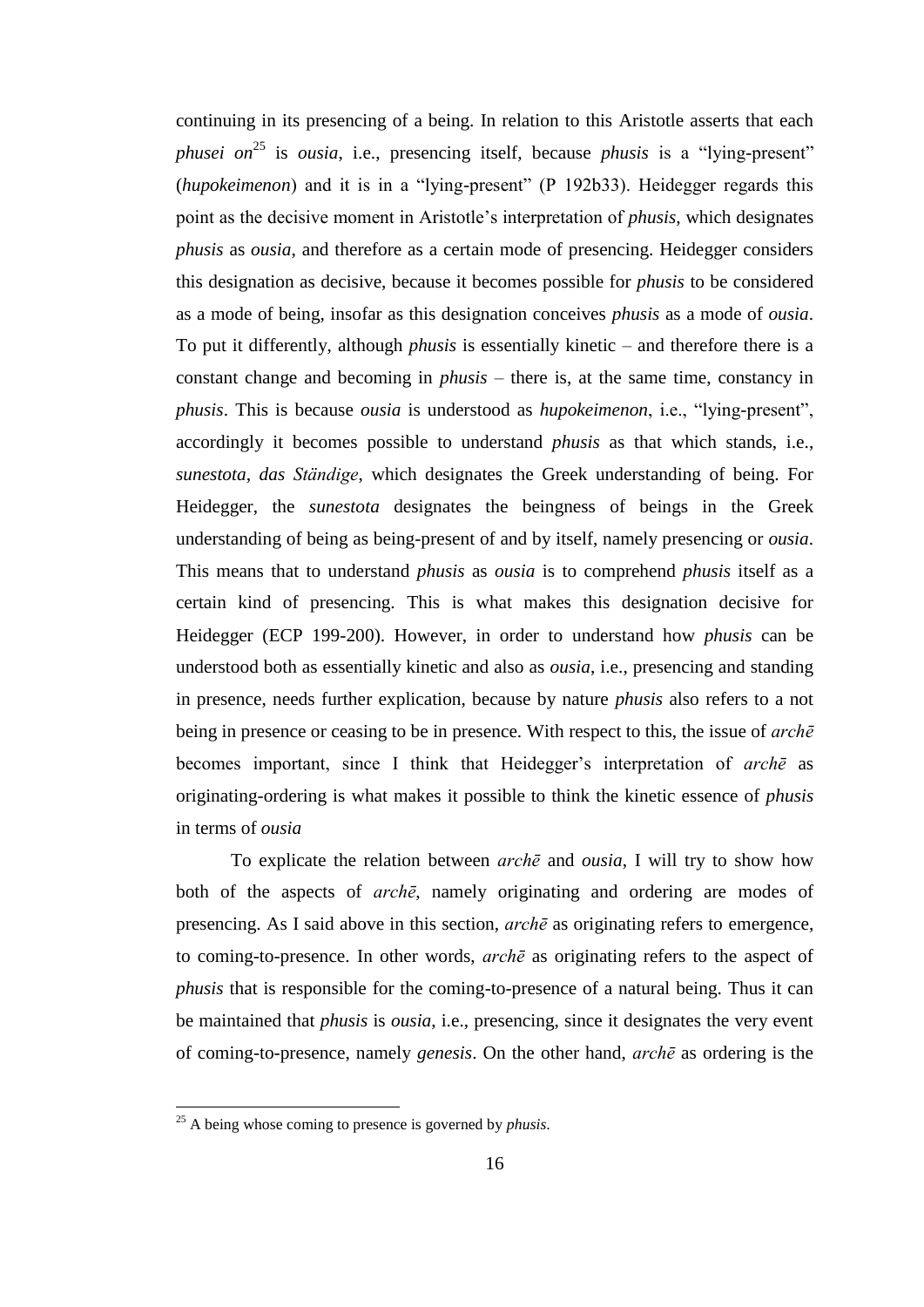continuing in its presencing of a being. In relation to this Aristotle asserts that each *phusei on*[25] is *ousia*, i.e., presencing itself, because *phusis* is a "lying-present" (*hupokeimenon*) and it is in a "lying-present" (P 192b33). Heidegger regards this point as the decisive moment in Aristotle's interpretation of *phusis*, which designates *phusis* as *ousia*, and therefore as a certain mode of presencing. Heidegger considers this designation as decisive, because it becomes possible for *phusis* to be considered as a mode of being, insofar as this designation conceives *phusis* as a mode of *ousia*. To put it differently, although *phusis* is essentially kinetic – and therefore there is a constant change and becoming in *phusis* – there is, at the same time, constancy in *phusis*. This is because *ousia* is understood as *hupokeimenon*, i.e., "lying-present", accordingly it becomes possible to understand *phusis* as that which stands, i.e., *sunestota*, *das Ständige*, which designates the Greek understanding of being. For Heidegger, the *sunestota* designates the beingness of beings in the Greek understanding of being as being-present of and by itself, namely presencing or *ousia*. This means that to understand *phusis* as *ousia* is to comprehend *phusis* itself as a certain kind of presencing. This is what makes this designation decisive for Heidegger (ECP 199-200). However, in order to understand how *phusis* can be understood both as essentially kinetic and also as *ousia*, i.e., presencing and standing in presence, needs further explication, because by nature *phusis* also refers to a not being in presence or ceasing to be in presence. With respect to this, the issue of *archē* becomes important, since I think that Heidegger's interpretation of *archē* as originating-ordering is what makes it possible to think the kinetic essence of *phusis* in terms of *ousia*

To explicate the relation between *archē* and *ousia*, I will try to show how both of the aspects of *archē*, namely originating and ordering are modes of presencing. As I said above in this section, *archē* as originating refers to emergence, to coming-to-presence. In other words, *archē* as originating refers to the aspect of *phusis* that is responsible for the coming-to-presence of a natural being. Thus it can be maintained that *phusis* is *ousia*, i.e., presencing, since it designates the very event of coming-to-presence, namely *genesis*. On the other hand, *archē* as ordering is the

[25] A being whose coming to presence is governed by *phusis*.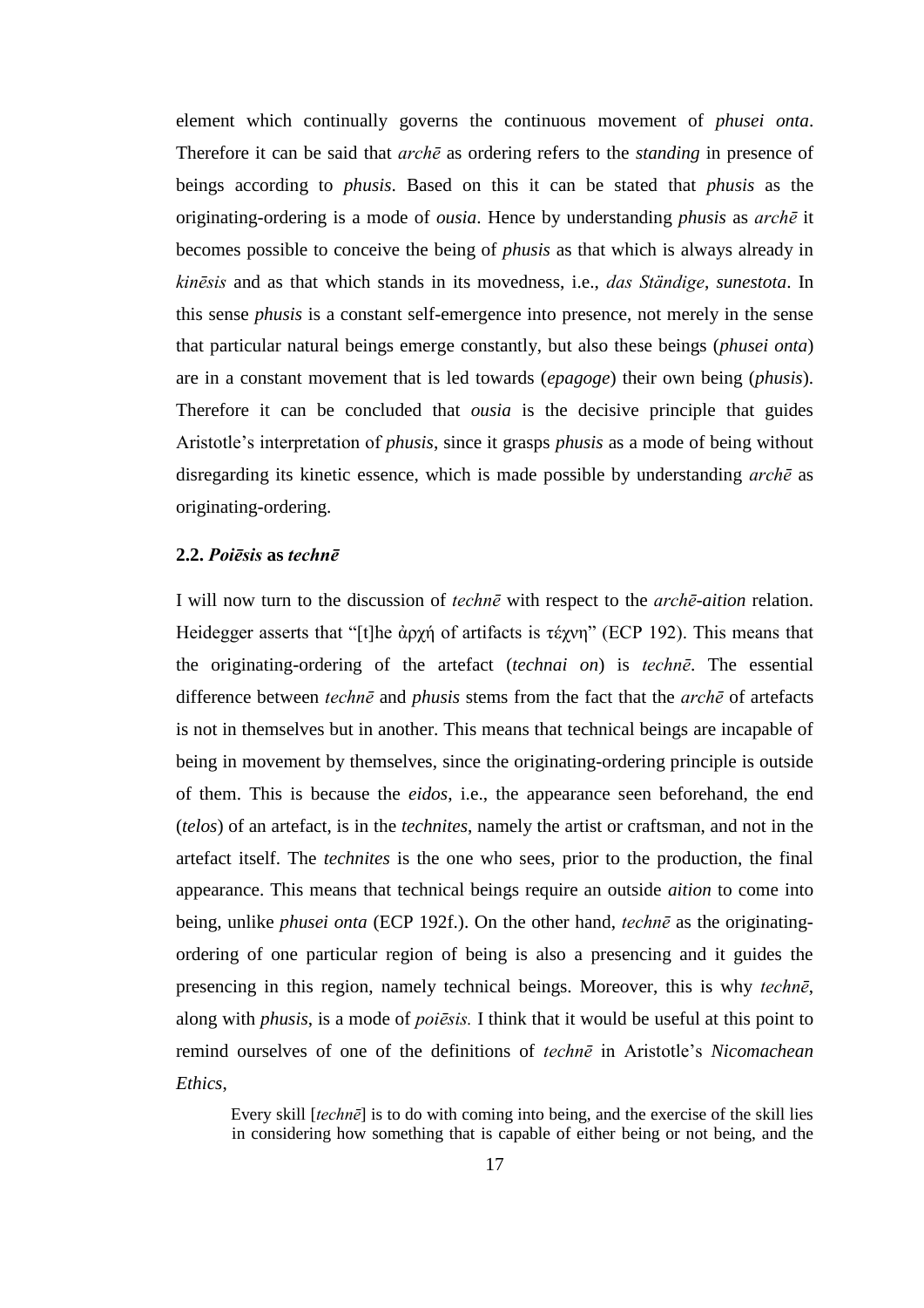element which continually governs the continuous movement of *phusei onta*. Therefore it can be said that *archē* as ordering refers to the *standing* in presence of beings according to *phusis*. Based on this it can be stated that *phusis* as the originating-ordering is a mode of *ousia*. Hence by understanding *phusis* as *archē* it becomes possible to conceive the being of *phusis* as that which is always already in *kinēsis* and as that which stands in its movedness, i.e., *das Ständige*, *sunestota*. In this sense *phusis* is a constant self-emergence into presence, not merely in the sense that particular natural beings emerge constantly, but also these beings (*phusei onta*) are in a constant movement that is led towards (*epagoge*) their own being (*phusis*). Therefore it can be concluded that *ousia* is the decisive principle that guides Aristotle's interpretation of *phusis*, since it grasps *phusis* as a mode of being without disregarding its kinetic essence, which is made possible by understanding *archē* as originating-ordering.

### 2.2. *Poiēsis* as *technē*

I will now turn to the discussion of *technē* with respect to the *archē*-*aition* relation. Heidegger asserts that "[t]he ἀρχή of artifacts is τέχνη" (ECP 192). This means that the originating-ordering of the artefact (*technai on*) is *technē*. The essential difference between *technē* and *phusis* stems from the fact that the *archē* of artefacts is not in themselves but in another. This means that technical beings are incapable of being in movement by themselves, since the originating-ordering principle is outside of them. This is because the *eidos*, i.e., the appearance seen beforehand, the end (*telos*) of an artefact, is in the *technites*, namely the artist or craftsman, and not in the artefact itself. The *technites* is the one who sees, prior to the production, the final appearance. This means that technical beings require an outside *aition* to come into being, unlike *phusei onta* (ECP 192f.). On the other hand, *technē* as the originating-ordering of one particular region of being is also a presencing and it guides the presencing in this region, namely technical beings. Moreover, this is why *technē*, along with *phusis*, is a mode of *poiēsis.* I think that it would be useful at this point to remind ourselves of one of the definitions of *technē* in Aristotle's *Nicomachean Ethics*,

> Every skill [*technē*] is to do with coming into being, and the exercise of the skill lies in considering how something that is capable of either being or not being, and the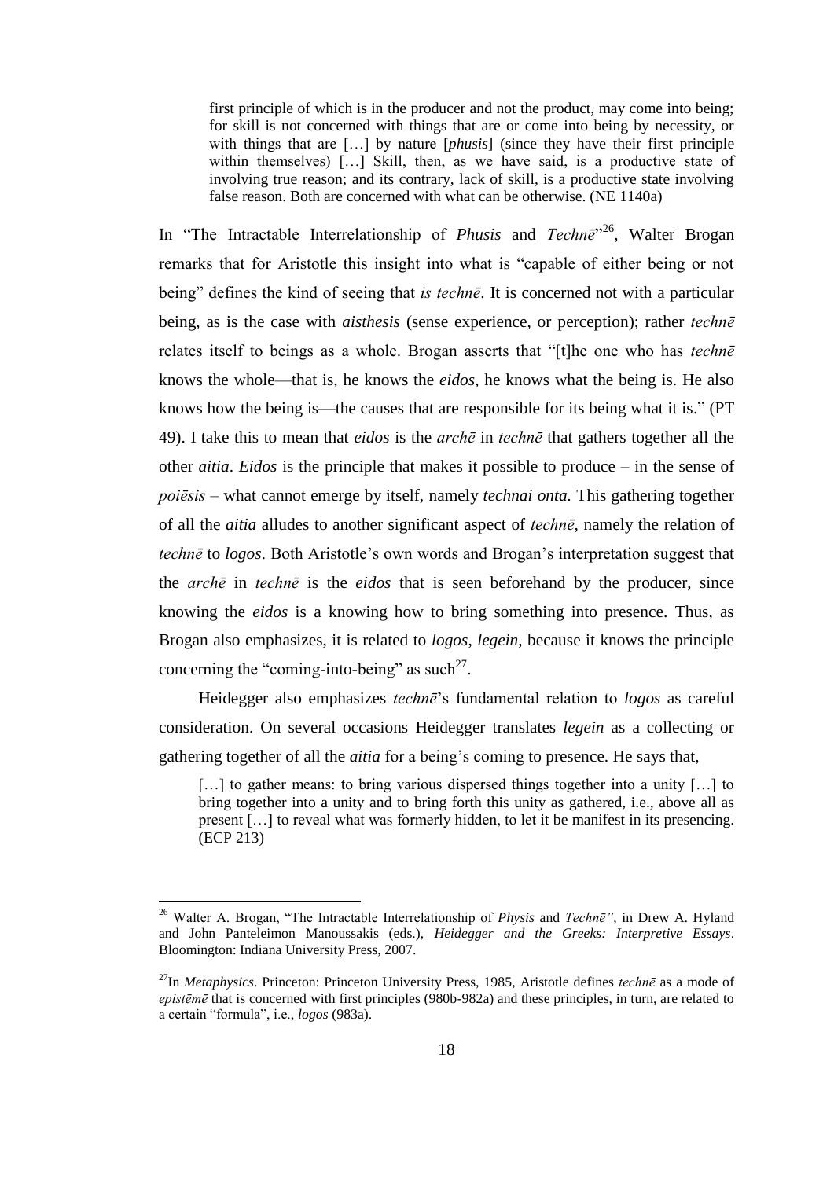> first principle of which is in the producer and not the product, may come into being; for skill is not concerned with things that are or come into being by necessity, or with things that are […] by nature [*phusis*] (since they have their first principle within themselves) […] Skill, then, as we have said, is a productive state of involving true reason; and its contrary, lack of skill, is a productive state involving false reason. Both are concerned with what can be otherwise. (NE 1140a)

In "The Intractable Interrelationship of *Phusis* and *Technē*"[26], Walter Brogan remarks that for Aristotle this insight into what is "capable of either being or not being" defines the kind of seeing that *is technē*. It is concerned not with a particular being, as is the case with *aisthesis* (sense experience, or perception); rather *technē* relates itself to beings as a whole. Brogan asserts that "[t]he one who has *technē* knows the whole—that is, he knows the *eidos*, he knows what the being is. He also knows how the being is—the causes that are responsible for its being what it is." (PT 49). I take this to mean that *eidos* is the *archē* in *technē* that gathers together all the other *aitia*. *Eidos* is the principle that makes it possible to produce – in the sense of *poiēsis* – what cannot emerge by itself, namely *technai onta.* This gathering together of all the *aitia* alludes to another significant aspect of *technē*, namely the relation of *technē* to *logos*. Both Aristotle's own words and Brogan's interpretation suggest that the *archē* in *technē* is the *eidos* that is seen beforehand by the producer, since knowing the *eidos* is a knowing how to bring something into presence. Thus, as Brogan also emphasizes, it is related to *logos*, *legein*, because it knows the principle concerning the "coming-into-being" as such[27].

Heidegger also emphasizes *technē*'s fundamental relation to *logos* as careful consideration. On several occasions Heidegger translates *legein* as a collecting or gathering together of all the *aitia* for a being's coming to presence. He says that,

> […] to gather means: to bring various dispersed things together into a unity […] to bring together into a unity and to bring forth this unity as gathered, i.e., above all as present […] to reveal what was formerly hidden, to let it be manifest in its presencing. (ECP 213)

---

[26] Walter A. Brogan, "The Intractable Interrelationship of *Physis* and *Technē"*, in Drew A. Hyland and John Panteleimon Manoussakis (eds.), *Heidegger and the Greeks: Interpretive Essays*. Bloomington: Indiana University Press, 2007.

[27] In *Metaphysics*. Princeton: Princeton University Press, 1985, Aristotle defines *technē* as a mode of *epistēmē* that is concerned with first principles (980b-982a) and these principles, in turn, are related to a certain "formula", i.e., *logos* (983a).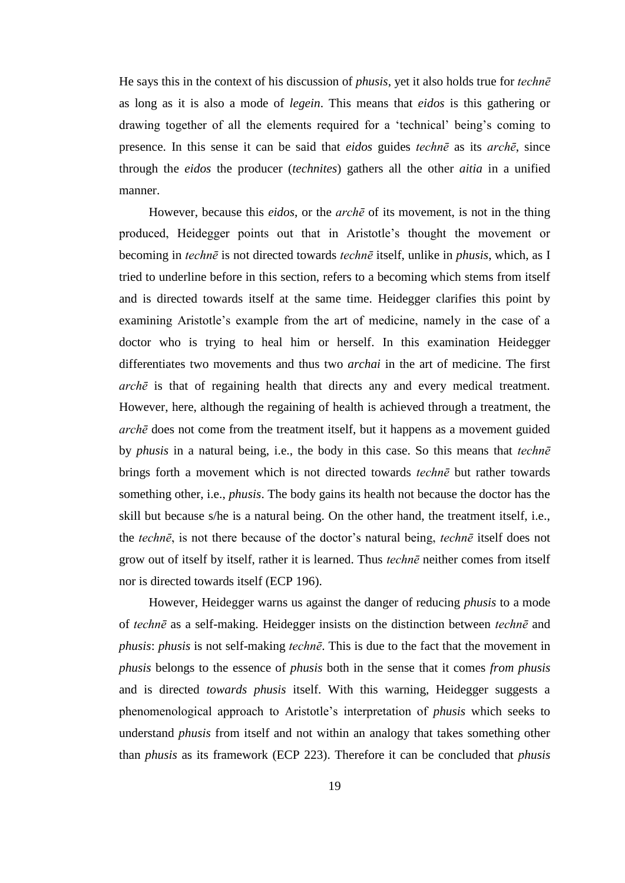He says this in the context of his discussion of *phusis*, yet it also holds true for *technē* as long as it is also a mode of *legein*. This means that *eidos* is this gathering or drawing together of all the elements required for a 'technical' being's coming to presence. In this sense it can be said that *eidos* guides *technē* as its *archē*, since through the *eidos* the producer (*technites*) gathers all the other *aitia* in a unified manner.

However, because this *eidos*, or the *archē* of its movement, is not in the thing produced, Heidegger points out that in Aristotle's thought the movement or becoming in *technē* is not directed towards *technē* itself, unlike in *phusis*, which, as I tried to underline before in this section, refers to a becoming which stems from itself and is directed towards itself at the same time. Heidegger clarifies this point by examining Aristotle's example from the art of medicine, namely in the case of a doctor who is trying to heal him or herself. In this examination Heidegger differentiates two movements and thus two *archai* in the art of medicine. The first *archē* is that of regaining health that directs any and every medical treatment. However, here, although the regaining of health is achieved through a treatment, the *archē* does not come from the treatment itself, but it happens as a movement guided by *phusis* in a natural being, i.e., the body in this case. So this means that *technē* brings forth a movement which is not directed towards *technē* but rather towards something other, i.e., *phusis*. The body gains its health not because the doctor has the skill but because s/he is a natural being. On the other hand, the treatment itself, i.e., the *technē*, is not there because of the doctor's natural being, *technē* itself does not grow out of itself by itself, rather it is learned. Thus *technē* neither comes from itself nor is directed towards itself (ECP 196).

However, Heidegger warns us against the danger of reducing *phusis* to a mode of *technē* as a self-making. Heidegger insists on the distinction between *technē* and *phusis*: *phusis* is not self-making *technē*. This is due to the fact that the movement in *phusis* belongs to the essence of *phusis* both in the sense that it comes *from phusis* and is directed *towards phusis* itself. With this warning, Heidegger suggests a phenomenological approach to Aristotle's interpretation of *phusis* which seeks to understand *phusis* from itself and not within an analogy that takes something other than *phusis* as its framework (ECP 223). Therefore it can be concluded that *phusis*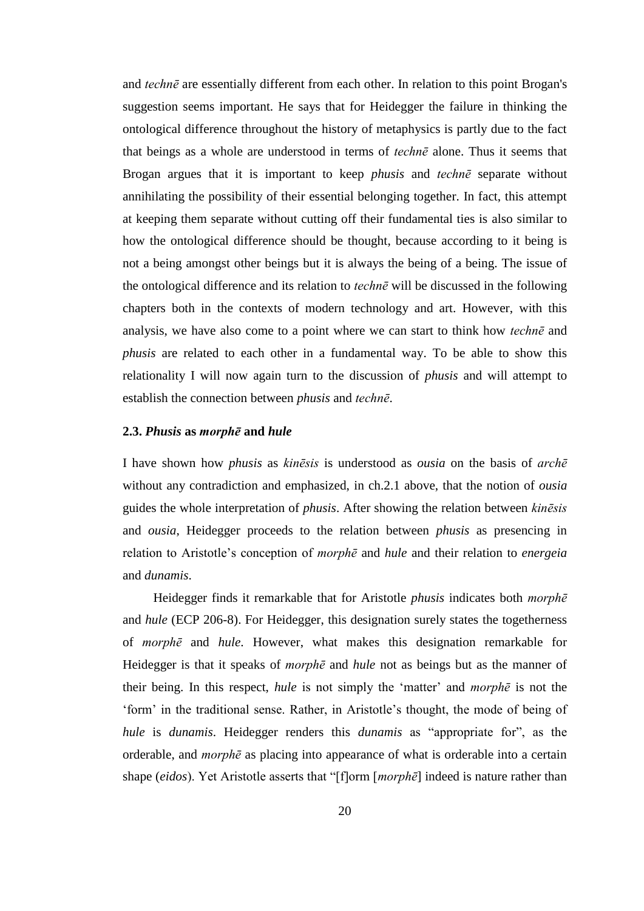and *technē* are essentially different from each other. In relation to this point Brogan's suggestion seems important. He says that for Heidegger the failure in thinking the ontological difference throughout the history of metaphysics is partly due to the fact that beings as a whole are understood in terms of *technē* alone. Thus it seems that Brogan argues that it is important to keep *phusis* and *technē* separate without annihilating the possibility of their essential belonging together. In fact, this attempt at keeping them separate without cutting off their fundamental ties is also similar to how the ontological difference should be thought, because according to it being is not a being amongst other beings but it is always the being of a being. The issue of the ontological difference and its relation to *technē* will be discussed in the following chapters both in the contexts of modern technology and art. However, with this analysis, we have also come to a point where we can start to think how *technē* and *phusis* are related to each other in a fundamental way. To be able to show this relationality I will now again turn to the discussion of *phusis* and will attempt to establish the connection between *phusis* and *technē*.

### 2.3. *Phusis* as *morphē* and *hule*

I have shown how *phusis* as *kinēsis* is understood as *ousia* on the basis of *archē* without any contradiction and emphasized, in ch.2.1 above, that the notion of *ousia* guides the whole interpretation of *phusis*. After showing the relation between *kinēsis* and *ousia*, Heidegger proceeds to the relation between *phusis* as presencing in relation to Aristotle's conception of *morphē* and *hule* and their relation to *energeia* and *dunamis*.

Heidegger finds it remarkable that for Aristotle *phusis* indicates both *morphē* and *hule* (ECP 206-8). For Heidegger, this designation surely states the togetherness of *morphē* and *hule*. However, what makes this designation remarkable for Heidegger is that it speaks of *morphē* and *hule* not as beings but as the manner of their being. In this respect, *hule* is not simply the 'matter' and *morphē* is not the 'form' in the traditional sense. Rather, in Aristotle's thought, the mode of being of *hule* is *dunamis*. Heidegger renders this *dunamis* as "appropriate for", as the orderable, and *morphē* as placing into appearance of what is orderable into a certain shape (*eidos*). Yet Aristotle asserts that "[f]orm [*morphē*] indeed is nature rather than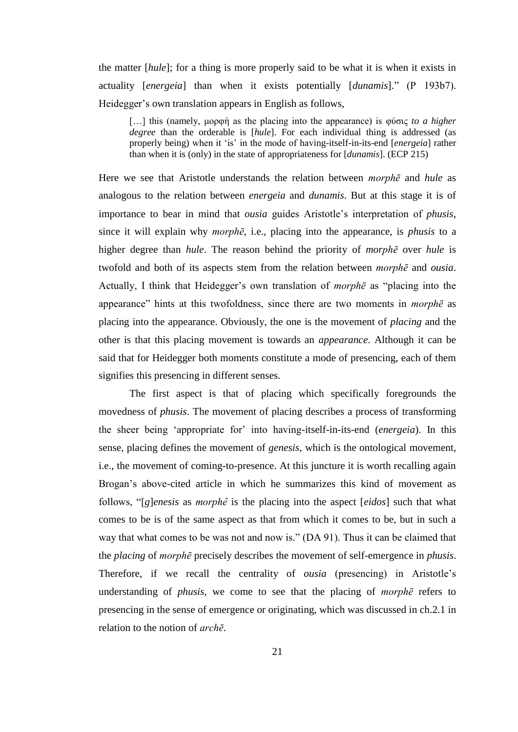the matter [*hule*]; for a thing is more properly said to be what it is when it exists in actuality [*energeia*] than when it exists potentially [*dunamis*]." (P 193b7). Heidegger's own translation appears in English as follows,

> […] this (namely, μορφή as the placing into the appearance) is φύσις *to a higher degree* than the orderable is [*hule*]. For each individual thing is addressed (as properly being) when it 'is' in the mode of having-itself-in-its-end [*energeia*] rather than when it is (only) in the state of appropriateness for [*dunamis*]. (ECP 215)

Here we see that Aristotle understands the relation between *morphē* and *hule* as analogous to the relation between *energeia* and *dunamis*. But at this stage it is of importance to bear in mind that *ousia* guides Aristotle's interpretation of *phusis*, since it will explain why *morphē*, i.e., placing into the appearance, is *phusis* to a higher degree than *hule*. The reason behind the priority of *morphē* over *hule* is twofold and both of its aspects stem from the relation between *morphē* and *ousia*. Actually, I think that Heidegger's own translation of *morphē* as "placing into the appearance" hints at this twofoldness, since there are two moments in *morphē* as placing into the appearance. Obviously, the one is the movement of *placing* and the other is that this placing movement is towards an *appearance*. Although it can be said that for Heidegger both moments constitute a mode of presencing, each of them signifies this presencing in different senses.

The first aspect is that of placing which specifically foregrounds the movedness of *phusis*. The movement of placing describes a process of transforming the sheer being 'appropriate for' into having-itself-in-its-end (*energeia*). In this sense, placing defines the movement of *genesis*, which is the ontological movement, i.e., the movement of coming-to-presence. At this juncture it is worth recalling again Brogan's above-cited article in which he summarizes this kind of movement as follows, "[*g*]*enesis* as *morphê* is the placing into the aspect [*eidos*] such that what comes to be is of the same aspect as that from which it comes to be, but in such a way that what comes to be was not and now is." (DA 91). Thus it can be claimed that the *placing* of *morphē* precisely describes the movement of self-emergence in *phusis*. Therefore, if we recall the centrality of *ousia* (presencing) in Aristotle's understanding of *phusis*, we come to see that the placing of *morphē* refers to presencing in the sense of emergence or originating, which was discussed in ch.2.1 in relation to the notion of *archē*.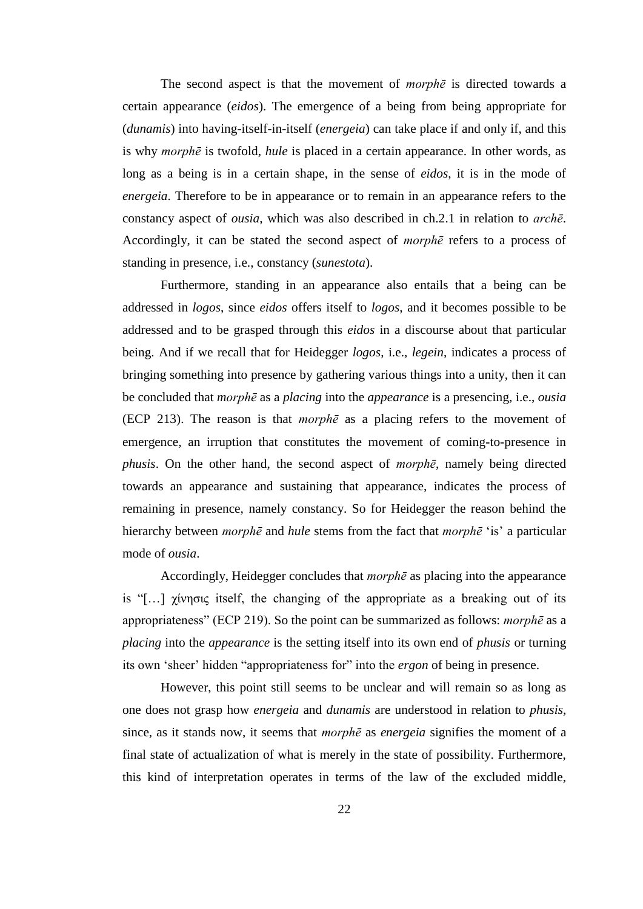The second aspect is that the movement of *morphē* is directed towards a certain appearance (*eidos*). The emergence of a being from being appropriate for (*dunamis*) into having-itself-in-itself (*energeia*) can take place if and only if, and this is why *morphē* is twofold, *hule* is placed in a certain appearance. In other words, as long as a being is in a certain shape, in the sense of *eidos*, it is in the mode of *energeia*. Therefore to be in appearance or to remain in an appearance refers to the constancy aspect of *ousia*, which was also described in ch.2.1 in relation to *archē*. Accordingly, it can be stated the second aspect of *morphē* refers to a process of standing in presence, i.e., constancy (*sunestota*).

Furthermore, standing in an appearance also entails that a being can be addressed in *logos*, since *eidos* offers itself to *logos*, and it becomes possible to be addressed and to be grasped through this *eidos* in a discourse about that particular being. And if we recall that for Heidegger *logos*, i.e., *legein*, indicates a process of bringing something into presence by gathering various things into a unity, then it can be concluded that *morphē* as a *placing* into the *appearance* is a presencing, i.e., *ousia* (ECP 213). The reason is that *morphē* as a placing refers to the movement of emergence, an irruption that constitutes the movement of coming-to-presence in *phusis*. On the other hand, the second aspect of *morphē*, namely being directed towards an appearance and sustaining that appearance, indicates the process of remaining in presence, namely constancy. So for Heidegger the reason behind the hierarchy between *morphē* and *hule* stems from the fact that *morphē* 'is' a particular mode of *ousia*.

Accordingly, Heidegger concludes that *morphē* as placing into the appearance is "[…] χίνησις itself, the changing of the appropriate as a breaking out of its appropriateness" (ECP 219). So the point can be summarized as follows: *morphē* as a *placing* into the *appearance* is the setting itself into its own end of *phusis* or turning its own 'sheer' hidden "appropriateness for" into the *ergon* of being in presence.

However, this point still seems to be unclear and will remain so as long as one does not grasp how *energeia* and *dunamis* are understood in relation to *phusis*, since, as it stands now, it seems that *morphē* as *energeia* signifies the moment of a final state of actualization of what is merely in the state of possibility. Furthermore, this kind of interpretation operates in terms of the law of the excluded middle,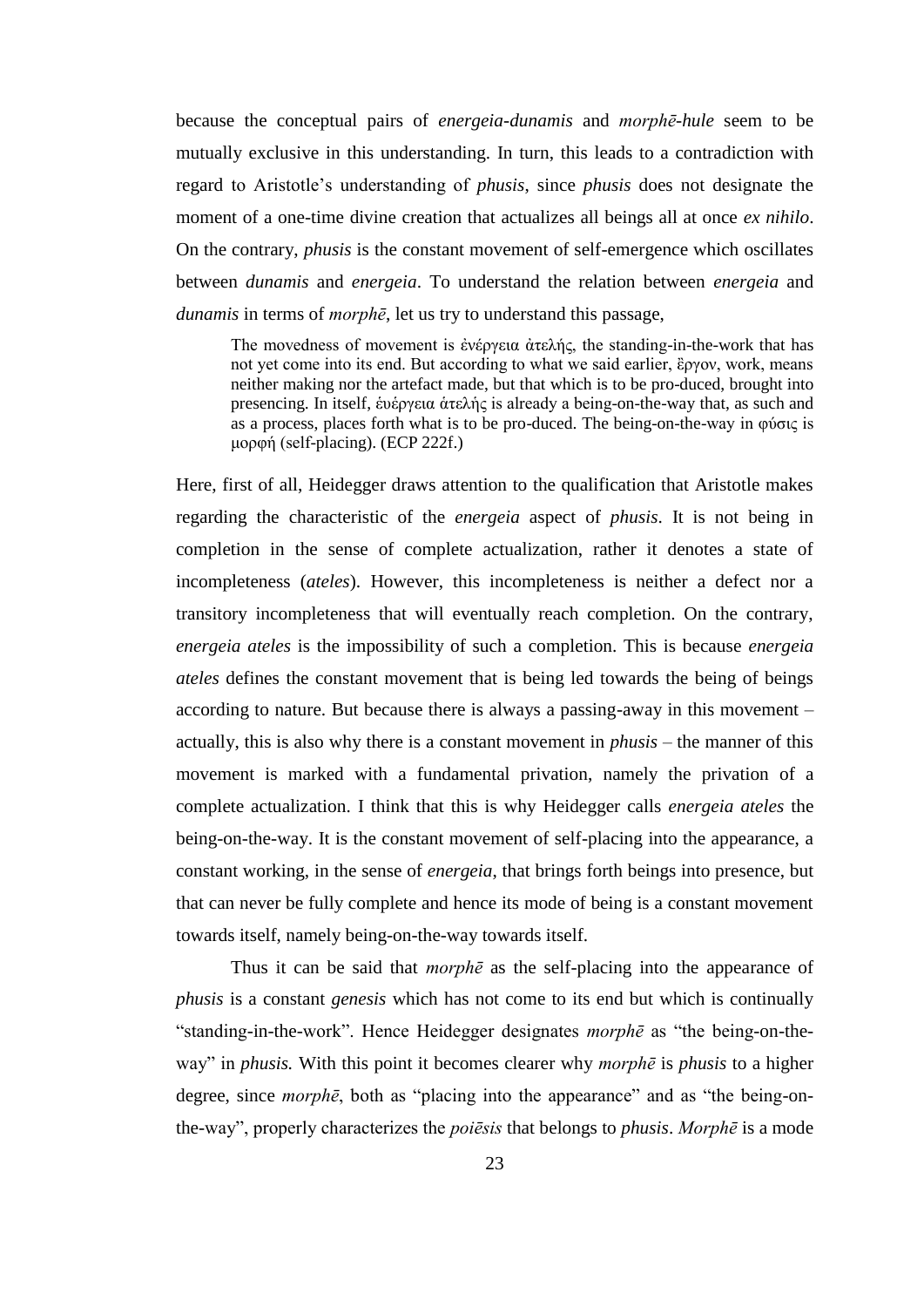because the conceptual pairs of *energeia-dunamis* and *morphē-hule* seem to be mutually exclusive in this understanding. In turn, this leads to a contradiction with regard to Aristotle's understanding of *phusis*, since *phusis* does not designate the moment of a one-time divine creation that actualizes all beings all at once *ex nihilo*. On the contrary, *phusis* is the constant movement of self-emergence which oscillates between *dunamis* and *energeia*. To understand the relation between *energeia* and *dunamis* in terms of *morphē*, let us try to understand this passage,

> The movedness of movement is ἐνέργεια ἀτελής, the standing-in-the-work that has not yet come into its end. But according to what we said earlier, ἔργον, work, means neither making nor the artefact made, but that which is to be pro-duced, brought into presencing. In itself, ἐνέργεια ἀτελής is already a being-on-the-way that, as such and as a process, places forth what is to be pro-duced. The being-on-the-way in φύσις is μορφή (self-placing). (ECP 222f.)

Here, first of all, Heidegger draws attention to the qualification that Aristotle makes regarding the characteristic of the *energeia* aspect of *phusis*. It is not being in completion in the sense of complete actualization, rather it denotes a state of incompleteness (*ateles*). However, this incompleteness is neither a defect nor a transitory incompleteness that will eventually reach completion. On the contrary, *energeia ateles* is the impossibility of such a completion. This is because *energeia ateles* defines the constant movement that is being led towards the being of beings according to nature. But because there is always a passing-away in this movement – actually, this is also why there is a constant movement in *phusis* – the manner of this movement is marked with a fundamental privation, namely the privation of a complete actualization. I think that this is why Heidegger calls *energeia ateles* the being-on-the-way. It is the constant movement of self-placing into the appearance, a constant working, in the sense of *energeia*, that brings forth beings into presence, but that can never be fully complete and hence its mode of being is a constant movement towards itself, namely being-on-the-way towards itself.

Thus it can be said that *morphē* as the self-placing into the appearance of *phusis* is a constant *genesis* which has not come to its end but which is continually "standing-in-the-work". Hence Heidegger designates *morphē* as "the being-on-the-way" in *phusis.* With this point it becomes clearer why *morphē* is *phusis* to a higher degree, since *morphē*, both as "placing into the appearance" and as "the being-on-the-way", properly characterizes the *poiēsis* that belongs to *phusis*. *Morphē* is a mode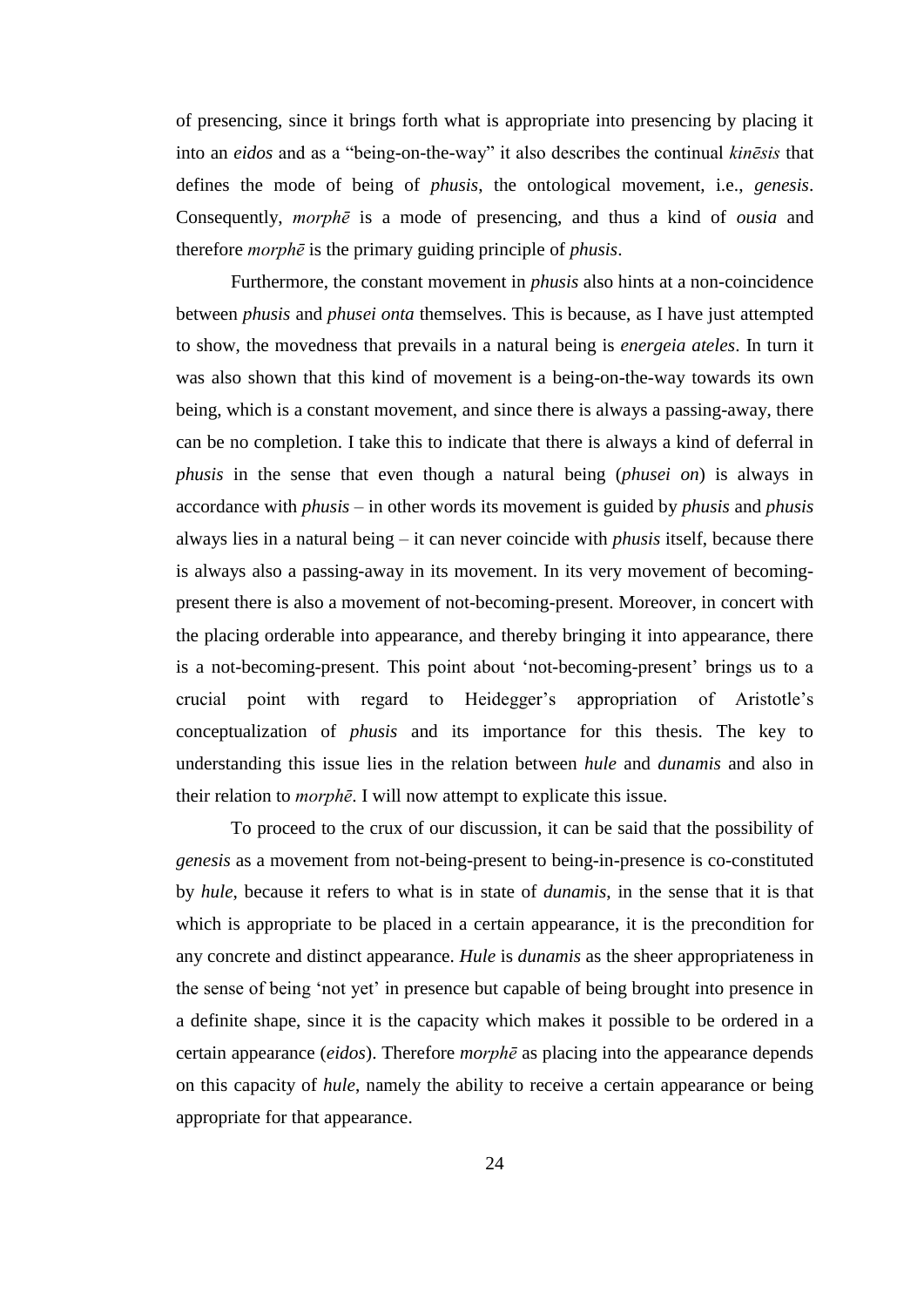of presencing, since it brings forth what is appropriate into presencing by placing it into an *eidos* and as a "being-on-the-way" it also describes the continual *kinēsis* that defines the mode of being of *phusis*, the ontological movement, i.e., *genesis*. Consequently, *morphē* is a mode of presencing, and thus a kind of *ousia* and therefore *morphē* is the primary guiding principle of *phusis*.

Furthermore, the constant movement in *phusis* also hints at a non-coincidence between *phusis* and *phusei onta* themselves. This is because, as I have just attempted to show, the movedness that prevails in a natural being is *energeia ateles*. In turn it was also shown that this kind of movement is a being-on-the-way towards its own being, which is a constant movement, and since there is always a passing-away, there can be no completion. I take this to indicate that there is always a kind of deferral in *phusis* in the sense that even though a natural being (*phusei on*) is always in accordance with *phusis* – in other words its movement is guided by *phusis* and *phusis* always lies in a natural being – it can never coincide with *phusis* itself, because there is always also a passing-away in its movement. In its very movement of becoming-present there is also a movement of not-becoming-present. Moreover, in concert with the placing orderable into appearance, and thereby bringing it into appearance, there is a not-becoming-present. This point about 'not-becoming-present' brings us to a crucial point with regard to Heidegger's appropriation of Aristotle's conceptualization of *phusis* and its importance for this thesis. The key to understanding this issue lies in the relation between *hule* and *dunamis* and also in their relation to *morphē*. I will now attempt to explicate this issue.

To proceed to the crux of our discussion, it can be said that the possibility of *genesis* as a movement from not-being-present to being-in-presence is co-constituted by *hule*, because it refers to what is in state of *dunamis*, in the sense that it is that which is appropriate to be placed in a certain appearance, it is the precondition for any concrete and distinct appearance. *Hule* is *dunamis* as the sheer appropriateness in the sense of being 'not yet' in presence but capable of being brought into presence in a definite shape, since it is the capacity which makes it possible to be ordered in a certain appearance (*eidos*). Therefore *morphē* as placing into the appearance depends on this capacity of *hule*, namely the ability to receive a certain appearance or being appropriate for that appearance.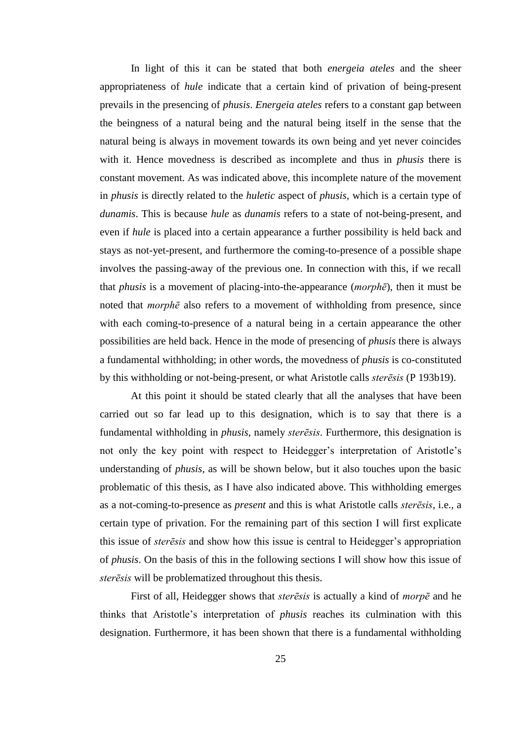In light of this it can be stated that both *energeia ateles* and the sheer appropriateness of *hule* indicate that a certain kind of privation of being-present prevails in the presencing of *phusis*. *Energeia ateles* refers to a constant gap between the beingness of a natural being and the natural being itself in the sense that the natural being is always in movement towards its own being and yet never coincides with it. Hence movedness is described as incomplete and thus in *phusis* there is constant movement. As was indicated above, this incomplete nature of the movement in *phusis* is directly related to the *huletic* aspect of *phusis*, which is a certain type of *dunamis*. This is because *hule* as *dunamis* refers to a state of not-being-present, and even if *hule* is placed into a certain appearance a further possibility is held back and stays as not-yet-present, and furthermore the coming-to-presence of a possible shape involves the passing-away of the previous one. In connection with this, if we recall that *phusis* is a movement of placing-into-the-appearance (*morphē*), then it must be noted that *morphē* also refers to a movement of withholding from presence, since with each coming-to-presence of a natural being in a certain appearance the other possibilities are held back. Hence in the mode of presencing of *phusis* there is always a fundamental withholding; in other words, the movedness of *phusis* is co-constituted by this withholding or not-being-present, or what Aristotle calls *sterēsis* (P 193b19).

At this point it should be stated clearly that all the analyses that have been carried out so far lead up to this designation, which is to say that there is a fundamental withholding in *phusis*, namely *sterēsis*. Furthermore, this designation is not only the key point with respect to Heidegger's interpretation of Aristotle's understanding of *phusis*, as will be shown below, but it also touches upon the basic problematic of this thesis, as I have also indicated above. This withholding emerges as a not-coming-to-presence as *present* and this is what Aristotle calls *sterēsis*, i.e., a certain type of privation. For the remaining part of this section I will first explicate this issue of *sterēsis* and show how this issue is central to Heidegger's appropriation of *phusis*. On the basis of this in the following sections I will show how this issue of *sterēsis* will be problematized throughout this thesis.

First of all, Heidegger shows that *sterēsis* is actually a kind of *morpē* and he thinks that Aristotle's interpretation of *phusis* reaches its culmination with this designation. Furthermore, it has been shown that there is a fundamental withholding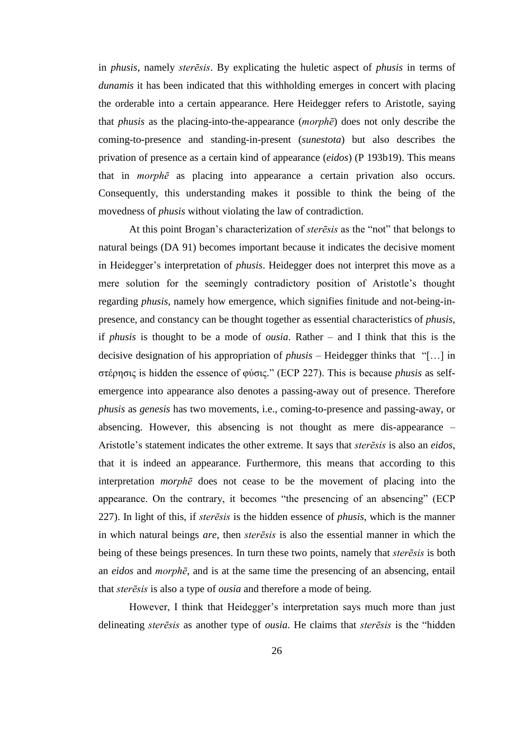in *phusis*, namely *sterēsis*. By explicating the huletic aspect of *phusis* in terms of *dunamis* it has been indicated that this withholding emerges in concert with placing the orderable into a certain appearance. Here Heidegger refers to Aristotle, saying that *phusis* as the placing-into-the-appearance (*morphē*) does not only describe the coming-to-presence and standing-in-present (*sunestota*) but also describes the privation of presence as a certain kind of appearance (*eidos*) (P 193b19). This means that in *morphē* as placing into appearance a certain privation also occurs. Consequently, this understanding makes it possible to think the being of the movedness of *phusis* without violating the law of contradiction.

At this point Brogan's characterization of *sterēsis* as the "not" that belongs to natural beings (DA 91) becomes important because it indicates the decisive moment in Heidegger's interpretation of *phusis*. Heidegger does not interpret this move as a mere solution for the seemingly contradictory position of Aristotle's thought regarding *phusis*, namely how emergence, which signifies finitude and not-being-in-presence, and constancy can be thought together as essential characteristics of *phusis*, if *phusis* is thought to be a mode of *ousia*. Rather – and I think that this is the decisive designation of his appropriation of *phusis* – Heidegger thinks that "[…] in στέρησις is hidden the essence of φύσις." (ECP 227). This is because *phusis* as self-emergence into appearance also denotes a passing-away out of presence. Therefore *phusis* as *genesis* has two movements, i.e., coming-to-presence and passing-away, or absencing. However, this absencing is not thought as mere dis-appearance – Aristotle's statement indicates the other extreme. It says that *sterēsis* is also an *eidos*, that it is indeed an appearance. Furthermore, this means that according to this interpretation *morphē* does not cease to be the movement of placing into the appearance. On the contrary, it becomes "the presencing of an absencing" (ECP 227). In light of this, if *sterēsis* is the hidden essence of *phusis*, which is the manner in which natural beings *are*, then *sterēsis* is also the essential manner in which the being of these beings presences. In turn these two points, namely that *sterēsis* is both an *eidos* and *morphē*, and is at the same time the presencing of an absencing, entail that *sterēsis* is also a type of *ousia* and therefore a mode of being.

However, I think that Heidegger's interpretation says much more than just delineating *sterēsis* as another type of *ousia*. He claims that *sterēsis* is the "hidden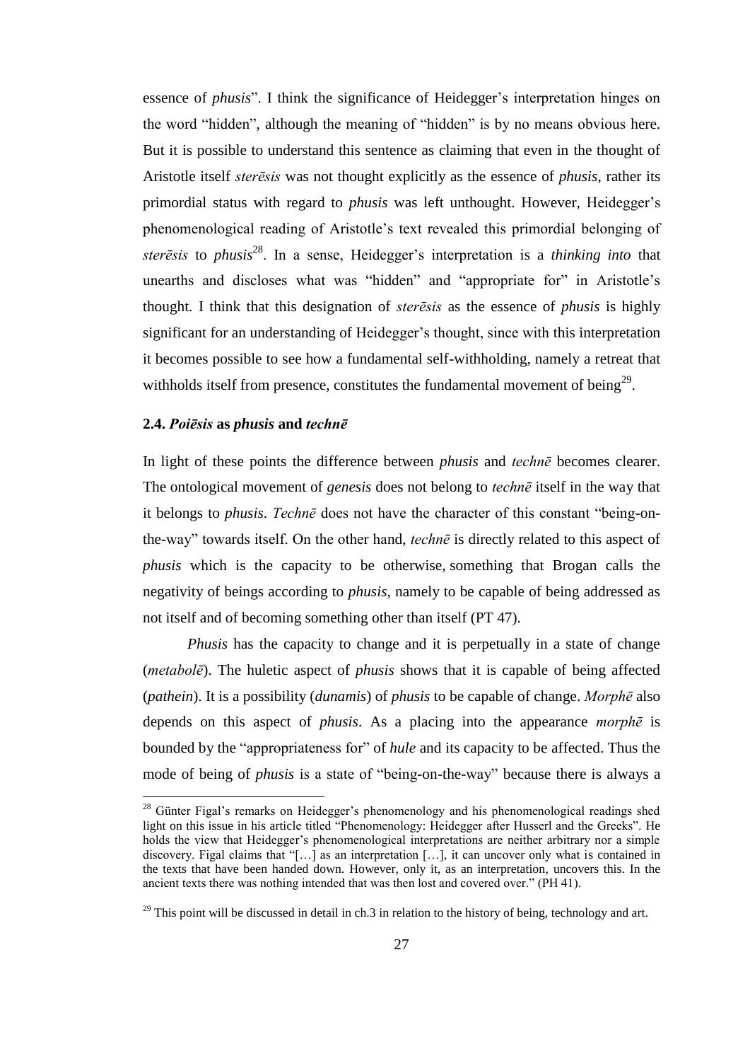essence of *phusis*". I think the significance of Heidegger's interpretation hinges on the word "hidden", although the meaning of "hidden" is by no means obvious here. But it is possible to understand this sentence as claiming that even in the thought of Aristotle itself *sterēsis* was not thought explicitly as the essence of *phusis*, rather its primordial status with regard to *phusis* was left unthought. However, Heidegger's phenomenological reading of Aristotle's text revealed this primordial belonging of *sterēsis* to *phusis*[28]. In a sense, Heidegger's interpretation is a *thinking into* that unearths and discloses what was "hidden" and "appropriate for" in Aristotle's thought. I think that this designation of *sterēsis* as the essence of *phusis* is highly significant for an understanding of Heidegger's thought, since with this interpretation it becomes possible to see how a fundamental self-withholding, namely a retreat that withholds itself from presence, constitutes the fundamental movement of being[29].

### 2.4. *Poiēsis* as *phusis* and *technē*

In light of these points the difference between *phusis* and *technē* becomes clearer. The ontological movement of *genesis* does not belong to *technē* itself in the way that it belongs to *phusis*. *Technē* does not have the character of this constant "being-on-the-way" towards itself. On the other hand, *technē* is directly related to this aspect of *phusis* which is the capacity to be otherwise, something that Brogan calls the negativity of beings according to *phusis*, namely to be capable of being addressed as not itself and of becoming something other than itself (PT 47).

*Phusis* has the capacity to change and it is perpetually in a state of change (*metabolē*). The huletic aspect of *phusis* shows that it is capable of being affected (*pathein*). It is a possibility (*dunamis*) of *phusis* to be capable of change. *Morphē* also depends on this aspect of *phusis*. As a placing into the appearance *morphē* is bounded by the "appropriateness for" of *hule* and its capacity to be affected. Thus the mode of being of *phusis* is a state of "being-on-the-way" because there is always a

[28] Günter Figal's remarks on Heidegger's phenomenology and his phenomenological readings shed light on this issue in his article titled "Phenomenology: Heidegger after Husserl and the Greeks". He holds the view that Heidegger's phenomenological interpretations are neither arbitrary nor a simple discovery. Figal claims that "[…] as an interpretation […], it can uncover only what is contained in the texts that have been handed down. However, only it, as an interpretation, uncovers this. In the ancient texts there was nothing intended that was then lost and covered over." (PH 41).

[29] This point will be discussed in detail in ch.3 in relation to the history of being, technology and art.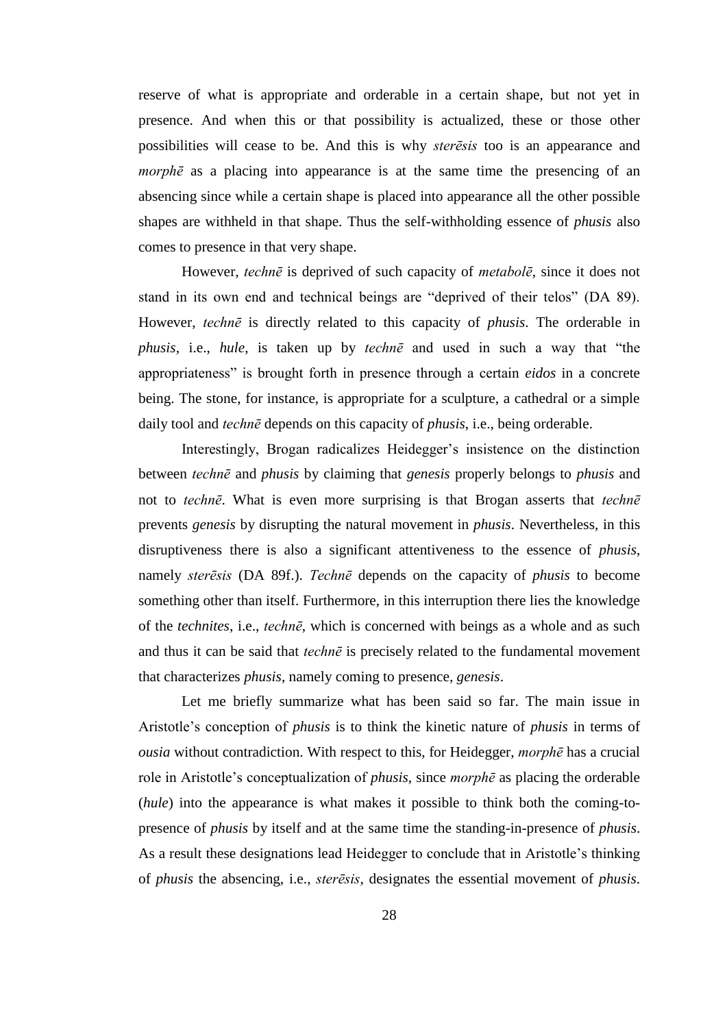reserve of what is appropriate and orderable in a certain shape, but not yet in presence. And when this or that possibility is actualized, these or those other possibilities will cease to be. And this is why *sterēsis* too is an appearance and *morphē* as a placing into appearance is at the same time the presencing of an absencing since while a certain shape is placed into appearance all the other possible shapes are withheld in that shape. Thus the self-withholding essence of *phusis* also comes to presence in that very shape.

However, *technē* is deprived of such capacity of *metabolē*, since it does not stand in its own end and technical beings are "deprived of their telos" (DA 89). However, *technē* is directly related to this capacity of *phusis*. The orderable in *phusis*, i.e., *hule*, is taken up by *technē* and used in such a way that "the appropriateness" is brought forth in presence through a certain *eidos* in a concrete being. The stone, for instance, is appropriate for a sculpture, a cathedral or a simple daily tool and *technē* depends on this capacity of *phusis*, i.e., being orderable.

Interestingly, Brogan radicalizes Heidegger's insistence on the distinction between *technē* and *phusis* by claiming that *genesis* properly belongs to *phusis* and not to *technē*. What is even more surprising is that Brogan asserts that *technē* prevents *genesis* by disrupting the natural movement in *phusis*. Nevertheless, in this disruptiveness there is also a significant attentiveness to the essence of *phusis*, namely *sterēsis* (DA 89f.). *Technē* depends on the capacity of *phusis* to become something other than itself. Furthermore, in this interruption there lies the knowledge of the *technites*, i.e., *technē*, which is concerned with beings as a whole and as such and thus it can be said that *technē* is precisely related to the fundamental movement that characterizes *phusis*, namely coming to presence, *genesis*.

Let me briefly summarize what has been said so far. The main issue in Aristotle's conception of *phusis* is to think the kinetic nature of *phusis* in terms of *ousia* without contradiction. With respect to this, for Heidegger, *morphē* has a crucial role in Aristotle's conceptualization of *phusis*, since *morphē* as placing the orderable (*hule*) into the appearance is what makes it possible to think both the coming-to-presence of *phusis* by itself and at the same time the standing-in-presence of *phusis*. As a result these designations lead Heidegger to conclude that in Aristotle's thinking of *phusis* the absencing, i.e., *sterēsis*, designates the essential movement of *phusis*.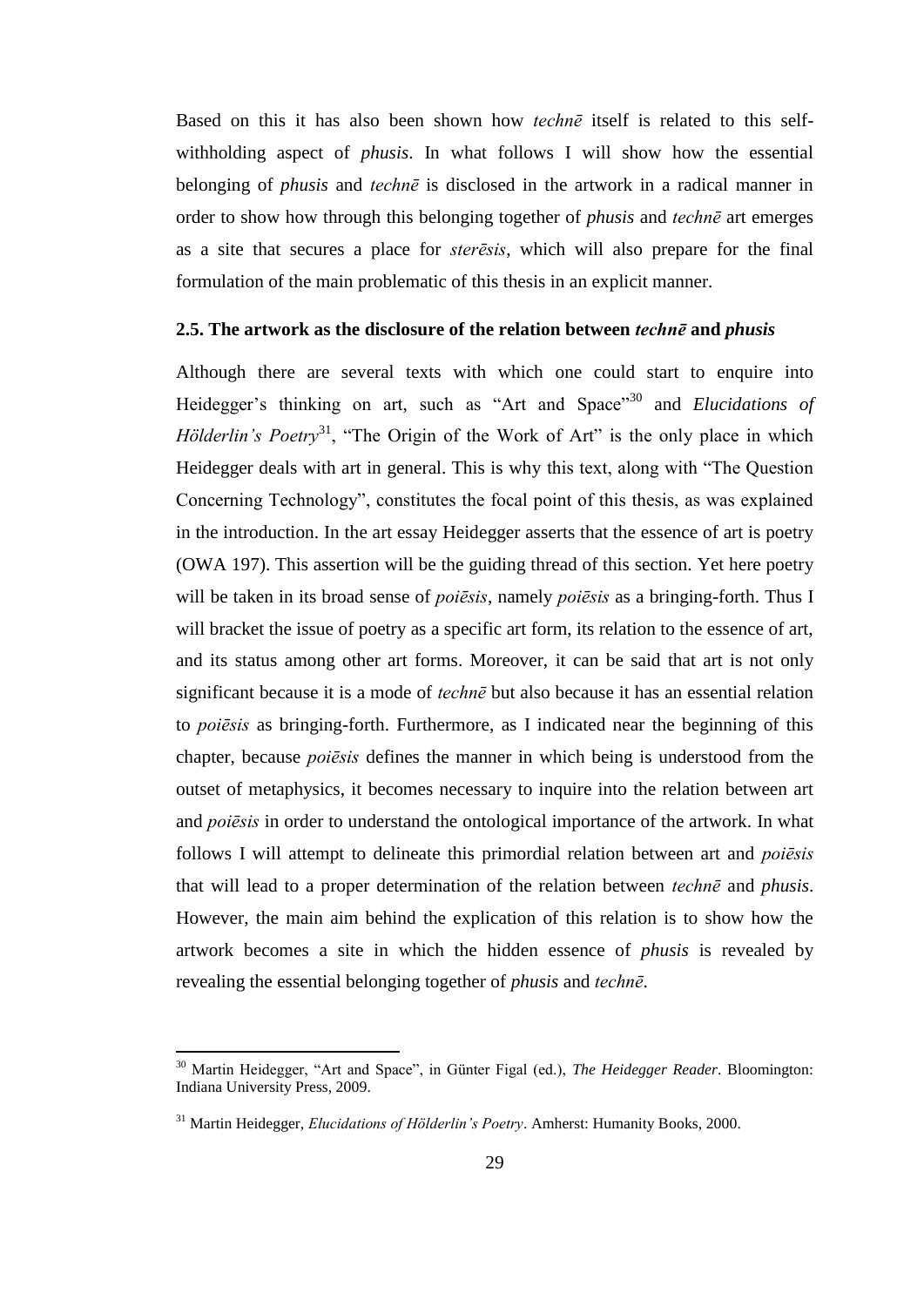Based on this it has also been shown how *technē* itself is related to this self-withholding aspect of *phusis*. In what follows I will show how the essential belonging of *phusis* and *technē* is disclosed in the artwork in a radical manner in order to show how through this belonging together of *phusis* and *technē* art emerges as a site that secures a place for *sterēsis*, which will also prepare for the final formulation of the main problematic of this thesis in an explicit manner.

### 2.5. The artwork as the disclosure of the relation between *technē* and *phusis*

Although there are several texts with which one could start to enquire into Heidegger's thinking on art, such as "Art and Space"[30] and *Elucidations of Hölderlin's Poetry*[31], "The Origin of the Work of Art" is the only place in which Heidegger deals with art in general. This is why this text, along with "The Question Concerning Technology", constitutes the focal point of this thesis, as was explained in the introduction. In the art essay Heidegger asserts that the essence of art is poetry (OWA 197). This assertion will be the guiding thread of this section. Yet here poetry will be taken in its broad sense of *poiēsis*, namely *poiēsis* as a bringing-forth. Thus I will bracket the issue of poetry as a specific art form, its relation to the essence of art, and its status among other art forms. Moreover, it can be said that art is not only significant because it is a mode of *technē* but also because it has an essential relation to *poiēsis* as bringing-forth. Furthermore, as I indicated near the beginning of this chapter, because *poiēsis* defines the manner in which being is understood from the outset of metaphysics, it becomes necessary to inquire into the relation between art and *poiēsis* in order to understand the ontological importance of the artwork. In what follows I will attempt to delineate this primordial relation between art and *poiēsis* that will lead to a proper determination of the relation between *technē* and *phusis*. However, the main aim behind the explication of this relation is to show how the artwork becomes a site in which the hidden essence of *phusis* is revealed by revealing the essential belonging together of *phusis* and *technē*.

[30] Martin Heidegger, "Art and Space", in Günter Figal (ed.), *The Heidegger Reader*. Bloomington: Indiana University Press, 2009.

[31] Martin Heidegger, *Elucidations of Hölderlin's Poetry*. Amherst: Humanity Books, 2000.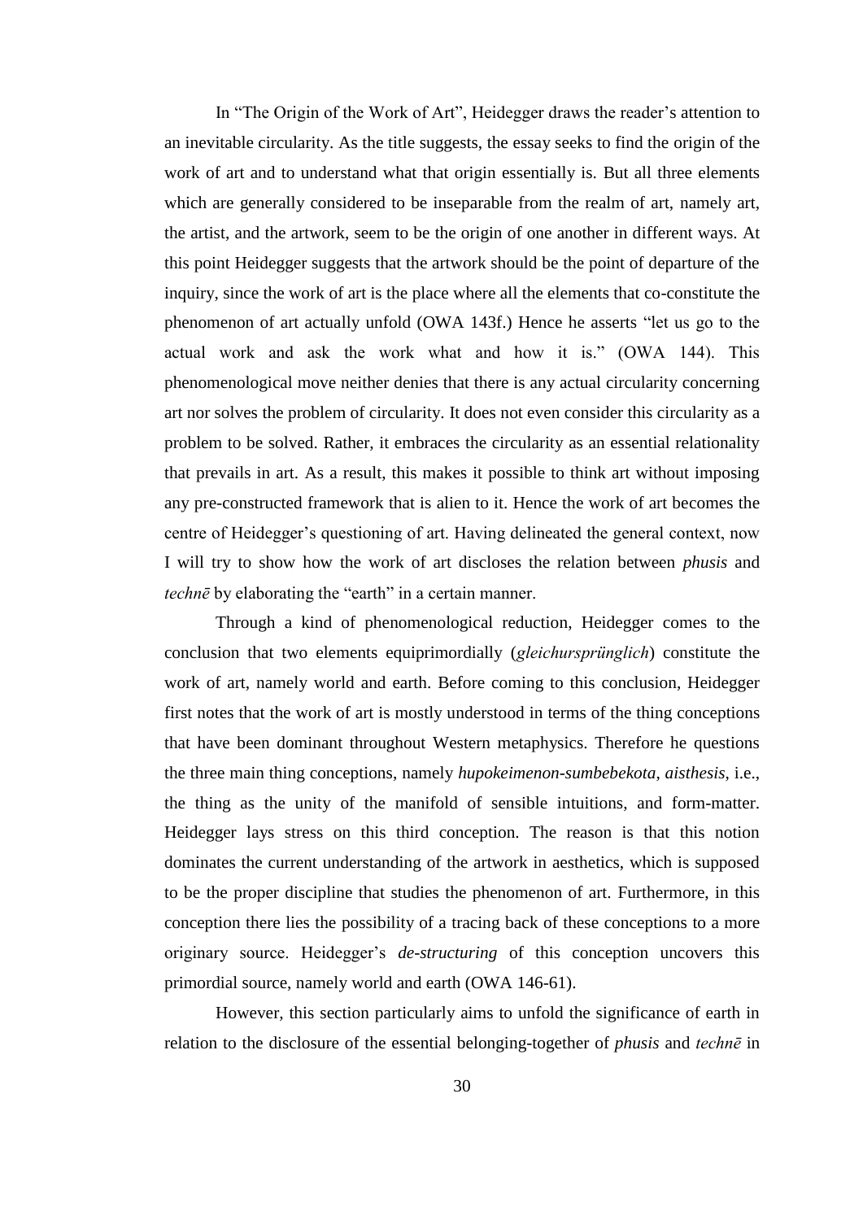In "The Origin of the Work of Art", Heidegger draws the reader's attention to an inevitable circularity. As the title suggests, the essay seeks to find the origin of the work of art and to understand what that origin essentially is. But all three elements which are generally considered to be inseparable from the realm of art, namely art, the artist, and the artwork, seem to be the origin of one another in different ways. At this point Heidegger suggests that the artwork should be the point of departure of the inquiry, since the work of art is the place where all the elements that co-constitute the phenomenon of art actually unfold (OWA 143f.) Hence he asserts "let us go to the actual work and ask the work what and how it is." (OWA 144). This phenomenological move neither denies that there is any actual circularity concerning art nor solves the problem of circularity. It does not even consider this circularity as a problem to be solved. Rather, it embraces the circularity as an essential relationality that prevails in art. As a result, this makes it possible to think art without imposing any pre-constructed framework that is alien to it. Hence the work of art becomes the centre of Heidegger's questioning of art. Having delineated the general context, now I will try to show how the work of art discloses the relation between *phusis* and *technē* by elaborating the "earth" in a certain manner.

Through a kind of phenomenological reduction, Heidegger comes to the conclusion that two elements equiprimordially (*gleichursprünglich*) constitute the work of art, namely world and earth. Before coming to this conclusion, Heidegger first notes that the work of art is mostly understood in terms of the thing conceptions that have been dominant throughout Western metaphysics. Therefore he questions the three main thing conceptions, namely *hupokeimenon-sumbebekota*, *aisthesis*, i.e., the thing as the unity of the manifold of sensible intuitions, and form-matter. Heidegger lays stress on this third conception. The reason is that this notion dominates the current understanding of the artwork in aesthetics, which is supposed to be the proper discipline that studies the phenomenon of art. Furthermore, in this conception there lies the possibility of a tracing back of these conceptions to a more originary source. Heidegger's *de-structuring* of this conception uncovers this primordial source, namely world and earth (OWA 146-61).

However, this section particularly aims to unfold the significance of earth in relation to the disclosure of the essential belonging-together of *phusis* and *technē* in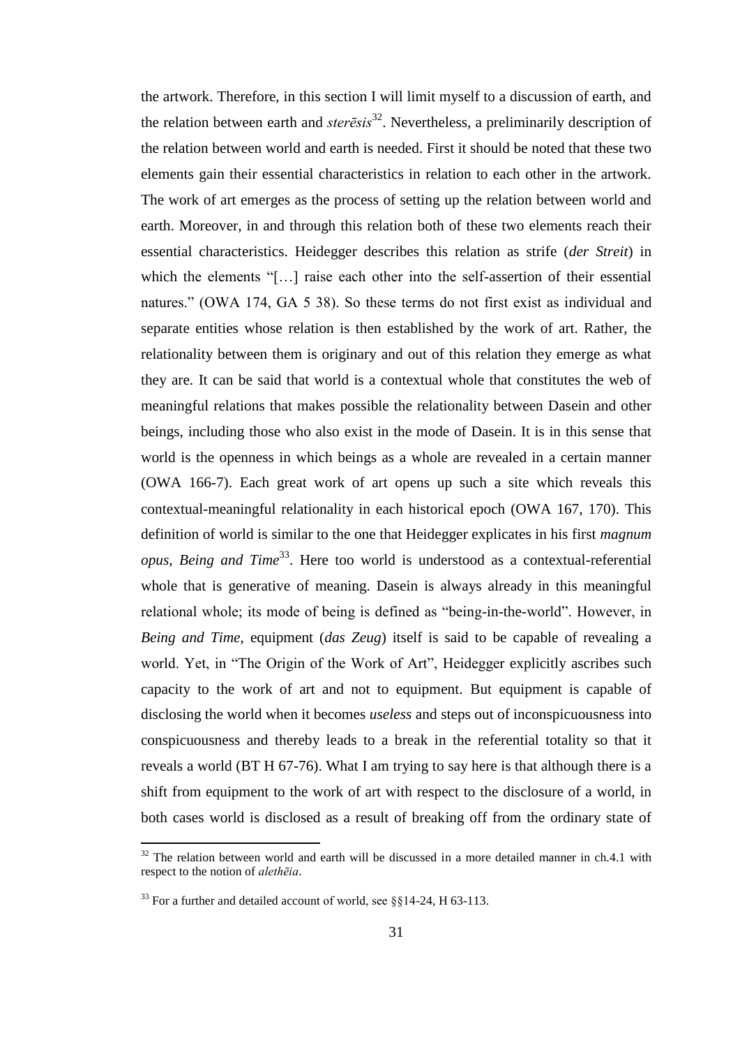the artwork. Therefore, in this section I will limit myself to a discussion of earth, and the relation between earth and *sterēsis*[32]. Nevertheless, a preliminarily description of the relation between world and earth is needed. First it should be noted that these two elements gain their essential characteristics in relation to each other in the artwork. The work of art emerges as the process of setting up the relation between world and earth. Moreover, in and through this relation both of these two elements reach their essential characteristics. Heidegger describes this relation as strife (*der Streit*) in which the elements "[…] raise each other into the self-assertion of their essential natures." (OWA 174, GA 5 38). So these terms do not first exist as individual and separate entities whose relation is then established by the work of art. Rather, the relationality between them is originary and out of this relation they emerge as what they are. It can be said that world is a contextual whole that constitutes the web of meaningful relations that makes possible the relationality between Dasein and other beings, including those who also exist in the mode of Dasein. It is in this sense that world is the openness in which beings as a whole are revealed in a certain manner (OWA 166-7). Each great work of art opens up such a site which reveals this contextual-meaningful relationality in each historical epoch (OWA 167, 170). This definition of world is similar to the one that Heidegger explicates in his first *magnum opus*, *Being and Time*[33]. Here too world is understood as a contextual-referential whole that is generative of meaning. Dasein is always already in this meaningful relational whole; its mode of being is defined as "being-in-the-world". However, in *Being and Time*, equipment (*das Zeug*) itself is said to be capable of revealing a world. Yet, in "The Origin of the Work of Art", Heidegger explicitly ascribes such capacity to the work of art and not to equipment. But equipment is capable of disclosing the world when it becomes *useless* and steps out of inconspicuousness into conspicuousness and thereby leads to a break in the referential totality so that it reveals a world (BT H 67-76). What I am trying to say here is that although there is a shift from equipment to the work of art with respect to the disclosure of a world, in both cases world is disclosed as a result of breaking off from the ordinary state of

---

[32] The relation between world and earth will be discussed in a more detailed manner in ch.4.1 with respect to the notion of *alethēia*.

[33] For a further and detailed account of world, see §§14-24, H 63-113.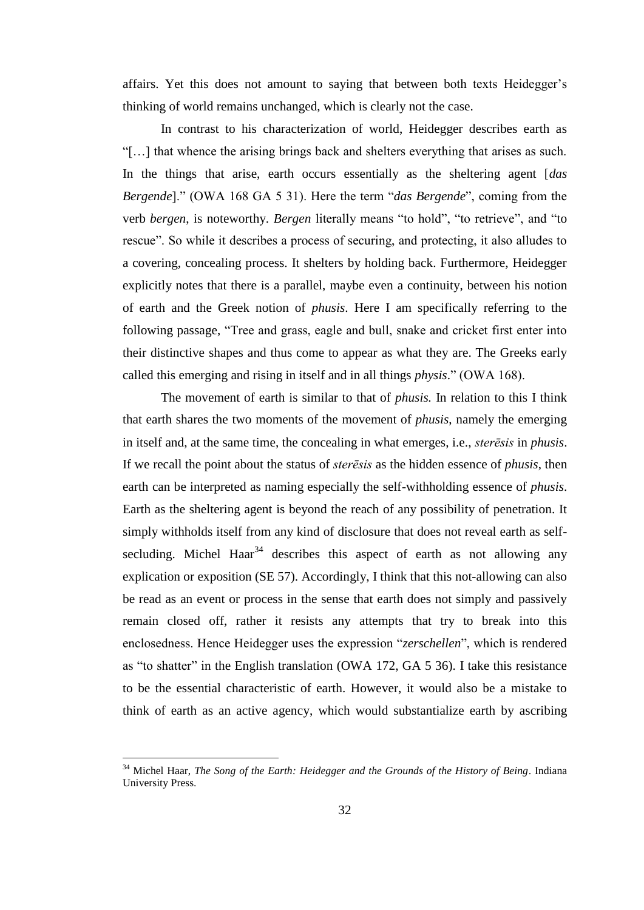affairs. Yet this does not amount to saying that between both texts Heidegger's thinking of world remains unchanged, which is clearly not the case.

In contrast to his characterization of world, Heidegger describes earth as "[…] that whence the arising brings back and shelters everything that arises as such. In the things that arise, earth occurs essentially as the sheltering agent [*das Bergende*]." (OWA 168 GA 5 31). Here the term "*das Bergende*", coming from the verb *bergen*, is noteworthy. *Bergen* literally means "to hold", "to retrieve", and "to rescue". So while it describes a process of securing, and protecting, it also alludes to a covering, concealing process. It shelters by holding back. Furthermore, Heidegger explicitly notes that there is a parallel, maybe even a continuity, between his notion of earth and the Greek notion of *phusis*. Here I am specifically referring to the following passage, "Tree and grass, eagle and bull, snake and cricket first enter into their distinctive shapes and thus come to appear as what they are. The Greeks early called this emerging and rising in itself and in all things *physis*." (OWA 168).

The movement of earth is similar to that of *phusis.* In relation to this I think that earth shares the two moments of the movement of *phusis*, namely the emerging in itself and, at the same time, the concealing in what emerges, i.e., *sterēsis* in *phusis*. If we recall the point about the status of *sterēsis* as the hidden essence of *phusis*, then earth can be interpreted as naming especially the self-withholding essence of *phusis*. Earth as the sheltering agent is beyond the reach of any possibility of penetration. It simply withholds itself from any kind of disclosure that does not reveal earth as self-secluding. Michel Haar[34] describes this aspect of earth as not allowing any explication or exposition (SE 57). Accordingly, I think that this not-allowing can also be read as an event or process in the sense that earth does not simply and passively remain closed off, rather it resists any attempts that try to break into this enclosedness. Hence Heidegger uses the expression "*zerschellen*", which is rendered as "to shatter" in the English translation (OWA 172, GA 5 36). I take this resistance to be the essential characteristic of earth. However, it would also be a mistake to think of earth as an active agency, which would substantialize earth by ascribing

[34] Michel Haar, *The Song of the Earth: Heidegger and the Grounds of the History of Being*. Indiana University Press.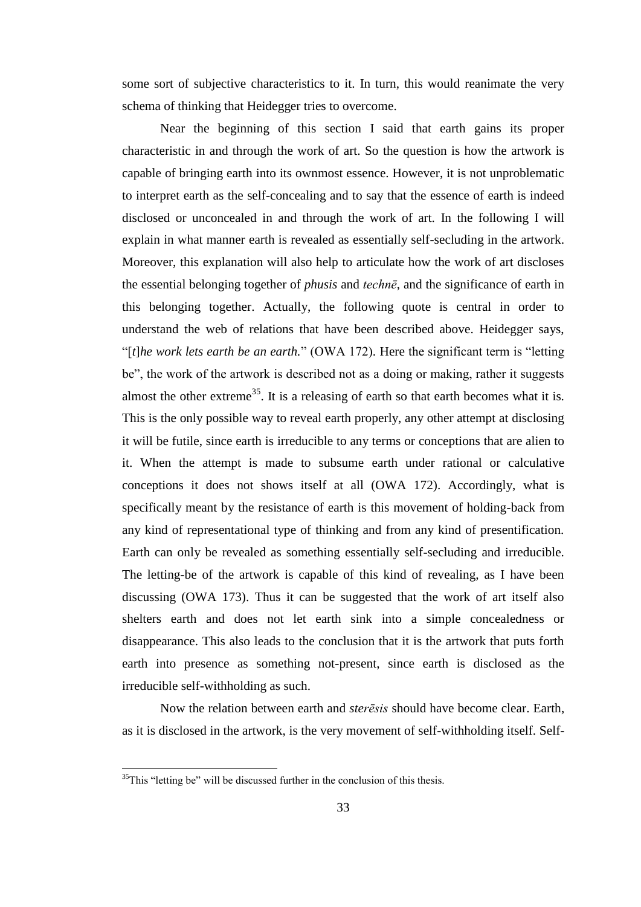some sort of subjective characteristics to it. In turn, this would reanimate the very schema of thinking that Heidegger tries to overcome.

Near the beginning of this section I said that earth gains its proper characteristic in and through the work of art. So the question is how the artwork is capable of bringing earth into its ownmost essence. However, it is not unproblematic to interpret earth as the self-concealing and to say that the essence of earth is indeed disclosed or unconcealed in and through the work of art. In the following I will explain in what manner earth is revealed as essentially self-secluding in the artwork. Moreover, this explanation will also help to articulate how the work of art discloses the essential belonging together of *phusis* and *technē*, and the significance of earth in this belonging together. Actually, the following quote is central in order to understand the web of relations that have been described above. Heidegger says, "[*t*]*he work lets earth be an earth.*" (OWA 172). Here the significant term is "letting be", the work of the artwork is described not as a doing or making, rather it suggests almost the other extreme[35]. It is a releasing of earth so that earth becomes what it is. This is the only possible way to reveal earth properly, any other attempt at disclosing it will be futile, since earth is irreducible to any terms or conceptions that are alien to it. When the attempt is made to subsume earth under rational or calculative conceptions it does not shows itself at all (OWA 172). Accordingly, what is specifically meant by the resistance of earth is this movement of holding-back from any kind of representational type of thinking and from any kind of presentification. Earth can only be revealed as something essentially self-secluding and irreducible. The letting-be of the artwork is capable of this kind of revealing, as I have been discussing (OWA 173). Thus it can be suggested that the work of art itself also shelters earth and does not let earth sink into a simple concealedness or disappearance. This also leads to the conclusion that it is the artwork that puts forth earth into presence as something not-present, since earth is disclosed as the irreducible self-withholding as such.

Now the relation between earth and *sterēsis* should have become clear. Earth, as it is disclosed in the artwork, is the very movement of self-withholding itself. Self-

[35] This "letting be" will be discussed further in the conclusion of this thesis.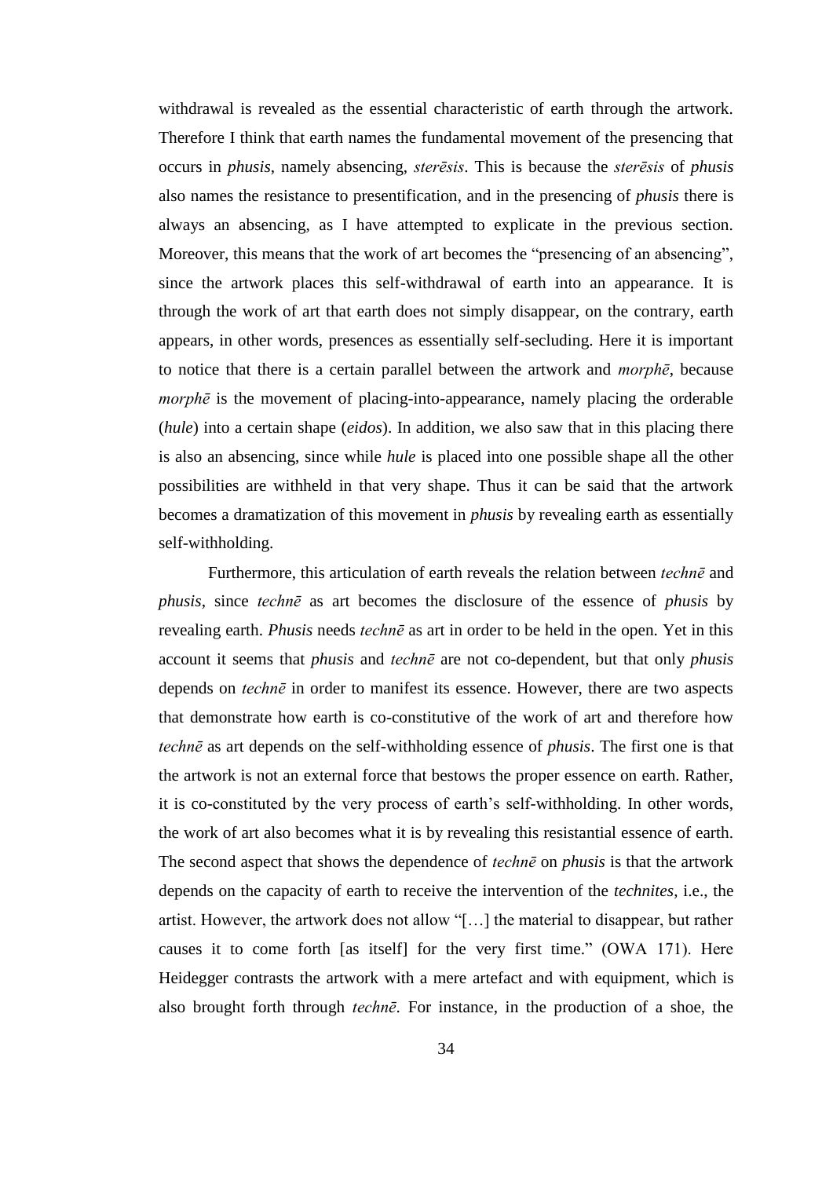withdrawal is revealed as the essential characteristic of earth through the artwork. Therefore I think that earth names the fundamental movement of the presencing that occurs in *phusis*, namely absencing, *sterēsis*. This is because the *sterēsis* of *phusis* also names the resistance to presentification, and in the presencing of *phusis* there is always an absencing, as I have attempted to explicate in the previous section. Moreover, this means that the work of art becomes the "presencing of an absencing", since the artwork places this self-withdrawal of earth into an appearance. It is through the work of art that earth does not simply disappear, on the contrary, earth appears, in other words, presences as essentially self-secluding. Here it is important to notice that there is a certain parallel between the artwork and *morphē*, because *morphē* is the movement of placing-into-appearance, namely placing the orderable (*hule*) into a certain shape (*eidos*). In addition, we also saw that in this placing there is also an absencing, since while *hule* is placed into one possible shape all the other possibilities are withheld in that very shape. Thus it can be said that the artwork becomes a dramatization of this movement in *phusis* by revealing earth as essentially self-withholding.

Furthermore, this articulation of earth reveals the relation between *technē* and *phusis*, since *technē* as art becomes the disclosure of the essence of *phusis* by revealing earth. *Phusis* needs *technē* as art in order to be held in the open. Yet in this account it seems that *phusis* and *technē* are not co-dependent, but that only *phusis* depends on *technē* in order to manifest its essence. However, there are two aspects that demonstrate how earth is co-constitutive of the work of art and therefore how *technē* as art depends on the self-withholding essence of *phusis*. The first one is that the artwork is not an external force that bestows the proper essence on earth. Rather, it is co-constituted by the very process of earth's self-withholding. In other words, the work of art also becomes what it is by revealing this resistantial essence of earth. The second aspect that shows the dependence of *technē* on *phusis* is that the artwork depends on the capacity of earth to receive the intervention of the *technites*, i.e., the artist. However, the artwork does not allow "[…] the material to disappear, but rather causes it to come forth [as itself] for the very first time." (OWA 171). Here Heidegger contrasts the artwork with a mere artefact and with equipment, which is also brought forth through *technē*. For instance, in the production of a shoe, the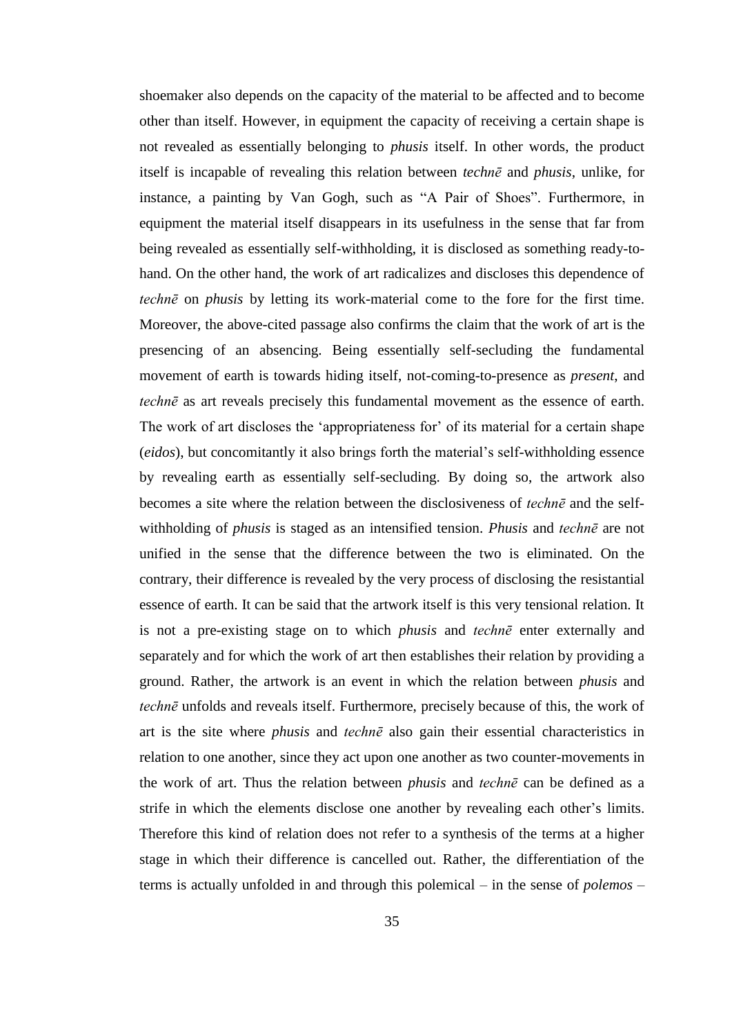shoemaker also depends on the capacity of the material to be affected and to become other than itself. However, in equipment the capacity of receiving a certain shape is not revealed as essentially belonging to *phusis* itself. In other words, the product itself is incapable of revealing this relation between *technē* and *phusis*, unlike, for instance, a painting by Van Gogh, such as "A Pair of Shoes". Furthermore, in equipment the material itself disappears in its usefulness in the sense that far from being revealed as essentially self-withholding, it is disclosed as something ready-to-hand. On the other hand, the work of art radicalizes and discloses this dependence of *technē* on *phusis* by letting its work-material come to the fore for the first time. Moreover, the above-cited passage also confirms the claim that the work of art is the presencing of an absencing. Being essentially self-secluding the fundamental movement of earth is towards hiding itself, not-coming-to-presence as *present*, and *technē* as art reveals precisely this fundamental movement as the essence of earth. The work of art discloses the 'appropriateness for' of its material for a certain shape (*eidos*), but concomitantly it also brings forth the material's self-withholding essence by revealing earth as essentially self-secluding. By doing so, the artwork also becomes a site where the relation between the disclosiveness of *technē* and the self-withholding of *phusis* is staged as an intensified tension. *Phusis* and *technē* are not unified in the sense that the difference between the two is eliminated. On the contrary, their difference is revealed by the very process of disclosing the resistantial essence of earth. It can be said that the artwork itself is this very tensional relation. It is not a pre-existing stage on to which *phusis* and *technē* enter externally and separately and for which the work of art then establishes their relation by providing a ground. Rather, the artwork is an event in which the relation between *phusis* and *technē* unfolds and reveals itself. Furthermore, precisely because of this, the work of art is the site where *phusis* and *technē* also gain their essential characteristics in relation to one another, since they act upon one another as two counter-movements in the work of art. Thus the relation between *phusis* and *technē* can be defined as a strife in which the elements disclose one another by revealing each other's limits. Therefore this kind of relation does not refer to a synthesis of the terms at a higher stage in which their difference is cancelled out. Rather, the differentiation of the terms is actually unfolded in and through this polemical – in the sense of *polemos* –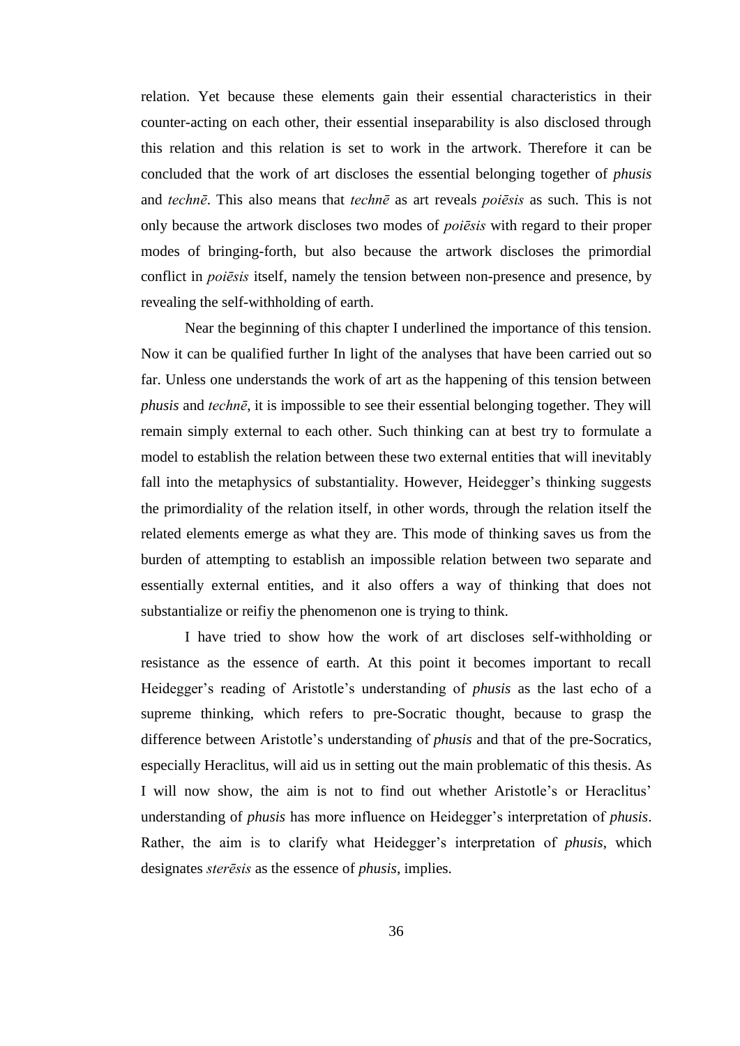relation. Yet because these elements gain their essential characteristics in their counter-acting on each other, their essential inseparability is also disclosed through this relation and this relation is set to work in the artwork. Therefore it can be concluded that the work of art discloses the essential belonging together of *phusis* and *technē*. This also means that *technē* as art reveals *poiēsis* as such. This is not only because the artwork discloses two modes of *poiēsis* with regard to their proper modes of bringing-forth, but also because the artwork discloses the primordial conflict in *poiēsis* itself, namely the tension between non-presence and presence, by revealing the self-withholding of earth.

Near the beginning of this chapter I underlined the importance of this tension. Now it can be qualified further In light of the analyses that have been carried out so far. Unless one understands the work of art as the happening of this tension between *phusis* and *technē*, it is impossible to see their essential belonging together. They will remain simply external to each other. Such thinking can at best try to formulate a model to establish the relation between these two external entities that will inevitably fall into the metaphysics of substantiality. However, Heidegger's thinking suggests the primordiality of the relation itself, in other words, through the relation itself the related elements emerge as what they are. This mode of thinking saves us from the burden of attempting to establish an impossible relation between two separate and essentially external entities, and it also offers a way of thinking that does not substantialize or reifiy the phenomenon one is trying to think.

I have tried to show how the work of art discloses self-withholding or resistance as the essence of earth. At this point it becomes important to recall Heidegger's reading of Aristotle's understanding of *phusis* as the last echo of a supreme thinking, which refers to pre-Socratic thought, because to grasp the difference between Aristotle's understanding of *phusis* and that of the pre-Socratics, especially Heraclitus, will aid us in setting out the main problematic of this thesis. As I will now show, the aim is not to find out whether Aristotle's or Heraclitus' understanding of *phusis* has more influence on Heidegger's interpretation of *phusis*. Rather, the aim is to clarify what Heidegger's interpretation of *phusis*, which designates *sterēsis* as the essence of *phusis*, implies.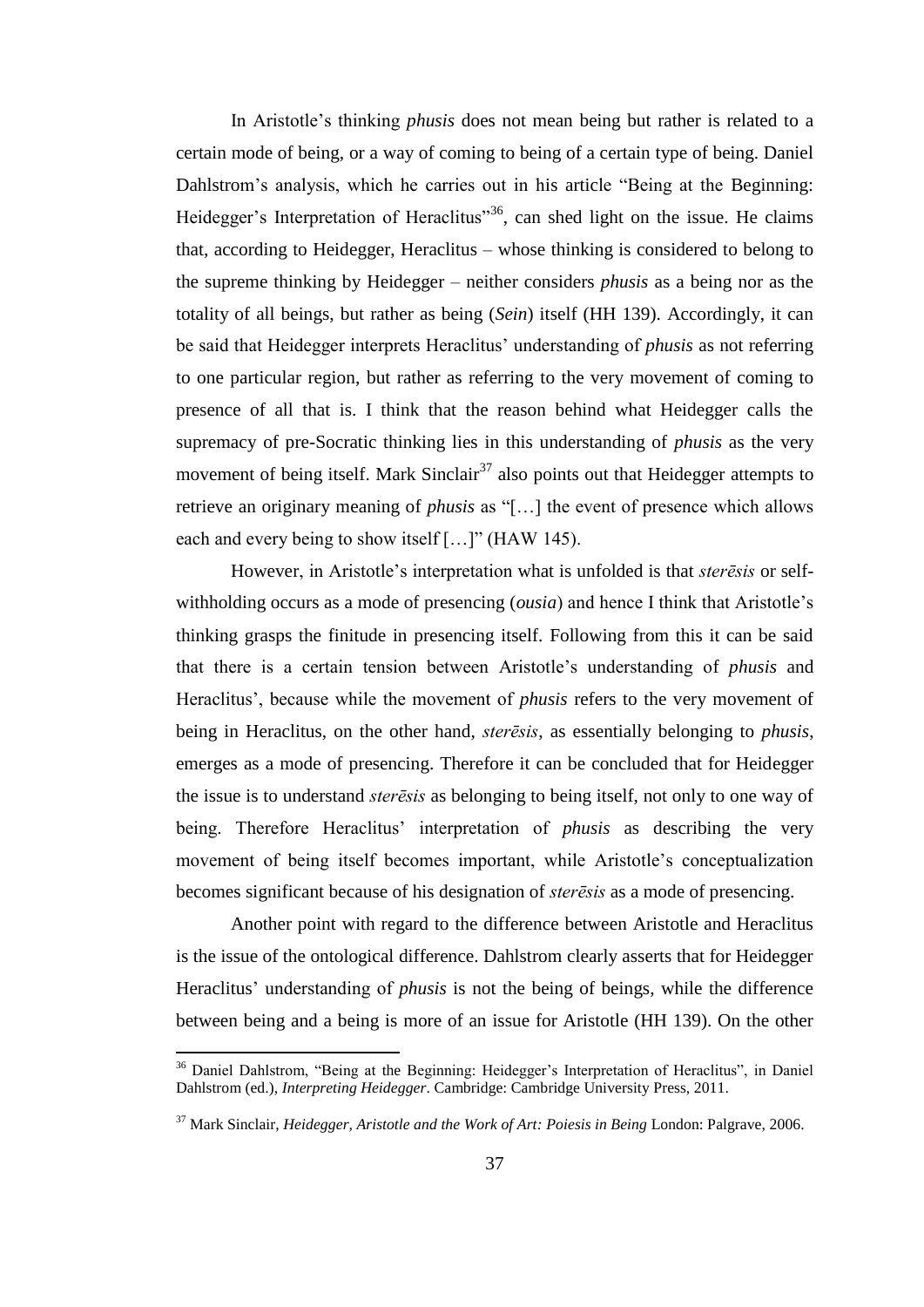In Aristotle's thinking *phusis* does not mean being but rather is related to a certain mode of being, or a way of coming to being of a certain type of being. Daniel Dahlstrom's analysis, which he carries out in his article "Being at the Beginning: Heidegger's Interpretation of Heraclitus"[36], can shed light on the issue. He claims that, according to Heidegger, Heraclitus – whose thinking is considered to belong to the supreme thinking by Heidegger – neither considers *phusis* as a being nor as the totality of all beings, but rather as being (*Sein*) itself (HH 139). Accordingly, it can be said that Heidegger interprets Heraclitus' understanding of *phusis* as not referring to one particular region, but rather as referring to the very movement of coming to presence of all that is. I think that the reason behind what Heidegger calls the supremacy of pre-Socratic thinking lies in this understanding of *phusis* as the very movement of being itself. Mark Sinclair[37] also points out that Heidegger attempts to retrieve an originary meaning of *phusis* as "[…] the event of presence which allows each and every being to show itself […]" (HAW 145).

However, in Aristotle's interpretation what is unfolded is that *sterēsis* or self-withholding occurs as a mode of presencing (*ousia*) and hence I think that Aristotle's thinking grasps the finitude in presencing itself. Following from this it can be said that there is a certain tension between Aristotle's understanding of *phusis* and Heraclitus', because while the movement of *phusis* refers to the very movement of being in Heraclitus, on the other hand, *sterēsis*, as essentially belonging to *phusis*, emerges as a mode of presencing. Therefore it can be concluded that for Heidegger the issue is to understand *sterēsis* as belonging to being itself, not only to one way of being. Therefore Heraclitus' interpretation of *phusis* as describing the very movement of being itself becomes important, while Aristotle's conceptualization becomes significant because of his designation of *sterēsis* as a mode of presencing.

Another point with regard to the difference between Aristotle and Heraclitus is the issue of the ontological difference. Dahlstrom clearly asserts that for Heidegger Heraclitus' understanding of *phusis* is not the being of beings, while the difference between being and a being is more of an issue for Aristotle (HH 139). On the other

[36] Daniel Dahlstrom, "Being at the Beginning: Heidegger's Interpretation of Heraclitus", in Daniel Dahlstrom (ed.), *Interpreting Heidegger*. Cambridge: Cambridge University Press, 2011.

[37] Mark Sinclair, *Heidegger, Aristotle and the Work of Art: Poiesis in Being* London: Palgrave, 2006.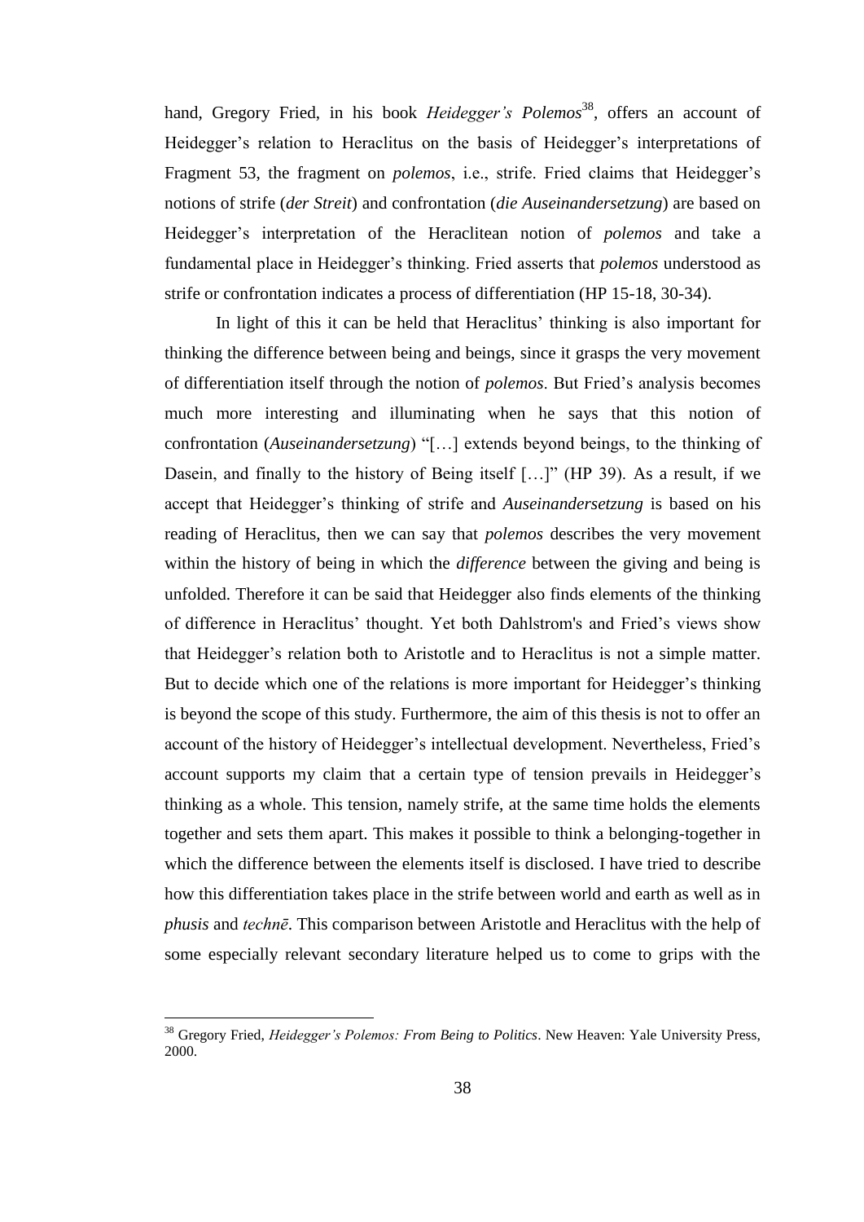hand, Gregory Fried, in his book *Heidegger's Polemos*[38], offers an account of Heidegger's relation to Heraclitus on the basis of Heidegger's interpretations of Fragment 53, the fragment on *polemos*, i.e., strife. Fried claims that Heidegger's notions of strife (*der Streit*) and confrontation (*die Auseinandersetzung*) are based on Heidegger's interpretation of the Heraclitean notion of *polemos* and take a fundamental place in Heidegger's thinking. Fried asserts that *polemos* understood as strife or confrontation indicates a process of differentiation (HP 15-18, 30-34).

In light of this it can be held that Heraclitus' thinking is also important for thinking the difference between being and beings, since it grasps the very movement of differentiation itself through the notion of *polemos*. But Fried's analysis becomes much more interesting and illuminating when he says that this notion of confrontation (*Auseinandersetzung*) "[…] extends beyond beings, to the thinking of Dasein, and finally to the history of Being itself […]" (HP 39). As a result, if we accept that Heidegger's thinking of strife and *Auseinandersetzung* is based on his reading of Heraclitus, then we can say that *polemos* describes the very movement within the history of being in which the *difference* between the giving and being is unfolded. Therefore it can be said that Heidegger also finds elements of the thinking of difference in Heraclitus' thought. Yet both Dahlstrom's and Fried's views show that Heidegger's relation both to Aristotle and to Heraclitus is not a simple matter. But to decide which one of the relations is more important for Heidegger's thinking is beyond the scope of this study. Furthermore, the aim of this thesis is not to offer an account of the history of Heidegger's intellectual development. Nevertheless, Fried's account supports my claim that a certain type of tension prevails in Heidegger's thinking as a whole. This tension, namely strife, at the same time holds the elements together and sets them apart. This makes it possible to think a belonging-together in which the difference between the elements itself is disclosed. I have tried to describe how this differentiation takes place in the strife between world and earth as well as in *phusis* and *technē*. This comparison between Aristotle and Heraclitus with the help of some especially relevant secondary literature helped us to come to grips with the

[38] Gregory Fried, *Heidegger's Polemos: From Being to Politics*. New Heaven: Yale University Press, 2000.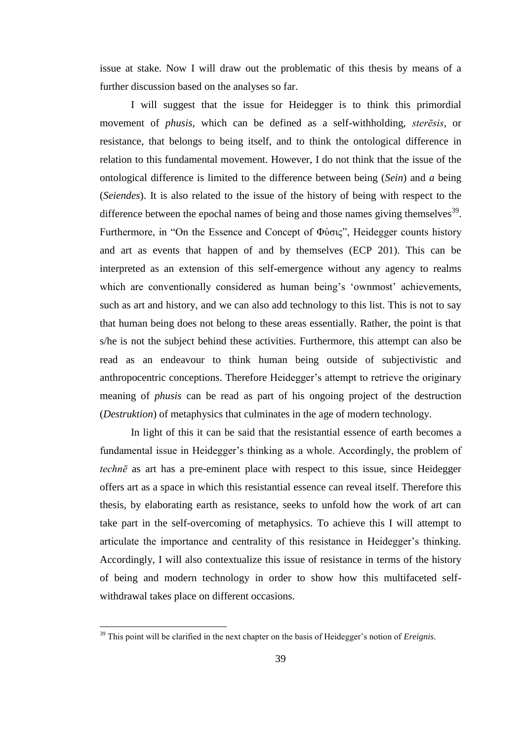issue at stake. Now I will draw out the problematic of this thesis by means of a further discussion based on the analyses so far.

I will suggest that the issue for Heidegger is to think this primordial movement of *phusis*, which can be defined as a self-withholding, *sterēsis*, or resistance, that belongs to being itself, and to think the ontological difference in relation to this fundamental movement. However, I do not think that the issue of the ontological difference is limited to the difference between being (*Sein*) and *a* being (*Seiendes*). It is also related to the issue of the history of being with respect to the difference between the epochal names of being and those names giving themselves[39]. Furthermore, in "On the Essence and Concept of Φὐσις", Heidegger counts history and art as events that happen of and by themselves (ECP 201). This can be interpreted as an extension of this self-emergence without any agency to realms which are conventionally considered as human being's 'ownmost' achievements, such as art and history, and we can also add technology to this list. This is not to say that human being does not belong to these areas essentially. Rather, the point is that s/he is not the subject behind these activities. Furthermore, this attempt can also be read as an endeavour to think human being outside of subjectivistic and anthropocentric conceptions. Therefore Heidegger's attempt to retrieve the originary meaning of *phusis* can be read as part of his ongoing project of the destruction (*Destruktion*) of metaphysics that culminates in the age of modern technology.

In light of this it can be said that the resistantial essence of earth becomes a fundamental issue in Heidegger's thinking as a whole. Accordingly, the problem of *technē* as art has a pre-eminent place with respect to this issue, since Heidegger offers art as a space in which this resistantial essence can reveal itself. Therefore this thesis, by elaborating earth as resistance, seeks to unfold how the work of art can take part in the self-overcoming of metaphysics. To achieve this I will attempt to articulate the importance and centrality of this resistance in Heidegger's thinking. Accordingly, I will also contextualize this issue of resistance in terms of the history of being and modern technology in order to show how this multifaceted self-withdrawal takes place on different occasions.

---

[39] This point will be clarified in the next chapter on the basis of Heidegger's notion of *Ereignis*.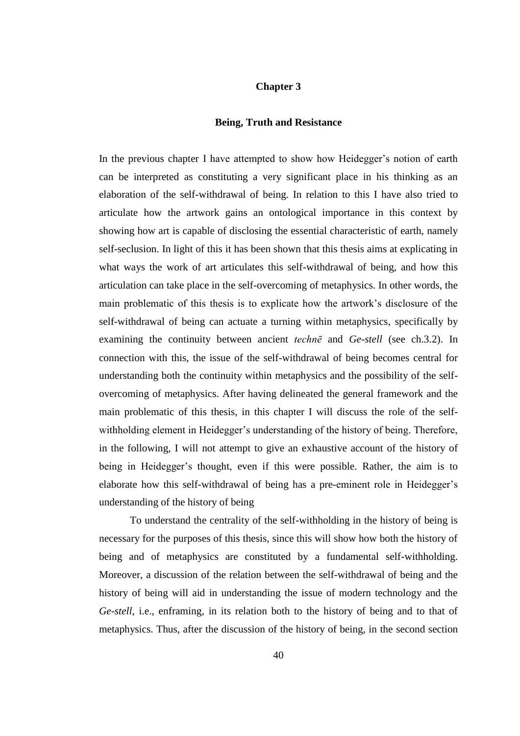# Chapter 3

## Being, Truth and Resistance

In the previous chapter I have attempted to show how Heidegger's notion of earth can be interpreted as constituting a very significant place in his thinking as an elaboration of the self-withdrawal of being. In relation to this I have also tried to articulate how the artwork gains an ontological importance in this context by showing how art is capable of disclosing the essential characteristic of earth, namely self-seclusion. In light of this it has been shown that this thesis aims at explicating in what ways the work of art articulates this self-withdrawal of being, and how this articulation can take place in the self-overcoming of metaphysics. In other words, the main problematic of this thesis is to explicate how the artwork's disclosure of the self-withdrawal of being can actuate a turning within metaphysics, specifically by examining the continuity between ancient *technē* and *Ge-stell* (see ch.3.2). In connection with this, the issue of the self-withdrawal of being becomes central for understanding both the continuity within metaphysics and the possibility of the self-overcoming of metaphysics. After having delineated the general framework and the main problematic of this thesis, in this chapter I will discuss the role of the self-withholding element in Heidegger's understanding of the history of being. Therefore, in the following, I will not attempt to give an exhaustive account of the history of being in Heidegger's thought, even if this were possible. Rather, the aim is to elaborate how this self-withdrawal of being has a pre-eminent role in Heidegger's understanding of the history of being

To understand the centrality of the self-withholding in the history of being is necessary for the purposes of this thesis, since this will show how both the history of being and of metaphysics are constituted by a fundamental self-withholding. Moreover, a discussion of the relation between the self-withdrawal of being and the history of being will aid in understanding the issue of modern technology and the *Ge-stell*, i.e., enframing, in its relation both to the history of being and to that of metaphysics. Thus, after the discussion of the history of being, in the second section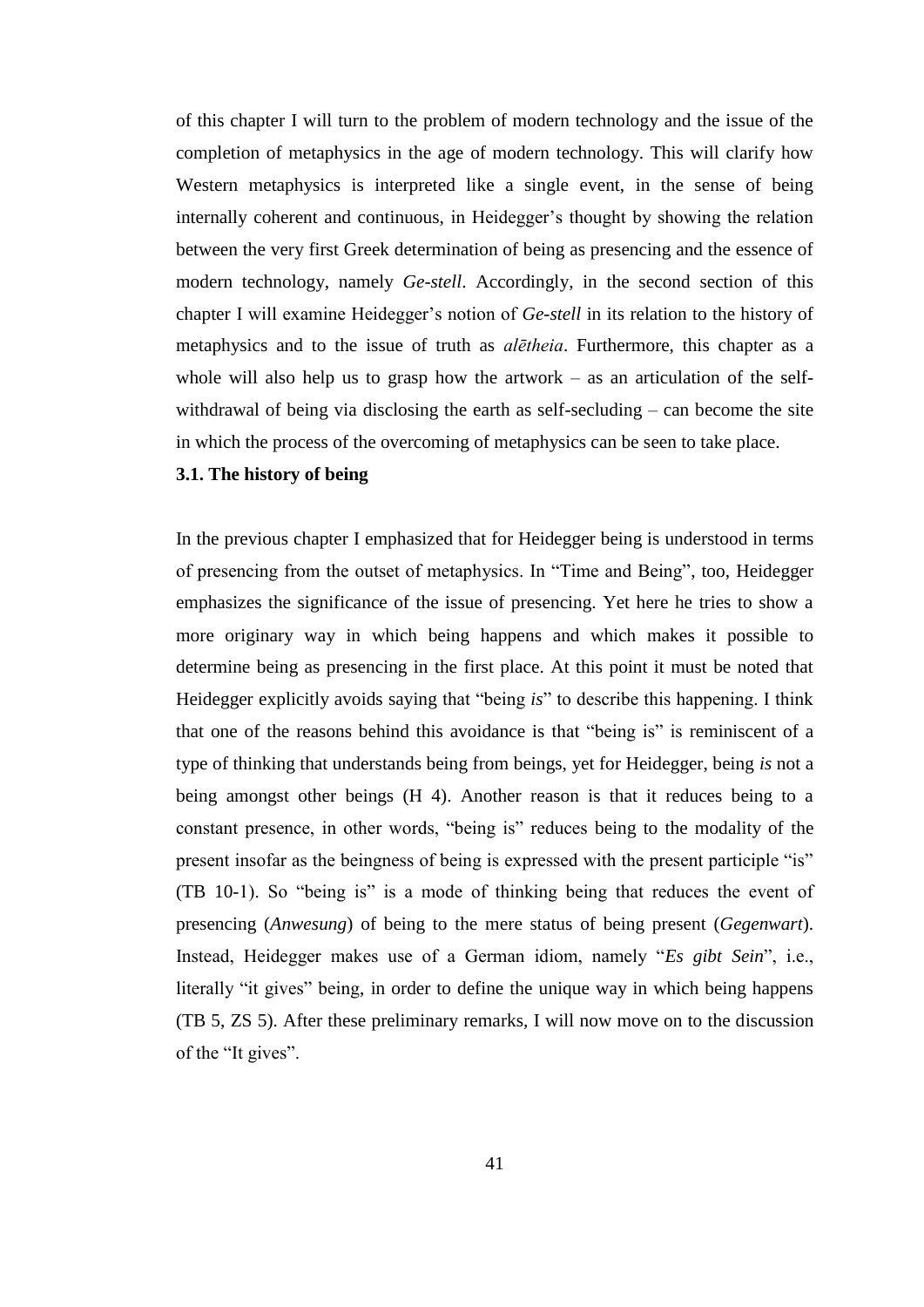of this chapter I will turn to the problem of modern technology and the issue of the completion of metaphysics in the age of modern technology. This will clarify how Western metaphysics is interpreted like a single event, in the sense of being internally coherent and continuous, in Heidegger's thought by showing the relation between the very first Greek determination of being as presencing and the essence of modern technology, namely *Ge-stell*. Accordingly, in the second section of this chapter I will examine Heidegger's notion of *Ge-stell* in its relation to the history of metaphysics and to the issue of truth as *alētheia*. Furthermore, this chapter as a whole will also help us to grasp how the artwork – as an articulation of the self-withdrawal of being via disclosing the earth as self-secluding – can become the site in which the process of the overcoming of metaphysics can be seen to take place.

### 3.1. The history of being

In the previous chapter I emphasized that for Heidegger being is understood in terms of presencing from the outset of metaphysics. In "Time and Being", too, Heidegger emphasizes the significance of the issue of presencing. Yet here he tries to show a more originary way in which being happens and which makes it possible to determine being as presencing in the first place. At this point it must be noted that Heidegger explicitly avoids saying that "being *is*" to describe this happening. I think that one of the reasons behind this avoidance is that "being is" is reminiscent of a type of thinking that understands being from beings, yet for Heidegger, being *is* not a being amongst other beings (H 4). Another reason is that it reduces being to a constant presence, in other words, "being is" reduces being to the modality of the present insofar as the beingness of being is expressed with the present participle "is" (TB 10-1). So "being is" is a mode of thinking being that reduces the event of presencing (*Anwesung*) of being to the mere status of being present (*Gegenwart*). Instead, Heidegger makes use of a German idiom, namely "*Es gibt Sein*", i.e., literally "it gives" being, in order to define the unique way in which being happens (TB 5, ZS 5). After these preliminary remarks, I will now move on to the discussion of the "It gives".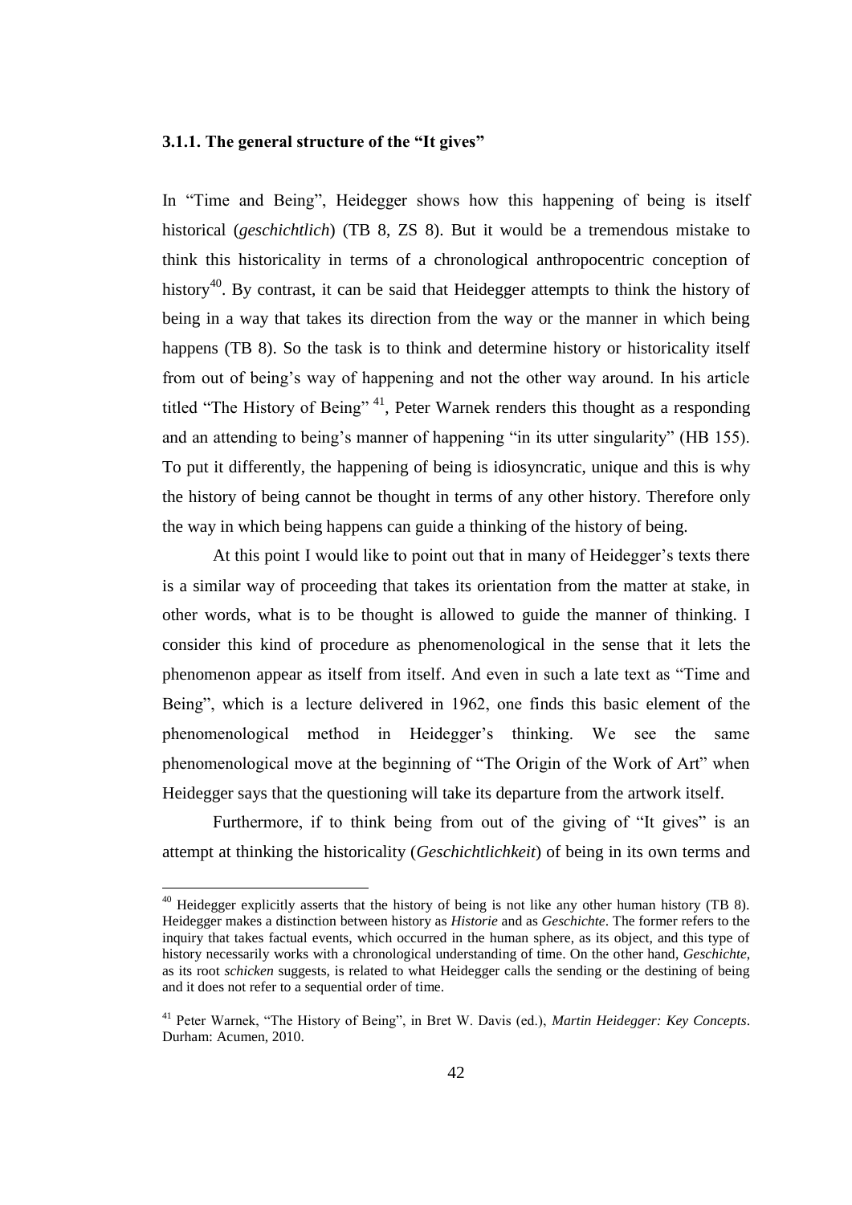### 3.1.1. The general structure of the "It gives"

In "Time and Being", Heidegger shows how this happening of being is itself historical (*geschichtlich*) (TB 8, ZS 8). But it would be a tremendous mistake to think this historicality in terms of a chronological anthropocentric conception of history[40]. By contrast, it can be said that Heidegger attempts to think the history of being in a way that takes its direction from the way or the manner in which being happens (TB 8). So the task is to think and determine history or historicality itself from out of being's way of happening and not the other way around. In his article titled "The History of Being" [41], Peter Warnek renders this thought as a responding and an attending to being's manner of happening "in its utter singularity" (HB 155). To put it differently, the happening of being is idiosyncratic, unique and this is why the history of being cannot be thought in terms of any other history. Therefore only the way in which being happens can guide a thinking of the history of being.

At this point I would like to point out that in many of Heidegger's texts there is a similar way of proceeding that takes its orientation from the matter at stake, in other words, what is to be thought is allowed to guide the manner of thinking. I consider this kind of procedure as phenomenological in the sense that it lets the phenomenon appear as itself from itself. And even in such a late text as "Time and Being", which is a lecture delivered in 1962, one finds this basic element of the phenomenological method in Heidegger's thinking. We see the same phenomenological move at the beginning of "The Origin of the Work of Art" when Heidegger says that the questioning will take its departure from the artwork itself.

Furthermore, if to think being from out of the giving of "It gives" is an attempt at thinking the historicality (*Geschichtlichkeit*) of being in its own terms and

---

[40] Heidegger explicitly asserts that the history of being is not like any other human history (TB 8). Heidegger makes a distinction between history as *Historie* and as *Geschichte*. The former refers to the inquiry that takes factual events, which occurred in the human sphere, as its object, and this type of history necessarily works with a chronological understanding of time. On the other hand, *Geschichte*, as its root *schicken* suggests, is related to what Heidegger calls the sending or the destining of being and it does not refer to a sequential order of time.

[41] Peter Warnek, "The History of Being", in Bret W. Davis (ed.), *Martin Heidegger: Key Concepts*. Durham: Acumen, 2010.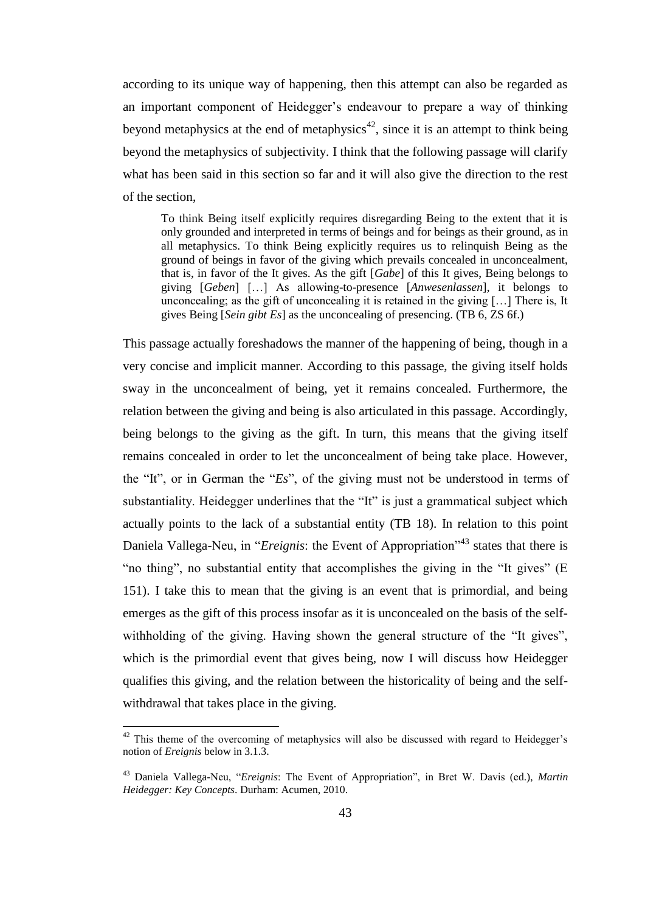according to its unique way of happening, then this attempt can also be regarded as an important component of Heidegger's endeavour to prepare a way of thinking beyond metaphysics at the end of metaphysics[42], since it is an attempt to think being beyond the metaphysics of subjectivity. I think that the following passage will clarify what has been said in this section so far and it will also give the direction to the rest of the section,

> To think Being itself explicitly requires disregarding Being to the extent that it is only grounded and interpreted in terms of beings and for beings as their ground, as in all metaphysics. To think Being explicitly requires us to relinquish Being as the ground of beings in favor of the giving which prevails concealed in unconcealment, that is, in favor of the It gives. As the gift [*Gabe*] of this It gives, Being belongs to giving [*Geben*] […] As allowing-to-presence [*Anwesenlassen*], it belongs to unconcealing; as the gift of unconcealing it is retained in the giving […] There is, It gives Being [*Sein gibt Es*] as the unconcealing of presencing. (TB 6, ZS 6f.)

This passage actually foreshadows the manner of the happening of being, though in a very concise and implicit manner. According to this passage, the giving itself holds sway in the unconcealment of being, yet it remains concealed. Furthermore, the relation between the giving and being is also articulated in this passage. Accordingly, being belongs to the giving as the gift. In turn, this means that the giving itself remains concealed in order to let the unconcealment of being take place. However, the "It", or in German the "*Es*", of the giving must not be understood in terms of substantiality. Heidegger underlines that the "It" is just a grammatical subject which actually points to the lack of a substantial entity (TB 18). In relation to this point Daniela Vallega-Neu, in "*Ereignis*: the Event of Appropriation"[43] states that there is "no thing", no substantial entity that accomplishes the giving in the "It gives" (E 151). I take this to mean that the giving is an event that is primordial, and being emerges as the gift of this process insofar as it is unconcealed on the basis of the self-withholding of the giving. Having shown the general structure of the "It gives", which is the primordial event that gives being, now I will discuss how Heidegger qualifies this giving, and the relation between the historicality of being and the self-withdrawal that takes place in the giving.

---

[42] This theme of the overcoming of metaphysics will also be discussed with regard to Heidegger's notion of *Ereignis* below in 3.1.3.

[43] Daniela Vallega-Neu, "*Ereignis*: The Event of Appropriation", in Bret W. Davis (ed.), *Martin Heidegger: Key Concepts*. Durham: Acumen, 2010.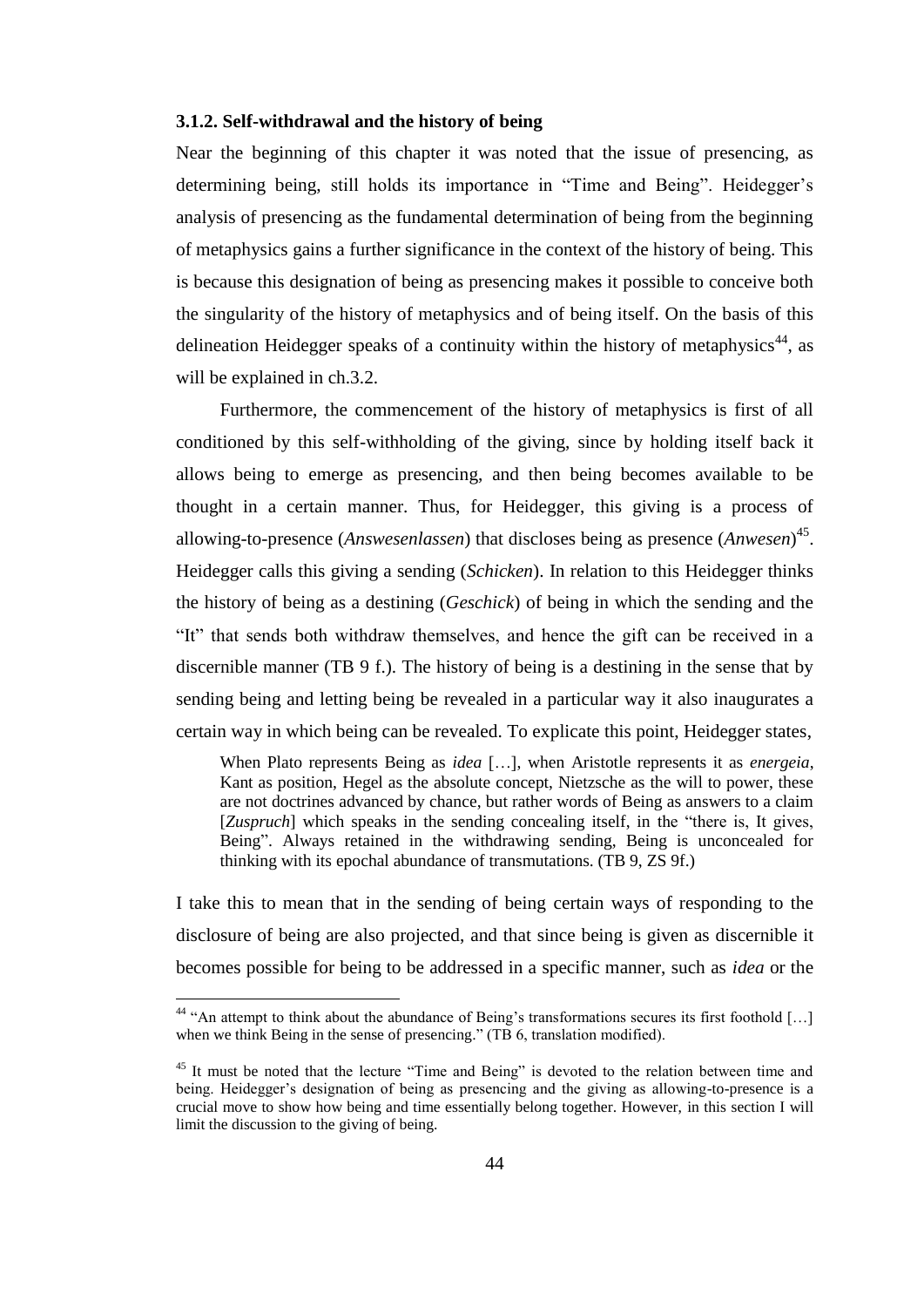### 3.1.2. Self-withdrawal and the history of being

Near the beginning of this chapter it was noted that the issue of presencing, as determining being, still holds its importance in "Time and Being". Heidegger's analysis of presencing as the fundamental determination of being from the beginning of metaphysics gains a further significance in the context of the history of being. This is because this designation of being as presencing makes it possible to conceive both the singularity of the history of metaphysics and of being itself. On the basis of this delineation Heidegger speaks of a continuity within the history of metaphysics[44], as will be explained in ch.3.2.

Furthermore, the commencement of the history of metaphysics is first of all conditioned by this self-withholding of the giving, since by holding itself back it allows being to emerge as presencing, and then being becomes available to be thought in a certain manner. Thus, for Heidegger, this giving is a process of allowing-to-presence (*Answesenlassen*) that discloses being as presence (*Anwesen*)[45]. Heidegger calls this giving a sending (*Schicken*). In relation to this Heidegger thinks the history of being as a destining (*Geschick*) of being in which the sending and the "It" that sends both withdraw themselves, and hence the gift can be received in a discernible manner (TB 9 f.). The history of being is a destining in the sense that by sending being and letting being be revealed in a particular way it also inaugurates a certain way in which being can be revealed. To explicate this point, Heidegger states,

> When Plato represents Being as *idea* […], when Aristotle represents it as *energeia*, Kant as position, Hegel as the absolute concept, Nietzsche as the will to power, these are not doctrines advanced by chance, but rather words of Being as answers to a claim [*Zuspruch*] which speaks in the sending concealing itself, in the "there is, It gives, Being". Always retained in the withdrawing sending, Being is unconcealed for thinking with its epochal abundance of transmutations. (TB 9, ZS 9f.)

I take this to mean that in the sending of being certain ways of responding to the disclosure of being are also projected, and that since being is given as discernible it becomes possible for being to be addressed in a specific manner, such as *idea* or the

---

[44] "An attempt to think about the abundance of Being's transformations secures its first foothold […] when we think Being in the sense of presencing." (TB 6, translation modified).

[45] It must be noted that the lecture "Time and Being" is devoted to the relation between time and being. Heidegger's designation of being as presencing and the giving as allowing-to-presence is a crucial move to show how being and time essentially belong together. However, in this section I will limit the discussion to the giving of being.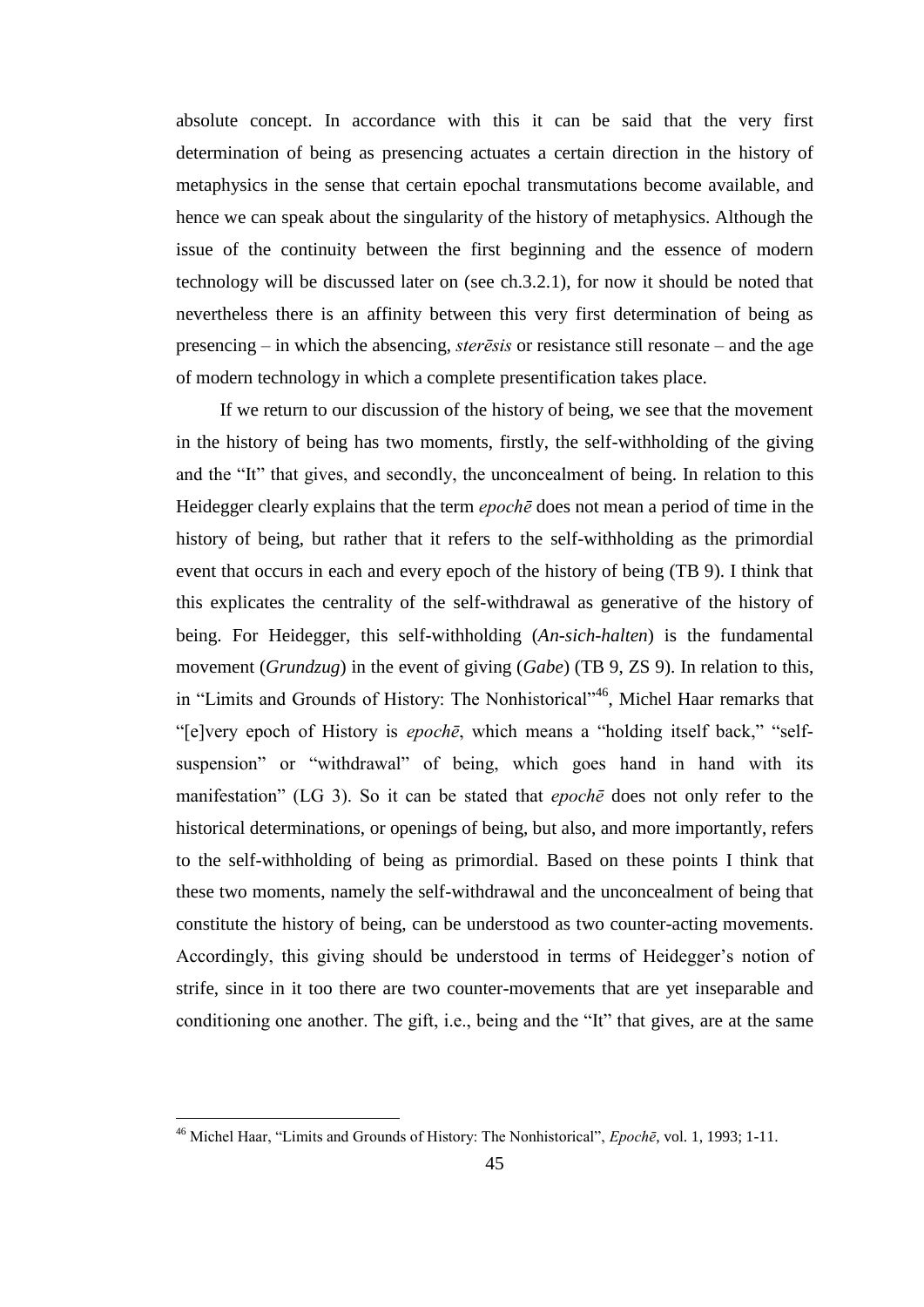absolute concept. In accordance with this it can be said that the very first determination of being as presencing actuates a certain direction in the history of metaphysics in the sense that certain epochal transmutations become available, and hence we can speak about the singularity of the history of metaphysics. Although the issue of the continuity between the first beginning and the essence of modern technology will be discussed later on (see ch.3.2.1), for now it should be noted that nevertheless there is an affinity between this very first determination of being as presencing – in which the absencing, *sterēsis* or resistance still resonate – and the age of modern technology in which a complete presentification takes place.

If we return to our discussion of the history of being, we see that the movement in the history of being has two moments, firstly, the self-withholding of the giving and the "It" that gives, and secondly, the unconcealment of being. In relation to this Heidegger clearly explains that the term *epochē* does not mean a period of time in the history of being, but rather that it refers to the self-withholding as the primordial event that occurs in each and every epoch of the history of being (TB 9). I think that this explicates the centrality of the self-withdrawal as generative of the history of being. For Heidegger, this self-withholding (*An-sich-halten*) is the fundamental movement (*Grundzug*) in the event of giving (*Gabe*) (TB 9, ZS 9). In relation to this, in "Limits and Grounds of History: The Nonhistorical"[46], Michel Haar remarks that "[e]very epoch of History is *epochē*, which means a "holding itself back," "self-suspension" or "withdrawal" of being, which goes hand in hand with its manifestation" (LG 3). So it can be stated that *epochē* does not only refer to the historical determinations, or openings of being, but also, and more importantly, refers to the self-withholding of being as primordial. Based on these points I think that these two moments, namely the self-withdrawal and the unconcealment of being that constitute the history of being, can be understood as two counter-acting movements. Accordingly, this giving should be understood in terms of Heidegger's notion of strife, since in it too there are two counter-movements that are yet inseparable and conditioning one another. The gift, i.e., being and the "It" that gives, are at the same

---

[46] Michel Haar, "Limits and Grounds of History: The Nonhistorical", *Epochē*, vol. 1, 1993; 1-11.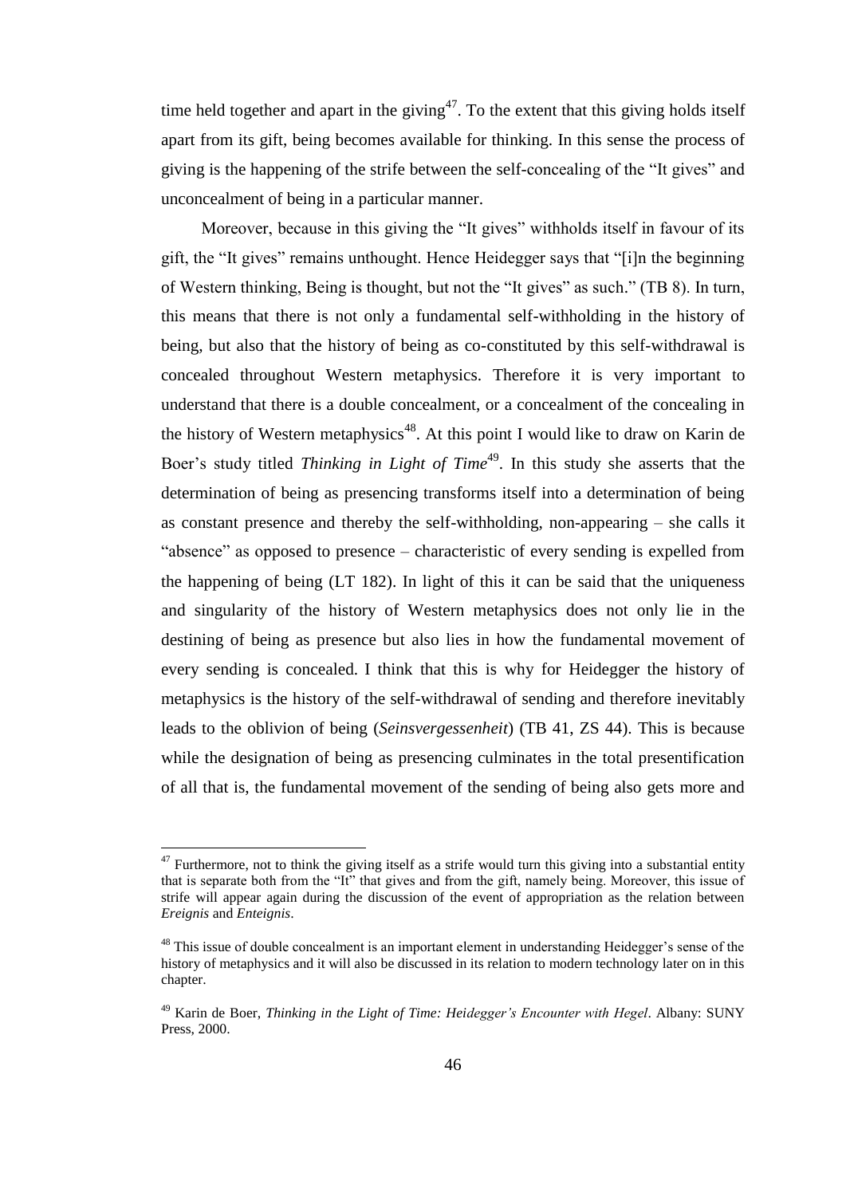time held together and apart in the giving[47]. To the extent that this giving holds itself apart from its gift, being becomes available for thinking. In this sense the process of giving is the happening of the strife between the self-concealing of the "It gives" and unconcealment of being in a particular manner.

Moreover, because in this giving the "It gives" withholds itself in favour of its gift, the "It gives" remains unthought. Hence Heidegger says that "[i]n the beginning of Western thinking, Being is thought, but not the "It gives" as such." (TB 8). In turn, this means that there is not only a fundamental self-withholding in the history of being, but also that the history of being as co-constituted by this self-withdrawal is concealed throughout Western metaphysics. Therefore it is very important to understand that there is a double concealment, or a concealment of the concealing in the history of Western metaphysics[48]. At this point I would like to draw on Karin de Boer's study titled *Thinking in Light of Time*[49]. In this study she asserts that the determination of being as presencing transforms itself into a determination of being as constant presence and thereby the self-withholding, non-appearing – she calls it "absence" as opposed to presence – characteristic of every sending is expelled from the happening of being (LT 182). In light of this it can be said that the uniqueness and singularity of the history of Western metaphysics does not only lie in the destining of being as presence but also lies in how the fundamental movement of every sending is concealed. I think that this is why for Heidegger the history of metaphysics is the history of the self-withdrawal of sending and therefore inevitably leads to the oblivion of being (*Seinsvergessenheit*) (TB 41, ZS 44). This is because while the designation of being as presencing culminates in the total presentification of all that is, the fundamental movement of the sending of being also gets more and

[47] Furthermore, not to think the giving itself as a strife would turn this giving into a substantial entity that is separate both from the "It" that gives and from the gift, namely being. Moreover, this issue of strife will appear again during the discussion of the event of appropriation as the relation between *Ereignis* and *Enteignis*.

[48] This issue of double concealment is an important element in understanding Heidegger's sense of the history of metaphysics and it will also be discussed in its relation to modern technology later on in this chapter.

[49] Karin de Boer, *Thinking in the Light of Time: Heidegger's Encounter with Hegel*. Albany: SUNY Press, 2000.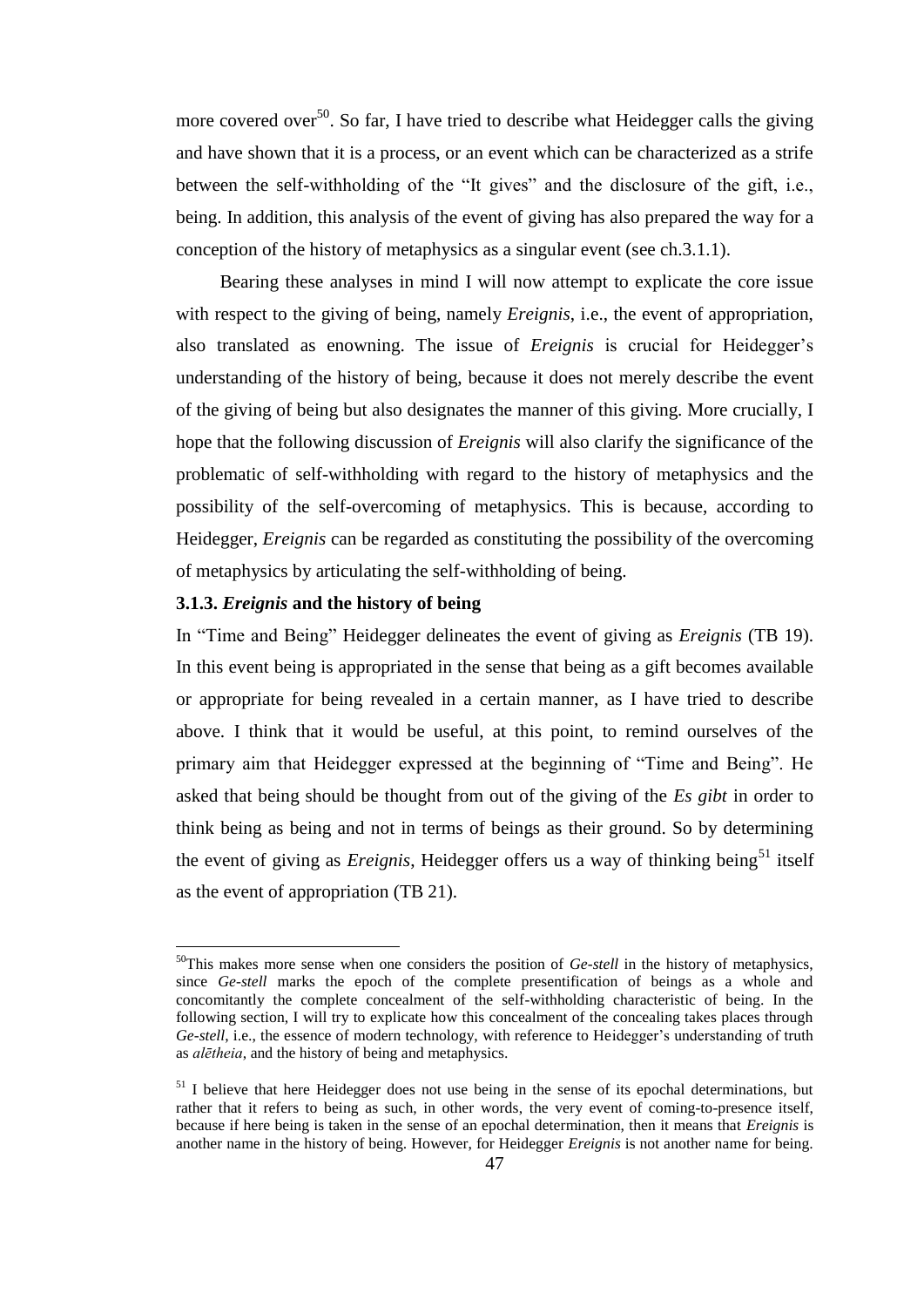more covered over[50]. So far, I have tried to describe what Heidegger calls the giving and have shown that it is a process, or an event which can be characterized as a strife between the self-withholding of the "It gives" and the disclosure of the gift, i.e., being. In addition, this analysis of the event of giving has also prepared the way for a conception of the history of metaphysics as a singular event (see ch.3.1.1).

Bearing these analyses in mind I will now attempt to explicate the core issue with respect to the giving of being, namely *Ereignis*, i.e., the event of appropriation, also translated as enowning. The issue of *Ereignis* is crucial for Heidegger's understanding of the history of being, because it does not merely describe the event of the giving of being but also designates the manner of this giving. More crucially, I hope that the following discussion of *Ereignis* will also clarify the significance of the problematic of self-withholding with regard to the history of metaphysics and the possibility of the self-overcoming of metaphysics. This is because, according to Heidegger, *Ereignis* can be regarded as constituting the possibility of the overcoming of metaphysics by articulating the self-withholding of being.

### 3.1.3. *Ereignis* and the history of being

In "Time and Being" Heidegger delineates the event of giving as *Ereignis* (TB 19). In this event being is appropriated in the sense that being as a gift becomes available or appropriate for being revealed in a certain manner, as I have tried to describe above. I think that it would be useful, at this point, to remind ourselves of the primary aim that Heidegger expressed at the beginning of "Time and Being". He asked that being should be thought from out of the giving of the *Es gibt* in order to think being as being and not in terms of beings as their ground. So by determining the event of giving as *Ereignis*, Heidegger offers us a way of thinking being[51] itself as the event of appropriation (TB 21).

---

[50]This makes more sense when one considers the position of *Ge-stell* in the history of metaphysics, since *Ge-stell* marks the epoch of the complete presentification of beings as a whole and concomitantly the complete concealment of the self-withholding characteristic of being. In the following section, I will try to explicate how this concealment of the concealing takes places through *Ge-stell*, i.e., the essence of modern technology, with reference to Heidegger's understanding of truth as *alētheia*, and the history of being and metaphysics.

[51] I believe that here Heidegger does not use being in the sense of its epochal determinations, but rather that it refers to being as such, in other words, the very event of coming-to-presence itself, because if here being is taken in the sense of an epochal determination, then it means that *Ereignis* is another name in the history of being. However, for Heidegger *Ereignis* is not another name for being.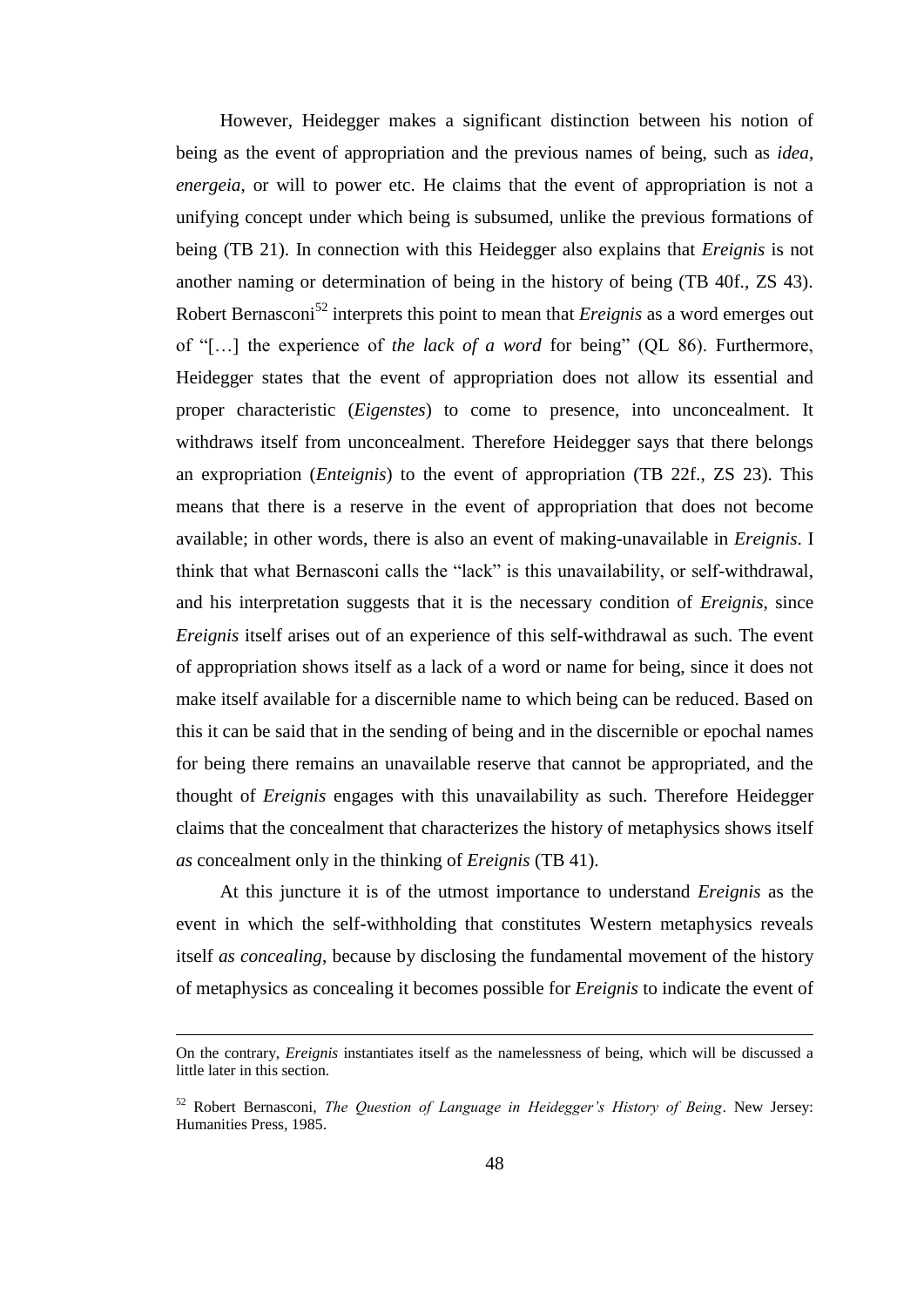However, Heidegger makes a significant distinction between his notion of being as the event of appropriation and the previous names of being, such as *idea*, *energeia*, or will to power etc. He claims that the event of appropriation is not a unifying concept under which being is subsumed, unlike the previous formations of being (TB 21). In connection with this Heidegger also explains that *Ereignis* is not another naming or determination of being in the history of being (TB 40f., ZS 43). Robert Bernasconi[52] interprets this point to mean that *Ereignis* as a word emerges out of "[…] the experience of *the lack of a word* for being" (QL 86). Furthermore, Heidegger states that the event of appropriation does not allow its essential and proper characteristic (*Eigenstes*) to come to presence, into unconcealment. It withdraws itself from unconcealment. Therefore Heidegger says that there belongs an expropriation (*Enteignis*) to the event of appropriation (TB 22f., ZS 23). This means that there is a reserve in the event of appropriation that does not become available; in other words, there is also an event of making-unavailable in *Ereignis*. I think that what Bernasconi calls the "lack" is this unavailability, or self-withdrawal, and his interpretation suggests that it is the necessary condition of *Ereignis*, since *Ereignis* itself arises out of an experience of this self-withdrawal as such. The event of appropriation shows itself as a lack of a word or name for being, since it does not make itself available for a discernible name to which being can be reduced. Based on this it can be said that in the sending of being and in the discernible or epochal names for being there remains an unavailable reserve that cannot be appropriated, and the thought of *Ereignis* engages with this unavailability as such. Therefore Heidegger claims that the concealment that characterizes the history of metaphysics shows itself *as* concealment only in the thinking of *Ereignis* (TB 41).

At this juncture it is of the utmost importance to understand *Ereignis* as the event in which the self-withholding that constitutes Western metaphysics reveals itself *as concealing*, because by disclosing the fundamental movement of the history of metaphysics as concealing it becomes possible for *Ereignis* to indicate the event of

---

On the contrary, *Ereignis* instantiates itself as the namelessness of being, which will be discussed a little later in this section.

[52] Robert Bernasconi, *The Question of Language in Heidegger's History of Being*. New Jersey: Humanities Press, 1985.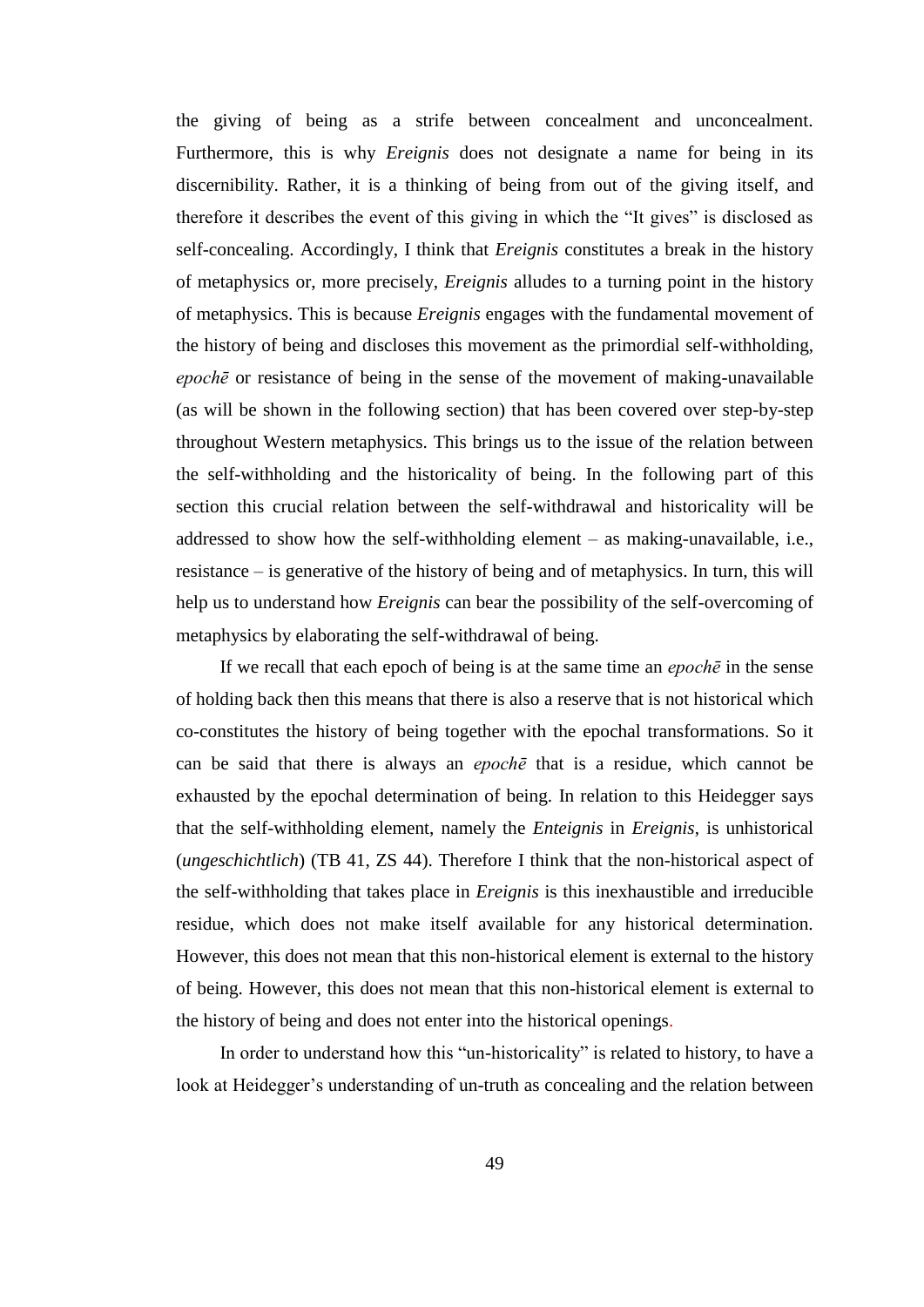the giving of being as a strife between concealment and unconcealment. Furthermore, this is why *Ereignis* does not designate a name for being in its discernibility. Rather, it is a thinking of being from out of the giving itself, and therefore it describes the event of this giving in which the "It gives" is disclosed as self-concealing. Accordingly, I think that *Ereignis* constitutes a break in the history of metaphysics or, more precisely, *Ereignis* alludes to a turning point in the history of metaphysics. This is because *Ereignis* engages with the fundamental movement of the history of being and discloses this movement as the primordial self-withholding, *epochē* or resistance of being in the sense of the movement of making-unavailable (as will be shown in the following section) that has been covered over step-by-step throughout Western metaphysics. This brings us to the issue of the relation between the self-withholding and the historicality of being. In the following part of this section this crucial relation between the self-withdrawal and historicality will be addressed to show how the self-withholding element – as making-unavailable, i.e., resistance – is generative of the history of being and of metaphysics. In turn, this will help us to understand how *Ereignis* can bear the possibility of the self-overcoming of metaphysics by elaborating the self-withdrawal of being.

If we recall that each epoch of being is at the same time an *epochē* in the sense of holding back then this means that there is also a reserve that is not historical which co-constitutes the history of being together with the epochal transformations. So it can be said that there is always an *epochē* that is a residue, which cannot be exhausted by the epochal determination of being. In relation to this Heidegger says that the self-withholding element, namely the *Enteignis* in *Ereignis*, is unhistorical (*ungeschichtlich*) (TB 41, ZS 44). Therefore I think that the non-historical aspect of the self-withholding that takes place in *Ereignis* is this inexhaustible and irreducible residue, which does not make itself available for any historical determination. However, this does not mean that this non-historical element is external to the history of being. However, this does not mean that this non-historical element is external to the history of being and does not enter into the historical openings.

In order to understand how this "un-historicality" is related to history, to have a look at Heidegger's understanding of un-truth as concealing and the relation between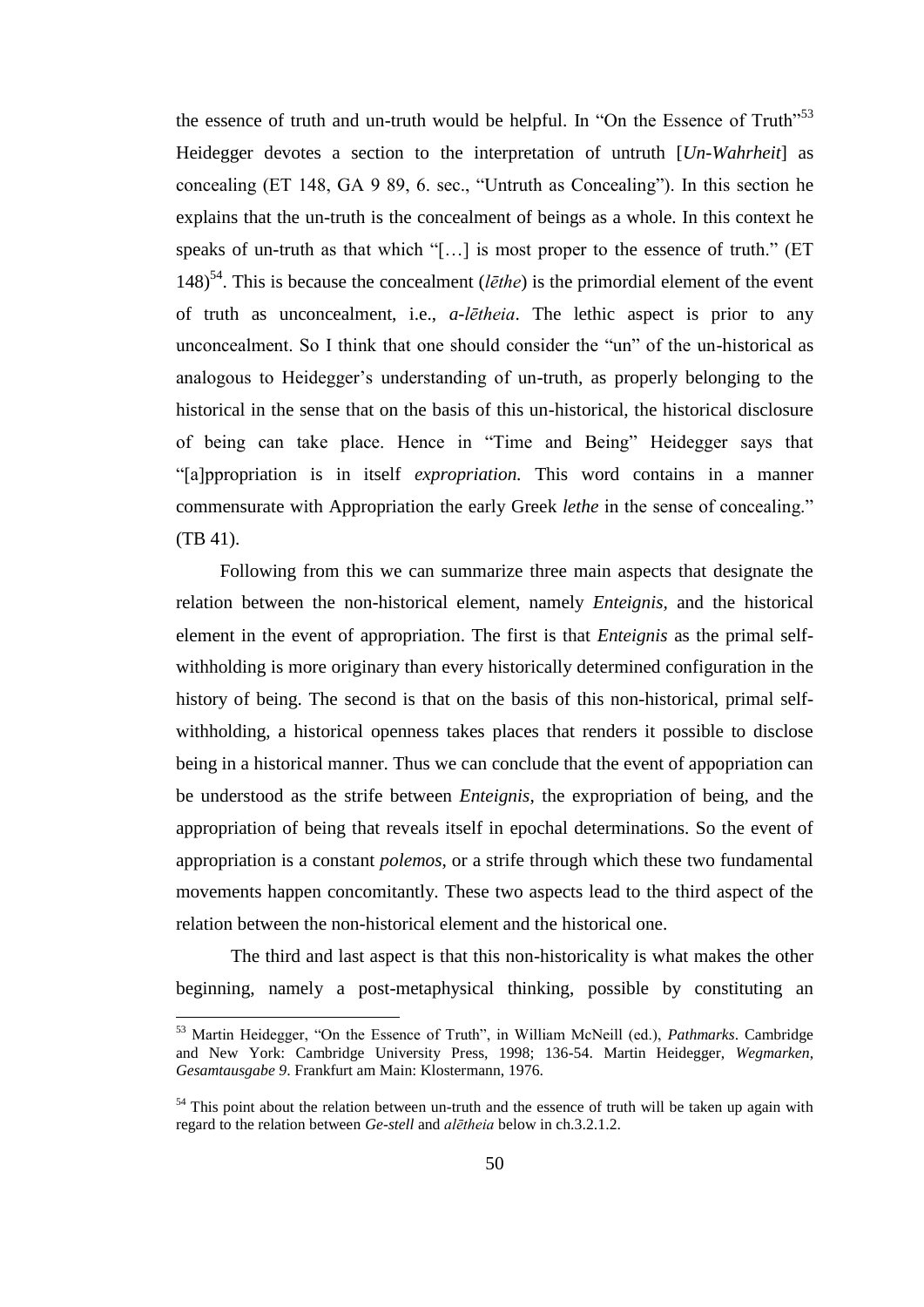the essence of truth and un-truth would be helpful. In "On the Essence of Truth"[53] Heidegger devotes a section to the interpretation of untruth [*Un-Wahrheit*] as concealing (ET 148, GA 9 89, 6. sec., "Untruth as Concealing"). In this section he explains that the un-truth is the concealment of beings as a whole. In this context he speaks of un-truth as that which "[…] is most proper to the essence of truth." (ET 148)[54]. This is because the concealment (*lēthe*) is the primordial element of the event of truth as unconcealment, i.e., *a-lētheia*. The lethic aspect is prior to any unconcealment. So I think that one should consider the "un" of the un-historical as analogous to Heidegger's understanding of un-truth, as properly belonging to the historical in the sense that on the basis of this un-historical, the historical disclosure of being can take place. Hence in "Time and Being" Heidegger says that "[a]ppropriation is in itself *expropriation.* This word contains in a manner commensurate with Appropriation the early Greek *lethe* in the sense of concealing." (TB 41).

Following from this we can summarize three main aspects that designate the relation between the non-historical element, namely *Enteignis*, and the historical element in the event of appropriation. The first is that *Enteignis* as the primal self-withholding is more originary than every historically determined configuration in the history of being. The second is that on the basis of this non-historical, primal self-withholding, a historical openness takes places that renders it possible to disclose being in a historical manner. Thus we can conclude that the event of appopriation can be understood as the strife between *Enteignis*, the expropriation of being, and the appropriation of being that reveals itself in epochal determinations. So the event of appropriation is a constant *polemos*, or a strife through which these two fundamental movements happen concomitantly. These two aspects lead to the third aspect of the relation between the non-historical element and the historical one.

The third and last aspect is that this non-historicality is what makes the other beginning, namely a post-metaphysical thinking, possible by constituting an

---

[53] Martin Heidegger, "On the Essence of Truth", in William McNeill (ed.), *Pathmarks*. Cambridge and New York: Cambridge University Press, 1998; 136-54. Martin Heidegger, *Wegmarken*, *Gesamtausgabe 9*. Frankfurt am Main: Klostermann, 1976.

[54] This point about the relation between un-truth and the essence of truth will be taken up again with regard to the relation between *Ge-stell* and *alētheia* below in ch.3.2.1.2.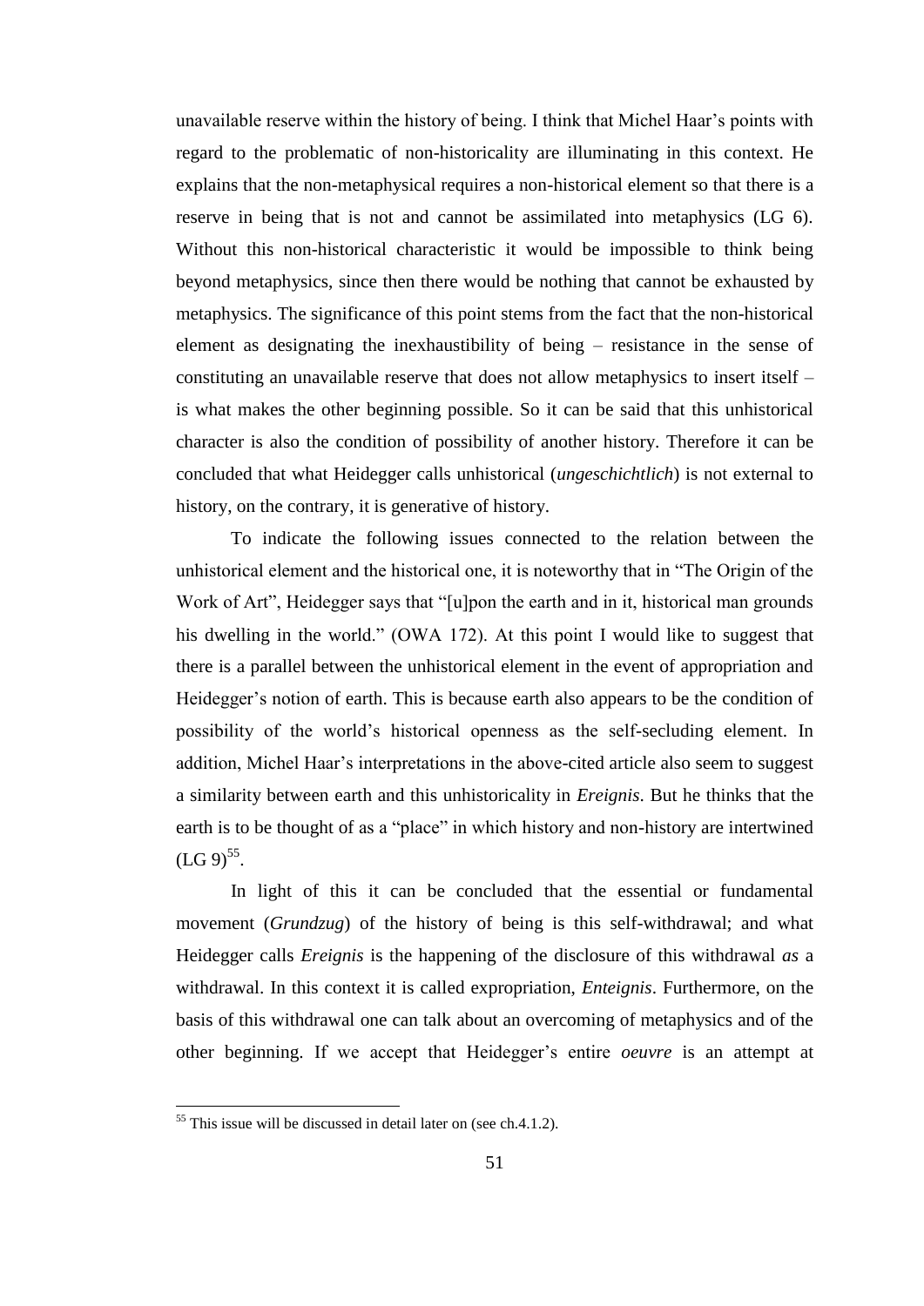unavailable reserve within the history of being. I think that Michel Haar's points with regard to the problematic of non-historicality are illuminating in this context. He explains that the non-metaphysical requires a non-historical element so that there is a reserve in being that is not and cannot be assimilated into metaphysics (LG 6). Without this non-historical characteristic it would be impossible to think being beyond metaphysics, since then there would be nothing that cannot be exhausted by metaphysics. The significance of this point stems from the fact that the non-historical element as designating the inexhaustibility of being – resistance in the sense of constituting an unavailable reserve that does not allow metaphysics to insert itself – is what makes the other beginning possible. So it can be said that this unhistorical character is also the condition of possibility of another history. Therefore it can be concluded that what Heidegger calls unhistorical (*ungeschichtlich*) is not external to history, on the contrary, it is generative of history.

To indicate the following issues connected to the relation between the unhistorical element and the historical one, it is noteworthy that in "The Origin of the Work of Art", Heidegger says that "[u]pon the earth and in it, historical man grounds his dwelling in the world." (OWA 172). At this point I would like to suggest that there is a parallel between the unhistorical element in the event of appropriation and Heidegger's notion of earth. This is because earth also appears to be the condition of possibility of the world's historical openness as the self-secluding element. In addition, Michel Haar's interpretations in the above-cited article also seem to suggest a similarity between earth and this unhistoricality in *Ereignis*. But he thinks that the earth is to be thought of as a "place" in which history and non-history are intertwined (LG 9)[55].

In light of this it can be concluded that the essential or fundamental movement (*Grundzug*) of the history of being is this self-withdrawal; and what Heidegger calls *Ereignis* is the happening of the disclosure of this withdrawal *as* a withdrawal. In this context it is called expropriation, *Enteignis*. Furthermore, on the basis of this withdrawal one can talk about an overcoming of metaphysics and of the other beginning. If we accept that Heidegger's entire *oeuvre* is an attempt at

[55] This issue will be discussed in detail later on (see ch.4.1.2).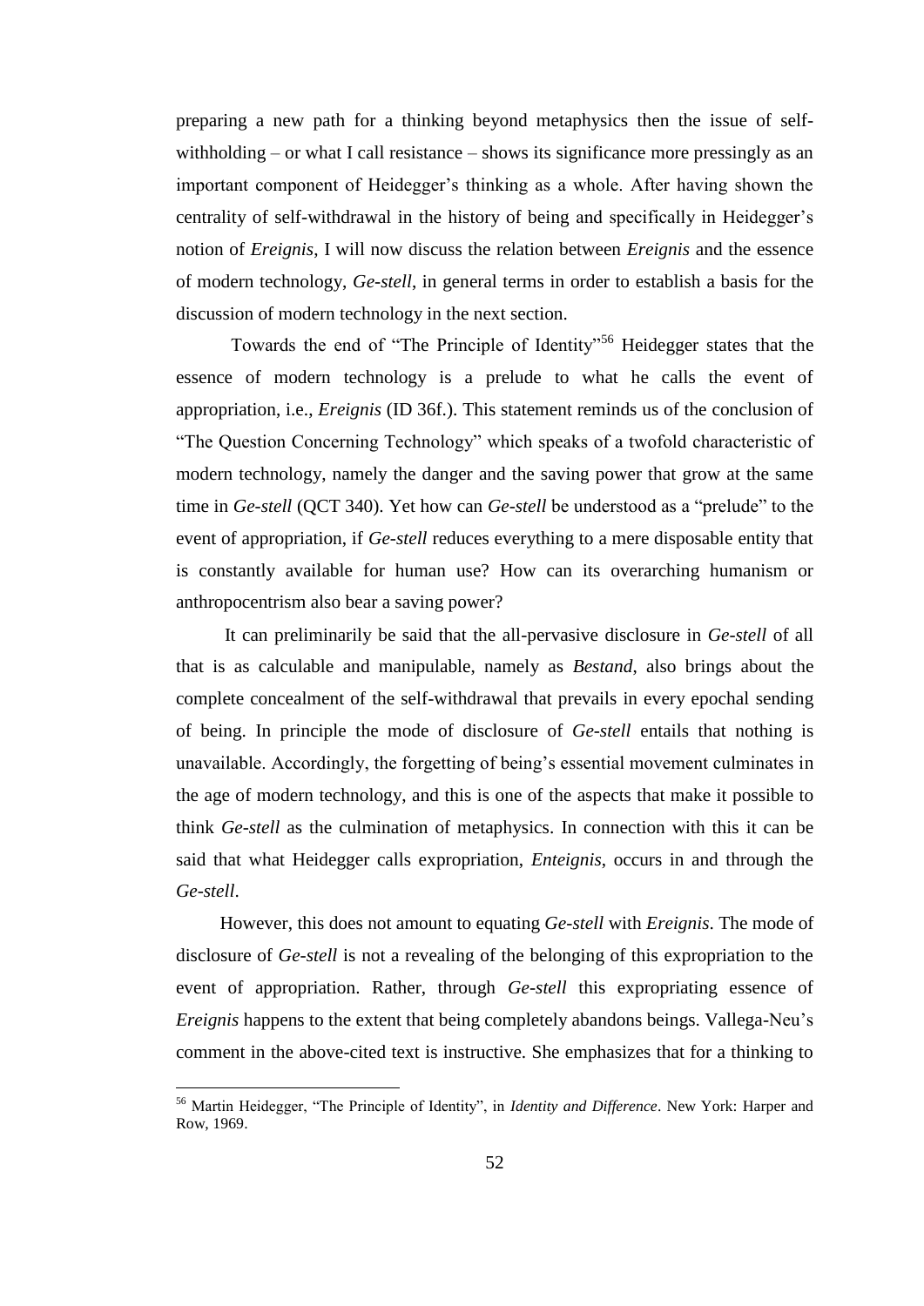preparing a new path for a thinking beyond metaphysics then the issue of self-withholding – or what I call resistance – shows its significance more pressingly as an important component of Heidegger's thinking as a whole. After having shown the centrality of self-withdrawal in the history of being and specifically in Heidegger's notion of *Ereignis*, I will now discuss the relation between *Ereignis* and the essence of modern technology, *Ge-stell*, in general terms in order to establish a basis for the discussion of modern technology in the next section.

Towards the end of "The Principle of Identity"[56] Heidegger states that the essence of modern technology is a prelude to what he calls the event of appropriation, i.e., *Ereignis* (ID 36f.). This statement reminds us of the conclusion of "The Question Concerning Technology" which speaks of a twofold characteristic of modern technology, namely the danger and the saving power that grow at the same time in *Ge-stell* (QCT 340). Yet how can *Ge-stell* be understood as a "prelude" to the event of appropriation, if *Ge-stell* reduces everything to a mere disposable entity that is constantly available for human use? How can its overarching humanism or anthropocentrism also bear a saving power?

It can preliminarily be said that the all-pervasive disclosure in *Ge-stell* of all that is as calculable and manipulable, namely as *Bestand*, also brings about the complete concealment of the self-withdrawal that prevails in every epochal sending of being. In principle the mode of disclosure of *Ge-stell* entails that nothing is unavailable. Accordingly, the forgetting of being's essential movement culminates in the age of modern technology, and this is one of the aspects that make it possible to think *Ge-stell* as the culmination of metaphysics. In connection with this it can be said that what Heidegger calls expropriation, *Enteignis*, occurs in and through the *Ge-stell*.

However, this does not amount to equating *Ge-stell* with *Ereignis*. The mode of disclosure of *Ge-stell* is not a revealing of the belonging of this expropriation to the event of appropriation. Rather, through *Ge-stell* this expropriating essence of *Ereignis* happens to the extent that being completely abandons beings. Vallega-Neu's comment in the above-cited text is instructive. She emphasizes that for a thinking to

[56] Martin Heidegger, "The Principle of Identity", in *Identity and Difference*. New York: Harper and Row, 1969.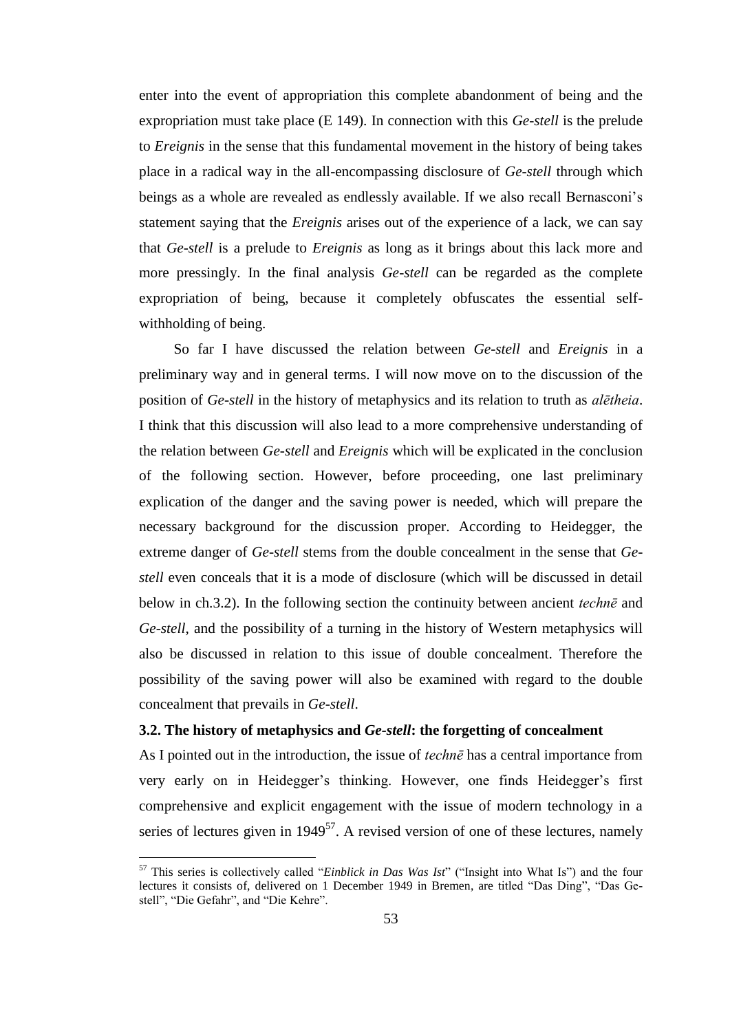enter into the event of appropriation this complete abandonment of being and the expropriation must take place (E 149). In connection with this *Ge-stell* is the prelude to *Ereignis* in the sense that this fundamental movement in the history of being takes place in a radical way in the all-encompassing disclosure of *Ge-stell* through which beings as a whole are revealed as endlessly available. If we also recall Bernasconi's statement saying that the *Ereignis* arises out of the experience of a lack, we can say that *Ge-stell* is a prelude to *Ereignis* as long as it brings about this lack more and more pressingly. In the final analysis *Ge-stell* can be regarded as the complete expropriation of being, because it completely obfuscates the essential self-withholding of being.

So far I have discussed the relation between *Ge-stell* and *Ereignis* in a preliminary way and in general terms. I will now move on to the discussion of the position of *Ge-stell* in the history of metaphysics and its relation to truth as *alētheia*. I think that this discussion will also lead to a more comprehensive understanding of the relation between *Ge-stell* and *Ereignis* which will be explicated in the conclusion of the following section. However, before proceeding, one last preliminary explication of the danger and the saving power is needed, which will prepare the necessary background for the discussion proper. According to Heidegger, the extreme danger of *Ge-stell* stems from the double concealment in the sense that *Ge-stell* even conceals that it is a mode of disclosure (which will be discussed in detail below in ch.3.2). In the following section the continuity between ancient *technē* and *Ge-stell*, and the possibility of a turning in the history of Western metaphysics will also be discussed in relation to this issue of double concealment. Therefore the possibility of the saving power will also be examined with regard to the double concealment that prevails in *Ge-stell*.

### 3.2. The history of metaphysics and *Ge-stell*: the forgetting of concealment

As I pointed out in the introduction, the issue of *technē* has a central importance from very early on in Heidegger's thinking. However, one finds Heidegger's first comprehensive and explicit engagement with the issue of modern technology in a series of lectures given in 1949[57]. A revised version of one of these lectures, namely

---

[57] This series is collectively called "*Einblick in Das Was Ist*" ("Insight into What Is") and the four lectures it consists of, delivered on 1 December 1949 in Bremen, are titled "Das Ding", "Das Ge-stell", "Die Gefahr", and "Die Kehre".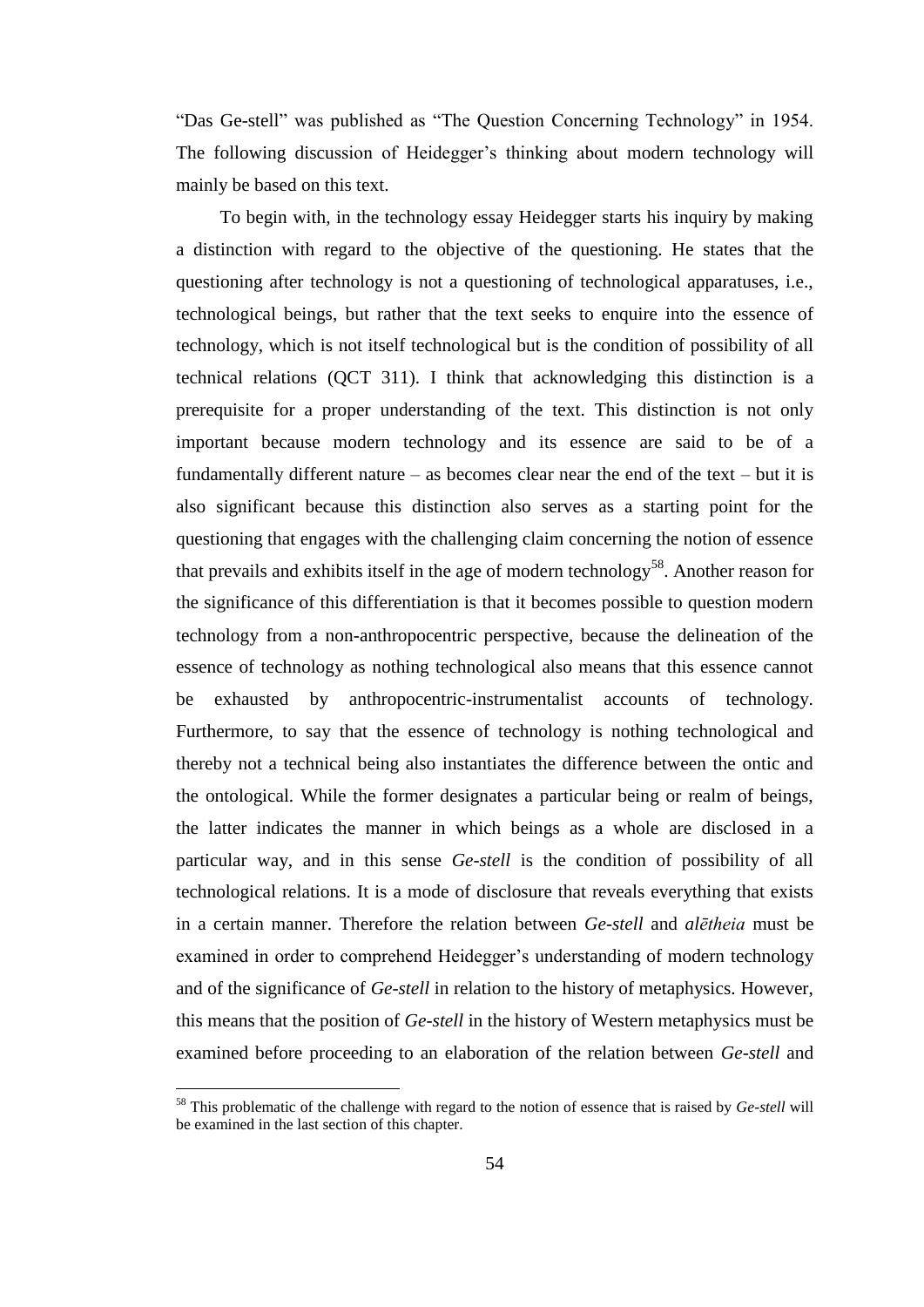"Das Ge-stell" was published as "The Question Concerning Technology" in 1954. The following discussion of Heidegger's thinking about modern technology will mainly be based on this text.

To begin with, in the technology essay Heidegger starts his inquiry by making a distinction with regard to the objective of the questioning. He states that the questioning after technology is not a questioning of technological apparatuses, i.e., technological beings, but rather that the text seeks to enquire into the essence of technology, which is not itself technological but is the condition of possibility of all technical relations (QCT 311). I think that acknowledging this distinction is a prerequisite for a proper understanding of the text. This distinction is not only important because modern technology and its essence are said to be of a fundamentally different nature – as becomes clear near the end of the text – but it is also significant because this distinction also serves as a starting point for the questioning that engages with the challenging claim concerning the notion of essence that prevails and exhibits itself in the age of modern technology[58]. Another reason for the significance of this differentiation is that it becomes possible to question modern technology from a non-anthropocentric perspective, because the delineation of the essence of technology as nothing technological also means that this essence cannot be exhausted by anthropocentric-instrumentalist accounts of technology. Furthermore, to say that the essence of technology is nothing technological and thereby not a technical being also instantiates the difference between the ontic and the ontological. While the former designates a particular being or realm of beings, the latter indicates the manner in which beings as a whole are disclosed in a particular way, and in this sense *Ge-stell* is the condition of possibility of all technological relations. It is a mode of disclosure that reveals everything that exists in a certain manner. Therefore the relation between *Ge-stell* and *alētheia* must be examined in order to comprehend Heidegger's understanding of modern technology and of the significance of *Ge-stell* in relation to the history of metaphysics. However, this means that the position of *Ge-stell* in the history of Western metaphysics must be examined before proceeding to an elaboration of the relation between *Ge-stell* and

[58] This problematic of the challenge with regard to the notion of essence that is raised by *Ge-stell* will be examined in the last section of this chapter.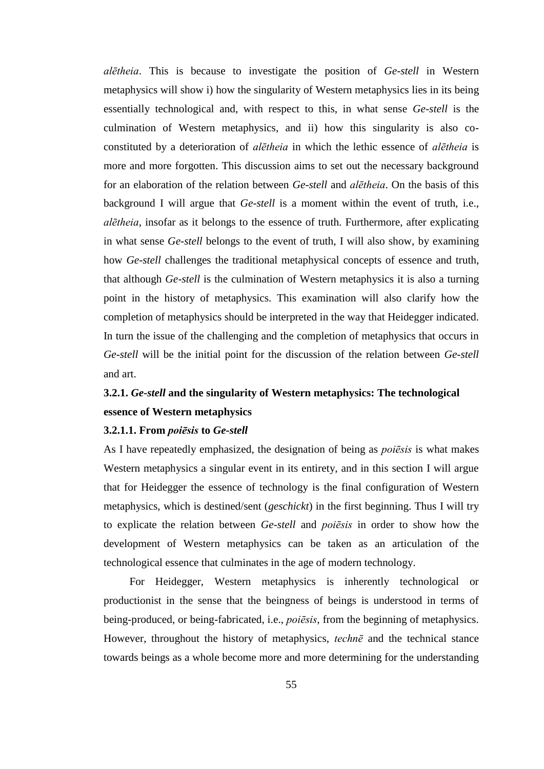*alētheia*. This is because to investigate the position of *Ge-stell* in Western metaphysics will show i) how the singularity of Western metaphysics lies in its being essentially technological and, with respect to this, in what sense *Ge-stell* is the culmination of Western metaphysics, and ii) how this singularity is also co-constituted by a deterioration of *alētheia* in which the lethic essence of *alētheia* is more and more forgotten. This discussion aims to set out the necessary background for an elaboration of the relation between *Ge-stell* and *alētheia*. On the basis of this background I will argue that *Ge-stell* is a moment within the event of truth, i.e., *alētheia*, insofar as it belongs to the essence of truth. Furthermore, after explicating in what sense *Ge-stell* belongs to the event of truth, I will also show, by examining how *Ge-stell* challenges the traditional metaphysical concepts of essence and truth, that although *Ge-stell* is the culmination of Western metaphysics it is also a turning point in the history of metaphysics. This examination will also clarify how the completion of metaphysics should be interpreted in the way that Heidegger indicated. In turn the issue of the challenging and the completion of metaphysics that occurs in *Ge-stell* will be the initial point for the discussion of the relation between *Ge-stell* and art.

### 3.2.1. *Ge-stell* and the singularity of Western metaphysics: The technological essence of Western metaphysics

#### 3.2.1.1. From *poiēsis* to *Ge-stell*

As I have repeatedly emphasized, the designation of being as *poiēsis* is what makes Western metaphysics a singular event in its entirety, and in this section I will argue that for Heidegger the essence of technology is the final configuration of Western metaphysics, which is destined/sent (*geschickt*) in the first beginning. Thus I will try to explicate the relation between *Ge-stell* and *poiēsis* in order to show how the development of Western metaphysics can be taken as an articulation of the technological essence that culminates in the age of modern technology.

For Heidegger, Western metaphysics is inherently technological or productionist in the sense that the beingness of beings is understood in terms of being-produced, or being-fabricated, i.e., *poiēsis*, from the beginning of metaphysics. However, throughout the history of metaphysics, *technē* and the technical stance towards beings as a whole become more and more determining for the understanding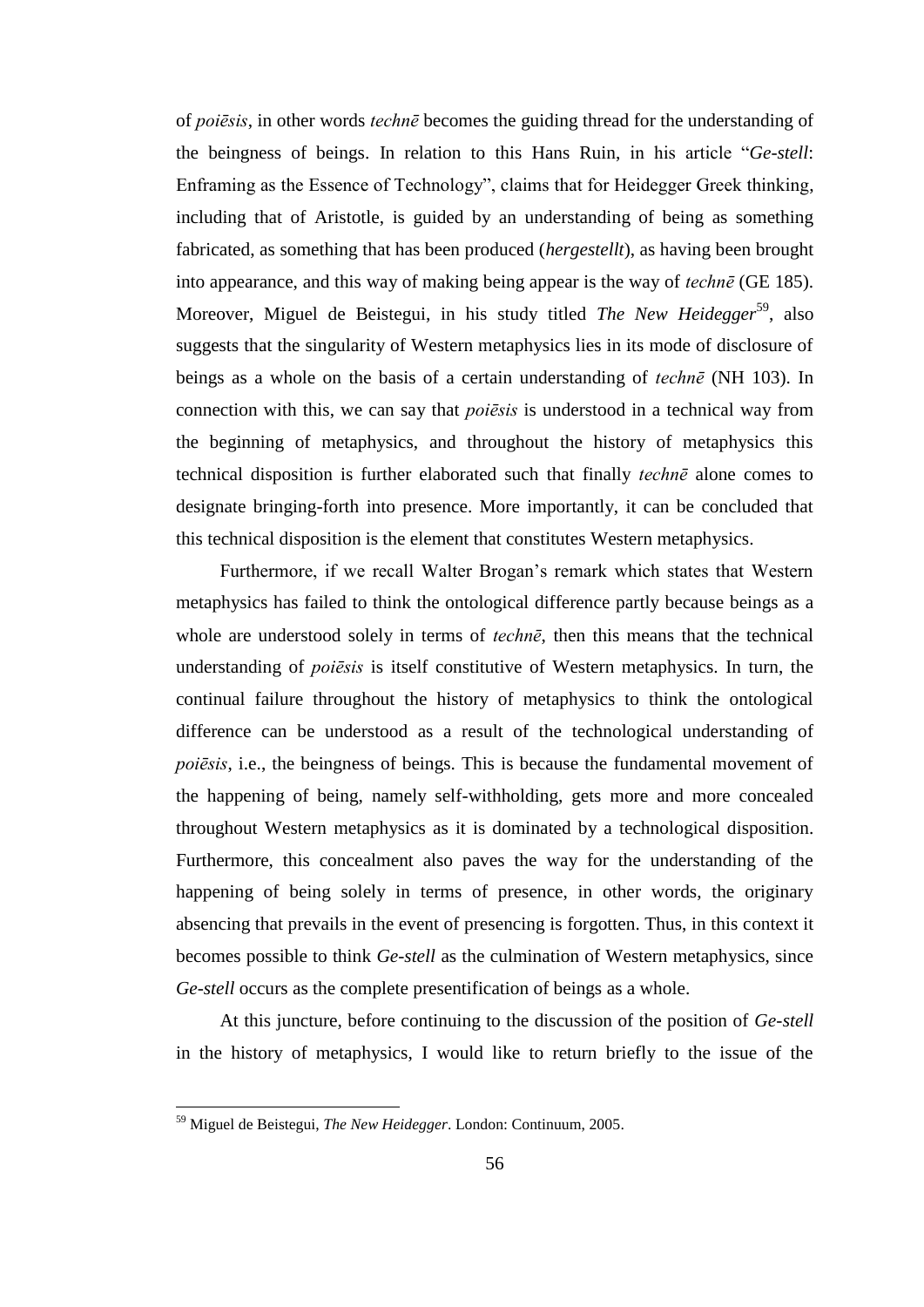of *poiēsis*, in other words *technē* becomes the guiding thread for the understanding of the beingness of beings. In relation to this Hans Ruin, in his article "*Ge-stell*: Enframing as the Essence of Technology", claims that for Heidegger Greek thinking, including that of Aristotle, is guided by an understanding of being as something fabricated, as something that has been produced (*hergestellt*), as having been brought into appearance, and this way of making being appear is the way of *technē* (GE 185). Moreover, Miguel de Beistegui, in his study titled *The New Heidegger*[59], also suggests that the singularity of Western metaphysics lies in its mode of disclosure of beings as a whole on the basis of a certain understanding of *technē* (NH 103). In connection with this, we can say that *poiēsis* is understood in a technical way from the beginning of metaphysics, and throughout the history of metaphysics this technical disposition is further elaborated such that finally *technē* alone comes to designate bringing-forth into presence. More importantly, it can be concluded that this technical disposition is the element that constitutes Western metaphysics.

Furthermore, if we recall Walter Brogan's remark which states that Western metaphysics has failed to think the ontological difference partly because beings as a whole are understood solely in terms of *technē*, then this means that the technical understanding of *poiēsis* is itself constitutive of Western metaphysics. In turn, the continual failure throughout the history of metaphysics to think the ontological difference can be understood as a result of the technological understanding of *poiēsis*, i.e., the beingness of beings. This is because the fundamental movement of the happening of being, namely self-withholding, gets more and more concealed throughout Western metaphysics as it is dominated by a technological disposition. Furthermore, this concealment also paves the way for the understanding of the happening of being solely in terms of presence, in other words, the originary absencing that prevails in the event of presencing is forgotten. Thus, in this context it becomes possible to think *Ge-stell* as the culmination of Western metaphysics, since *Ge-stell* occurs as the complete presentification of beings as a whole.

At this juncture, before continuing to the discussion of the position of *Ge-stell* in the history of metaphysics, I would like to return briefly to the issue of the

---

[59] Miguel de Beistegui, *The New Heidegger*. London: Continuum, 2005.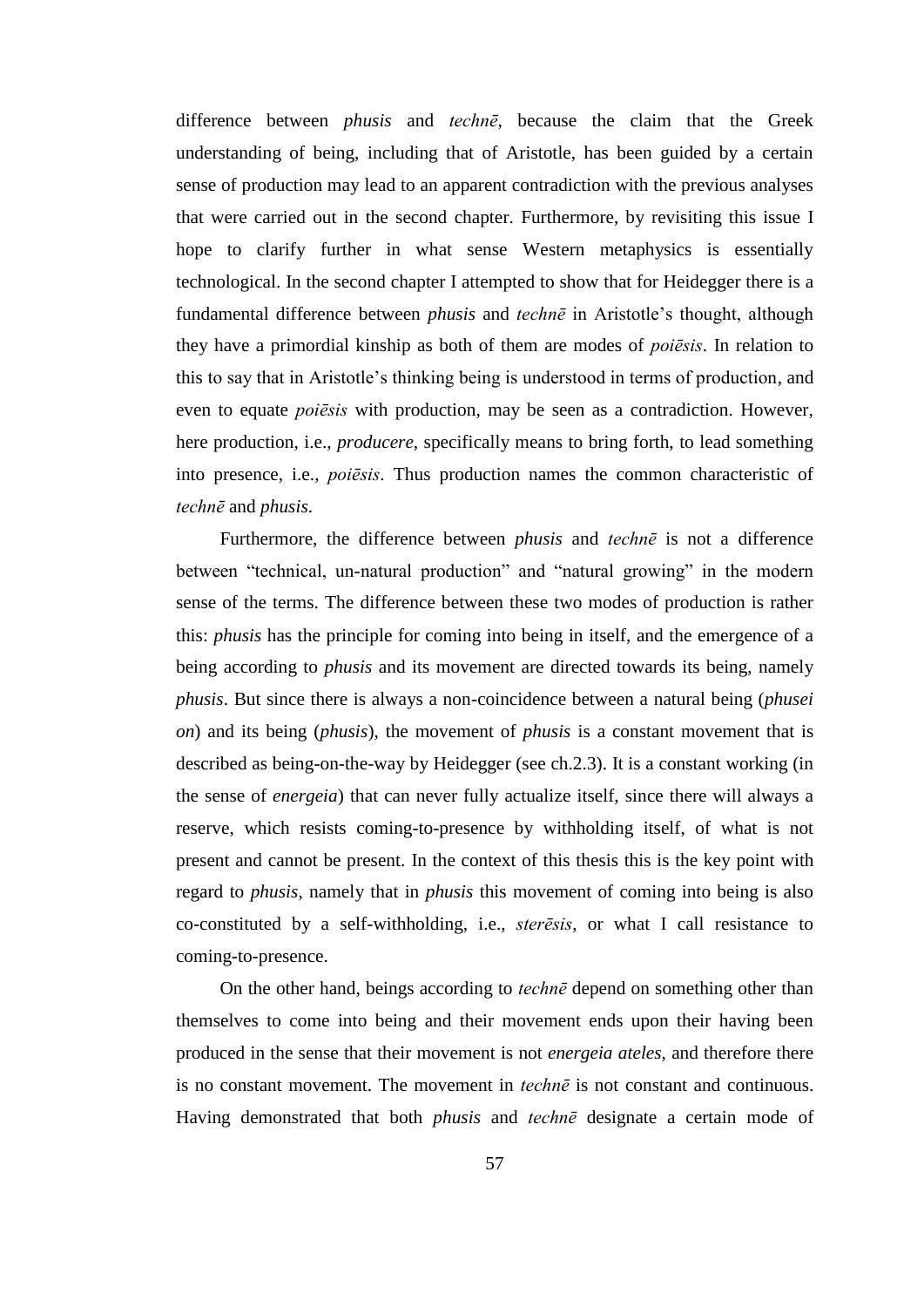difference between *phusis* and *technē*, because the claim that the Greek understanding of being, including that of Aristotle, has been guided by a certain sense of production may lead to an apparent contradiction with the previous analyses that were carried out in the second chapter. Furthermore, by revisiting this issue I hope to clarify further in what sense Western metaphysics is essentially technological. In the second chapter I attempted to show that for Heidegger there is a fundamental difference between *phusis* and *technē* in Aristotle's thought, although they have a primordial kinship as both of them are modes of *poiēsis*. In relation to this to say that in Aristotle's thinking being is understood in terms of production, and even to equate *poiēsis* with production, may be seen as a contradiction. However, here production, i.e., *producere*, specifically means to bring forth, to lead something into presence, i.e., *poiēsis*. Thus production names the common characteristic of *technē* and *phusis*.

Furthermore, the difference between *phusis* and *technē* is not a difference between "technical, un-natural production" and "natural growing" in the modern sense of the terms. The difference between these two modes of production is rather this: *phusis* has the principle for coming into being in itself, and the emergence of a being according to *phusis* and its movement are directed towards its being, namely *phusis*. But since there is always a non-coincidence between a natural being (*phusei on*) and its being (*phusis*), the movement of *phusis* is a constant movement that is described as being-on-the-way by Heidegger (see ch.2.3). It is a constant working (in the sense of *energeia*) that can never fully actualize itself, since there will always a reserve, which resists coming-to-presence by withholding itself, of what is not present and cannot be present. In the context of this thesis this is the key point with regard to *phusis*, namely that in *phusis* this movement of coming into being is also co-constituted by a self-withholding, i.e., *sterēsis*, or what I call resistance to coming-to-presence.

On the other hand, beings according to *technē* depend on something other than themselves to come into being and their movement ends upon their having been produced in the sense that their movement is not *energeia ateles*, and therefore there is no constant movement. The movement in *technē* is not constant and continuous. Having demonstrated that both *phusis* and *technē* designate a certain mode of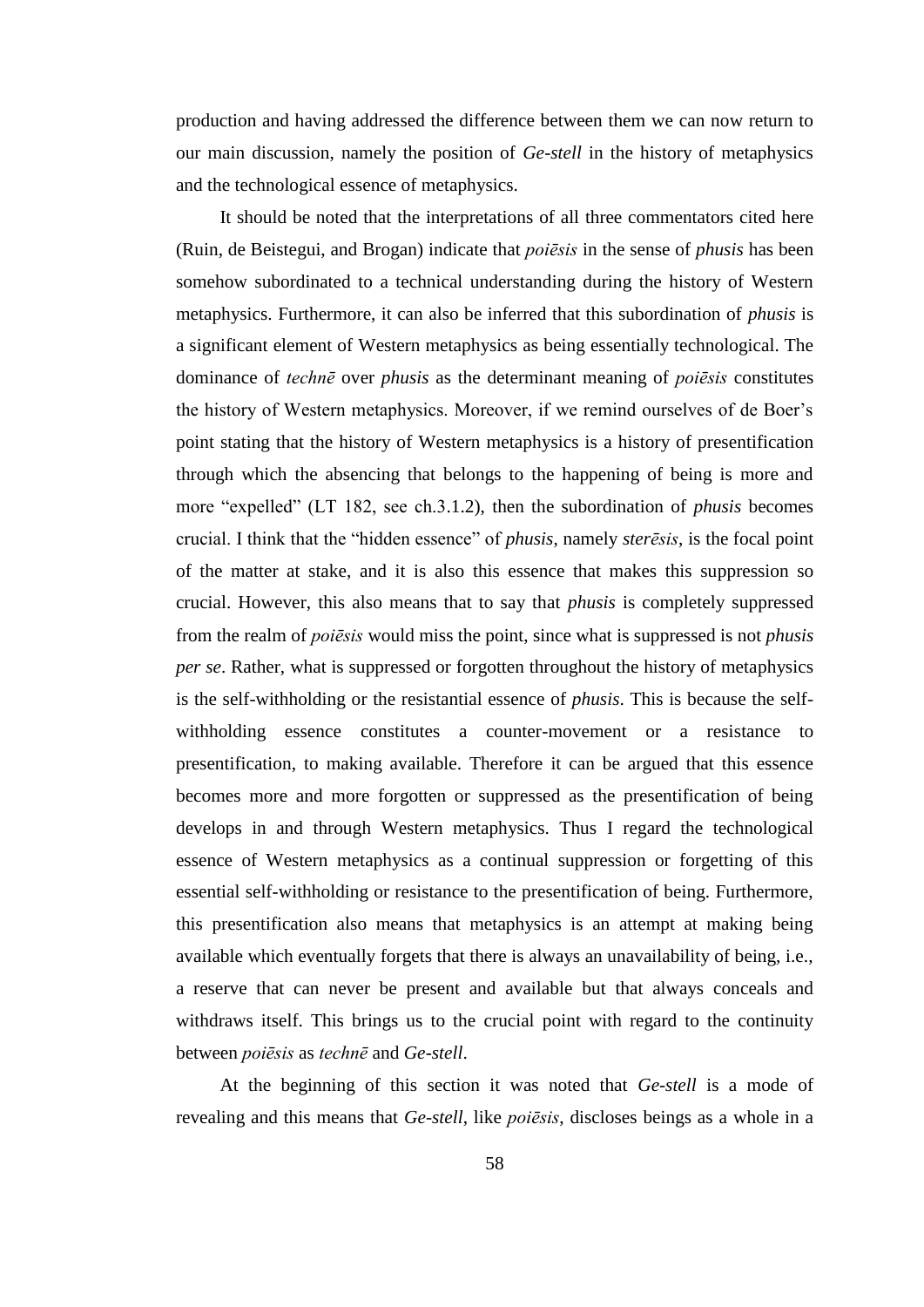production and having addressed the difference between them we can now return to our main discussion, namely the position of *Ge-stell* in the history of metaphysics and the technological essence of metaphysics.

It should be noted that the interpretations of all three commentators cited here (Ruin, de Beistegui, and Brogan) indicate that *poiēsis* in the sense of *phusis* has been somehow subordinated to a technical understanding during the history of Western metaphysics. Furthermore, it can also be inferred that this subordination of *phusis* is a significant element of Western metaphysics as being essentially technological. The dominance of *technē* over *phusis* as the determinant meaning of *poiēsis* constitutes the history of Western metaphysics. Moreover, if we remind ourselves of de Boer's point stating that the history of Western metaphysics is a history of presentification through which the absencing that belongs to the happening of being is more and more "expelled" (LT 182, see ch.3.1.2), then the subordination of *phusis* becomes crucial. I think that the "hidden essence" of *phusis*, namely *sterēsis*, is the focal point of the matter at stake, and it is also this essence that makes this suppression so crucial. However, this also means that to say that *phusis* is completely suppressed from the realm of *poiēsis* would miss the point, since what is suppressed is not *phusis per se*. Rather, what is suppressed or forgotten throughout the history of metaphysics is the self-withholding or the resistantial essence of *phusis*. This is because the self-withholding essence constitutes a counter-movement or a resistance to presentification, to making available. Therefore it can be argued that this essence becomes more and more forgotten or suppressed as the presentification of being develops in and through Western metaphysics. Thus I regard the technological essence of Western metaphysics as a continual suppression or forgetting of this essential self-withholding or resistance to the presentification of being. Furthermore, this presentification also means that metaphysics is an attempt at making being available which eventually forgets that there is always an unavailability of being, i.e., a reserve that can never be present and available but that always conceals and withdraws itself. This brings us to the crucial point with regard to the continuity between *poiēsis* as *technē* and *Ge-stell*.

At the beginning of this section it was noted that *Ge-stell* is a mode of revealing and this means that *Ge-stell*, like *poiēsis*, discloses beings as a whole in a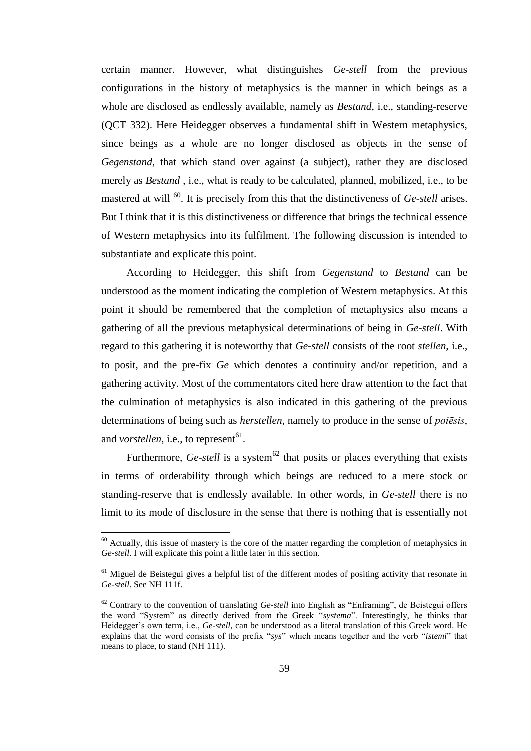certain manner. However, what distinguishes *Ge-stell* from the previous configurations in the history of metaphysics is the manner in which beings as a whole are disclosed as endlessly available, namely as *Bestand*, i.e., standing-reserve (QCT 332). Here Heidegger observes a fundamental shift in Western metaphysics, since beings as a whole are no longer disclosed as objects in the sense of *Gegenstand*, that which stand over against (a subject), rather they are disclosed merely as *Bestand* , i.e., what is ready to be calculated, planned, mobilized, i.e., to be mastered at will [60]. It is precisely from this that the distinctiveness of *Ge-stell* arises. But I think that it is this distinctiveness or difference that brings the technical essence of Western metaphysics into its fulfilment. The following discussion is intended to substantiate and explicate this point.

According to Heidegger, this shift from *Gegenstand* to *Bestand* can be understood as the moment indicating the completion of Western metaphysics. At this point it should be remembered that the completion of metaphysics also means a gathering of all the previous metaphysical determinations of being in *Ge-stell*. With regard to this gathering it is noteworthy that *Ge-stell* consists of the root *stellen*, i.e., to posit, and the pre-fix *Ge* which denotes a continuity and/or repetition, and a gathering activity. Most of the commentators cited here draw attention to the fact that the culmination of metaphysics is also indicated in this gathering of the previous determinations of being such as *herstellen*, namely to produce in the sense of *poiēsis*, and *vorstellen*, i.e., to represent[61].

Furthermore, *Ge-stell* is a system[62] that posits or places everything that exists in terms of orderability through which beings are reduced to a mere stock or standing-reserve that is endlessly available. In other words, in *Ge-stell* there is no limit to its mode of disclosure in the sense that there is nothing that is essentially not

---

[60] Actually, this issue of mastery is the core of the matter regarding the completion of metaphysics in *Ge-stell*. I will explicate this point a little later in this section.

[61] Miguel de Beistegui gives a helpful list of the different modes of positing activity that resonate in *Ge-stell*. See NH 111f.

[62] Contrary to the convention of translating *Ge-stell* into English as "Enframing", de Beistegui offers the word "System" as directly derived from the Greek "*systema*". Interestingly, he thinks that Heidegger's own term, i.e., *Ge-stell*, can be understood as a literal translation of this Greek word. He explains that the word consists of the prefix "*sys*" which means together and the verb "*istemi*" that means to place, to stand (NH 111).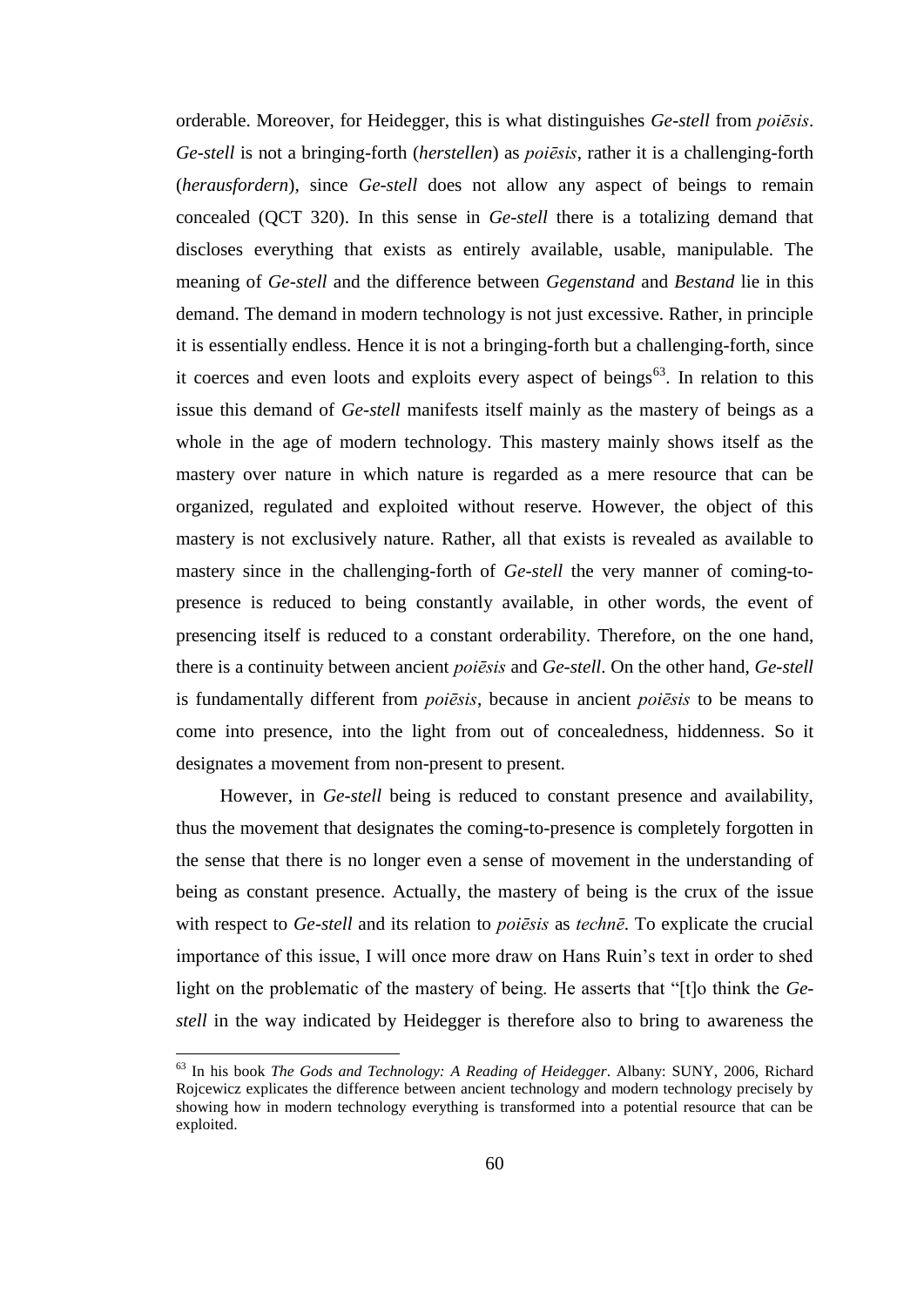orderable. Moreover, for Heidegger, this is what distinguishes *Ge-stell* from *poiēsis*. *Ge-stell* is not a bringing-forth (*herstellen*) as *poiēsis*, rather it is a challenging-forth (*herausfordern*), since *Ge-stell* does not allow any aspect of beings to remain concealed (QCT 320). In this sense in *Ge-stell* there is a totalizing demand that discloses everything that exists as entirely available, usable, manipulable. The meaning of *Ge-stell* and the difference between *Gegenstand* and *Bestand* lie in this demand. The demand in modern technology is not just excessive. Rather, in principle it is essentially endless. Hence it is not a bringing-forth but a challenging-forth, since it coerces and even loots and exploits every aspect of beings[63]. In relation to this issue this demand of *Ge-stell* manifests itself mainly as the mastery of beings as a whole in the age of modern technology. This mastery mainly shows itself as the mastery over nature in which nature is regarded as a mere resource that can be organized, regulated and exploited without reserve. However, the object of this mastery is not exclusively nature. Rather, all that exists is revealed as available to mastery since in the challenging-forth of *Ge-stell* the very manner of coming-to-presence is reduced to being constantly available, in other words, the event of presencing itself is reduced to a constant orderability. Therefore, on the one hand, there is a continuity between ancient *poiēsis* and *Ge-stell*. On the other hand, *Ge-stell* is fundamentally different from *poiēsis*, because in ancient *poiēsis* to be means to come into presence, into the light from out of concealedness, hiddenness. So it designates a movement from non-present to present.

However, in *Ge-stell* being is reduced to constant presence and availability, thus the movement that designates the coming-to-presence is completely forgotten in the sense that there is no longer even a sense of movement in the understanding of being as constant presence. Actually, the mastery of being is the crux of the issue with respect to *Ge-stell* and its relation to *poiēsis* as *technē*. To explicate the crucial importance of this issue, I will once more draw on Hans Ruin's text in order to shed light on the problematic of the mastery of being. He asserts that "[t]o think the *Ge-stell* in the way indicated by Heidegger is therefore also to bring to awareness the

---

[63] In his book *The Gods and Technology: A Reading of Heidegger*. Albany: SUNY, 2006, Richard Rojcewicz explicates the difference between ancient technology and modern technology precisely by showing how in modern technology everything is transformed into a potential resource that can be exploited.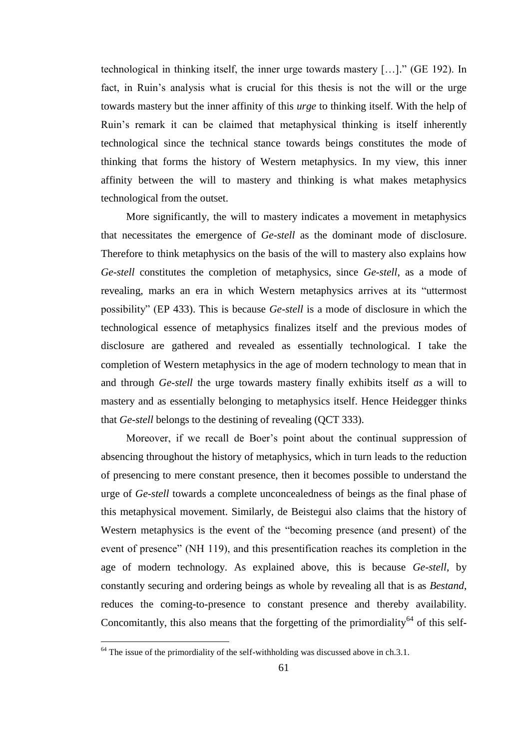technological in thinking itself, the inner urge towards mastery […]." (GE 192). In fact, in Ruin's analysis what is crucial for this thesis is not the will or the urge towards mastery but the inner affinity of this *urge* to thinking itself. With the help of Ruin's remark it can be claimed that metaphysical thinking is itself inherently technological since the technical stance towards beings constitutes the mode of thinking that forms the history of Western metaphysics. In my view, this inner affinity between the will to mastery and thinking is what makes metaphysics technological from the outset.

More significantly, the will to mastery indicates a movement in metaphysics that necessitates the emergence of *Ge-stell* as the dominant mode of disclosure. Therefore to think metaphysics on the basis of the will to mastery also explains how *Ge-stell* constitutes the completion of metaphysics, since *Ge-stell*, as a mode of revealing, marks an era in which Western metaphysics arrives at its "uttermost possibility" (EP 433). This is because *Ge-stell* is a mode of disclosure in which the technological essence of metaphysics finalizes itself and the previous modes of disclosure are gathered and revealed as essentially technological. I take the completion of Western metaphysics in the age of modern technology to mean that in and through *Ge-stell* the urge towards mastery finally exhibits itself *as* a will to mastery and as essentially belonging to metaphysics itself. Hence Heidegger thinks that *Ge-stell* belongs to the destining of revealing (QCT 333).

Moreover, if we recall de Boer's point about the continual suppression of absencing throughout the history of metaphysics, which in turn leads to the reduction of presencing to mere constant presence, then it becomes possible to understand the urge of *Ge-stell* towards a complete unconcealedness of beings as the final phase of this metaphysical movement. Similarly, de Beistegui also claims that the history of Western metaphysics is the event of the "becoming presence (and present) of the event of presence" (NH 119), and this presentification reaches its completion in the age of modern technology. As explained above, this is because *Ge-stell*, by constantly securing and ordering beings as whole by revealing all that is as *Bestand*, reduces the coming-to-presence to constant presence and thereby availability. Concomitantly, this also means that the forgetting of the primordiality[64] of this self-

[64] The issue of the primordiality of the self-withholding was discussed above in ch.3.1.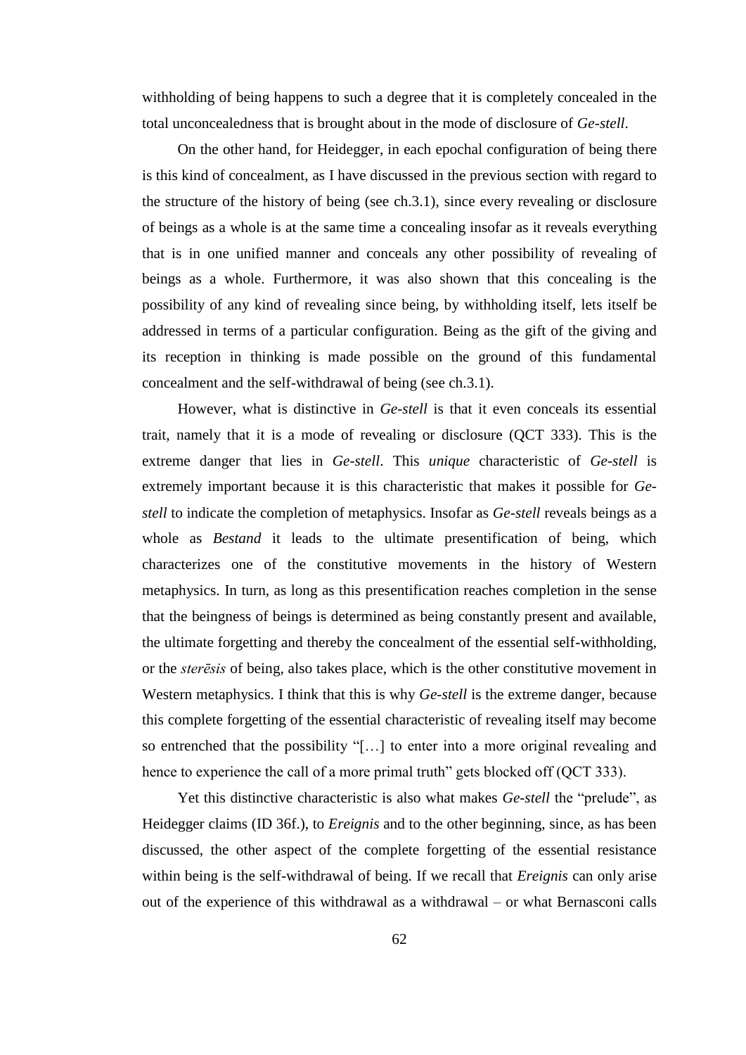withholding of being happens to such a degree that it is completely concealed in the total unconcealedness that is brought about in the mode of disclosure of *Ge-stell*.

On the other hand, for Heidegger, in each epochal configuration of being there is this kind of concealment, as I have discussed in the previous section with regard to the structure of the history of being (see ch.3.1), since every revealing or disclosure of beings as a whole is at the same time a concealing insofar as it reveals everything that is in one unified manner and conceals any other possibility of revealing of beings as a whole. Furthermore, it was also shown that this concealing is the possibility of any kind of revealing since being, by withholding itself, lets itself be addressed in terms of a particular configuration. Being as the gift of the giving and its reception in thinking is made possible on the ground of this fundamental concealment and the self-withdrawal of being (see ch.3.1).

However, what is distinctive in *Ge-stell* is that it even conceals its essential trait, namely that it is a mode of revealing or disclosure (QCT 333). This is the extreme danger that lies in *Ge-stell*. This *unique* characteristic of *Ge-stell* is extremely important because it is this characteristic that makes it possible for *Ge-stell* to indicate the completion of metaphysics. Insofar as *Ge-stell* reveals beings as a whole as *Bestand* it leads to the ultimate presentification of being, which characterizes one of the constitutive movements in the history of Western metaphysics. In turn, as long as this presentification reaches completion in the sense that the beingness of beings is determined as being constantly present and available, the ultimate forgetting and thereby the concealment of the essential self-withholding, or the *sterēsis* of being, also takes place, which is the other constitutive movement in Western metaphysics. I think that this is why *Ge-stell* is the extreme danger, because this complete forgetting of the essential characteristic of revealing itself may become so entrenched that the possibility "[…] to enter into a more original revealing and hence to experience the call of a more primal truth" gets blocked off (QCT 333).

Yet this distinctive characteristic is also what makes *Ge-stell* the "prelude", as Heidegger claims (ID 36f.), to *Ereignis* and to the other beginning, since, as has been discussed, the other aspect of the complete forgetting of the essential resistance within being is the self-withdrawal of being. If we recall that *Ereignis* can only arise out of the experience of this withdrawal as a withdrawal – or what Bernasconi calls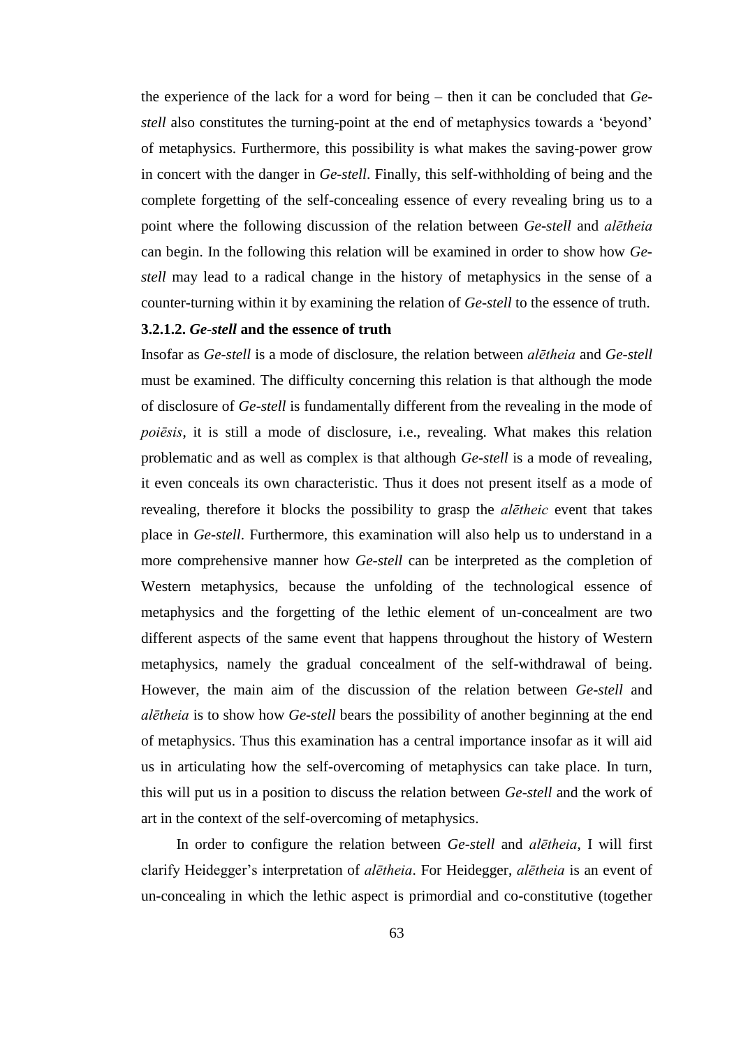the experience of the lack for a word for being – then it can be concluded that *Ge-stell* also constitutes the turning-point at the end of metaphysics towards a 'beyond' of metaphysics. Furthermore, this possibility is what makes the saving-power grow in concert with the danger in *Ge-stell*. Finally, this self-withholding of being and the complete forgetting of the self-concealing essence of every revealing bring us to a point where the following discussion of the relation between *Ge-stell* and *alētheia* can begin. In the following this relation will be examined in order to show how *Ge-stell* may lead to a radical change in the history of metaphysics in the sense of a counter-turning within it by examining the relation of *Ge-stell* to the essence of truth.

#### 3.2.1.2. *Ge-stell* and the essence of truth

Insofar as *Ge-stell* is a mode of disclosure, the relation between *alētheia* and *Ge-stell* must be examined. The difficulty concerning this relation is that although the mode of disclosure of *Ge-stell* is fundamentally different from the revealing in the mode of *poiēsis*, it is still a mode of disclosure, i.e., revealing. What makes this relation problematic and as well as complex is that although *Ge-stell* is a mode of revealing, it even conceals its own characteristic. Thus it does not present itself as a mode of revealing, therefore it blocks the possibility to grasp the *alētheic* event that takes place in *Ge-stell*. Furthermore, this examination will also help us to understand in a more comprehensive manner how *Ge-stell* can be interpreted as the completion of Western metaphysics, because the unfolding of the technological essence of metaphysics and the forgetting of the lethic element of un-concealment are two different aspects of the same event that happens throughout the history of Western metaphysics, namely the gradual concealment of the self-withdrawal of being. However, the main aim of the discussion of the relation between *Ge-stell* and *alētheia* is to show how *Ge-stell* bears the possibility of another beginning at the end of metaphysics. Thus this examination has a central importance insofar as it will aid us in articulating how the self-overcoming of metaphysics can take place. In turn, this will put us in a position to discuss the relation between *Ge-stell* and the work of art in the context of the self-overcoming of metaphysics.

In order to configure the relation between *Ge-stell* and *alētheia*, I will first clarify Heidegger's interpretation of *alētheia*. For Heidegger, *alētheia* is an event of un-concealing in which the lethic aspect is primordial and co-constitutive (together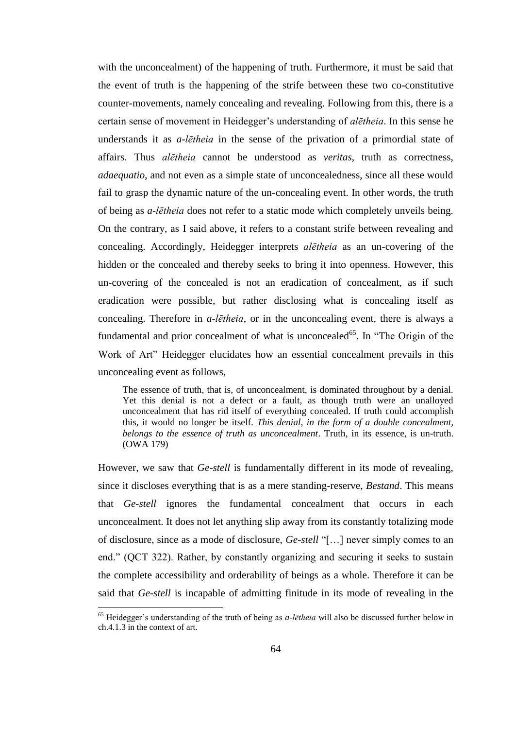with the unconcealment) of the happening of truth. Furthermore, it must be said that the event of truth is the happening of the strife between these two co-constitutive counter-movements, namely concealing and revealing. Following from this, there is a certain sense of movement in Heidegger's understanding of *alētheia*. In this sense he understands it as *a-lētheia* in the sense of the privation of a primordial state of affairs. Thus *alētheia* cannot be understood as *veritas*, truth as correctness, *adaequatio*, and not even as a simple state of unconcealedness, since all these would fail to grasp the dynamic nature of the un-concealing event. In other words, the truth of being as *a-lētheia* does not refer to a static mode which completely unveils being. On the contrary, as I said above, it refers to a constant strife between revealing and concealing. Accordingly, Heidegger interprets *alētheia* as an un-covering of the hidden or the concealed and thereby seeks to bring it into openness. However, this un-covering of the concealed is not an eradication of concealment, as if such eradication were possible, but rather disclosing what is concealing itself as concealing. Therefore in *a-lētheia*, or in the unconcealing event, there is always a fundamental and prior concealment of what is unconcealed[65]. In "The Origin of the Work of Art" Heidegger elucidates how an essential concealment prevails in this unconcealing event as follows,

> The essence of truth, that is, of unconcealment, is dominated throughout by a denial. Yet this denial is not a defect or a fault, as though truth were an unalloyed unconcealment that has rid itself of everything concealed. If truth could accomplish this, it would no longer be itself. *This denial, in the form of a double concealment, belongs to the essence of truth as unconcealment*. Truth, in its essence, is un-truth. (OWA 179)

However, we saw that *Ge-stell* is fundamentally different in its mode of revealing, since it discloses everything that is as a mere standing-reserve, *Bestand*. This means that *Ge-stell* ignores the fundamental concealment that occurs in each unconcealment. It does not let anything slip away from its constantly totalizing mode of disclosure, since as a mode of disclosure, *Ge-stell* "[…] never simply comes to an end." (QCT 322). Rather, by constantly organizing and securing it seeks to sustain the complete accessibility and orderability of beings as a whole. Therefore it can be said that *Ge-stell* is incapable of admitting finitude in its mode of revealing in the

[65] Heidegger's understanding of the truth of being as *a-lētheia* will also be discussed further below in ch.4.1.3 in the context of art.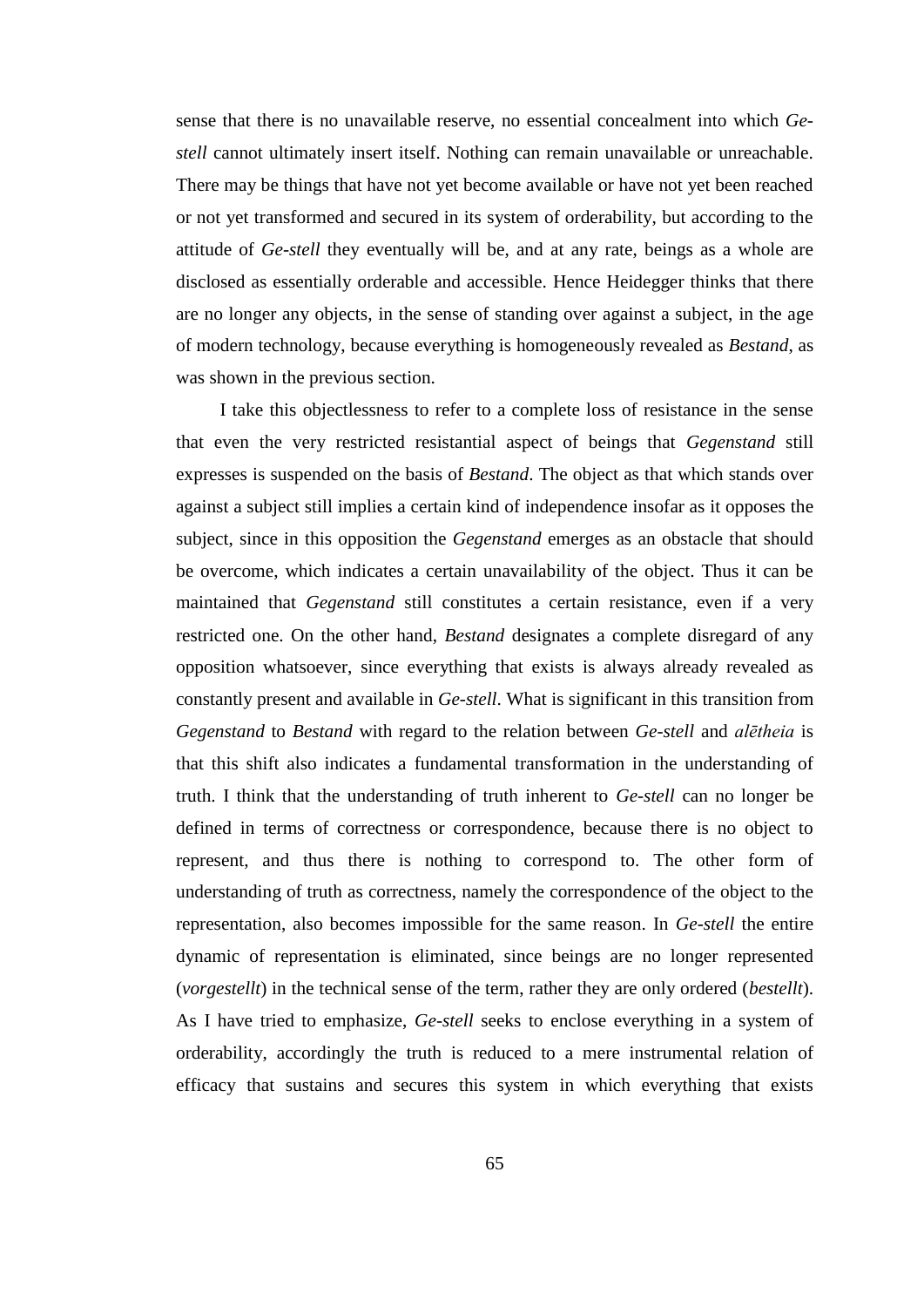sense that there is no unavailable reserve, no essential concealment into which *Ge-stell* cannot ultimately insert itself. Nothing can remain unavailable or unreachable. There may be things that have not yet become available or have not yet been reached or not yet transformed and secured in its system of orderability, but according to the attitude of *Ge-stell* they eventually will be, and at any rate, beings as a whole are disclosed as essentially orderable and accessible. Hence Heidegger thinks that there are no longer any objects, in the sense of standing over against a subject, in the age of modern technology, because everything is homogeneously revealed as *Bestand*, as was shown in the previous section.

I take this objectlessness to refer to a complete loss of resistance in the sense that even the very restricted resistantial aspect of beings that *Gegenstand* still expresses is suspended on the basis of *Bestand*. The object as that which stands over against a subject still implies a certain kind of independence insofar as it opposes the subject, since in this opposition the *Gegenstand* emerges as an obstacle that should be overcome, which indicates a certain unavailability of the object. Thus it can be maintained that *Gegenstand* still constitutes a certain resistance, even if a very restricted one. On the other hand, *Bestand* designates a complete disregard of any opposition whatsoever, since everything that exists is always already revealed as constantly present and available in *Ge-stell*. What is significant in this transition from *Gegenstand* to *Bestand* with regard to the relation between *Ge-stell* and *alētheia* is that this shift also indicates a fundamental transformation in the understanding of truth. I think that the understanding of truth inherent to *Ge-stell* can no longer be defined in terms of correctness or correspondence, because there is no object to represent, and thus there is nothing to correspond to. The other form of understanding of truth as correctness, namely the correspondence of the object to the representation, also becomes impossible for the same reason. In *Ge-stell* the entire dynamic of representation is eliminated, since beings are no longer represented (*vorgestellt*) in the technical sense of the term, rather they are only ordered (*bestellt*). As I have tried to emphasize, *Ge-stell* seeks to enclose everything in a system of orderability, accordingly the truth is reduced to a mere instrumental relation of efficacy that sustains and secures this system in which everything that exists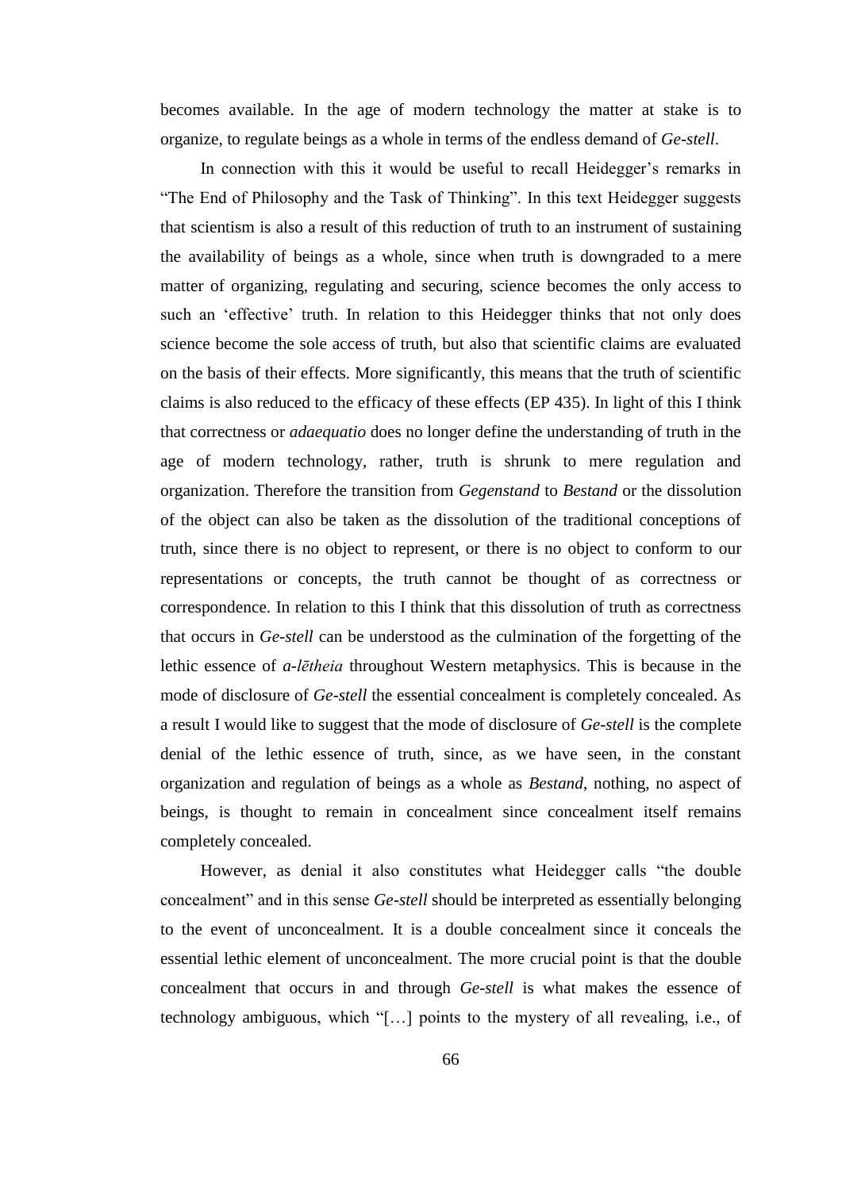becomes available. In the age of modern technology the matter at stake is to organize, to regulate beings as a whole in terms of the endless demand of *Ge-stell*.

In connection with this it would be useful to recall Heidegger's remarks in "The End of Philosophy and the Task of Thinking". In this text Heidegger suggests that scientism is also a result of this reduction of truth to an instrument of sustaining the availability of beings as a whole, since when truth is downgraded to a mere matter of organizing, regulating and securing, science becomes the only access to such an 'effective' truth. In relation to this Heidegger thinks that not only does science become the sole access of truth, but also that scientific claims are evaluated on the basis of their effects. More significantly, this means that the truth of scientific claims is also reduced to the efficacy of these effects (EP 435). In light of this I think that correctness or *adaequatio* does no longer define the understanding of truth in the age of modern technology, rather, truth is shrunk to mere regulation and organization. Therefore the transition from *Gegenstand* to *Bestand* or the dissolution of the object can also be taken as the dissolution of the traditional conceptions of truth, since there is no object to represent, or there is no object to conform to our representations or concepts, the truth cannot be thought of as correctness or correspondence. In relation to this I think that this dissolution of truth as correctness that occurs in *Ge-stell* can be understood as the culmination of the forgetting of the lethic essence of *a-lētheia* throughout Western metaphysics. This is because in the mode of disclosure of *Ge-stell* the essential concealment is completely concealed. As a result I would like to suggest that the mode of disclosure of *Ge-stell* is the complete denial of the lethic essence of truth, since, as we have seen, in the constant organization and regulation of beings as a whole as *Bestand*, nothing, no aspect of beings, is thought to remain in concealment since concealment itself remains completely concealed.

However, as denial it also constitutes what Heidegger calls "the double concealment" and in this sense *Ge-stell* should be interpreted as essentially belonging to the event of unconcealment. It is a double concealment since it conceals the essential lethic element of unconcealment. The more crucial point is that the double concealment that occurs in and through *Ge-stell* is what makes the essence of technology ambiguous, which "[…] points to the mystery of all revealing, i.e., of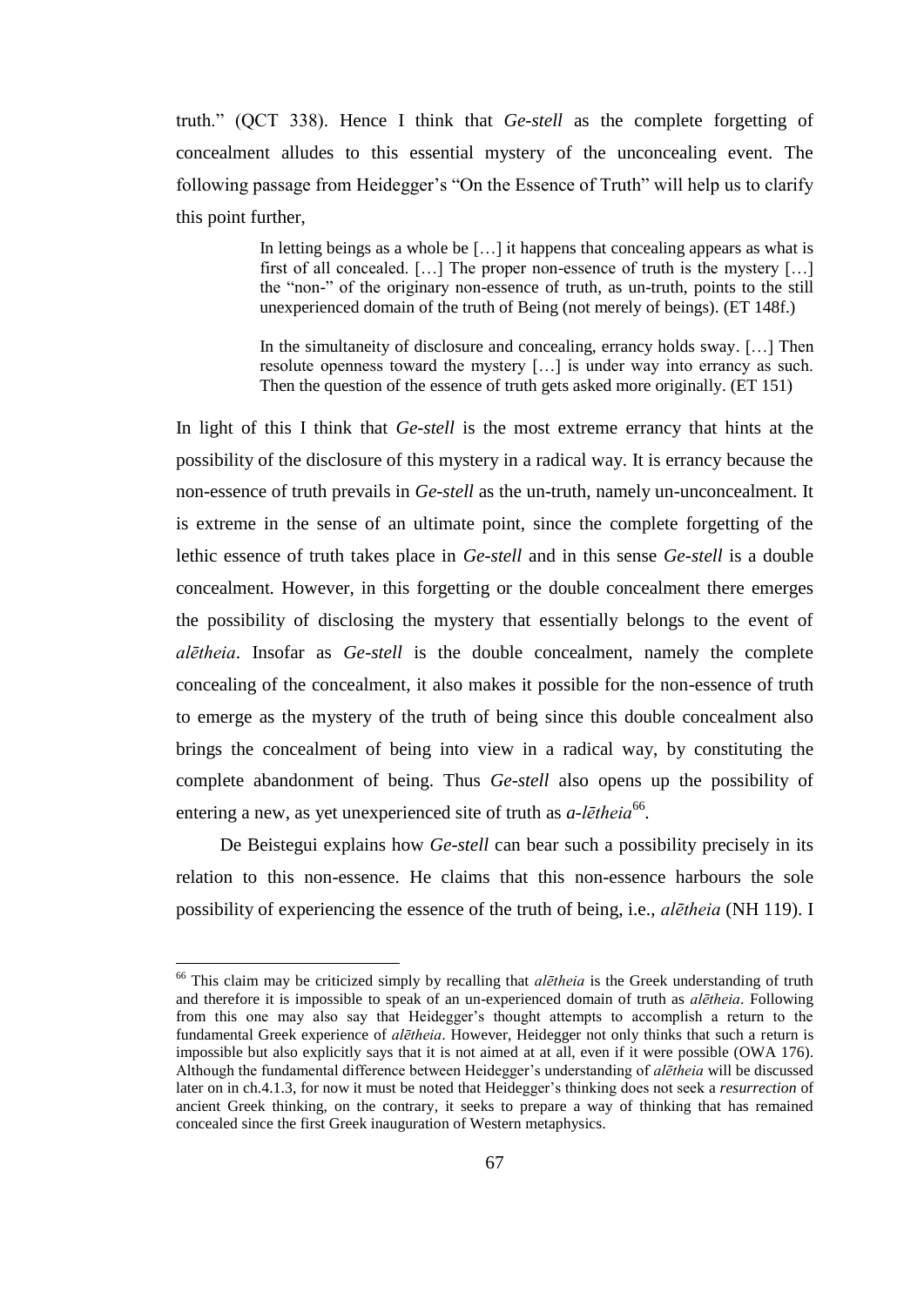truth." (QCT 338). Hence I think that *Ge-stell* as the complete forgetting of concealment alludes to this essential mystery of the unconcealing event. The following passage from Heidegger's "On the Essence of Truth" will help us to clarify this point further,

> In letting beings as a whole be […] it happens that concealing appears as what is first of all concealed. […] The proper non-essence of truth is the mystery […] the "non-" of the originary non-essence of truth, as un-truth, points to the still unexperienced domain of the truth of Being (not merely of beings). (ET 148f.)
>
> In the simultaneity of disclosure and concealing, errancy holds sway. […] Then resolute openness toward the mystery […] is under way into errancy as such. Then the question of the essence of truth gets asked more originally. (ET 151)

In light of this I think that *Ge-stell* is the most extreme errancy that hints at the possibility of the disclosure of this mystery in a radical way. It is errancy because the non-essence of truth prevails in *Ge-stell* as the un-truth, namely un-unconcealment. It is extreme in the sense of an ultimate point, since the complete forgetting of the lethic essence of truth takes place in *Ge-stell* and in this sense *Ge-stell* is a double concealment. However, in this forgetting or the double concealment there emerges the possibility of disclosing the mystery that essentially belongs to the event of *alētheia*. Insofar as *Ge-stell* is the double concealment, namely the complete concealing of the concealment, it also makes it possible for the non-essence of truth to emerge as the mystery of the truth of being since this double concealment also brings the concealment of being into view in a radical way, by constituting the complete abandonment of being. Thus *Ge-stell* also opens up the possibility of entering a new, as yet unexperienced site of truth as ***a-lētheia***[66].

De Beistegui explains how *Ge-stell* can bear such a possibility precisely in its relation to this non-essence. He claims that this non-essence harbours the sole possibility of experiencing the essence of the truth of being, i.e., *alētheia* (NH 119). I

---

[66] This claim may be criticized simply by recalling that *alētheia* is the Greek understanding of truth and therefore it is impossible to speak of an un-experienced domain of truth as *alētheia*. Following from this one may also say that Heidegger's thought attempts to accomplish a return to the fundamental Greek experience of *alētheia*. However, Heidegger not only thinks that such a return is impossible but also explicitly says that it is not aimed at at all, even if it were possible (OWA 176). Although the fundamental difference between Heidegger's understanding of *alētheia* will be discussed later on in ch.4.1.3, for now it must be noted that Heidegger's thinking does not seek a *resurrection* of ancient Greek thinking, on the contrary, it seeks to prepare a way of thinking that has remained concealed since the first Greek inauguration of Western metaphysics.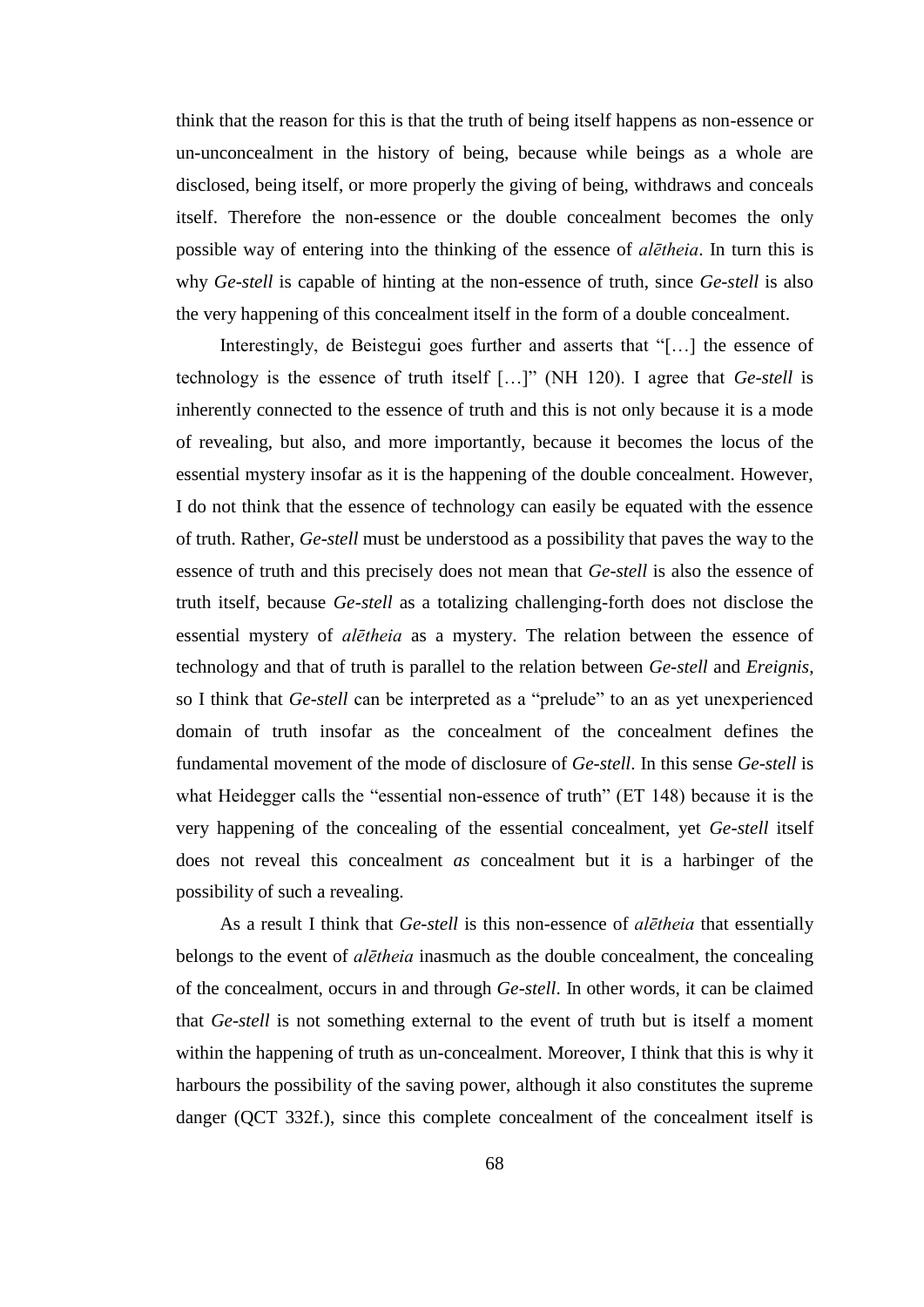think that the reason for this is that the truth of being itself happens as non-essence or un-unconcealment in the history of being, because while beings as a whole are disclosed, being itself, or more properly the giving of being, withdraws and conceals itself. Therefore the non-essence or the double concealment becomes the only possible way of entering into the thinking of the essence of *alētheia*. In turn this is why *Ge-stell* is capable of hinting at the non-essence of truth, since *Ge-stell* is also the very happening of this concealment itself in the form of a double concealment.

Interestingly, de Beistegui goes further and asserts that "[…] the essence of technology is the essence of truth itself […]" (NH 120). I agree that *Ge-stell* is inherently connected to the essence of truth and this is not only because it is a mode of revealing, but also, and more importantly, because it becomes the locus of the essential mystery insofar as it is the happening of the double concealment. However, I do not think that the essence of technology can easily be equated with the essence of truth. Rather, *Ge-stell* must be understood as a possibility that paves the way to the essence of truth and this precisely does not mean that *Ge-stell* is also the essence of truth itself, because *Ge-stell* as a totalizing challenging-forth does not disclose the essential mystery of *alētheia* as a mystery. The relation between the essence of technology and that of truth is parallel to the relation between *Ge-stell* and *Ereignis*, so I think that *Ge-stell* can be interpreted as a "prelude" to an as yet unexperienced domain of truth insofar as the concealment of the concealment defines the fundamental movement of the mode of disclosure of *Ge-stell*. In this sense *Ge-stell* is what Heidegger calls the "essential non-essence of truth" (ET 148) because it is the very happening of the concealing of the essential concealment, yet *Ge-stell* itself does not reveal this concealment *as* concealment but it is a harbinger of the possibility of such a revealing.

As a result I think that *Ge-stell* is this non-essence of *alētheia* that essentially belongs to the event of *alētheia* inasmuch as the double concealment, the concealing of the concealment, occurs in and through *Ge-stell*. In other words, it can be claimed that *Ge-stell* is not something external to the event of truth but is itself a moment within the happening of truth as un-concealment. Moreover, I think that this is why it harbours the possibility of the saving power, although it also constitutes the supreme danger (QCT 332f.), since this complete concealment of the concealment itself is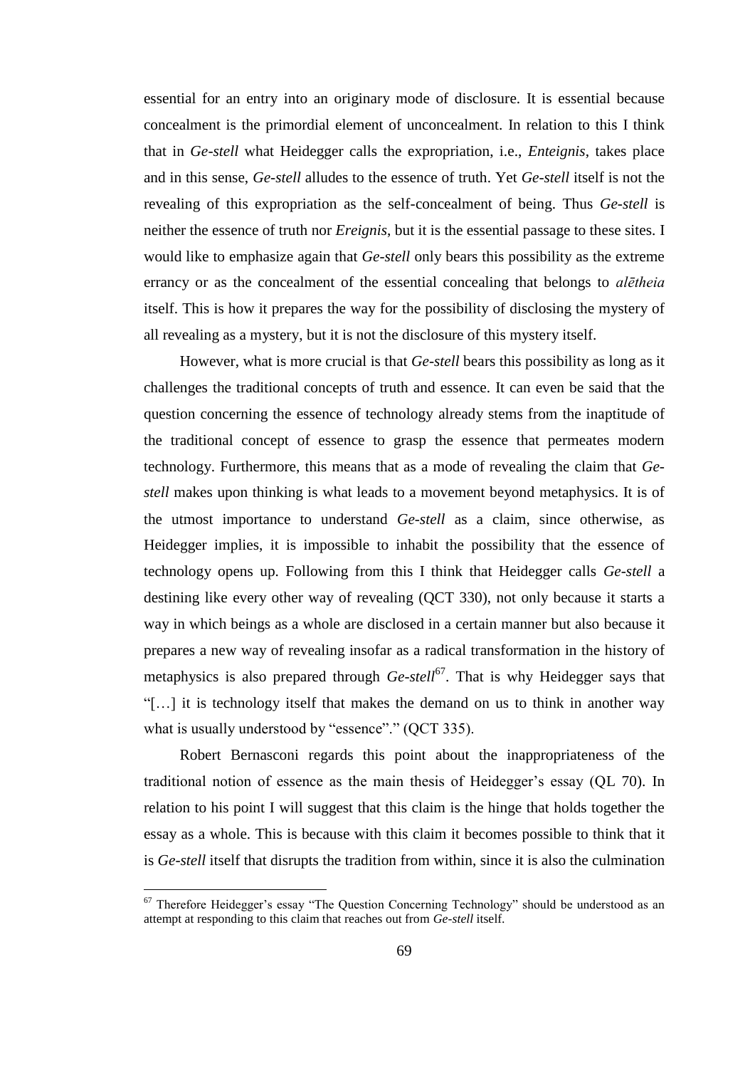essential for an entry into an originary mode of disclosure. It is essential because concealment is the primordial element of unconcealment. In relation to this I think that in *Ge-stell* what Heidegger calls the expropriation, i.e., *Enteignis*, takes place and in this sense, *Ge-stell* alludes to the essence of truth. Yet *Ge-stell* itself is not the revealing of this expropriation as the self-concealment of being. Thus *Ge-stell* is neither the essence of truth nor *Ereignis*, but it is the essential passage to these sites. I would like to emphasize again that *Ge-stell* only bears this possibility as the extreme errancy or as the concealment of the essential concealing that belongs to *alētheia* itself. This is how it prepares the way for the possibility of disclosing the mystery of all revealing as a mystery, but it is not the disclosure of this mystery itself.

However, what is more crucial is that *Ge-stell* bears this possibility as long as it challenges the traditional concepts of truth and essence. It can even be said that the question concerning the essence of technology already stems from the inaptitude of the traditional concept of essence to grasp the essence that permeates modern technology. Furthermore, this means that as a mode of revealing the claim that *Ge-stell* makes upon thinking is what leads to a movement beyond metaphysics. It is of the utmost importance to understand *Ge-stell* as a claim, since otherwise, as Heidegger implies, it is impossible to inhabit the possibility that the essence of technology opens up. Following from this I think that Heidegger calls *Ge-stell* a destining like every other way of revealing (QCT 330), not only because it starts a way in which beings as a whole are disclosed in a certain manner but also because it prepares a new way of revealing insofar as a radical transformation in the history of metaphysics is also prepared through *Ge-stell*[67]. That is why Heidegger says that "[…] it is technology itself that makes the demand on us to think in another way what is usually understood by "essence"." (QCT 335).

Robert Bernasconi regards this point about the inappropriateness of the traditional notion of essence as the main thesis of Heidegger's essay (QL 70). In relation to his point I will suggest that this claim is the hinge that holds together the essay as a whole. This is because with this claim it becomes possible to think that it is *Ge-stell* itself that disrupts the tradition from within, since it is also the culmination

[67] Therefore Heidegger's essay "The Question Concerning Technology" should be understood as an attempt at responding to this claim that reaches out from *Ge-stell* itself.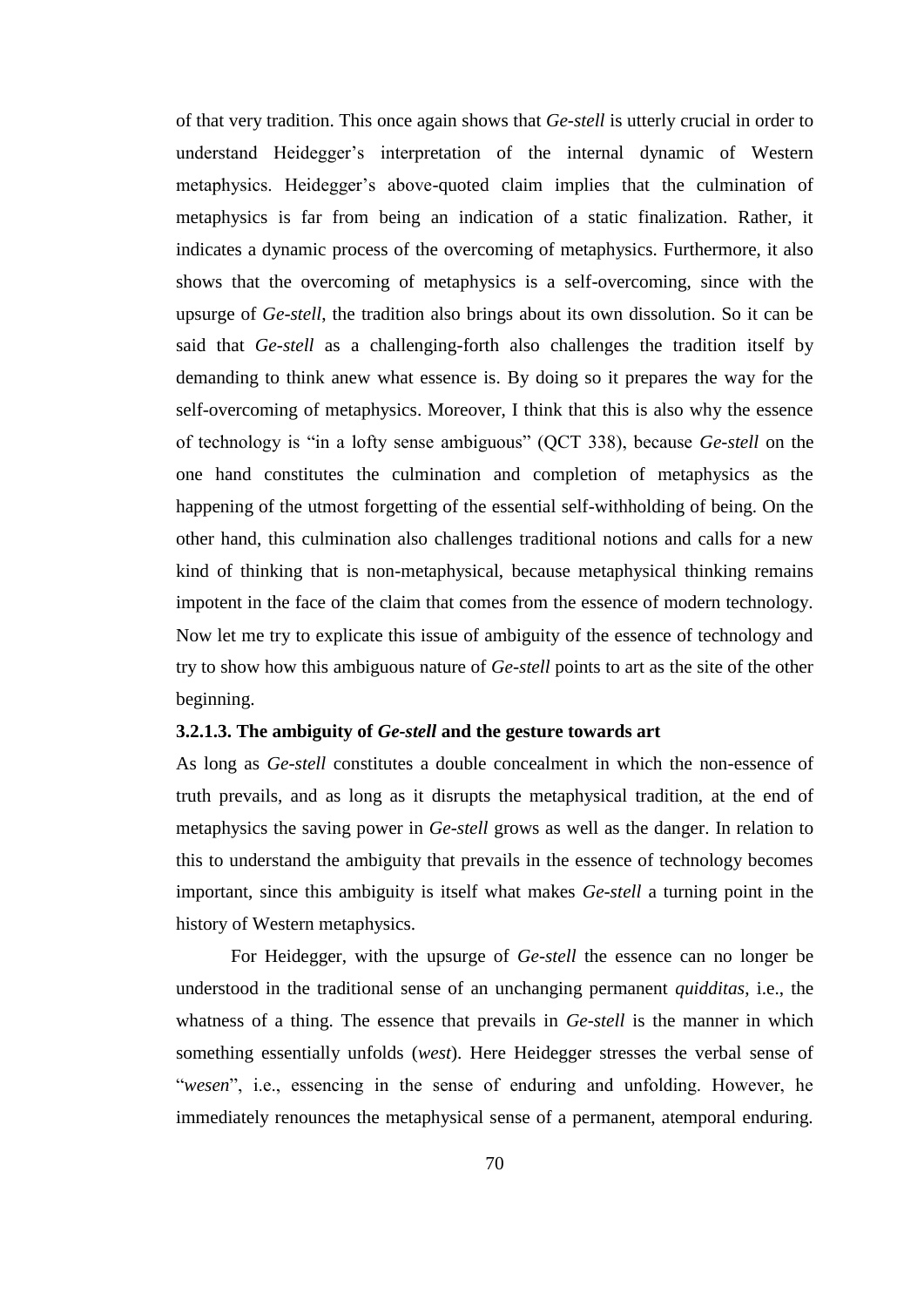of that very tradition. This once again shows that *Ge-stell* is utterly crucial in order to understand Heidegger's interpretation of the internal dynamic of Western metaphysics. Heidegger's above-quoted claim implies that the culmination of metaphysics is far from being an indication of a static finalization. Rather, it indicates a dynamic process of the overcoming of metaphysics. Furthermore, it also shows that the overcoming of metaphysics is a self-overcoming, since with the upsurge of *Ge-stell*, the tradition also brings about its own dissolution. So it can be said that *Ge-stell* as a challenging-forth also challenges the tradition itself by demanding to think anew what essence is. By doing so it prepares the way for the self-overcoming of metaphysics. Moreover, I think that this is also why the essence of technology is "in a lofty sense ambiguous" (QCT 338), because *Ge-stell* on the one hand constitutes the culmination and completion of metaphysics as the happening of the utmost forgetting of the essential self-withholding of being. On the other hand, this culmination also challenges traditional notions and calls for a new kind of thinking that is non-metaphysical, because metaphysical thinking remains impotent in the face of the claim that comes from the essence of modern technology. Now let me try to explicate this issue of ambiguity of the essence of technology and try to show how this ambiguous nature of *Ge-stell* points to art as the site of the other beginning.

#### 3.2.1.3. The ambiguity of *Ge-stell* and the gesture towards art

As long as *Ge-stell* constitutes a double concealment in which the non-essence of truth prevails, and as long as it disrupts the metaphysical tradition, at the end of metaphysics the saving power in *Ge-stell* grows as well as the danger. In relation to this to understand the ambiguity that prevails in the essence of technology becomes important, since this ambiguity is itself what makes *Ge-stell* a turning point in the history of Western metaphysics.

For Heidegger, with the upsurge of *Ge-stell* the essence can no longer be understood in the traditional sense of an unchanging permanent *quidditas*, i.e., the whatness of a thing. The essence that prevails in *Ge-stell* is the manner in which something essentially unfolds (*west*). Here Heidegger stresses the verbal sense of "*wesen*", i.e., essencing in the sense of enduring and unfolding. However, he immediately renounces the metaphysical sense of a permanent, atemporal enduring.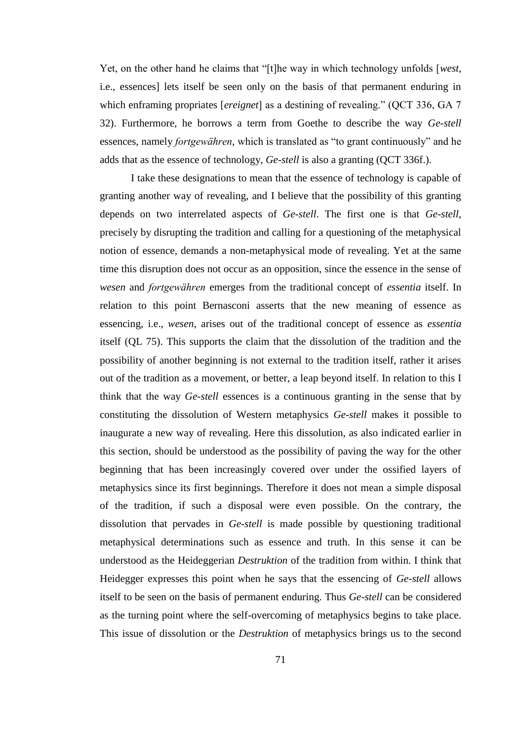Yet, on the other hand he claims that "[t]he way in which technology unfolds [*west*, i.e., essences] lets itself be seen only on the basis of that permanent enduring in which enframing propriates [*ereignet*] as a destining of revealing." (QCT 336, GA 7 32). Furthermore, he borrows a term from Goethe to describe the way *Ge-stell* essences, namely *fortgewähren*, which is translated as "to grant continuously" and he adds that as the essence of technology, *Ge-stell* is also a granting (QCT 336f.).

I take these designations to mean that the essence of technology is capable of granting another way of revealing, and I believe that the possibility of this granting depends on two interrelated aspects of *Ge-stell*. The first one is that *Ge-stell*, precisely by disrupting the tradition and calling for a questioning of the metaphysical notion of essence, demands a non-metaphysical mode of revealing. Yet at the same time this disruption does not occur as an opposition, since the essence in the sense of *wesen* and *fortgewähren* emerges from the traditional concept of *essentia* itself. In relation to this point Bernasconi asserts that the new meaning of essence as essencing, i.e., *wesen*, arises out of the traditional concept of essence as *essentia* itself (QL 75). This supports the claim that the dissolution of the tradition and the possibility of another beginning is not external to the tradition itself, rather it arises out of the tradition as a movement, or better, a leap beyond itself. In relation to this I think that the way *Ge-stell* essences is a continuous granting in the sense that by constituting the dissolution of Western metaphysics *Ge-stell* makes it possible to inaugurate a new way of revealing. Here this dissolution, as also indicated earlier in this section, should be understood as the possibility of paving the way for the other beginning that has been increasingly covered over under the ossified layers of metaphysics since its first beginnings. Therefore it does not mean a simple disposal of the tradition, if such a disposal were even possible. On the contrary, the dissolution that pervades in *Ge-stell* is made possible by questioning traditional metaphysical determinations such as essence and truth. In this sense it can be understood as the Heideggerian *Destruktion* of the tradition from within. I think that Heidegger expresses this point when he says that the essencing of *Ge-stell* allows itself to be seen on the basis of permanent enduring. Thus *Ge-stell* can be considered as the turning point where the self-overcoming of metaphysics begins to take place. This issue of dissolution or the *Destruktion* of metaphysics brings us to the second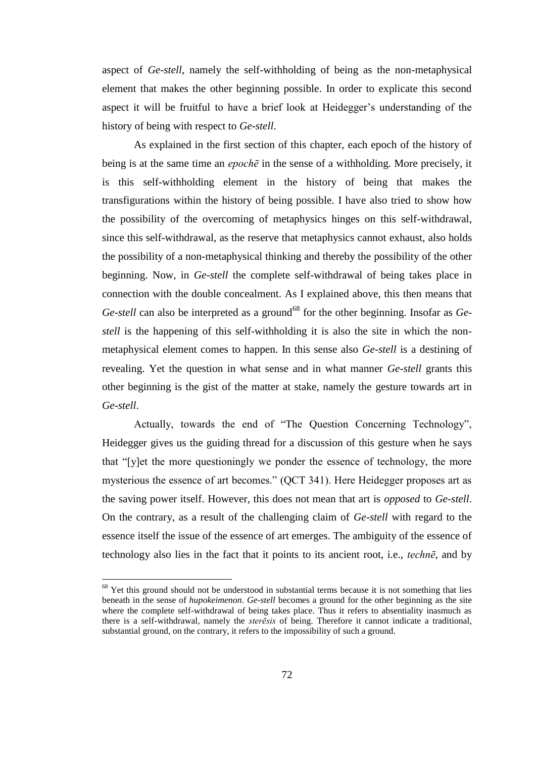aspect of *Ge-stell*, namely the self-withholding of being as the non-metaphysical element that makes the other beginning possible. In order to explicate this second aspect it will be fruitful to have a brief look at Heidegger's understanding of the history of being with respect to *Ge-stell*.

As explained in the first section of this chapter, each epoch of the history of being is at the same time an *epochē* in the sense of a withholding. More precisely, it is this self-withholding element in the history of being that makes the transfigurations within the history of being possible. I have also tried to show how the possibility of the overcoming of metaphysics hinges on this self-withdrawal, since this self-withdrawal, as the reserve that metaphysics cannot exhaust, also holds the possibility of a non-metaphysical thinking and thereby the possibility of the other beginning. Now, in *Ge-stell* the complete self-withdrawal of being takes place in connection with the double concealment. As I explained above, this then means that *Ge-stell* can also be interpreted as a ground[68] for the other beginning. Insofar as *Ge-stell* is the happening of this self-withholding it is also the site in which the non-metaphysical element comes to happen. In this sense also *Ge-stell* is a destining of revealing. Yet the question in what sense and in what manner *Ge-stell* grants this other beginning is the gist of the matter at stake, namely the gesture towards art in *Ge-stell*.

Actually, towards the end of "The Question Concerning Technology", Heidegger gives us the guiding thread for a discussion of this gesture when he says that "[y]et the more questioningly we ponder the essence of technology, the more mysterious the essence of art becomes." (QCT 341). Here Heidegger proposes art as the saving power itself. However, this does not mean that art is *opposed* to *Ge-stell*. On the contrary, as a result of the challenging claim of *Ge-stell* with regard to the essence itself the issue of the essence of art emerges. The ambiguity of the essence of technology also lies in the fact that it points to its ancient root, i.e., *technē*, and by

---

[68] Yet this ground should not be understood in substantial terms because it is not something that lies beneath in the sense of *hupokeimenon*. *Ge-stell* becomes a ground for the other beginning as the site where the complete self-withdrawal of being takes place. Thus it refers to absentiality inasmuch as there is a self-withdrawal, namely the *sterēsis* of being. Therefore it cannot indicate a traditional, substantial ground, on the contrary, it refers to the impossibility of such a ground.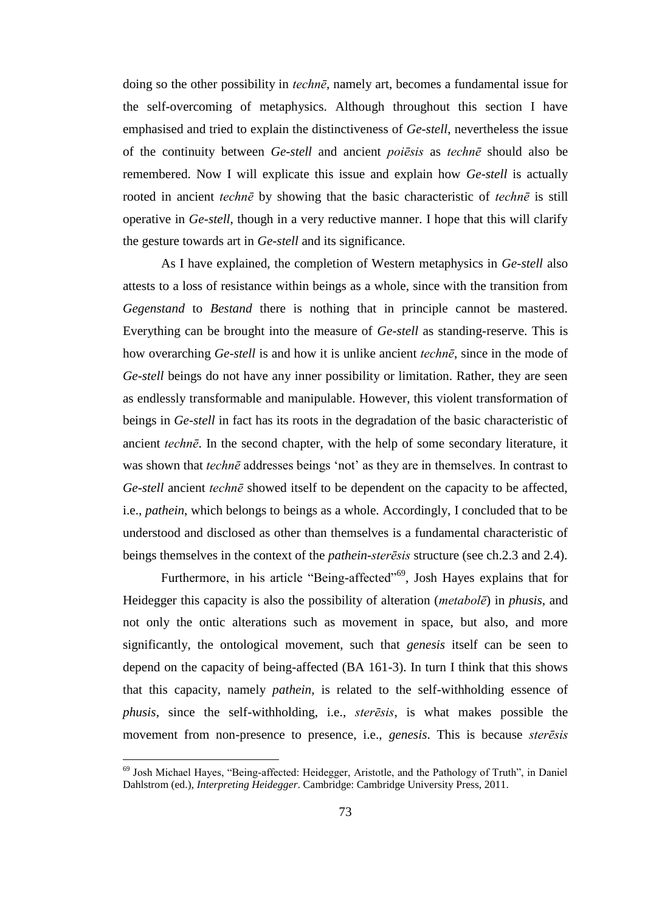doing so the other possibility in *technē*, namely art, becomes a fundamental issue for the self-overcoming of metaphysics. Although throughout this section I have emphasised and tried to explain the distinctiveness of *Ge-stell*, nevertheless the issue of the continuity between *Ge-stell* and ancient *poiēsis* as *technē* should also be remembered. Now I will explicate this issue and explain how *Ge-stell* is actually rooted in ancient *technē* by showing that the basic characteristic of *technē* is still operative in *Ge-stell*, though in a very reductive manner. I hope that this will clarify the gesture towards art in *Ge-stell* and its significance.

As I have explained, the completion of Western metaphysics in *Ge-stell* also attests to a loss of resistance within beings as a whole, since with the transition from *Gegenstand* to *Bestand* there is nothing that in principle cannot be mastered. Everything can be brought into the measure of *Ge-stell* as standing-reserve. This is how overarching *Ge-stell* is and how it is unlike ancient *technē*, since in the mode of *Ge-stell* beings do not have any inner possibility or limitation. Rather, they are seen as endlessly transformable and manipulable. However, this violent transformation of beings in *Ge-stell* in fact has its roots in the degradation of the basic characteristic of ancient *technē*. In the second chapter, with the help of some secondary literature, it was shown that *technē* addresses beings 'not' as they are in themselves. In contrast to *Ge-stell* ancient *technē* showed itself to be dependent on the capacity to be affected, i.e., *pathein*, which belongs to beings as a whole. Accordingly, I concluded that to be understood and disclosed as other than themselves is a fundamental characteristic of beings themselves in the context of the *pathein-sterēsis* structure (see ch.2.3 and 2.4).

Furthermore, in his article "Being-affected"[69], Josh Hayes explains that for Heidegger this capacity is also the possibility of alteration (*metabolē*) in *phusis*, and not only the ontic alterations such as movement in space, but also, and more significantly, the ontological movement, such that *genesis* itself can be seen to depend on the capacity of being-affected (BA 161-3). In turn I think that this shows that this capacity, namely *pathein*, is related to the self-withholding essence of *phusis*, since the self-withholding, i.e., *sterēsis*, is what makes possible the movement from non-presence to presence, i.e., *genesis*. This is because *sterēsis*

---

[69] Josh Michael Hayes, "Being-affected: Heidegger, Aristotle, and the Pathology of Truth", in Daniel Dahlstrom (ed.), *Interpreting Heidegger*. Cambridge: Cambridge University Press, 2011.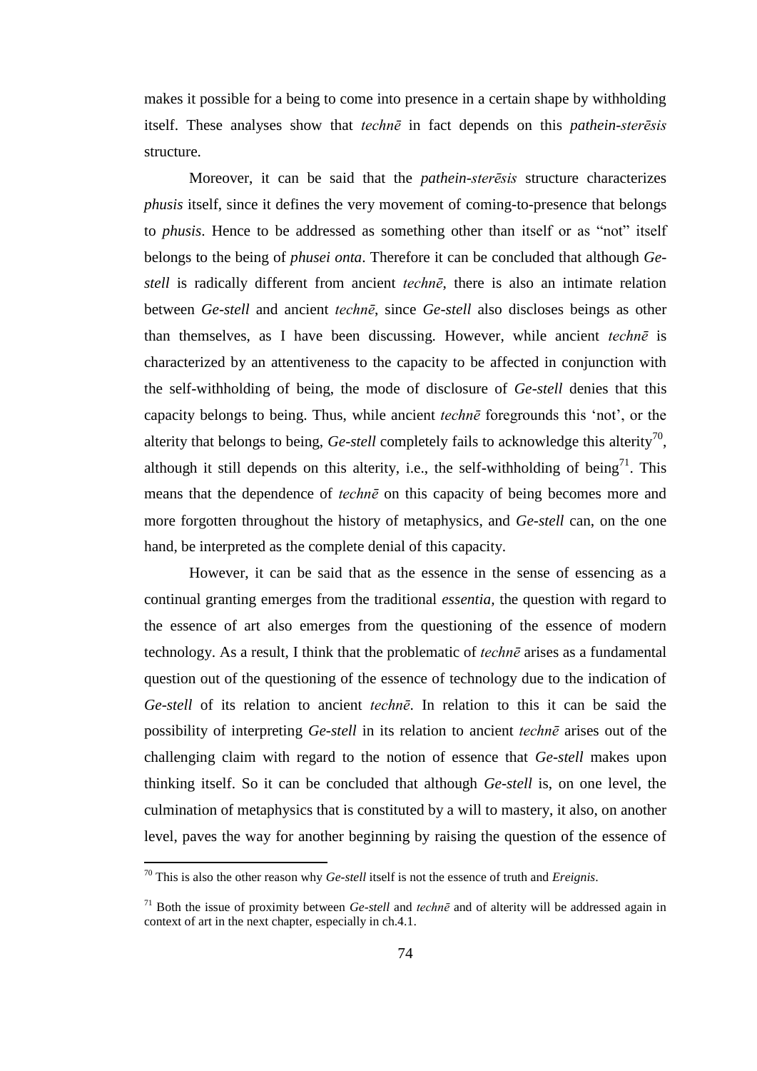makes it possible for a being to come into presence in a certain shape by withholding itself. These analyses show that *technē* in fact depends on this *pathein-sterēsis* structure.

Moreover, it can be said that the *pathein-sterēsis* structure characterizes *phusis* itself, since it defines the very movement of coming-to-presence that belongs to *phusis*. Hence to be addressed as something other than itself or as "not" itself belongs to the being of *phusei onta*. Therefore it can be concluded that although *Ge-stell* is radically different from ancient *technē*, there is also an intimate relation between *Ge-stell* and ancient *technē*, since *Ge-stell* also discloses beings as other than themselves, as I have been discussing. However, while ancient *technē* is characterized by an attentiveness to the capacity to be affected in conjunction with the self-withholding of being, the mode of disclosure of *Ge-stell* denies that this capacity belongs to being. Thus, while ancient *technē* foregrounds this 'not', or the alterity that belongs to being, *Ge-stell* completely fails to acknowledge this alterity[70], although it still depends on this alterity, i.e., the self-withholding of being[71]. This means that the dependence of *technē* on this capacity of being becomes more and more forgotten throughout the history of metaphysics, and *Ge-stell* can, on the one hand, be interpreted as the complete denial of this capacity.

However, it can be said that as the essence in the sense of essencing as a continual granting emerges from the traditional *essentia,* the question with regard to the essence of art also emerges from the questioning of the essence of modern technology. As a result, I think that the problematic of *technē* arises as a fundamental question out of the questioning of the essence of technology due to the indication of *Ge-stell* of its relation to ancient *technē.* In relation to this it can be said the possibility of interpreting *Ge-stell* in its relation to ancient *technē* arises out of the challenging claim with regard to the notion of essence that *Ge-stell* makes upon thinking itself. So it can be concluded that although *Ge-stell* is, on one level, the culmination of metaphysics that is constituted by a will to mastery, it also, on another level, paves the way for another beginning by raising the question of the essence of

---

[70] This is also the other reason why *Ge-stell* itself is not the essence of truth and *Ereignis*.

[71] Both the issue of proximity between *Ge-stell* and *technē* and of alterity will be addressed again in context of art in the next chapter, especially in ch.4.1.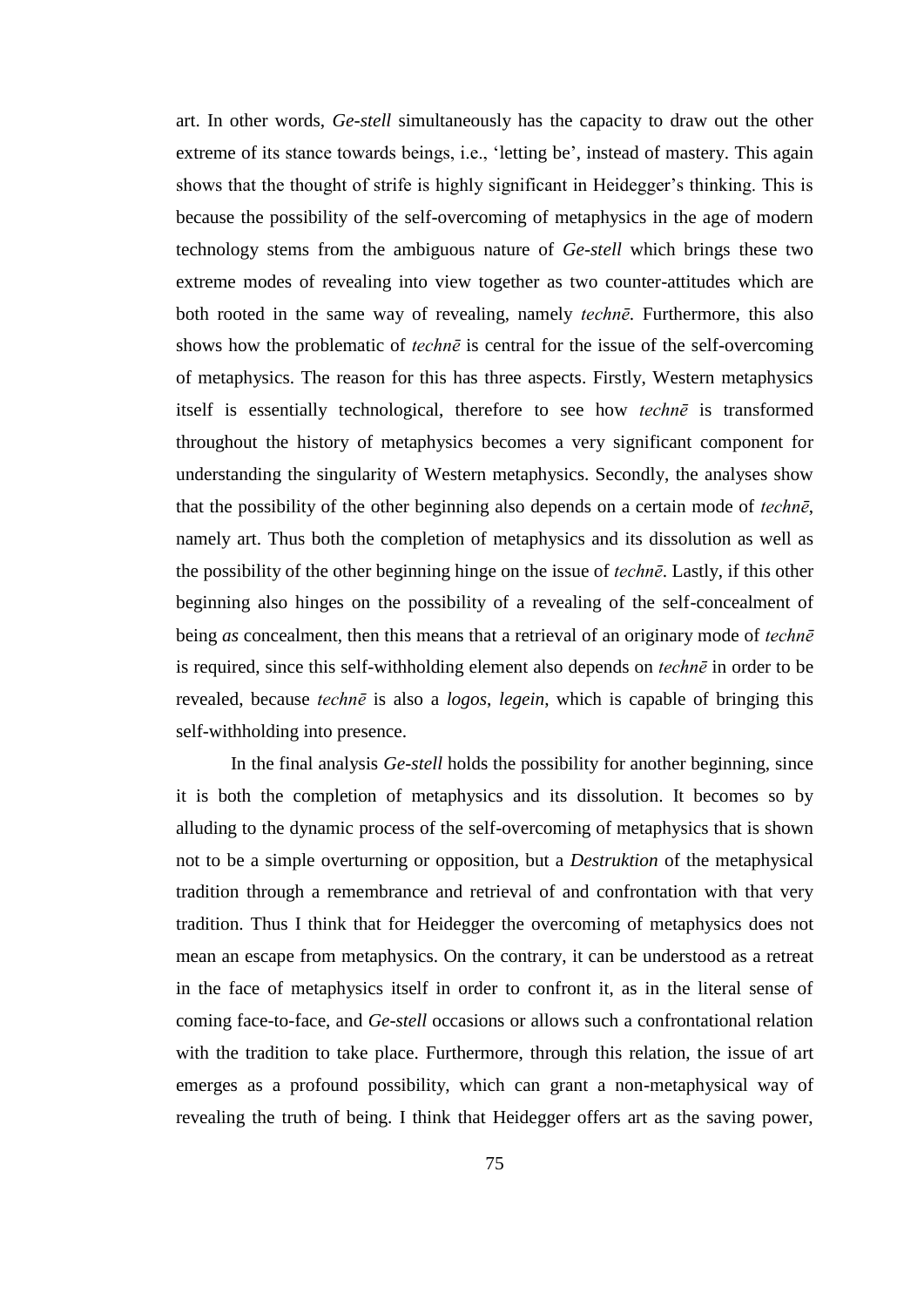art. In other words, *Ge-stell* simultaneously has the capacity to draw out the other extreme of its stance towards beings, i.e., 'letting be', instead of mastery. This again shows that the thought of strife is highly significant in Heidegger's thinking. This is because the possibility of the self-overcoming of metaphysics in the age of modern technology stems from the ambiguous nature of *Ge-stell* which brings these two extreme modes of revealing into view together as two counter-attitudes which are both rooted in the same way of revealing, namely *technē*. Furthermore, this also shows how the problematic of *technē* is central for the issue of the self-overcoming of metaphysics. The reason for this has three aspects. Firstly, Western metaphysics itself is essentially technological, therefore to see how *technē* is transformed throughout the history of metaphysics becomes a very significant component for understanding the singularity of Western metaphysics. Secondly, the analyses show that the possibility of the other beginning also depends on a certain mode of *technē*, namely art. Thus both the completion of metaphysics and its dissolution as well as the possibility of the other beginning hinge on the issue of *technē*. Lastly, if this other beginning also hinges on the possibility of a revealing of the self-concealment of being *as* concealment, then this means that a retrieval of an originary mode of *technē* is required, since this self-withholding element also depends on *technē* in order to be revealed, because *technē* is also a *logos*, *legein*, which is capable of bringing this self-withholding into presence.

In the final analysis *Ge-stell* holds the possibility for another beginning, since it is both the completion of metaphysics and its dissolution. It becomes so by alluding to the dynamic process of the self-overcoming of metaphysics that is shown not to be a simple overturning or opposition, but a *Destruktion* of the metaphysical tradition through a remembrance and retrieval of and confrontation with that very tradition. Thus I think that for Heidegger the overcoming of metaphysics does not mean an escape from metaphysics. On the contrary, it can be understood as a retreat in the face of metaphysics itself in order to confront it, as in the literal sense of coming face-to-face, and *Ge-stell* occasions or allows such a confrontational relation with the tradition to take place. Furthermore, through this relation, the issue of art emerges as a profound possibility, which can grant a non-metaphysical way of revealing the truth of being. I think that Heidegger offers art as the saving power,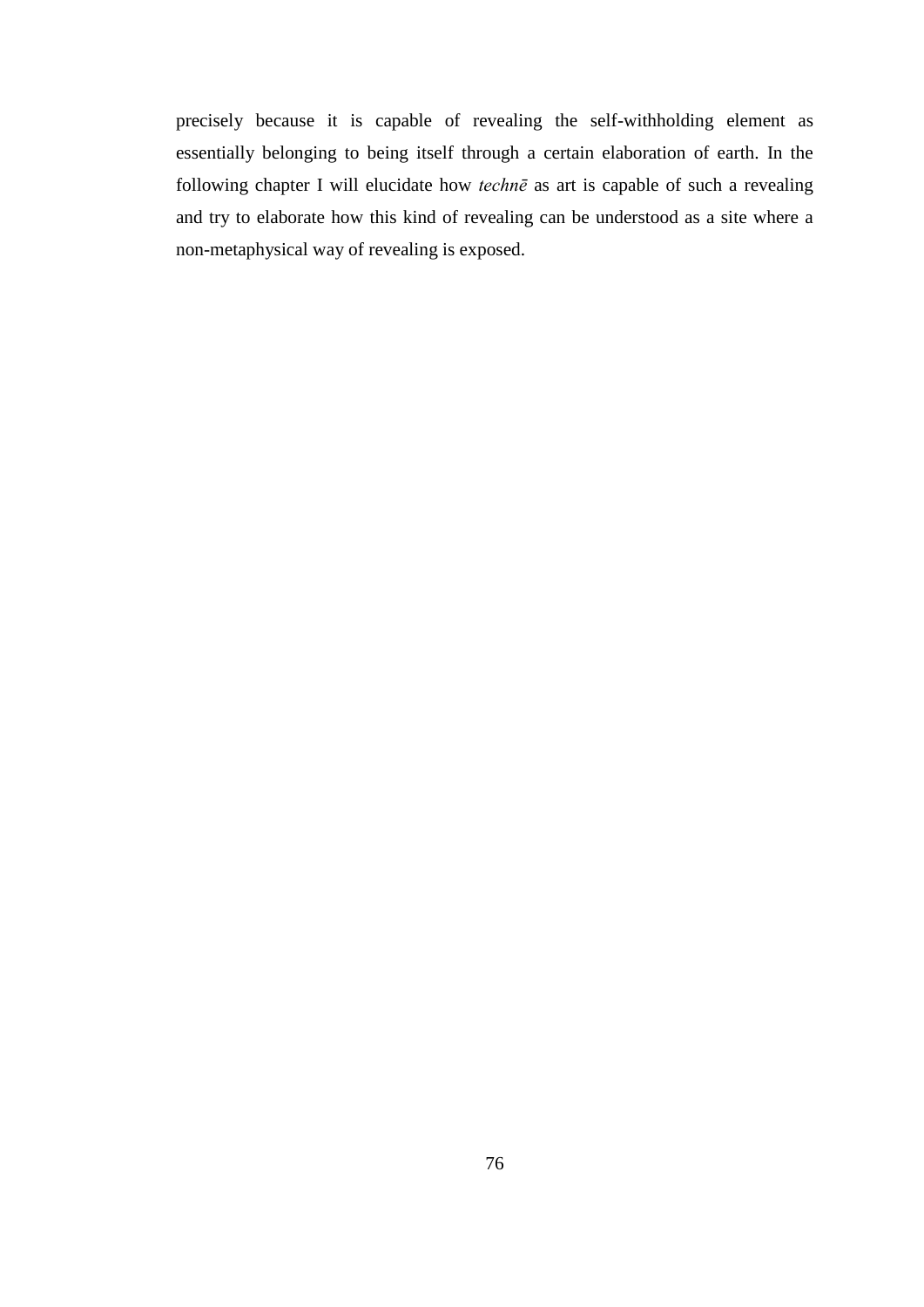precisely because it is capable of revealing the self-withholding element as essentially belonging to being itself through a certain elaboration of earth. In the following chapter I will elucidate how *technē* as art is capable of such a revealing and try to elaborate how this kind of revealing can be understood as a site where a non-metaphysical way of revealing is exposed.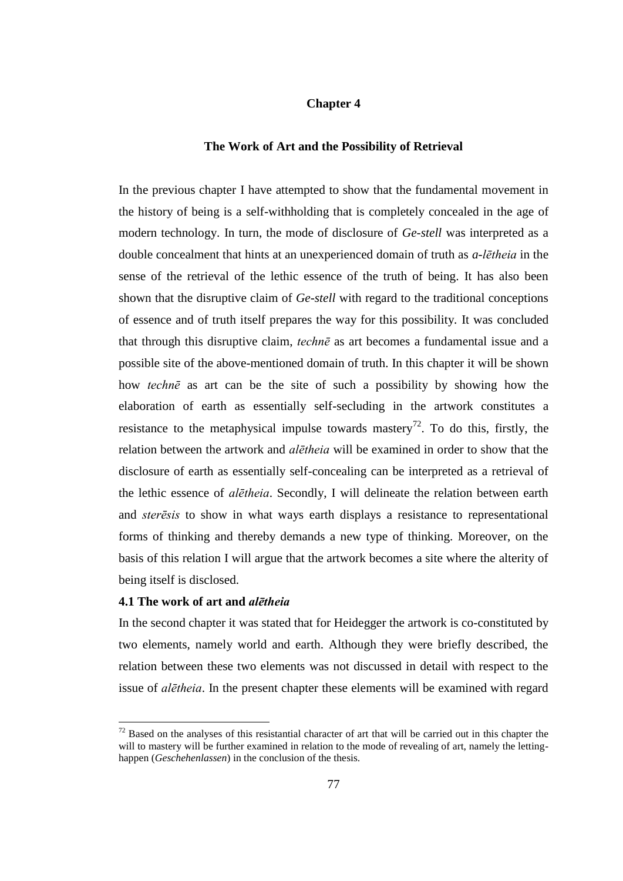# Chapter 4

## The Work of Art and the Possibility of Retrieval

In the previous chapter I have attempted to show that the fundamental movement in the history of being is a self-withholding that is completely concealed in the age of modern technology. In turn, the mode of disclosure of *Ge-stell* was interpreted as a double concealment that hints at an unexperienced domain of truth as *a-lētheia* in the sense of the retrieval of the lethic essence of the truth of being. It has also been shown that the disruptive claim of *Ge-stell* with regard to the traditional conceptions of essence and of truth itself prepares the way for this possibility. It was concluded that through this disruptive claim, *technē* as art becomes a fundamental issue and a possible site of the above-mentioned domain of truth. In this chapter it will be shown how *technē* as art can be the site of such a possibility by showing how the elaboration of earth as essentially self-secluding in the artwork constitutes a resistance to the metaphysical impulse towards mastery[72]. To do this, firstly, the relation between the artwork and *alētheia* will be examined in order to show that the disclosure of earth as essentially self-concealing can be interpreted as a retrieval of the lethic essence of *alētheia*. Secondly, I will delineate the relation between earth and *sterēsis* to show in what ways earth displays a resistance to representational forms of thinking and thereby demands a new type of thinking. Moreover, on the basis of this relation I will argue that the artwork becomes a site where the alterity of being itself is disclosed.

### 4.1 The work of art and *alētheia*

In the second chapter it was stated that for Heidegger the artwork is co-constituted by two elements, namely world and earth. Although they were briefly described, the relation between these two elements was not discussed in detail with respect to the issue of *alētheia*. In the present chapter these elements will be examined with regard

[72] Based on the analyses of this resistantial character of art that will be carried out in this chapter the will to mastery will be further examined in relation to the mode of revealing of art, namely the letting-happen (*Geschehenlassen*) in the conclusion of the thesis.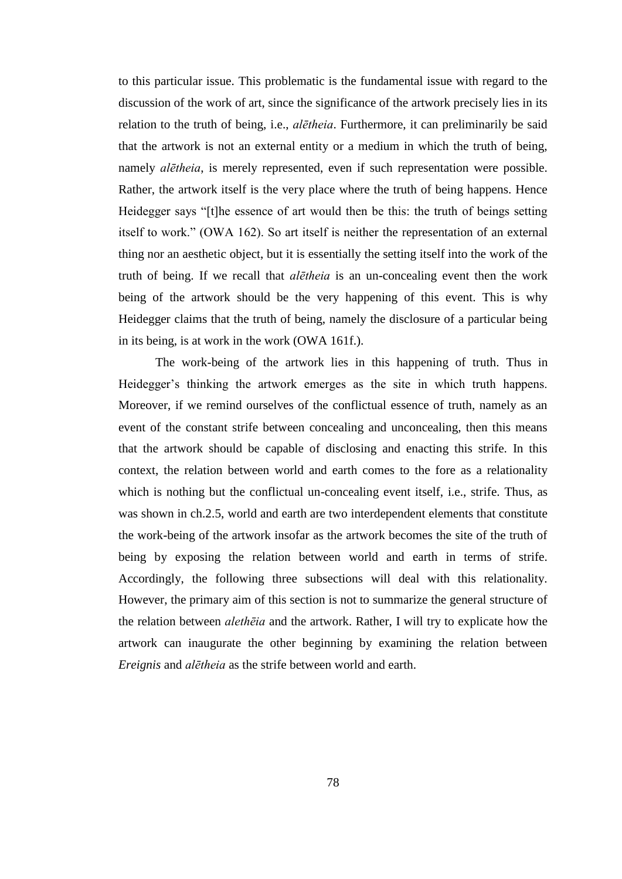to this particular issue. This problematic is the fundamental issue with regard to the discussion of the work of art, since the significance of the artwork precisely lies in its relation to the truth of being, i.e., *alētheia*. Furthermore, it can preliminarily be said that the artwork is not an external entity or a medium in which the truth of being, namely *alētheia*, is merely represented, even if such representation were possible. Rather, the artwork itself is the very place where the truth of being happens. Hence Heidegger says "[t]he essence of art would then be this: the truth of beings setting itself to work." (OWA 162). So art itself is neither the representation of an external thing nor an aesthetic object, but it is essentially the setting itself into the work of the truth of being. If we recall that *alētheia* is an un-concealing event then the work being of the artwork should be the very happening of this event. This is why Heidegger claims that the truth of being, namely the disclosure of a particular being in its being, is at work in the work (OWA 161f.).

The work-being of the artwork lies in this happening of truth. Thus in Heidegger's thinking the artwork emerges as the site in which truth happens. Moreover, if we remind ourselves of the conflictual essence of truth, namely as an event of the constant strife between concealing and unconcealing, then this means that the artwork should be capable of disclosing and enacting this strife. In this context, the relation between world and earth comes to the fore as a relationality which is nothing but the conflictual un-concealing event itself, i.e., strife. Thus, as was shown in ch.2.5, world and earth are two interdependent elements that constitute the work-being of the artwork insofar as the artwork becomes the site of the truth of being by exposing the relation between world and earth in terms of strife. Accordingly, the following three subsections will deal with this relationality. However, the primary aim of this section is not to summarize the general structure of the relation between *alethēia* and the artwork. Rather, I will try to explicate how the artwork can inaugurate the other beginning by examining the relation between *Ereignis* and *alētheia* as the strife between world and earth.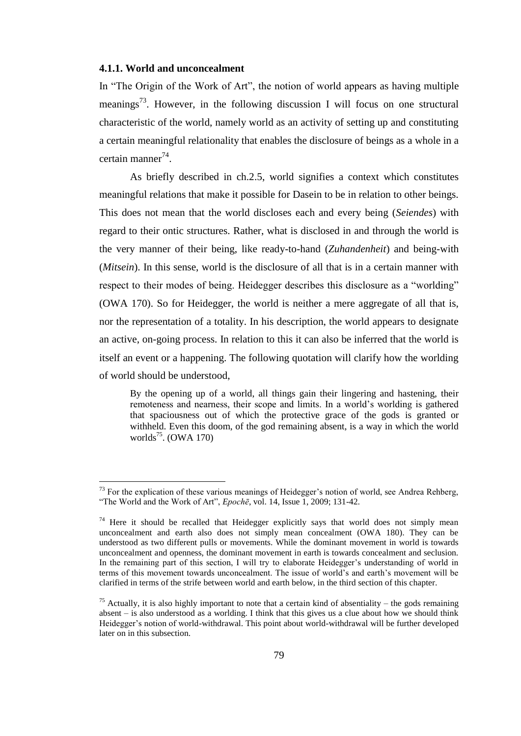### 4.1.1. World and unconcealment

In "The Origin of the Work of Art", the notion of world appears as having multiple meanings[73]. However, in the following discussion I will focus on one structural characteristic of the world, namely world as an activity of setting up and constituting a certain meaningful relationality that enables the disclosure of beings as a whole in a certain manner[74].

As briefly described in ch.2.5, world signifies a context which constitutes meaningful relations that make it possible for Dasein to be in relation to other beings. This does not mean that the world discloses each and every being (*Seiendes*) with regard to their ontic structures. Rather, what is disclosed in and through the world is the very manner of their being, like ready-to-hand (*Zuhandenheit*) and being-with (*Mitsein*). In this sense, world is the disclosure of all that is in a certain manner with respect to their modes of being. Heidegger describes this disclosure as a "worlding" (OWA 170). So for Heidegger, the world is neither a mere aggregate of all that is, nor the representation of a totality. In his description, the world appears to designate an active, on-going process. In relation to this it can also be inferred that the world is itself an event or a happening. The following quotation will clarify how the worlding of world should be understood,

> By the opening up of a world, all things gain their lingering and hastening, their remoteness and nearness, their scope and limits. In a world's worlding is gathered that spaciousness out of which the protective grace of the gods is granted or withheld. Even this doom, of the god remaining absent, is a way in which the world worlds[75]. (OWA 170)

---

[73] For the explication of these various meanings of Heidegger's notion of world, see Andrea Rehberg, "The World and the Work of Art", *Epochē*, vol. 14, Issue 1, 2009; 131-42.

[74] Here it should be recalled that Heidegger explicitly says that world does not simply mean unconcealment and earth also does not simply mean concealment (OWA 180). They can be understood as two different pulls or movements. While the dominant movement in world is towards unconcealment and openness, the dominant movement in earth is towards concealment and seclusion. In the remaining part of this section, I will try to elaborate Heidegger's understanding of world in terms of this movement towards unconcealment. The issue of world's and earth's movement will be clarified in terms of the strife between world and earth below, in the third section of this chapter.

[75] Actually, it is also highly important to note that a certain kind of absentiality – the gods remaining absent – is also understood as a worlding. I think that this gives us a clue about how we should think Heidegger's notion of world-withdrawal. This point about world-withdrawal will be further developed later on in this subsection.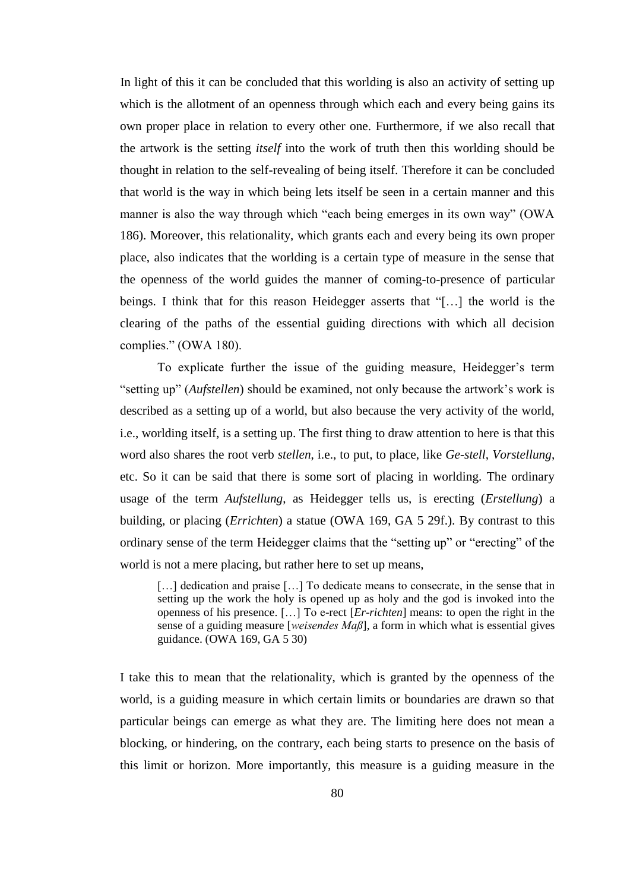In light of this it can be concluded that this worlding is also an activity of setting up which is the allotment of an openness through which each and every being gains its own proper place in relation to every other one. Furthermore, if we also recall that the artwork is the setting *itself* into the work of truth then this worlding should be thought in relation to the self-revealing of being itself. Therefore it can be concluded that world is the way in which being lets itself be seen in a certain manner and this manner is also the way through which "each being emerges in its own way" (OWA 186). Moreover, this relationality, which grants each and every being its own proper place, also indicates that the worlding is a certain type of measure in the sense that the openness of the world guides the manner of coming-to-presence of particular beings. I think that for this reason Heidegger asserts that "[…] the world is the clearing of the paths of the essential guiding directions with which all decision complies." (OWA 180).

To explicate further the issue of the guiding measure, Heidegger's term "setting up" (*Aufstellen*) should be examined, not only because the artwork's work is described as a setting up of a world, but also because the very activity of the world, i.e., worlding itself, is a setting up. The first thing to draw attention to here is that this word also shares the root verb *stellen*, i.e., to put, to place, like *Ge-stell*, *Vorstellung*, etc. So it can be said that there is some sort of placing in worlding. The ordinary usage of the term *Aufstellung*, as Heidegger tells us, is erecting (*Erstellung*) a building, or placing (*Errichten*) a statue (OWA 169, GA 5 29f.). By contrast to this ordinary sense of the term Heidegger claims that the "setting up" or "erecting" of the world is not a mere placing, but rather here to set up means,

> […] dedication and praise […] To dedicate means to consecrate, in the sense that in setting up the work the holy is opened up as holy and the god is invoked into the openness of his presence. […] To e-rect [*Er-richten*] means: to open the right in the sense of a guiding measure [*weisendes Maß*], a form in which what is essential gives guidance. (OWA 169, GA 5 30)

I take this to mean that the relationality, which is granted by the openness of the world, is a guiding measure in which certain limits or boundaries are drawn so that particular beings can emerge as what they are. The limiting here does not mean a blocking, or hindering, on the contrary, each being starts to presence on the basis of this limit or horizon. More importantly, this measure is a guiding measure in the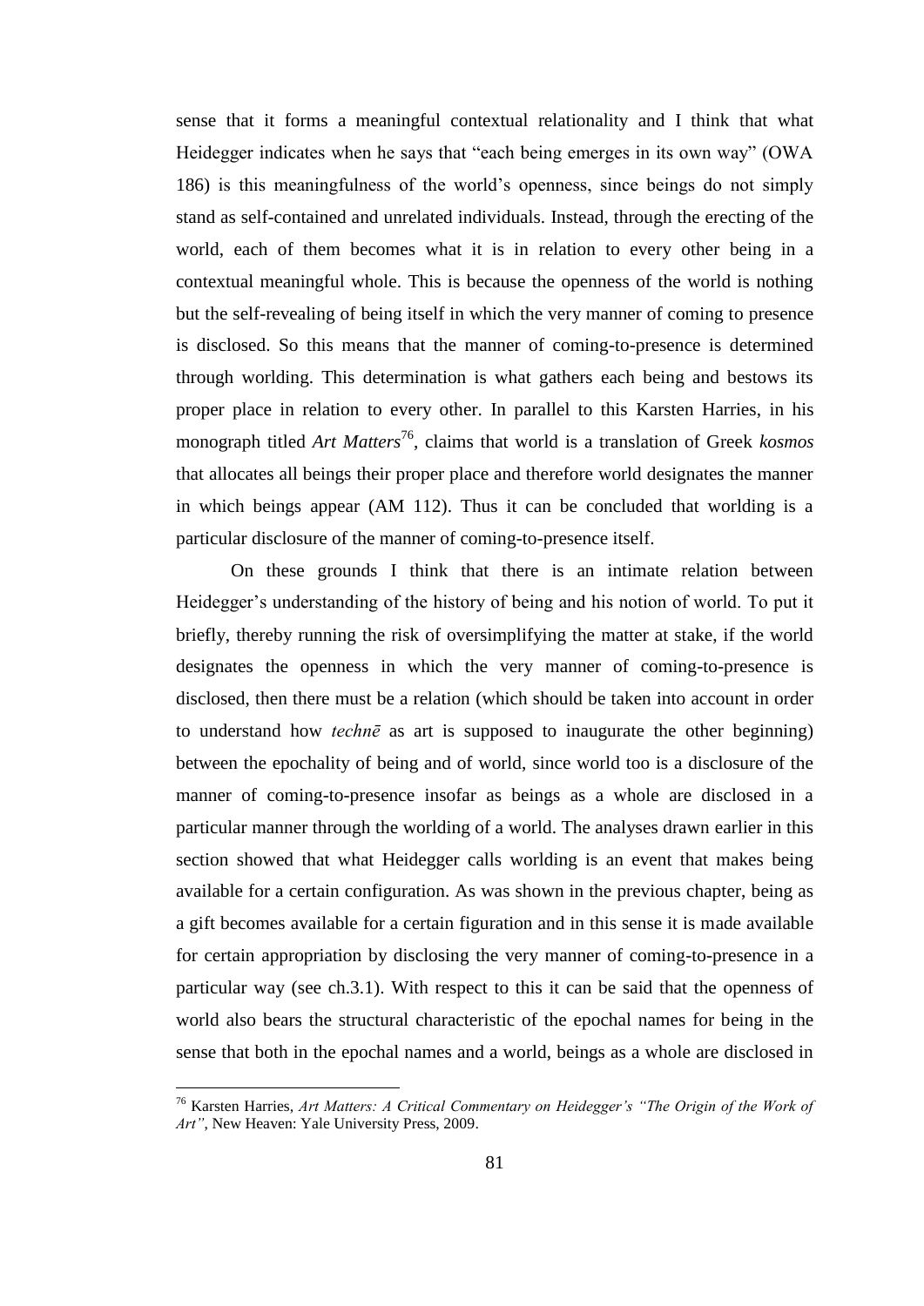sense that it forms a meaningful contextual relationality and I think that what Heidegger indicates when he says that "each being emerges in its own way" (OWA 186) is this meaningfulness of the world's openness, since beings do not simply stand as self-contained and unrelated individuals. Instead, through the erecting of the world, each of them becomes what it is in relation to every other being in a contextual meaningful whole. This is because the openness of the world is nothing but the self-revealing of being itself in which the very manner of coming to presence is disclosed. So this means that the manner of coming-to-presence is determined through worlding. This determination is what gathers each being and bestows its proper place in relation to every other. In parallel to this Karsten Harries, in his monograph titled *Art Matters*[76], claims that world is a translation of Greek *kosmos* that allocates all beings their proper place and therefore world designates the manner in which beings appear (AM 112). Thus it can be concluded that worlding is a particular disclosure of the manner of coming-to-presence itself.

On these grounds I think that there is an intimate relation between Heidegger's understanding of the history of being and his notion of world. To put it briefly, thereby running the risk of oversimplifying the matter at stake, if the world designates the openness in which the very manner of coming-to-presence is disclosed, then there must be a relation (which should be taken into account in order to understand how *technē* as art is supposed to inaugurate the other beginning) between the epochality of being and of world, since world too is a disclosure of the manner of coming-to-presence insofar as beings as a whole are disclosed in a particular manner through the worlding of a world. The analyses drawn earlier in this section showed that what Heidegger calls worlding is an event that makes being available for a certain configuration. As was shown in the previous chapter, being as a gift becomes available for a certain figuration and in this sense it is made available for certain appropriation by disclosing the very manner of coming-to-presence in a particular way (see ch.3.1). With respect to this it can be said that the openness of world also bears the structural characteristic of the epochal names for being in the sense that both in the epochal names and a world, beings as a whole are disclosed in

[76] Karsten Harries, *Art Matters: A Critical Commentary on Heidegger's "The Origin of the Work of Art"*, New Heaven: Yale University Press, 2009.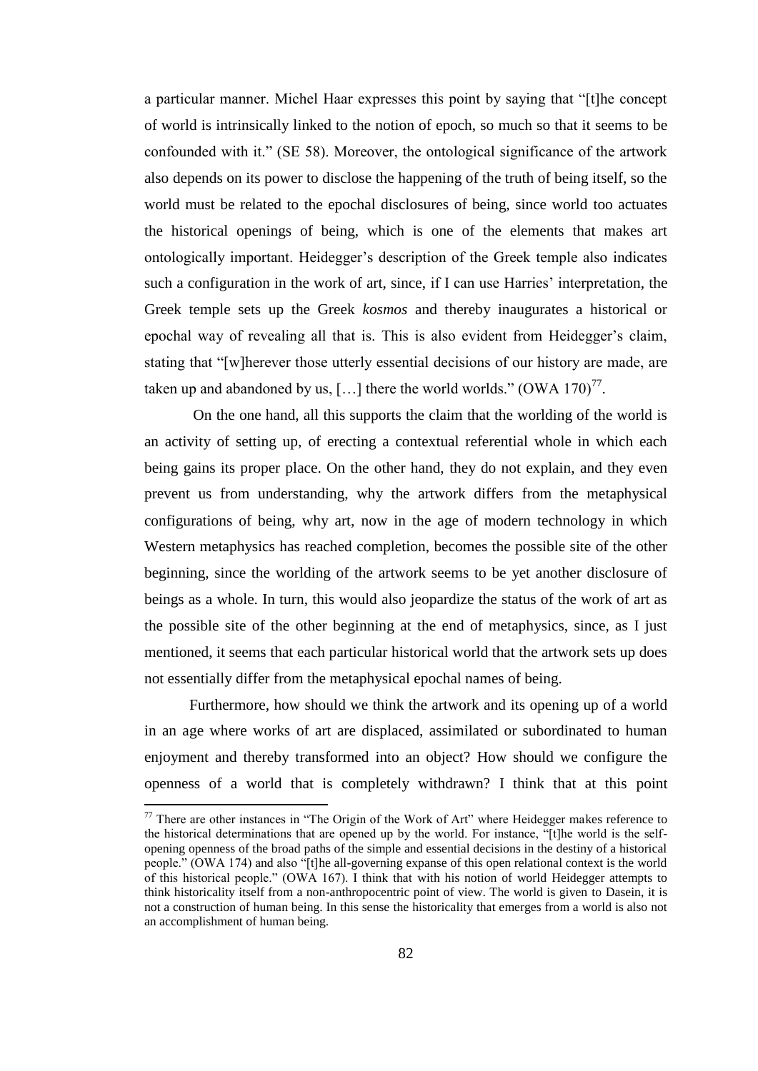a particular manner. Michel Haar expresses this point by saying that "[t]he concept of world is intrinsically linked to the notion of epoch, so much so that it seems to be confounded with it." (SE 58). Moreover, the ontological significance of the artwork also depends on its power to disclose the happening of the truth of being itself, so the world must be related to the epochal disclosures of being, since world too actuates the historical openings of being, which is one of the elements that makes art ontologically important. Heidegger's description of the Greek temple also indicates such a configuration in the work of art, since, if I can use Harries' interpretation, the Greek temple sets up the Greek *kosmos* and thereby inaugurates a historical or epochal way of revealing all that is. This is also evident from Heidegger's claim, stating that "[w]herever those utterly essential decisions of our history are made, are taken up and abandoned by us, […] there the world worlds." (OWA 170)[77].

On the one hand, all this supports the claim that the worlding of the world is an activity of setting up, of erecting a contextual referential whole in which each being gains its proper place. On the other hand, they do not explain, and they even prevent us from understanding, why the artwork differs from the metaphysical configurations of being, why art, now in the age of modern technology in which Western metaphysics has reached completion, becomes the possible site of the other beginning, since the worlding of the artwork seems to be yet another disclosure of beings as a whole. In turn, this would also jeopardize the status of the work of art as the possible site of the other beginning at the end of metaphysics, since, as I just mentioned, it seems that each particular historical world that the artwork sets up does not essentially differ from the metaphysical epochal names of being.

Furthermore, how should we think the artwork and its opening up of a world in an age where works of art are displaced, assimilated or subordinated to human enjoyment and thereby transformed into an object? How should we configure the openness of a world that is completely withdrawn? I think that at this point

---

[77] There are other instances in "The Origin of the Work of Art" where Heidegger makes reference to the historical determinations that are opened up by the world. For instance, "[t]he world is the self-opening openness of the broad paths of the simple and essential decisions in the destiny of a historical people." (OWA 174) and also "[t]he all-governing expanse of this open relational context is the world of this historical people." (OWA 167). I think that with his notion of world Heidegger attempts to think historicality itself from a non-anthropocentric point of view. The world is given to Dasein, it is not a construction of human being. In this sense the historicality that emerges from a world is also not an accomplishment of human being.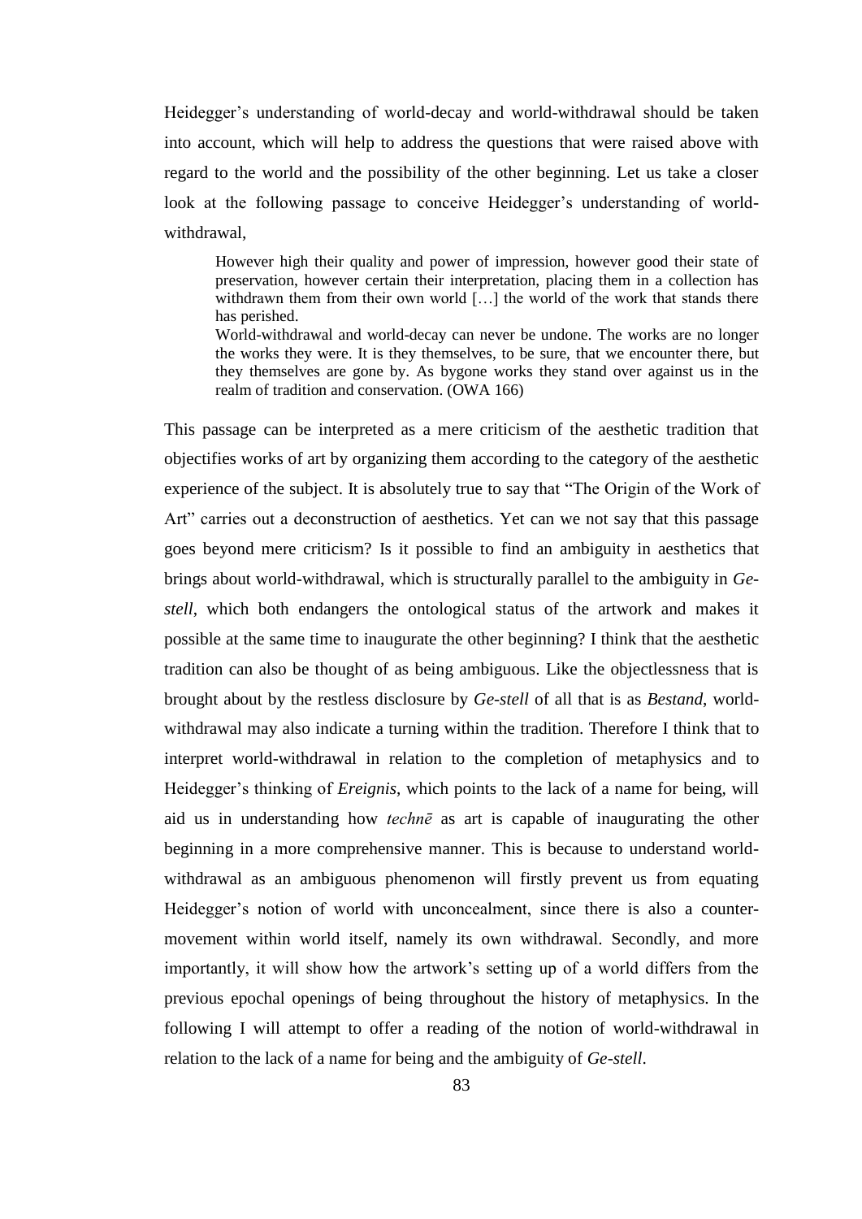Heidegger's understanding of world-decay and world-withdrawal should be taken into account, which will help to address the questions that were raised above with regard to the world and the possibility of the other beginning. Let us take a closer look at the following passage to conceive Heidegger's understanding of world-withdrawal,

> However high their quality and power of impression, however good their state of preservation, however certain their interpretation, placing them in a collection has withdrawn them from their own world […] the world of the work that stands there has perished.
>
> World-withdrawal and world-decay can never be undone. The works are no longer the works they were. It is they themselves, to be sure, that we encounter there, but they themselves are gone by. As bygone works they stand over against us in the realm of tradition and conservation. (OWA 166)

This passage can be interpreted as a mere criticism of the aesthetic tradition that objectifies works of art by organizing them according to the category of the aesthetic experience of the subject. It is absolutely true to say that "The Origin of the Work of Art" carries out a deconstruction of aesthetics. Yet can we not say that this passage goes beyond mere criticism? Is it possible to find an ambiguity in aesthetics that brings about world-withdrawal, which is structurally parallel to the ambiguity in *Ge-stell*, which both endangers the ontological status of the artwork and makes it possible at the same time to inaugurate the other beginning? I think that the aesthetic tradition can also be thought of as being ambiguous. Like the objectlessness that is brought about by the restless disclosure by *Ge-stell* of all that is as *Bestand*, world-withdrawal may also indicate a turning within the tradition. Therefore I think that to interpret world-withdrawal in relation to the completion of metaphysics and to Heidegger's thinking of *Ereignis*, which points to the lack of a name for being, will aid us in understanding how *technē* as art is capable of inaugurating the other beginning in a more comprehensive manner. This is because to understand world-withdrawal as an ambiguous phenomenon will firstly prevent us from equating Heidegger's notion of world with unconcealment, since there is also a counter-movement within world itself, namely its own withdrawal. Secondly, and more importantly, it will show how the artwork's setting up of a world differs from the previous epochal openings of being throughout the history of metaphysics. In the following I will attempt to offer a reading of the notion of world-withdrawal in relation to the lack of a name for being and the ambiguity of *Ge-stell*.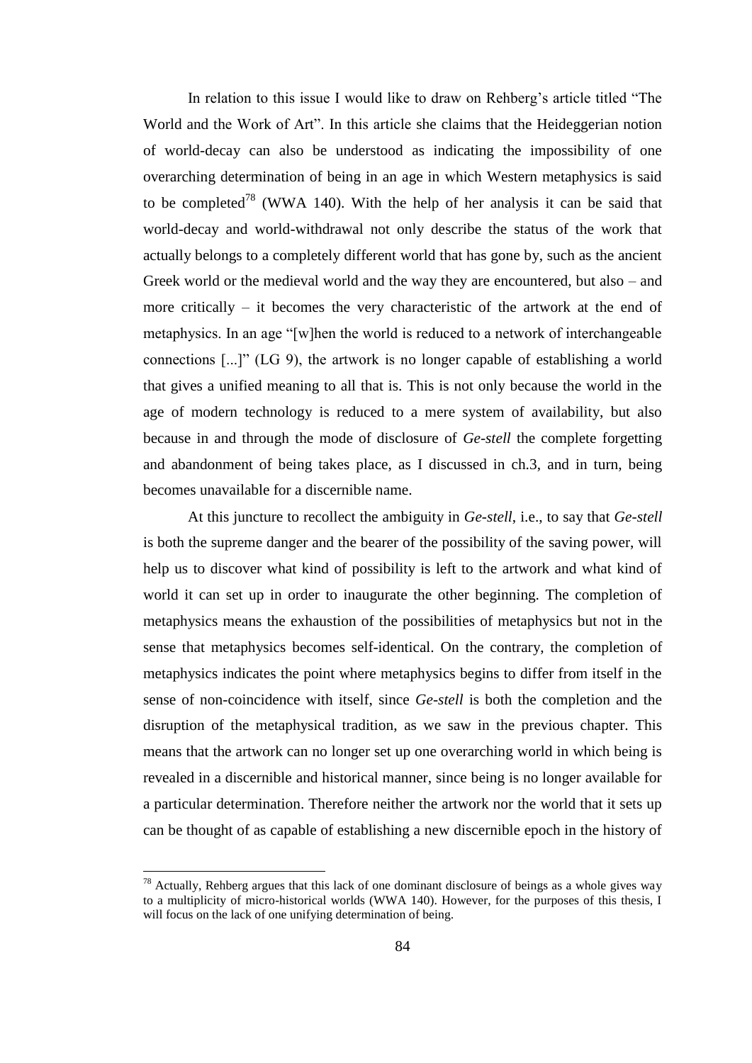In relation to this issue I would like to draw on Rehberg's article titled "The World and the Work of Art". In this article she claims that the Heideggerian notion of world-decay can also be understood as indicating the impossibility of one overarching determination of being in an age in which Western metaphysics is said to be completed[78] (WWA 140). With the help of her analysis it can be said that world-decay and world-withdrawal not only describe the status of the work that actually belongs to a completely different world that has gone by, such as the ancient Greek world or the medieval world and the way they are encountered, but also – and more critically – it becomes the very characteristic of the artwork at the end of metaphysics. In an age "[w]hen the world is reduced to a network of interchangeable connections [...]" (LG 9), the artwork is no longer capable of establishing a world that gives a unified meaning to all that is. This is not only because the world in the age of modern technology is reduced to a mere system of availability, but also because in and through the mode of disclosure of *Ge-stell* the complete forgetting and abandonment of being takes place, as I discussed in ch.3, and in turn, being becomes unavailable for a discernible name.

At this juncture to recollect the ambiguity in *Ge-stell*, i.e., to say that *Ge-stell* is both the supreme danger and the bearer of the possibility of the saving power, will help us to discover what kind of possibility is left to the artwork and what kind of world it can set up in order to inaugurate the other beginning. The completion of metaphysics means the exhaustion of the possibilities of metaphysics but not in the sense that metaphysics becomes self-identical. On the contrary, the completion of metaphysics indicates the point where metaphysics begins to differ from itself in the sense of non-coincidence with itself, since *Ge-stell* is both the completion and the disruption of the metaphysical tradition, as we saw in the previous chapter. This means that the artwork can no longer set up one overarching world in which being is revealed in a discernible and historical manner, since being is no longer available for a particular determination. Therefore neither the artwork nor the world that it sets up can be thought of as capable of establishing a new discernible epoch in the history of

---

[78] Actually, Rehberg argues that this lack of one dominant disclosure of beings as a whole gives way to a multiplicity of micro-historical worlds (WWA 140). However, for the purposes of this thesis, I will focus on the lack of one unifying determination of being.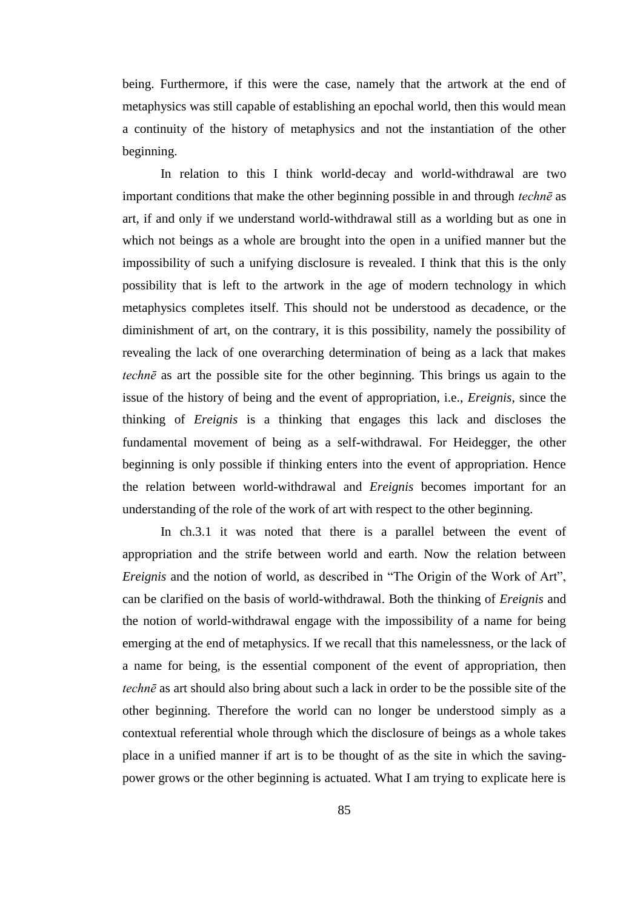being. Furthermore, if this were the case, namely that the artwork at the end of metaphysics was still capable of establishing an epochal world, then this would mean a continuity of the history of metaphysics and not the instantiation of the other beginning.

In relation to this I think world-decay and world-withdrawal are two important conditions that make the other beginning possible in and through *technē* as art, if and only if we understand world-withdrawal still as a worlding but as one in which not beings as a whole are brought into the open in a unified manner but the impossibility of such a unifying disclosure is revealed. I think that this is the only possibility that is left to the artwork in the age of modern technology in which metaphysics completes itself. This should not be understood as decadence, or the diminishment of art, on the contrary, it is this possibility, namely the possibility of revealing the lack of one overarching determination of being as a lack that makes *technē* as art the possible site for the other beginning. This brings us again to the issue of the history of being and the event of appropriation, i.e., *Ereignis*, since the thinking of *Ereignis* is a thinking that engages this lack and discloses the fundamental movement of being as a self-withdrawal. For Heidegger, the other beginning is only possible if thinking enters into the event of appropriation. Hence the relation between world-withdrawal and *Ereignis* becomes important for an understanding of the role of the work of art with respect to the other beginning.

In ch.3.1 it was noted that there is a parallel between the event of appropriation and the strife between world and earth. Now the relation between *Ereignis* and the notion of world, as described in "The Origin of the Work of Art", can be clarified on the basis of world-withdrawal. Both the thinking of *Ereignis* and the notion of world-withdrawal engage with the impossibility of a name for being emerging at the end of metaphysics. If we recall that this namelessness, or the lack of a name for being, is the essential component of the event of appropriation, then *technē* as art should also bring about such a lack in order to be the possible site of the other beginning. Therefore the world can no longer be understood simply as a contextual referential whole through which the disclosure of beings as a whole takes place in a unified manner if art is to be thought of as the site in which the saving-power grows or the other beginning is actuated. What I am trying to explicate here is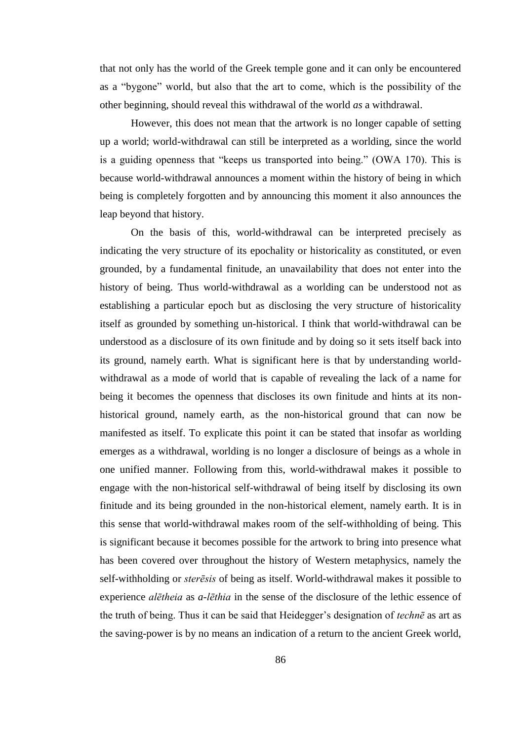that not only has the world of the Greek temple gone and it can only be encountered as a "bygone" world, but also that the art to come, which is the possibility of the other beginning, should reveal this withdrawal of the world *as* a withdrawal.

However, this does not mean that the artwork is no longer capable of setting up a world; world-withdrawal can still be interpreted as a worlding, since the world is a guiding openness that "keeps us transported into being." (OWA 170). This is because world-withdrawal announces a moment within the history of being in which being is completely forgotten and by announcing this moment it also announces the leap beyond that history.

On the basis of this, world-withdrawal can be interpreted precisely as indicating the very structure of its epochality or historicality as constituted, or even grounded, by a fundamental finitude, an unavailability that does not enter into the history of being. Thus world-withdrawal as a worlding can be understood not as establishing a particular epoch but as disclosing the very structure of historicality itself as grounded by something un-historical. I think that world-withdrawal can be understood as a disclosure of its own finitude and by doing so it sets itself back into its ground, namely earth. What is significant here is that by understanding world-withdrawal as a mode of world that is capable of revealing the lack of a name for being it becomes the openness that discloses its own finitude and hints at its non-historical ground, namely earth, as the non-historical ground that can now be manifested as itself. To explicate this point it can be stated that insofar as worlding emerges as a withdrawal, worlding is no longer a disclosure of beings as a whole in one unified manner. Following from this, world-withdrawal makes it possible to engage with the non-historical self-withdrawal of being itself by disclosing its own finitude and its being grounded in the non-historical element, namely earth. It is in this sense that world-withdrawal makes room of the self-withholding of being. This is significant because it becomes possible for the artwork to bring into presence what has been covered over throughout the history of Western metaphysics, namely the self-withholding or *sterēsis* of being as itself. World-withdrawal makes it possible to experience *alētheia* as *a-lēthia* in the sense of the disclosure of the lethic essence of the truth of being. Thus it can be said that Heidegger's designation of *technē* as art as the saving-power is by no means an indication of a return to the ancient Greek world,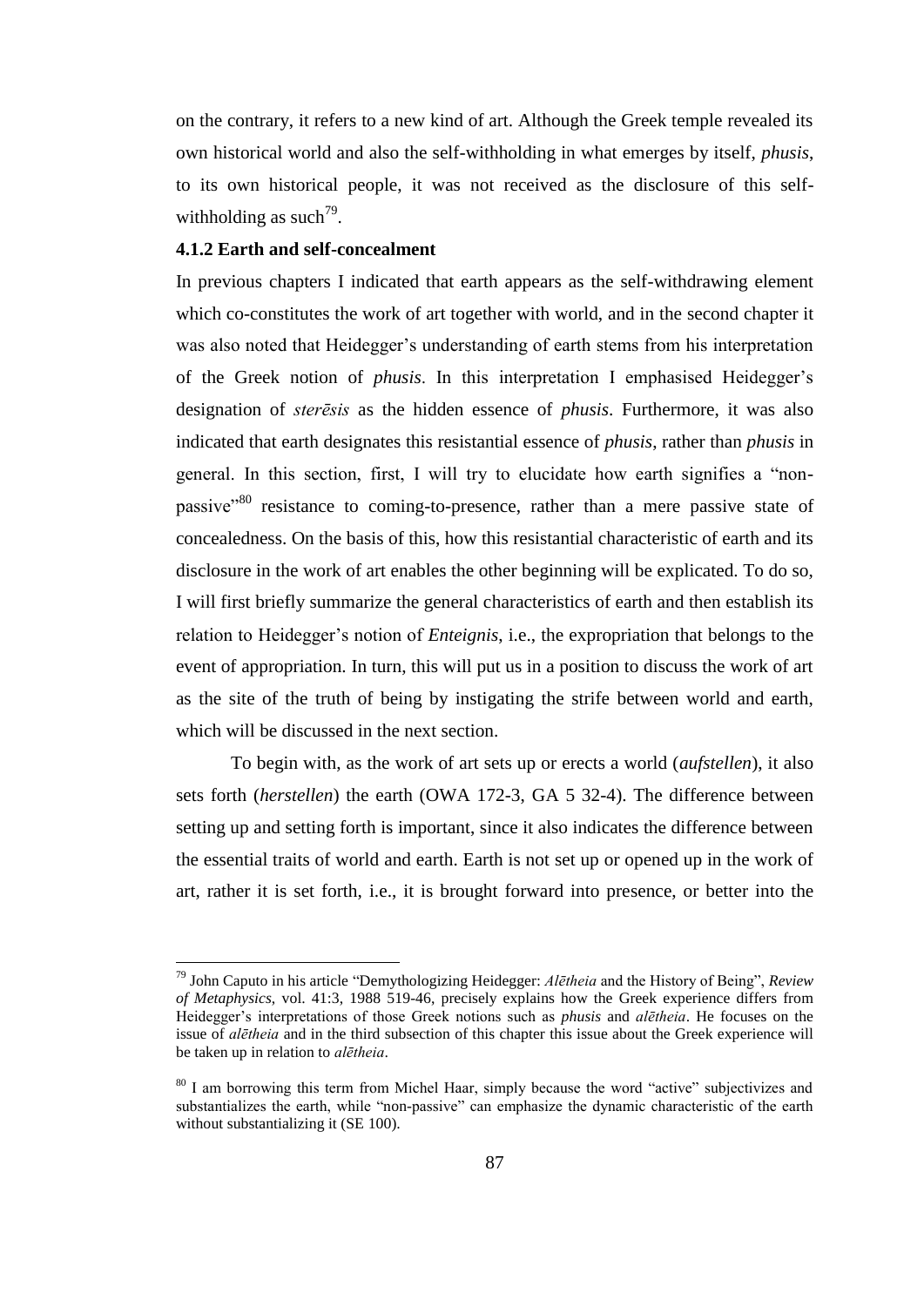on the contrary, it refers to a new kind of art. Although the Greek temple revealed its own historical world and also the self-withholding in what emerges by itself, *phusis*, to its own historical people, it was not received as the disclosure of this self-withholding as such[79].

### 4.1.2 Earth and self-concealment

In previous chapters I indicated that earth appears as the self-withdrawing element which co-constitutes the work of art together with world, and in the second chapter it was also noted that Heidegger's understanding of earth stems from his interpretation of the Greek notion of *phusis*. In this interpretation I emphasised Heidegger's designation of *sterēsis* as the hidden essence of *phusis*. Furthermore, it was also indicated that earth designates this resistantial essence of *phusis*, rather than *phusis* in general. In this section, first, I will try to elucidate how earth signifies a "non-passive"[80] resistance to coming-to-presence, rather than a mere passive state of concealedness. On the basis of this, how this resistantial characteristic of earth and its disclosure in the work of art enables the other beginning will be explicated. To do so, I will first briefly summarize the general characteristics of earth and then establish its relation to Heidegger's notion of *Enteignis*, i.e., the expropriation that belongs to the event of appropriation. In turn, this will put us in a position to discuss the work of art as the site of the truth of being by instigating the strife between world and earth, which will be discussed in the next section.

To begin with, as the work of art sets up or erects a world (*aufstellen*), it also sets forth (*herstellen*) the earth (OWA 172-3, GA 5 32-4). The difference between setting up and setting forth is important, since it also indicates the difference between the essential traits of world and earth. Earth is not set up or opened up in the work of art, rather it is set forth, i.e., it is brought forward into presence, or better into the

---

[79] John Caputo in his article "Demythologizing Heidegger: *Alētheia* and the History of Being", *Review of Metaphysics*, vol. 41:3, 1988 519-46, precisely explains how the Greek experience differs from Heidegger's interpretations of those Greek notions such as *phusis* and *alētheia*. He focuses on the issue of *alētheia* and in the third subsection of this chapter this issue about the Greek experience will be taken up in relation to *alētheia*.

[80] I am borrowing this term from Michel Haar, simply because the word "active" subjectivizes and substantializes the earth, while "non-passive" can emphasize the dynamic characteristic of the earth without substantializing it (SE 100).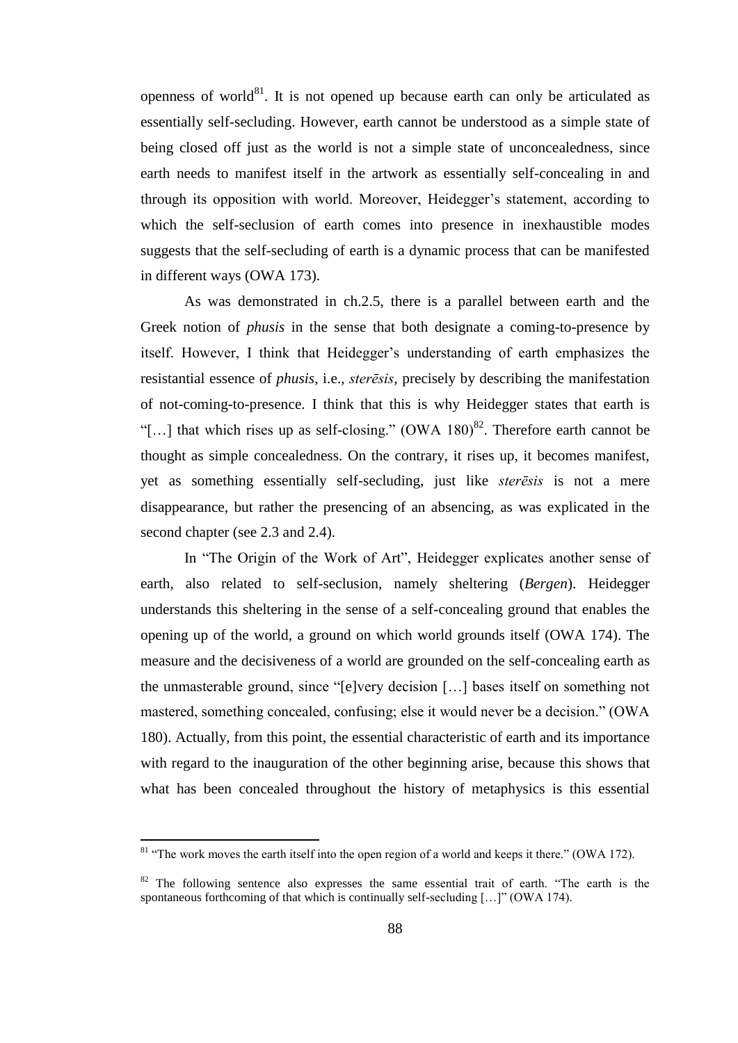openness of world[81]. It is not opened up because earth can only be articulated as essentially self-secluding. However, earth cannot be understood as a simple state of being closed off just as the world is not a simple state of unconcealedness, since earth needs to manifest itself in the artwork as essentially self-concealing in and through its opposition with world. Moreover, Heidegger's statement, according to which the self-seclusion of earth comes into presence in inexhaustible modes suggests that the self-secluding of earth is a dynamic process that can be manifested in different ways (OWA 173).

As was demonstrated in ch.2.5, there is a parallel between earth and the Greek notion of *phusis* in the sense that both designate a coming-to-presence by itself. However, I think that Heidegger's understanding of earth emphasizes the resistantial essence of *phusis*, i.e., *sterēsis*, precisely by describing the manifestation of not-coming-to-presence. I think that this is why Heidegger states that earth is "[…] that which rises up as self-closing." (OWA 180)[82]. Therefore earth cannot be thought as simple concealedness. On the contrary, it rises up, it becomes manifest, yet as something essentially self-secluding, just like *sterēsis* is not a mere disappearance, but rather the presencing of an absencing, as was explicated in the second chapter (see 2.3 and 2.4).

In "The Origin of the Work of Art", Heidegger explicates another sense of earth, also related to self-seclusion, namely sheltering (*Bergen*). Heidegger understands this sheltering in the sense of a self-concealing ground that enables the opening up of the world, a ground on which world grounds itself (OWA 174). The measure and the decisiveness of a world are grounded on the self-concealing earth as the unmasterable ground, since "[e]very decision […] bases itself on something not mastered, something concealed, confusing; else it would never be a decision." (OWA 180). Actually, from this point, the essential characteristic of earth and its importance with regard to the inauguration of the other beginning arise, because this shows that what has been concealed throughout the history of metaphysics is this essential

---

[81] "The work moves the earth itself into the open region of a world and keeps it there." (OWA 172).

[82] The following sentence also expresses the same essential trait of earth. "The earth is the spontaneous forthcoming of that which is continually self-secluding […]" (OWA 174).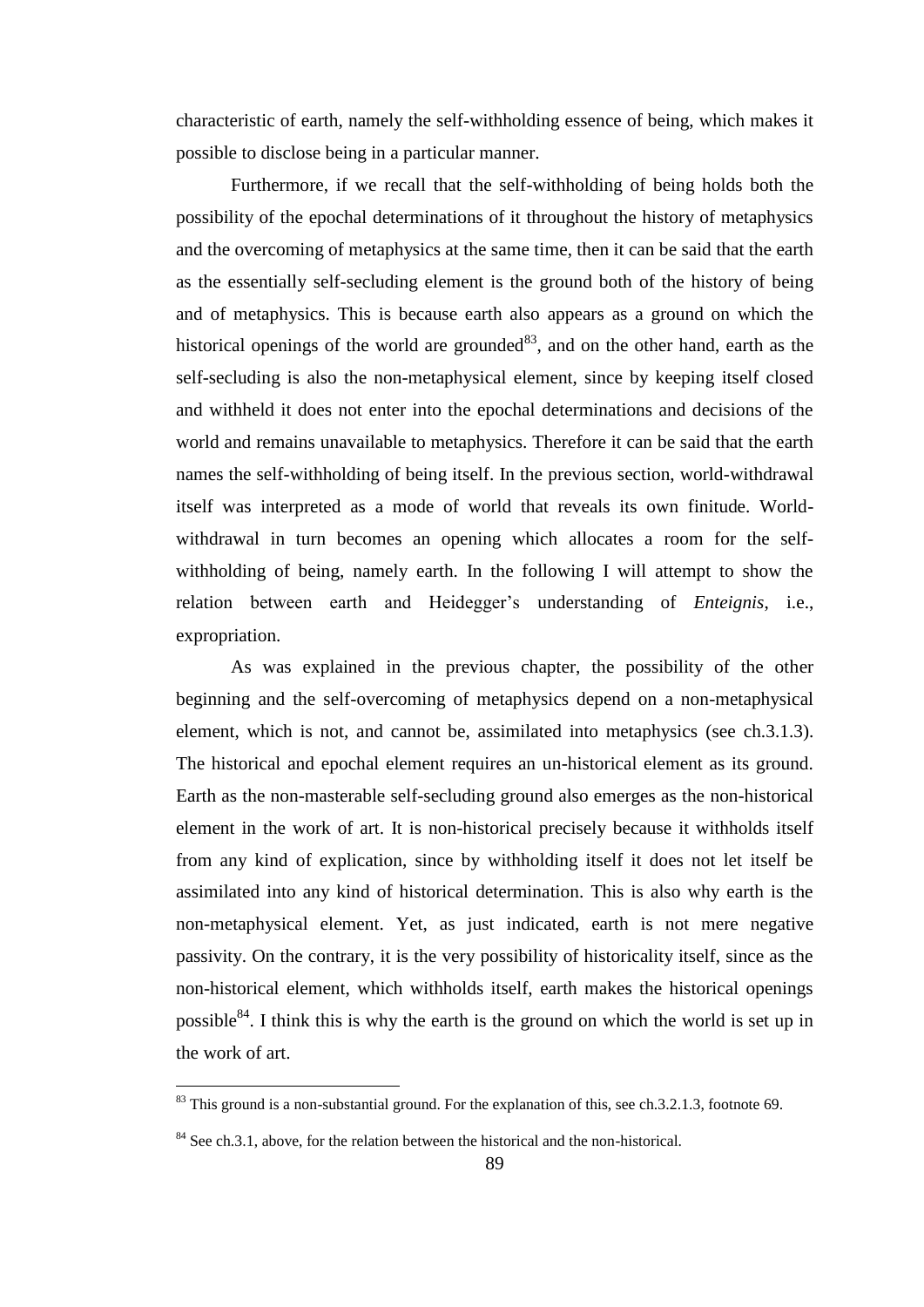characteristic of earth, namely the self-withholding essence of being, which makes it possible to disclose being in a particular manner.

Furthermore, if we recall that the self-withholding of being holds both the possibility of the epochal determinations of it throughout the history of metaphysics and the overcoming of metaphysics at the same time, then it can be said that the earth as the essentially self-secluding element is the ground both of the history of being and of metaphysics. This is because earth also appears as a ground on which the historical openings of the world are grounded[83], and on the other hand, earth as the self-secluding is also the non-metaphysical element, since by keeping itself closed and withheld it does not enter into the epochal determinations and decisions of the world and remains unavailable to metaphysics. Therefore it can be said that the earth names the self-withholding of being itself. In the previous section, world-withdrawal itself was interpreted as a mode of world that reveals its own finitude. World-withdrawal in turn becomes an opening which allocates a room for the self-withholding of being, namely earth. In the following I will attempt to show the relation between earth and Heidegger's understanding of *Enteignis*, i.e., expropriation.

As was explained in the previous chapter, the possibility of the other beginning and the self-overcoming of metaphysics depend on a non-metaphysical element, which is not, and cannot be, assimilated into metaphysics (see ch.3.1.3). The historical and epochal element requires an un-historical element as its ground. Earth as the non-masterable self-secluding ground also emerges as the non-historical element in the work of art. It is non-historical precisely because it withholds itself from any kind of explication, since by withholding itself it does not let itself be assimilated into any kind of historical determination. This is also why earth is the non-metaphysical element. Yet, as just indicated, earth is not mere negative passivity. On the contrary, it is the very possibility of historicality itself, since as the non-historical element, which withholds itself, earth makes the historical openings possible[84]. I think this is why the earth is the ground on which the world is set up in the work of art.

[83] This ground is a non-substantial ground. For the explanation of this, see ch.3.2.1.3, footnote 69.

[84] See ch.3.1, above, for the relation between the historical and the non-historical.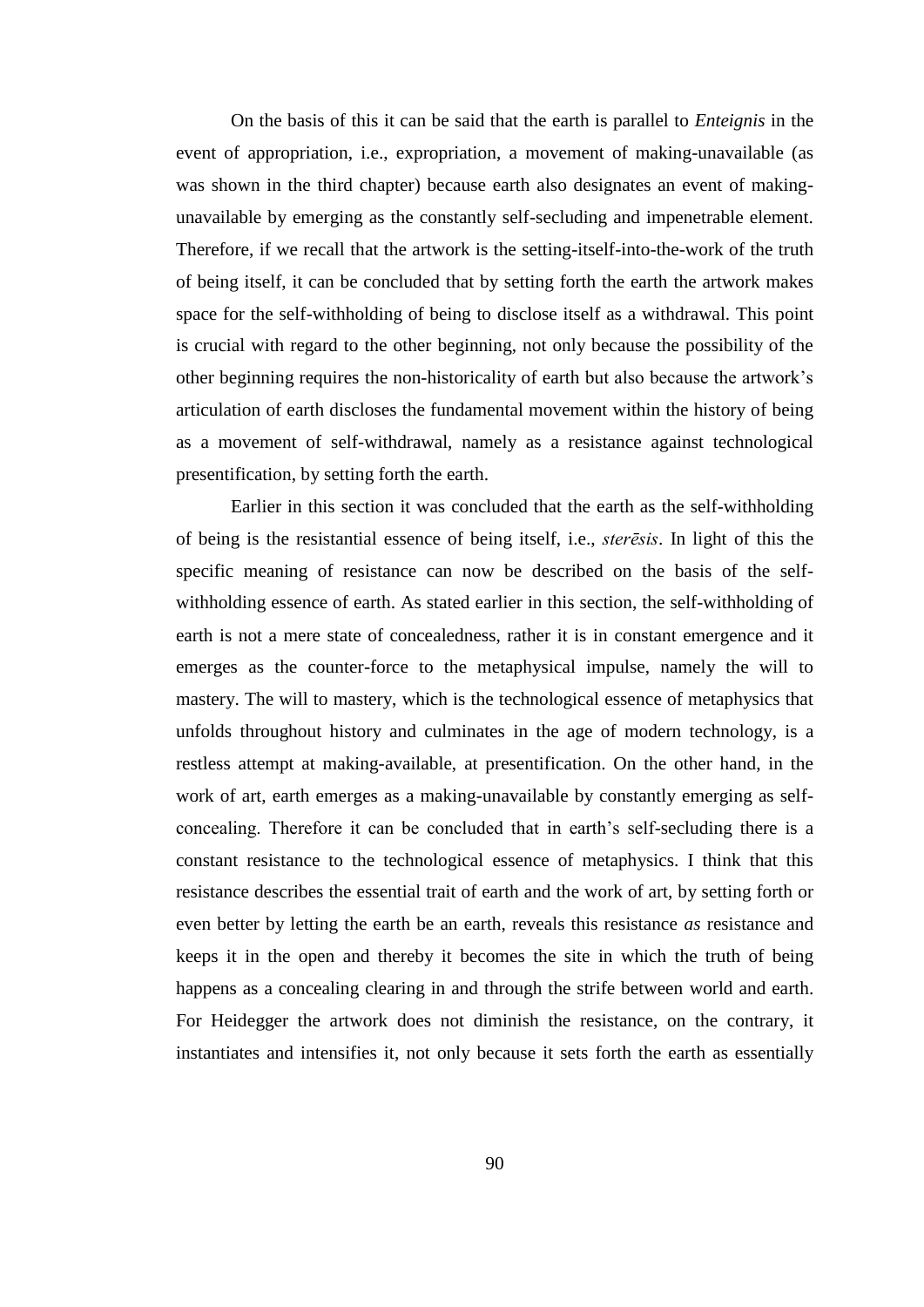On the basis of this it can be said that the earth is parallel to *Enteignis* in the event of appropriation, i.e., expropriation, a movement of making-unavailable (as was shown in the third chapter) because earth also designates an event of making-unavailable by emerging as the constantly self-secluding and impenetrable element. Therefore, if we recall that the artwork is the setting-itself-into-the-work of the truth of being itself, it can be concluded that by setting forth the earth the artwork makes space for the self-withholding of being to disclose itself as a withdrawal. This point is crucial with regard to the other beginning, not only because the possibility of the other beginning requires the non-historicality of earth but also because the artwork's articulation of earth discloses the fundamental movement within the history of being as a movement of self-withdrawal, namely as a resistance against technological presentification, by setting forth the earth.

Earlier in this section it was concluded that the earth as the self-withholding of being is the resistantial essence of being itself, i.e., *sterēsis*. In light of this the specific meaning of resistance can now be described on the basis of the self-withholding essence of earth. As stated earlier in this section, the self-withholding of earth is not a mere state of concealedness, rather it is in constant emergence and it emerges as the counter-force to the metaphysical impulse, namely the will to mastery. The will to mastery, which is the technological essence of metaphysics that unfolds throughout history and culminates in the age of modern technology, is a restless attempt at making-available, at presentification. On the other hand, in the work of art, earth emerges as a making-unavailable by constantly emerging as self-concealing. Therefore it can be concluded that in earth's self-secluding there is a constant resistance to the technological essence of metaphysics. I think that this resistance describes the essential trait of earth and the work of art, by setting forth or even better by letting the earth be an earth, reveals this resistance *as* resistance and keeps it in the open and thereby it becomes the site in which the truth of being happens as a concealing clearing in and through the strife between world and earth. For Heidegger the artwork does not diminish the resistance, on the contrary, it instantiates and intensifies it, not only because it sets forth the earth as essentially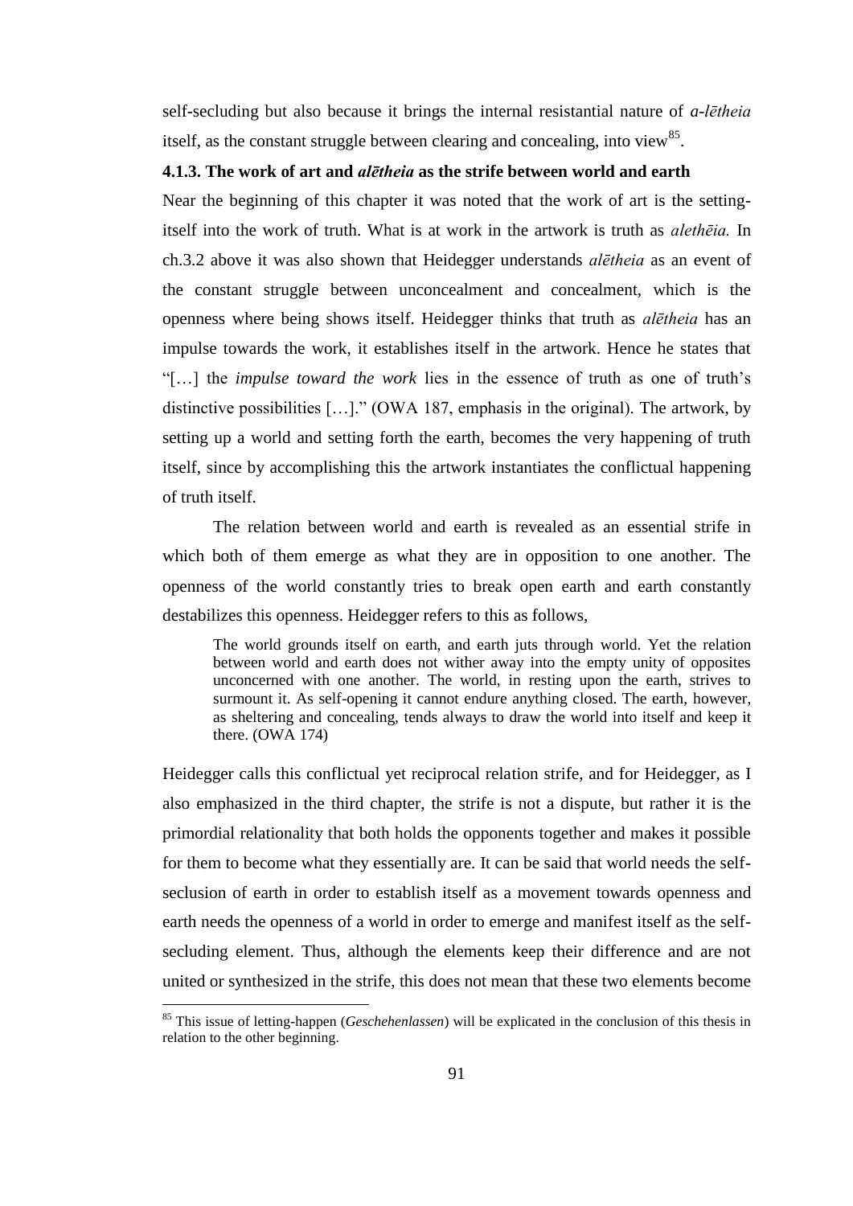self-secluding but also because it brings the internal resistantial nature of *a-lētheia* itself, as the constant struggle between clearing and concealing, into view[85].

### 4.1.3. The work of art and *alētheia* as the strife between world and earth

Near the beginning of this chapter it was noted that the work of art is the setting-itself into the work of truth. What is at work in the artwork is truth as *alethēia.* In ch.3.2 above it was also shown that Heidegger understands *alētheia* as an event of the constant struggle between unconcealment and concealment, which is the openness where being shows itself. Heidegger thinks that truth as *alētheia* has an impulse towards the work, it establishes itself in the artwork. Hence he states that "[…] the *impulse toward the work* lies in the essence of truth as one of truth's distinctive possibilities […]." (OWA 187, emphasis in the original). The artwork, by setting up a world and setting forth the earth, becomes the very happening of truth itself, since by accomplishing this the artwork instantiates the conflictual happening of truth itself.

The relation between world and earth is revealed as an essential strife in which both of them emerge as what they are in opposition to one another. The openness of the world constantly tries to break open earth and earth constantly destabilizes this openness. Heidegger refers to this as follows,

> The world grounds itself on earth, and earth juts through world. Yet the relation between world and earth does not wither away into the empty unity of opposites unconcerned with one another. The world, in resting upon the earth, strives to surmount it. As self-opening it cannot endure anything closed. The earth, however, as sheltering and concealing, tends always to draw the world into itself and keep it there. (OWA 174)

Heidegger calls this conflictual yet reciprocal relation strife, and for Heidegger, as I also emphasized in the third chapter, the strife is not a dispute, but rather it is the primordial relationality that both holds the opponents together and makes it possible for them to become what they essentially are. It can be said that world needs the self-seclusion of earth in order to establish itself as a movement towards openness and earth needs the openness of a world in order to emerge and manifest itself as the self-secluding element. Thus, although the elements keep their difference and are not united or synthesized in the strife, this does not mean that these two elements become

---

[85] This issue of letting-happen (*Geschehenlassen*) will be explicated in the conclusion of this thesis in relation to the other beginning.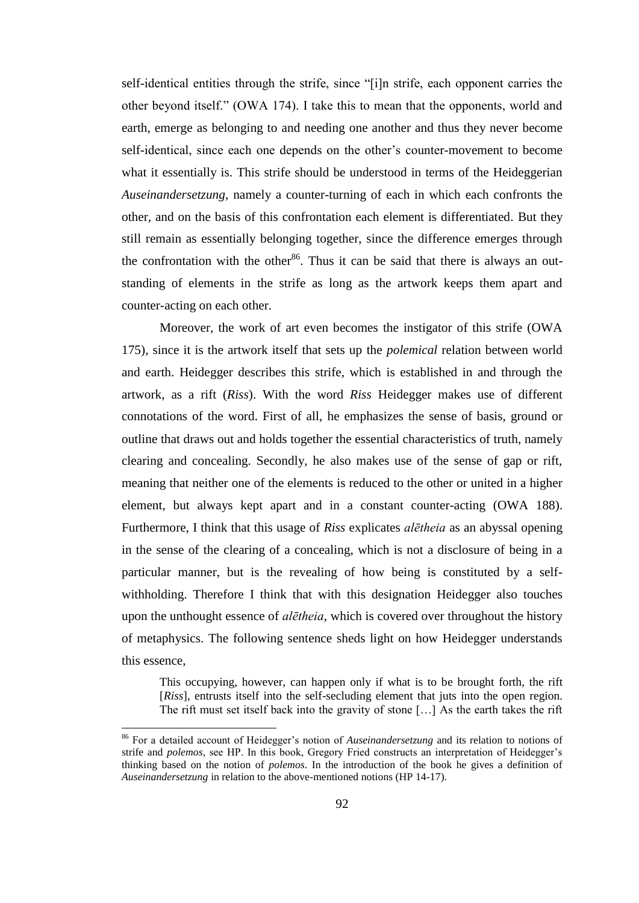self-identical entities through the strife, since "[i]n strife, each opponent carries the other beyond itself." (OWA 174). I take this to mean that the opponents, world and earth, emerge as belonging to and needing one another and thus they never become self-identical, since each one depends on the other's counter-movement to become what it essentially is. This strife should be understood in terms of the Heideggerian *Auseinandersetzung*, namely a counter-turning of each in which each confronts the other, and on the basis of this confrontation each element is differentiated. But they still remain as essentially belonging together, since the difference emerges through the confrontation with the other[86]. Thus it can be said that there is always an out-standing of elements in the strife as long as the artwork keeps them apart and counter-acting on each other.

Moreover, the work of art even becomes the instigator of this strife (OWA 175), since it is the artwork itself that sets up the *polemical* relation between world and earth. Heidegger describes this strife, which is established in and through the artwork, as a rift (*Riss*). With the word *Riss* Heidegger makes use of different connotations of the word. First of all, he emphasizes the sense of basis, ground or outline that draws out and holds together the essential characteristics of truth, namely clearing and concealing. Secondly, he also makes use of the sense of gap or rift, meaning that neither one of the elements is reduced to the other or united in a higher element, but always kept apart and in a constant counter-acting (OWA 188). Furthermore, I think that this usage of *Riss* explicates *alētheia* as an abyssal opening in the sense of the clearing of a concealing, which is not a disclosure of being in a particular manner, but is the revealing of how being is constituted by a self-withholding. Therefore I think that with this designation Heidegger also touches upon the unthought essence of *alētheia*, which is covered over throughout the history of metaphysics. The following sentence sheds light on how Heidegger understands this essence,

> This occupying, however, can happen only if what is to be brought forth, the rift [*Riss*], entrusts itself into the self-secluding element that juts into the open region. The rift must set itself back into the gravity of stone […] As the earth takes the rift

[86] For a detailed account of Heidegger's notion of *Auseinandersetzung* and its relation to notions of strife and *polemos*, see HP. In this book, Gregory Fried constructs an interpretation of Heidegger's thinking based on the notion of *polemos*. In the introduction of the book he gives a definition of *Auseinandersetzung* in relation to the above-mentioned notions (HP 14-17).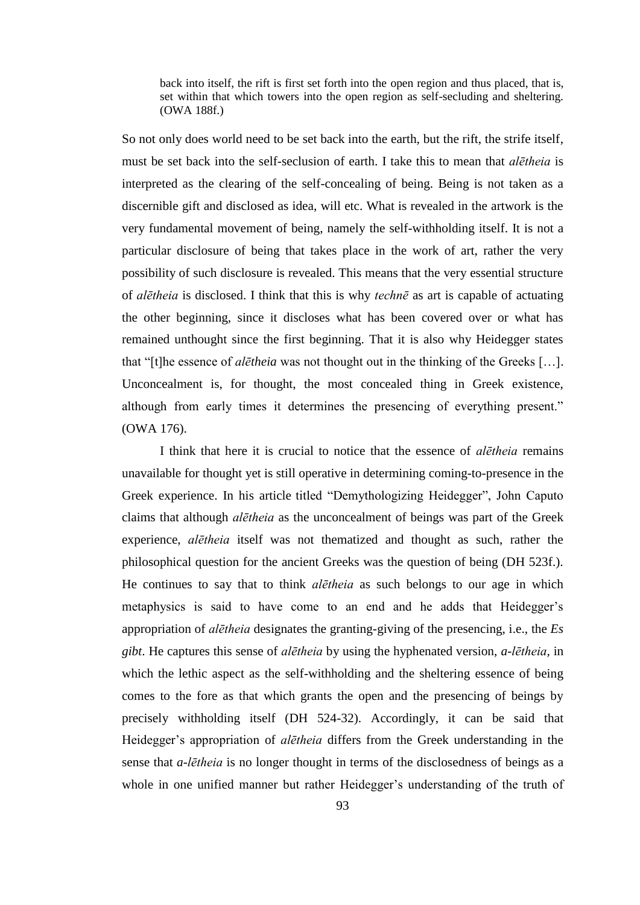> back into itself, the rift is first set forth into the open region and thus placed, that is, set within that which towers into the open region as self-secluding and sheltering. (OWA 188f.)

So not only does world need to be set back into the earth, but the rift, the strife itself, must be set back into the self-seclusion of earth. I take this to mean that *alētheia* is interpreted as the clearing of the self-concealing of being. Being is not taken as a discernible gift and disclosed as idea, will etc. What is revealed in the artwork is the very fundamental movement of being, namely the self-withholding itself. It is not a particular disclosure of being that takes place in the work of art, rather the very possibility of such disclosure is revealed. This means that the very essential structure of *alētheia* is disclosed. I think that this is why *technē* as art is capable of actuating the other beginning, since it discloses what has been covered over or what has remained unthought since the first beginning. That it is also why Heidegger states that "[t]he essence of *alētheia* was not thought out in the thinking of the Greeks […]. Unconcealment is, for thought, the most concealed thing in Greek existence, although from early times it determines the presencing of everything present." (OWA 176).

I think that here it is crucial to notice that the essence of *alētheia* remains unavailable for thought yet is still operative in determining coming-to-presence in the Greek experience. In his article titled "Demythologizing Heidegger", John Caputo claims that although *alētheia* as the unconcealment of beings was part of the Greek experience, *alētheia* itself was not thematized and thought as such, rather the philosophical question for the ancient Greeks was the question of being (DH 523f.). He continues to say that to think *alētheia* as such belongs to our age in which metaphysics is said to have come to an end and he adds that Heidegger's appropriation of *alētheia* designates the granting-giving of the presencing, i.e., the *Es gibt*. He captures this sense of *alētheia* by using the hyphenated version, ***a-lētheia***, in which the lethic aspect as the self-withholding and the sheltering essence of being comes to the fore as that which grants the open and the presencing of beings by precisely withholding itself (DH 524-32). Accordingly, it can be said that Heidegger's appropriation of *alētheia* differs from the Greek understanding in the sense that ***a-lētheia*** is no longer thought in terms of the disclosedness of beings as a whole in one unified manner but rather Heidegger's understanding of the truth of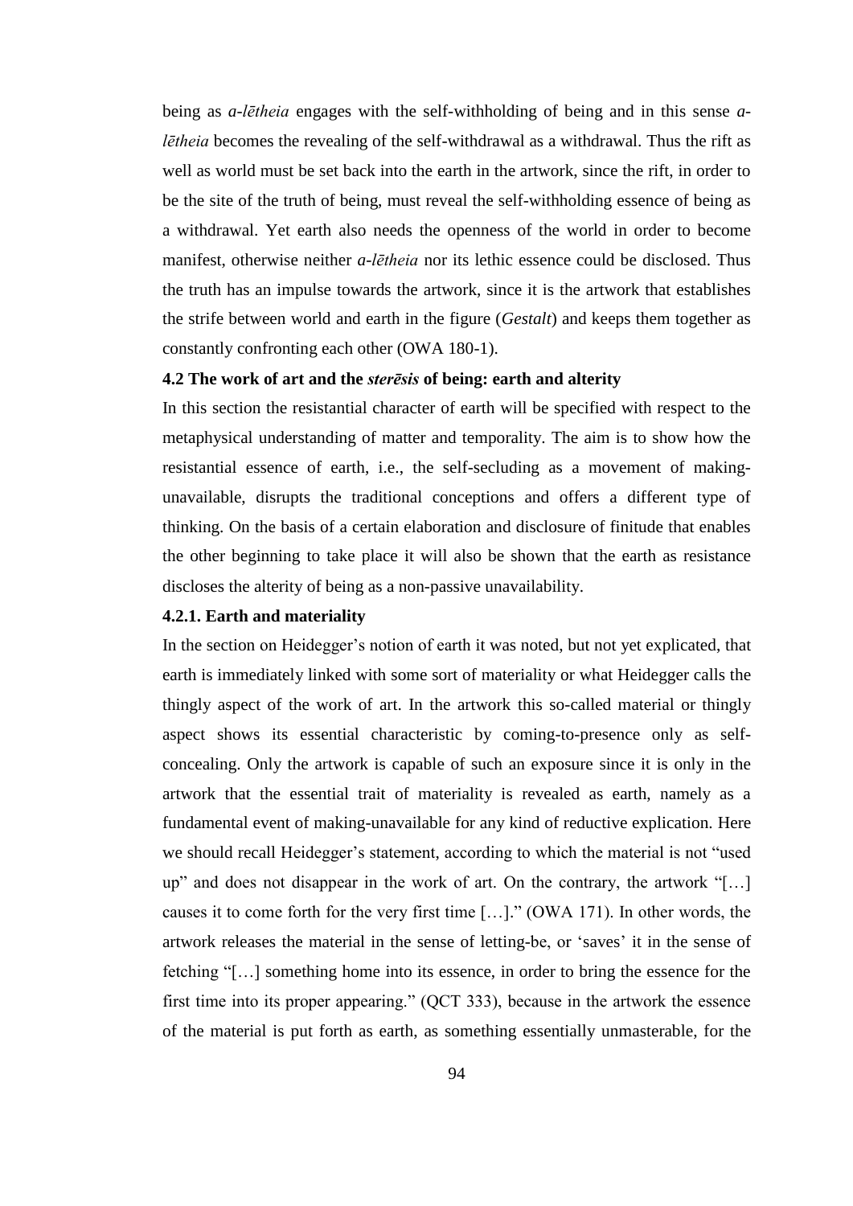being as *a-lētheia* engages with the self-withholding of being and in this sense *a-lētheia* becomes the revealing of the self-withdrawal as a withdrawal. Thus the rift as well as world must be set back into the earth in the artwork, since the rift, in order to be the site of the truth of being, must reveal the self-withholding essence of being as a withdrawal. Yet earth also needs the openness of the world in order to become manifest, otherwise neither *a-lētheia* nor its lethic essence could be disclosed. Thus the truth has an impulse towards the artwork, since it is the artwork that establishes the strife between world and earth in the figure (*Gestalt*) and keeps them together as constantly confronting each other (OWA 180-1).

### 4.2 The work of art and the *sterēsis* of being: earth and alterity

In this section the resistantial character of earth will be specified with respect to the metaphysical understanding of matter and temporality. The aim is to show how the resistantial essence of earth, i.e., the self-secluding as a movement of making-unavailable, disrupts the traditional conceptions and offers a different type of thinking. On the basis of a certain elaboration and disclosure of finitude that enables the other beginning to take place it will also be shown that the earth as resistance discloses the alterity of being as a non-passive unavailability.

#### 4.2.1. Earth and materiality

In the section on Heidegger's notion of earth it was noted, but not yet explicated, that earth is immediately linked with some sort of materiality or what Heidegger calls the thingly aspect of the work of art. In the artwork this so-called material or thingly aspect shows its essential characteristic by coming-to-presence only as self-concealing. Only the artwork is capable of such an exposure since it is only in the artwork that the essential trait of materiality is revealed as earth, namely as a fundamental event of making-unavailable for any kind of reductive explication. Here we should recall Heidegger's statement, according to which the material is not "used up" and does not disappear in the work of art. On the contrary, the artwork "[…] causes it to come forth for the very first time […]." (OWA 171). In other words, the artwork releases the material in the sense of letting-be, or 'saves' it in the sense of fetching "[…] something home into its essence, in order to bring the essence for the first time into its proper appearing." (QCT 333), because in the artwork the essence of the material is put forth as earth, as something essentially unmasterable, for the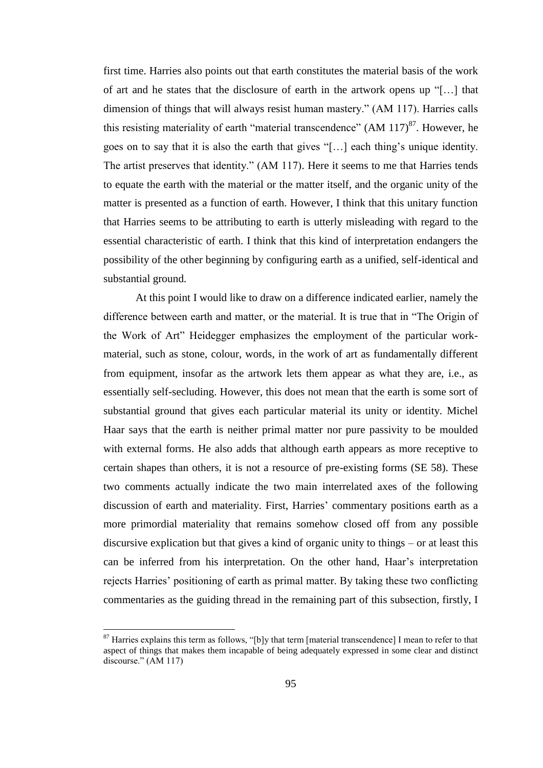first time. Harries also points out that earth constitutes the material basis of the work of art and he states that the disclosure of earth in the artwork opens up "[…] that dimension of things that will always resist human mastery." (AM 117). Harries calls this resisting materiality of earth "material transcendence" (AM 117)[87]. However, he goes on to say that it is also the earth that gives "[…] each thing's unique identity. The artist preserves that identity." (AM 117). Here it seems to me that Harries tends to equate the earth with the material or the matter itself, and the organic unity of the matter is presented as a function of earth. However, I think that this unitary function that Harries seems to be attributing to earth is utterly misleading with regard to the essential characteristic of earth. I think that this kind of interpretation endangers the possibility of the other beginning by configuring earth as a unified, self-identical and substantial ground.

At this point I would like to draw on a difference indicated earlier, namely the difference between earth and matter, or the material. It is true that in "The Origin of the Work of Art" Heidegger emphasizes the employment of the particular work-material, such as stone, colour, words, in the work of art as fundamentally different from equipment, insofar as the artwork lets them appear as what they are, i.e., as essentially self-secluding. However, this does not mean that the earth is some sort of substantial ground that gives each particular material its unity or identity. Michel Haar says that the earth is neither primal matter nor pure passivity to be moulded with external forms. He also adds that although earth appears as more receptive to certain shapes than others, it is not a resource of pre-existing forms (SE 58). These two comments actually indicate the two main interrelated axes of the following discussion of earth and materiality. First, Harries' commentary positions earth as a more primordial materiality that remains somehow closed off from any possible discursive explication but that gives a kind of organic unity to things – or at least this can be inferred from his interpretation. On the other hand, Haar's interpretation rejects Harries' positioning of earth as primal matter. By taking these two conflicting commentaries as the guiding thread in the remaining part of this subsection, firstly, I

---

[87] Harries explains this term as follows, "[b]y that term [material transcendence] I mean to refer to that aspect of things that makes them incapable of being adequately expressed in some clear and distinct discourse." (AM 117)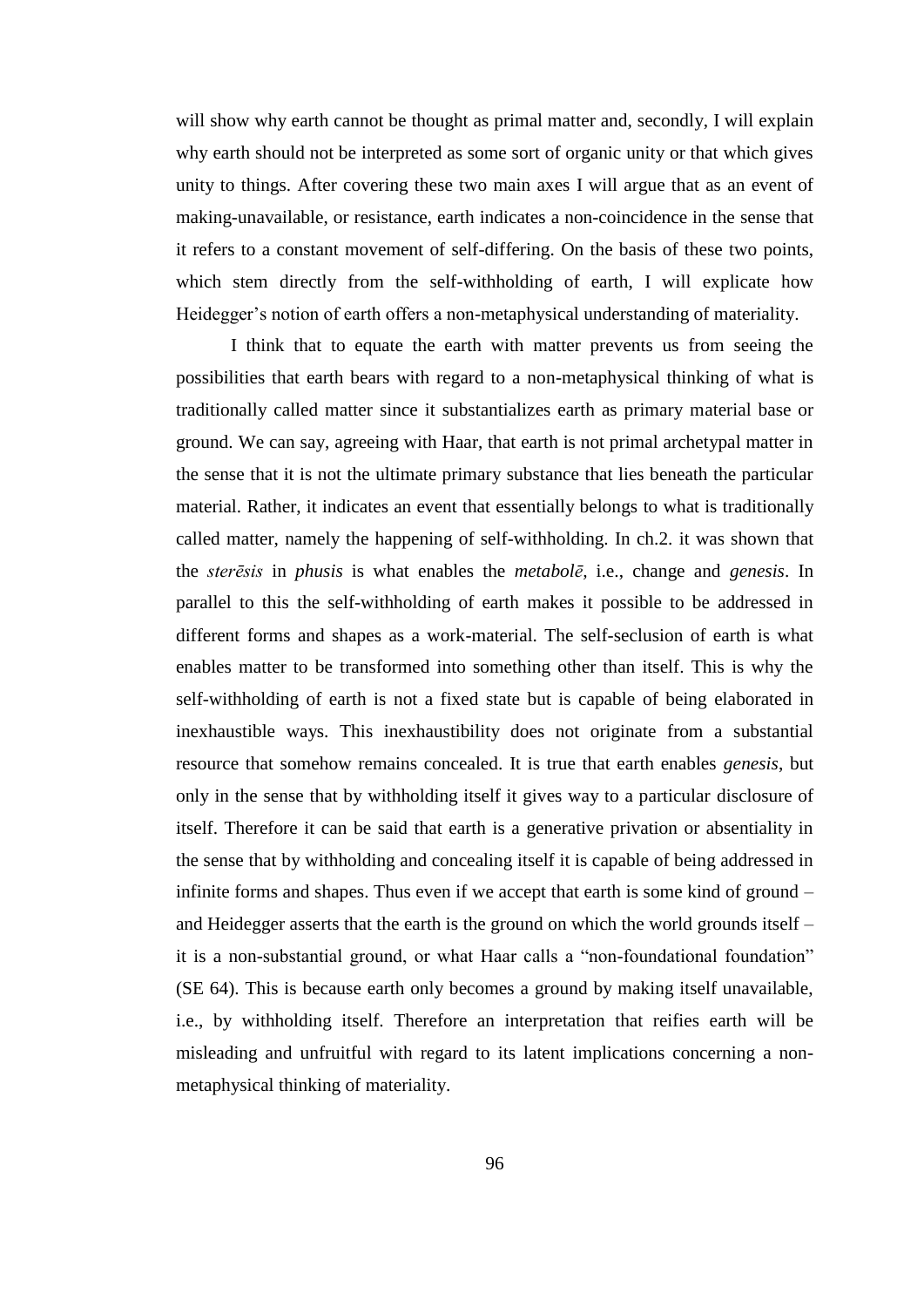will show why earth cannot be thought as primal matter and, secondly, I will explain why earth should not be interpreted as some sort of organic unity or that which gives unity to things. After covering these two main axes I will argue that as an event of making-unavailable, or resistance, earth indicates a non-coincidence in the sense that it refers to a constant movement of self-differing. On the basis of these two points, which stem directly from the self-withholding of earth, I will explicate how Heidegger's notion of earth offers a non-metaphysical understanding of materiality.

I think that to equate the earth with matter prevents us from seeing the possibilities that earth bears with regard to a non-metaphysical thinking of what is traditionally called matter since it substantializes earth as primary material base or ground. We can say, agreeing with Haar, that earth is not primal archetypal matter in the sense that it is not the ultimate primary substance that lies beneath the particular material. Rather, it indicates an event that essentially belongs to what is traditionally called matter, namely the happening of self-withholding. In ch.2. it was shown that the *sterēsis* in *phusis* is what enables the *metabolē*, i.e., change and *genesis*. In parallel to this the self-withholding of earth makes it possible to be addressed in different forms and shapes as a work-material. The self-seclusion of earth is what enables matter to be transformed into something other than itself. This is why the self-withholding of earth is not a fixed state but is capable of being elaborated in inexhaustible ways. This inexhaustibility does not originate from a substantial resource that somehow remains concealed. It is true that earth enables *genesis*, but only in the sense that by withholding itself it gives way to a particular disclosure of itself. Therefore it can be said that earth is a generative privation or absentiality in the sense that by withholding and concealing itself it is capable of being addressed in infinite forms and shapes. Thus even if we accept that earth is some kind of ground – and Heidegger asserts that the earth is the ground on which the world grounds itself – it is a non-substantial ground, or what Haar calls a "non-foundational foundation" (SE 64). This is because earth only becomes a ground by making itself unavailable, i.e., by withholding itself. Therefore an interpretation that reifies earth will be misleading and unfruitful with regard to its latent implications concerning a non-metaphysical thinking of materiality.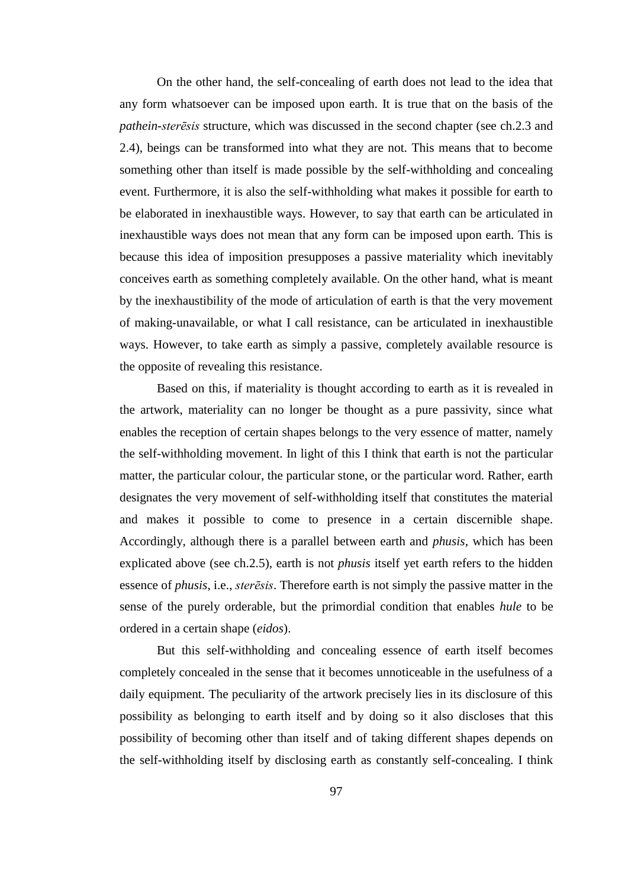On the other hand, the self-concealing of earth does not lead to the idea that any form whatsoever can be imposed upon earth. It is true that on the basis of the *pathein-sterēsis* structure, which was discussed in the second chapter (see ch.2.3 and 2.4), beings can be transformed into what they are not. This means that to become something other than itself is made possible by the self-withholding and concealing event. Furthermore, it is also the self-withholding what makes it possible for earth to be elaborated in inexhaustible ways. However, to say that earth can be articulated in inexhaustible ways does not mean that any form can be imposed upon earth. This is because this idea of imposition presupposes a passive materiality which inevitably conceives earth as something completely available. On the other hand, what is meant by the inexhaustibility of the mode of articulation of earth is that the very movement of making-unavailable, or what I call resistance, can be articulated in inexhaustible ways. However, to take earth as simply a passive, completely available resource is the opposite of revealing this resistance.

Based on this, if materiality is thought according to earth as it is revealed in the artwork, materiality can no longer be thought as a pure passivity, since what enables the reception of certain shapes belongs to the very essence of matter, namely the self-withholding movement. In light of this I think that earth is not the particular matter, the particular colour, the particular stone, or the particular word. Rather, earth designates the very movement of self-withholding itself that constitutes the material and makes it possible to come to presence in a certain discernible shape. Accordingly, although there is a parallel between earth and *phusis*, which has been explicated above (see ch.2.5), earth is not *phusis* itself yet earth refers to the hidden essence of *phusis*, i.e., *sterēsis*. Therefore earth is not simply the passive matter in the sense of the purely orderable, but the primordial condition that enables *hule* to be ordered in a certain shape (*eidos*).

But this self-withholding and concealing essence of earth itself becomes completely concealed in the sense that it becomes unnoticeable in the usefulness of a daily equipment. The peculiarity of the artwork precisely lies in its disclosure of this possibility as belonging to earth itself and by doing so it also discloses that this possibility of becoming other than itself and of taking different shapes depends on the self-withholding itself by disclosing earth as constantly self-concealing. I think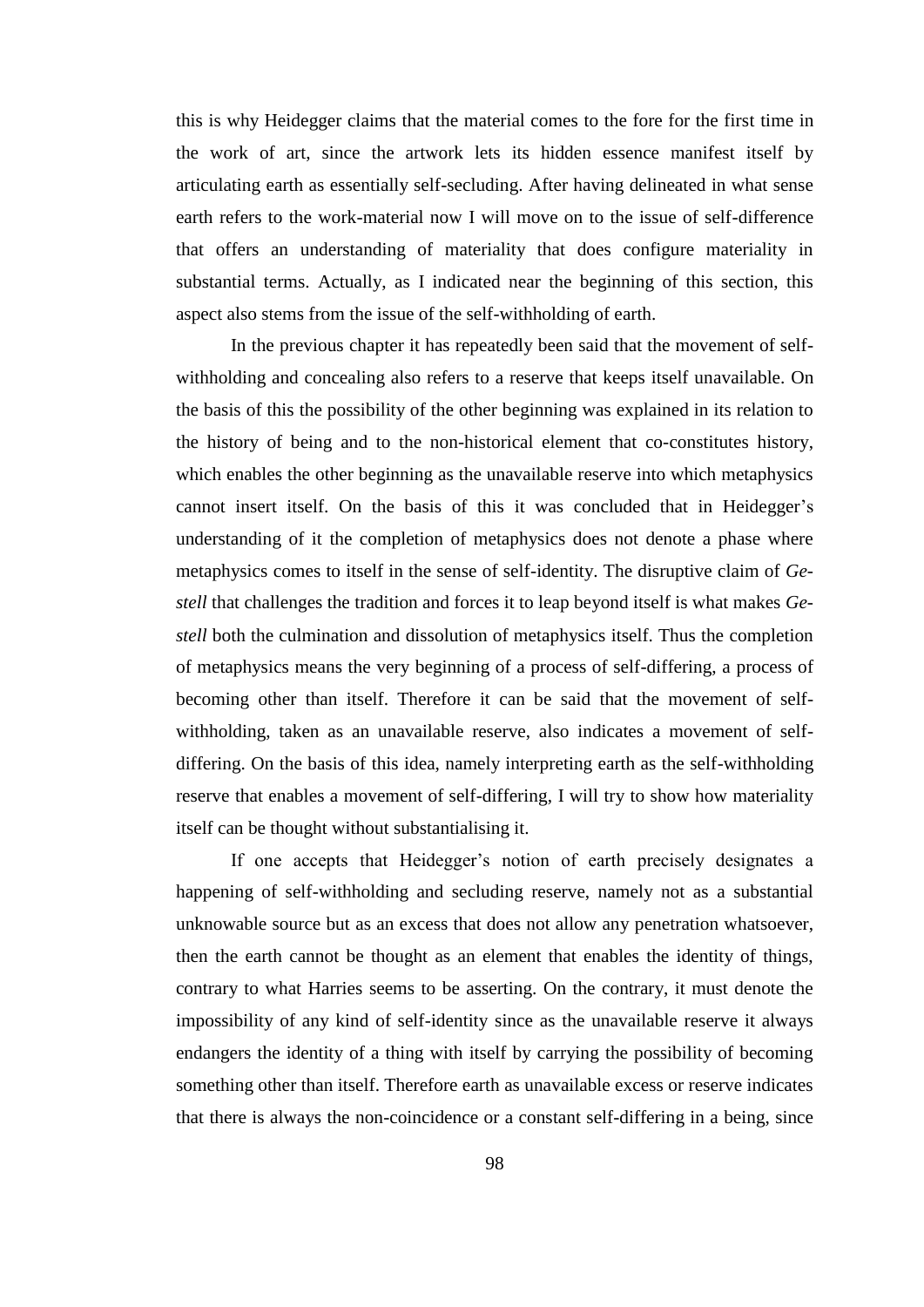this is why Heidegger claims that the material comes to the fore for the first time in the work of art, since the artwork lets its hidden essence manifest itself by articulating earth as essentially self-secluding. After having delineated in what sense earth refers to the work-material now I will move on to the issue of self-difference that offers an understanding of materiality that does configure materiality in substantial terms. Actually, as I indicated near the beginning of this section, this aspect also stems from the issue of the self-withholding of earth.

In the previous chapter it has repeatedly been said that the movement of self-withholding and concealing also refers to a reserve that keeps itself unavailable. On the basis of this the possibility of the other beginning was explained in its relation to the history of being and to the non-historical element that co-constitutes history, which enables the other beginning as the unavailable reserve into which metaphysics cannot insert itself. On the basis of this it was concluded that in Heidegger's understanding of it the completion of metaphysics does not denote a phase where metaphysics comes to itself in the sense of self-identity. The disruptive claim of *Ge-stell* that challenges the tradition and forces it to leap beyond itself is what makes *Ge-stell* both the culmination and dissolution of metaphysics itself. Thus the completion of metaphysics means the very beginning of a process of self-differing, a process of becoming other than itself. Therefore it can be said that the movement of self-withholding, taken as an unavailable reserve, also indicates a movement of self-differing. On the basis of this idea, namely interpreting earth as the self-withholding reserve that enables a movement of self-differing, I will try to show how materiality itself can be thought without substantialising it.

If one accepts that Heidegger's notion of earth precisely designates a happening of self-withholding and secluding reserve, namely not as a substantial unknowable source but as an excess that does not allow any penetration whatsoever, then the earth cannot be thought as an element that enables the identity of things, contrary to what Harries seems to be asserting. On the contrary, it must denote the impossibility of any kind of self-identity since as the unavailable reserve it always endangers the identity of a thing with itself by carrying the possibility of becoming something other than itself. Therefore earth as unavailable excess or reserve indicates that there is always the non-coincidence or a constant self-differing in a being, since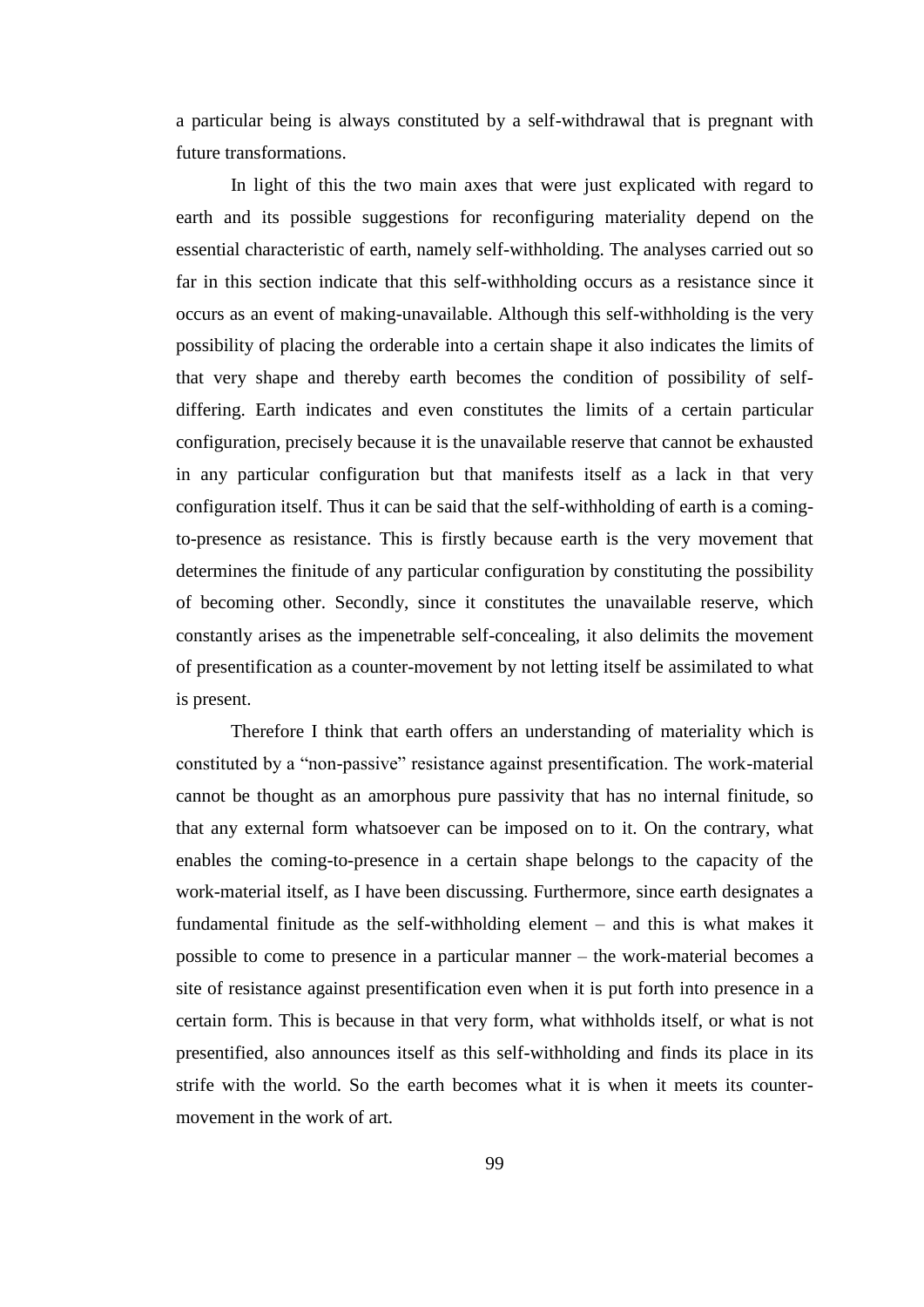a particular being is always constituted by a self-withdrawal that is pregnant with future transformations.

In light of this the two main axes that were just explicated with regard to earth and its possible suggestions for reconfiguring materiality depend on the essential characteristic of earth, namely self-withholding. The analyses carried out so far in this section indicate that this self-withholding occurs as a resistance since it occurs as an event of making-unavailable. Although this self-withholding is the very possibility of placing the orderable into a certain shape it also indicates the limits of that very shape and thereby earth becomes the condition of possibility of self-differing. Earth indicates and even constitutes the limits of a certain particular configuration, precisely because it is the unavailable reserve that cannot be exhausted in any particular configuration but that manifests itself as a lack in that very configuration itself. Thus it can be said that the self-withholding of earth is a coming-to-presence as resistance. This is firstly because earth is the very movement that determines the finitude of any particular configuration by constituting the possibility of becoming other. Secondly, since it constitutes the unavailable reserve, which constantly arises as the impenetrable self-concealing, it also delimits the movement of presentification as a counter-movement by not letting itself be assimilated to what is present.

Therefore I think that earth offers an understanding of materiality which is constituted by a "non-passive" resistance against presentification. The work-material cannot be thought as an amorphous pure passivity that has no internal finitude, so that any external form whatsoever can be imposed on to it. On the contrary, what enables the coming-to-presence in a certain shape belongs to the capacity of the work-material itself, as I have been discussing. Furthermore, since earth designates a fundamental finitude as the self-withholding element – and this is what makes it possible to come to presence in a particular manner – the work-material becomes a site of resistance against presentification even when it is put forth into presence in a certain form. This is because in that very form, what withholds itself, or what is not presentified, also announces itself as this self-withholding and finds its place in its strife with the world. So the earth becomes what it is when it meets its counter-movement in the work of art.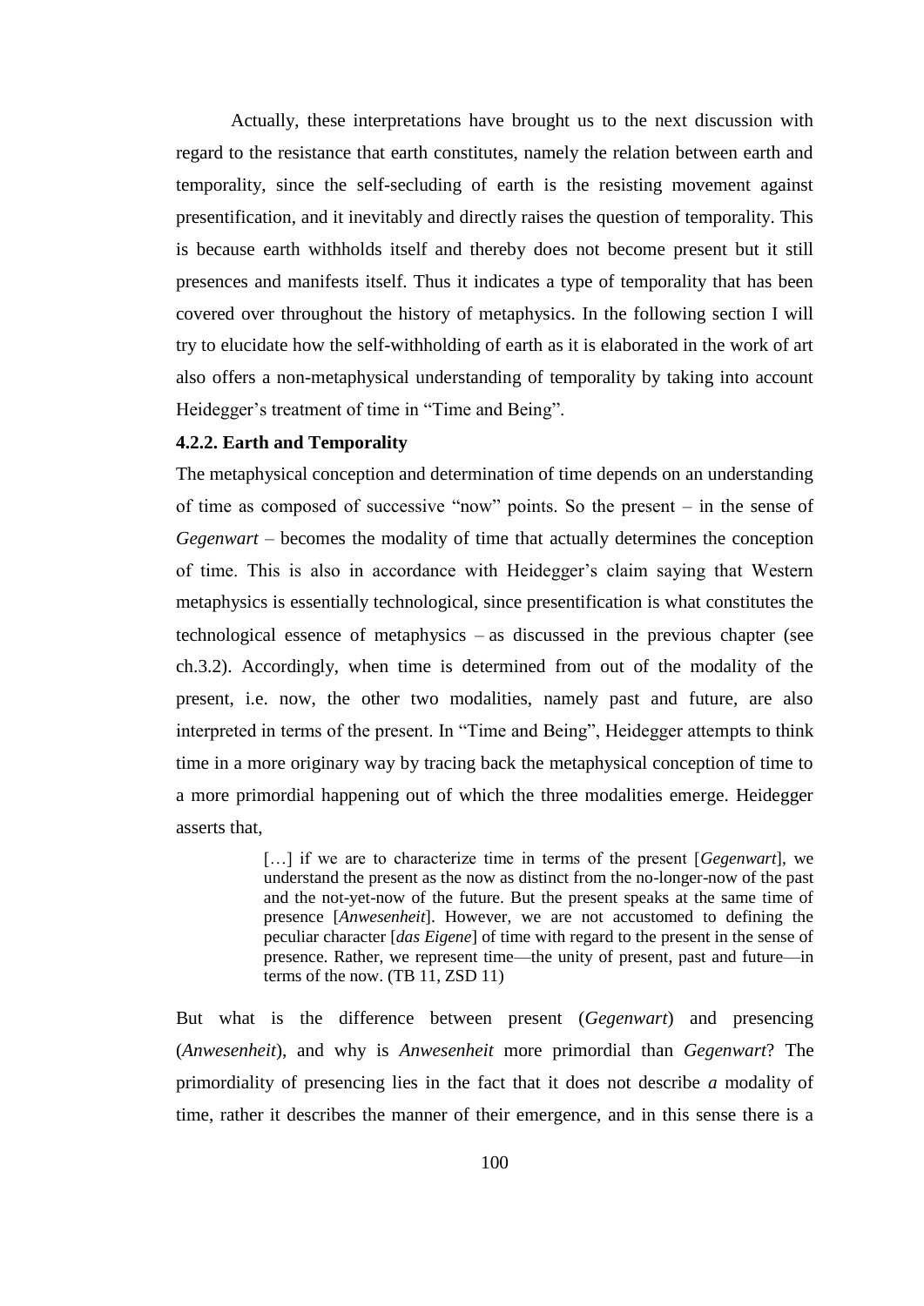Actually, these interpretations have brought us to the next discussion with regard to the resistance that earth constitutes, namely the relation between earth and temporality, since the self-secluding of earth is the resisting movement against presentification, and it inevitably and directly raises the question of temporality. This is because earth withholds itself and thereby does not become present but it still presences and manifests itself. Thus it indicates a type of temporality that has been covered over throughout the history of metaphysics. In the following section I will try to elucidate how the self-withholding of earth as it is elaborated in the work of art also offers a non-metaphysical understanding of temporality by taking into account Heidegger's treatment of time in "Time and Being".

### 4.2.2. Earth and Temporality

The metaphysical conception and determination of time depends on an understanding of time as composed of successive "now" points. So the present – in the sense of *Gegenwart* – becomes the modality of time that actually determines the conception of time. This is also in accordance with Heidegger's claim saying that Western metaphysics is essentially technological, since presentification is what constitutes the technological essence of metaphysics – as discussed in the previous chapter (see ch.3.2). Accordingly, when time is determined from out of the modality of the present, i.e. now, the other two modalities, namely past and future, are also interpreted in terms of the present. In "Time and Being", Heidegger attempts to think time in a more originary way by tracing back the metaphysical conception of time to a more primordial happening out of which the three modalities emerge. Heidegger asserts that,

> […] if we are to characterize time in terms of the present [*Gegenwart*], we understand the present as the now as distinct from the no-longer-now of the past and the not-yet-now of the future. But the present speaks at the same time of presence [*Anwesenheit*]. However, we are not accustomed to defining the peculiar character [*das Eigene*] of time with regard to the present in the sense of presence. Rather, we represent time—the unity of present, past and future—in terms of the now. (TB 11, ZSD 11)

But what is the difference between present (*Gegenwart*) and presencing (*Anwesenheit*), and why is *Anwesenheit* more primordial than *Gegenwart*? The primordiality of presencing lies in the fact that it does not describe ***a*** modality of time, rather it describes the manner of their emergence, and in this sense there is a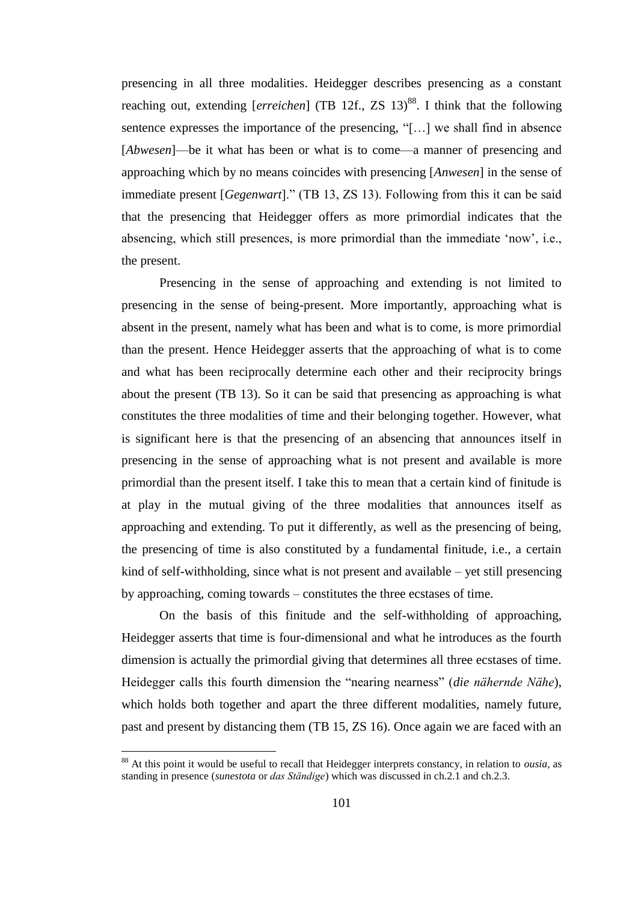presencing in all three modalities. Heidegger describes presencing as a constant reaching out, extending [*erreichen*] (TB 12f., ZS 13)[88]. I think that the following sentence expresses the importance of the presencing, "[…] we shall find in absence [*Abwesen*]—be it what has been or what is to come—a manner of presencing and approaching which by no means coincides with presencing [*Anwesen*] in the sense of immediate present [*Gegenwart*]." (TB 13, ZS 13). Following from this it can be said that the presencing that Heidegger offers as more primordial indicates that the absencing, which still presences, is more primordial than the immediate 'now', i.e., the present.

Presencing in the sense of approaching and extending is not limited to presencing in the sense of being-present. More importantly, approaching what is absent in the present, namely what has been and what is to come, is more primordial than the present. Hence Heidegger asserts that the approaching of what is to come and what has been reciprocally determine each other and their reciprocity brings about the present (TB 13). So it can be said that presencing as approaching is what constitutes the three modalities of time and their belonging together. However, what is significant here is that the presencing of an absencing that announces itself in presencing in the sense of approaching what is not present and available is more primordial than the present itself. I take this to mean that a certain kind of finitude is at play in the mutual giving of the three modalities that announces itself as approaching and extending. To put it differently, as well as the presencing of being, the presencing of time is also constituted by a fundamental finitude, i.e., a certain kind of self-withholding, since what is not present and available – yet still presencing by approaching, coming towards – constitutes the three ecstases of time.

On the basis of this finitude and the self-withholding of approaching, Heidegger asserts that time is four-dimensional and what he introduces as the fourth dimension is actually the primordial giving that determines all three ecstases of time. Heidegger calls this fourth dimension the "nearing nearness" (*die nähernde Nähe*), which holds both together and apart the three different modalities, namely future, past and present by distancing them (TB 15, ZS 16). Once again we are faced with an

---

[88] At this point it would be useful to recall that Heidegger interprets constancy, in relation to *ousia*, as standing in presence (*sunestota* or *das Ständige*) which was discussed in ch.2.1 and ch.2.3.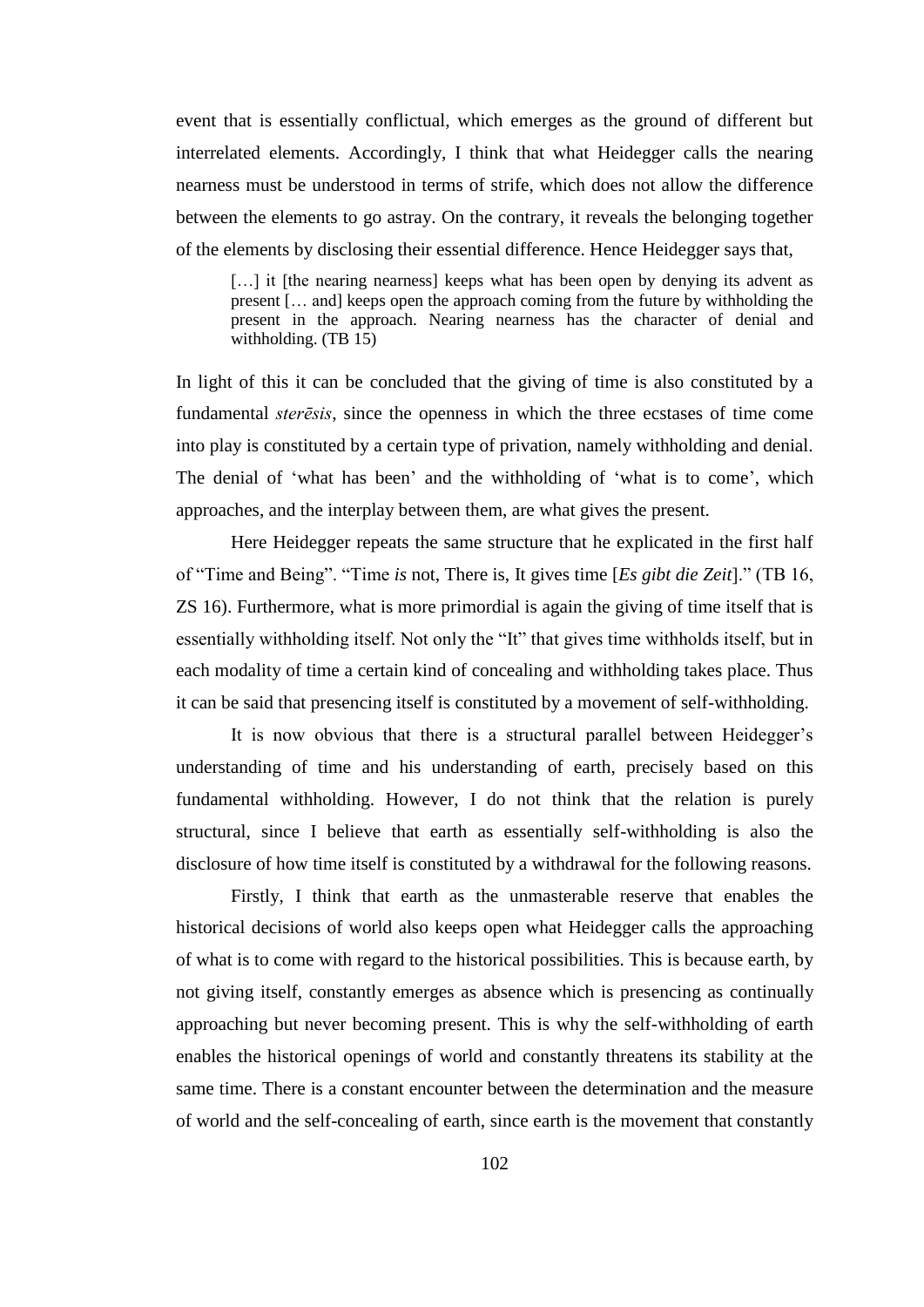event that is essentially conflictual, which emerges as the ground of different but interrelated elements. Accordingly, I think that what Heidegger calls the nearing nearness must be understood in terms of strife, which does not allow the difference between the elements to go astray. On the contrary, it reveals the belonging together of the elements by disclosing their essential difference. Hence Heidegger says that,

> […] it [the nearing nearness] keeps what has been open by denying its advent as present [… and] keeps open the approach coming from the future by withholding the present in the approach. Nearing nearness has the character of denial and withholding. (TB 15)

In light of this it can be concluded that the giving of time is also constituted by a fundamental *sterēsis*, since the openness in which the three ecstases of time come into play is constituted by a certain type of privation, namely withholding and denial. The denial of 'what has been' and the withholding of 'what is to come', which approaches, and the interplay between them, are what gives the present.

Here Heidegger repeats the same structure that he explicated in the first half of "Time and Being". "Time *is* not, There is, It gives time [*Es gibt die Zeit*]." (TB 16, ZS 16). Furthermore, what is more primordial is again the giving of time itself that is essentially withholding itself. Not only the "It" that gives time withholds itself, but in each modality of time a certain kind of concealing and withholding takes place. Thus it can be said that presencing itself is constituted by a movement of self-withholding.

It is now obvious that there is a structural parallel between Heidegger's understanding of time and his understanding of earth, precisely based on this fundamental withholding. However, I do not think that the relation is purely structural, since I believe that earth as essentially self-withholding is also the disclosure of how time itself is constituted by a withdrawal for the following reasons.

Firstly, I think that earth as the unmasterable reserve that enables the historical decisions of world also keeps open what Heidegger calls the approaching of what is to come with regard to the historical possibilities. This is because earth, by not giving itself, constantly emerges as absence which is presencing as continually approaching but never becoming present. This is why the self-withholding of earth enables the historical openings of world and constantly threatens its stability at the same time. There is a constant encounter between the determination and the measure of world and the self-concealing of earth, since earth is the movement that constantly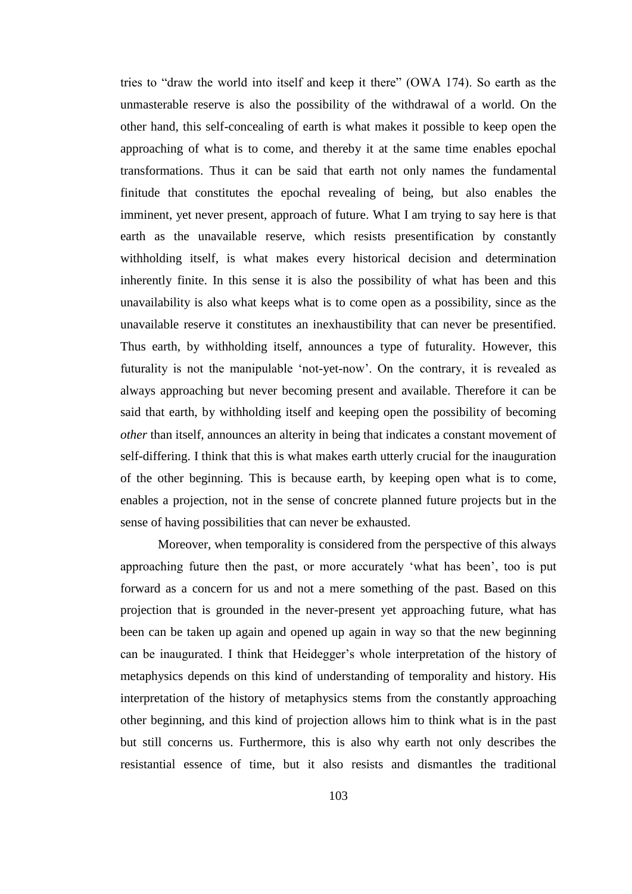tries to "draw the world into itself and keep it there" (OWA 174). So earth as the unmasterable reserve is also the possibility of the withdrawal of a world. On the other hand, this self-concealing of earth is what makes it possible to keep open the approaching of what is to come, and thereby it at the same time enables epochal transformations. Thus it can be said that earth not only names the fundamental finitude that constitutes the epochal revealing of being, but also enables the imminent, yet never present, approach of future. What I am trying to say here is that earth as the unavailable reserve, which resists presentification by constantly withholding itself, is what makes every historical decision and determination inherently finite. In this sense it is also the possibility of what has been and this unavailability is also what keeps what is to come open as a possibility, since as the unavailable reserve it constitutes an inexhaustibility that can never be presentified. Thus earth, by withholding itself, announces a type of futurality. However, this futurality is not the manipulable 'not-yet-now'. On the contrary, it is revealed as always approaching but never becoming present and available. Therefore it can be said that earth, by withholding itself and keeping open the possibility of becoming *other* than itself, announces an alterity in being that indicates a constant movement of self-differing. I think that this is what makes earth utterly crucial for the inauguration of the other beginning. This is because earth, by keeping open what is to come, enables a projection, not in the sense of concrete planned future projects but in the sense of having possibilities that can never be exhausted.

Moreover, when temporality is considered from the perspective of this always approaching future then the past, or more accurately 'what has been', too is put forward as a concern for us and not a mere something of the past. Based on this projection that is grounded in the never-present yet approaching future, what has been can be taken up again and opened up again in way so that the new beginning can be inaugurated. I think that Heidegger's whole interpretation of the history of metaphysics depends on this kind of understanding of temporality and history. His interpretation of the history of metaphysics stems from the constantly approaching other beginning, and this kind of projection allows him to think what is in the past but still concerns us. Furthermore, this is also why earth not only describes the resistantial essence of time, but it also resists and dismantles the traditional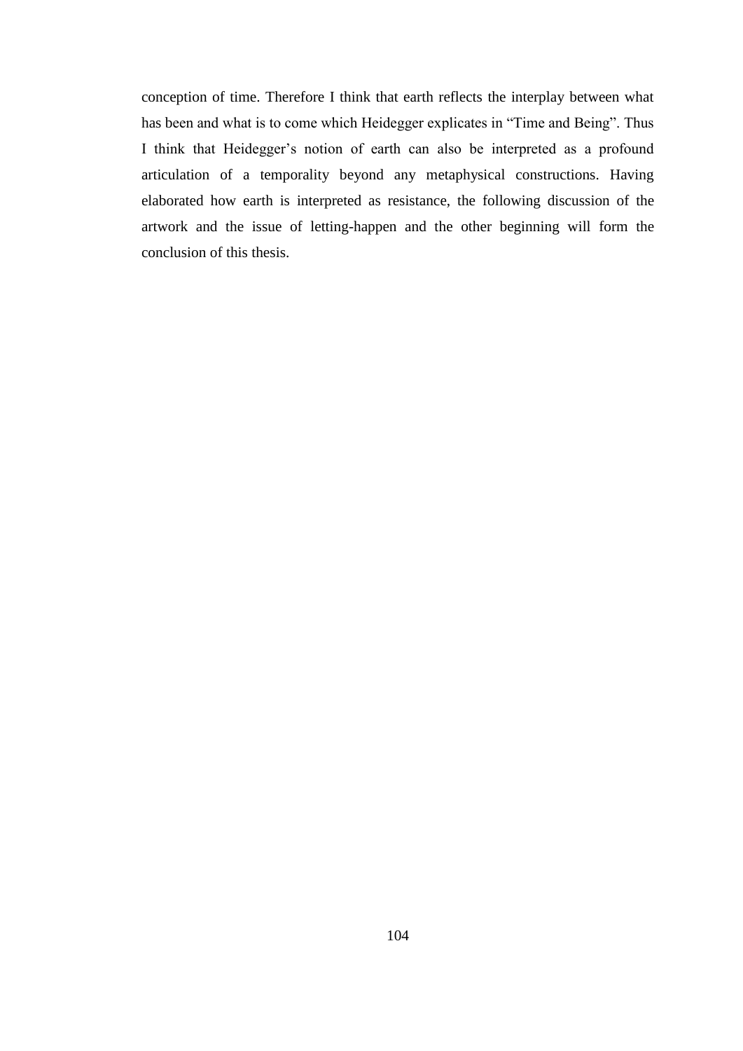conception of time. Therefore I think that earth reflects the interplay between what has been and what is to come which Heidegger explicates in "Time and Being". Thus I think that Heidegger's notion of earth can also be interpreted as a profound articulation of a temporality beyond any metaphysical constructions. Having elaborated how earth is interpreted as resistance, the following discussion of the artwork and the issue of letting-happen and the other beginning will form the conclusion of this thesis.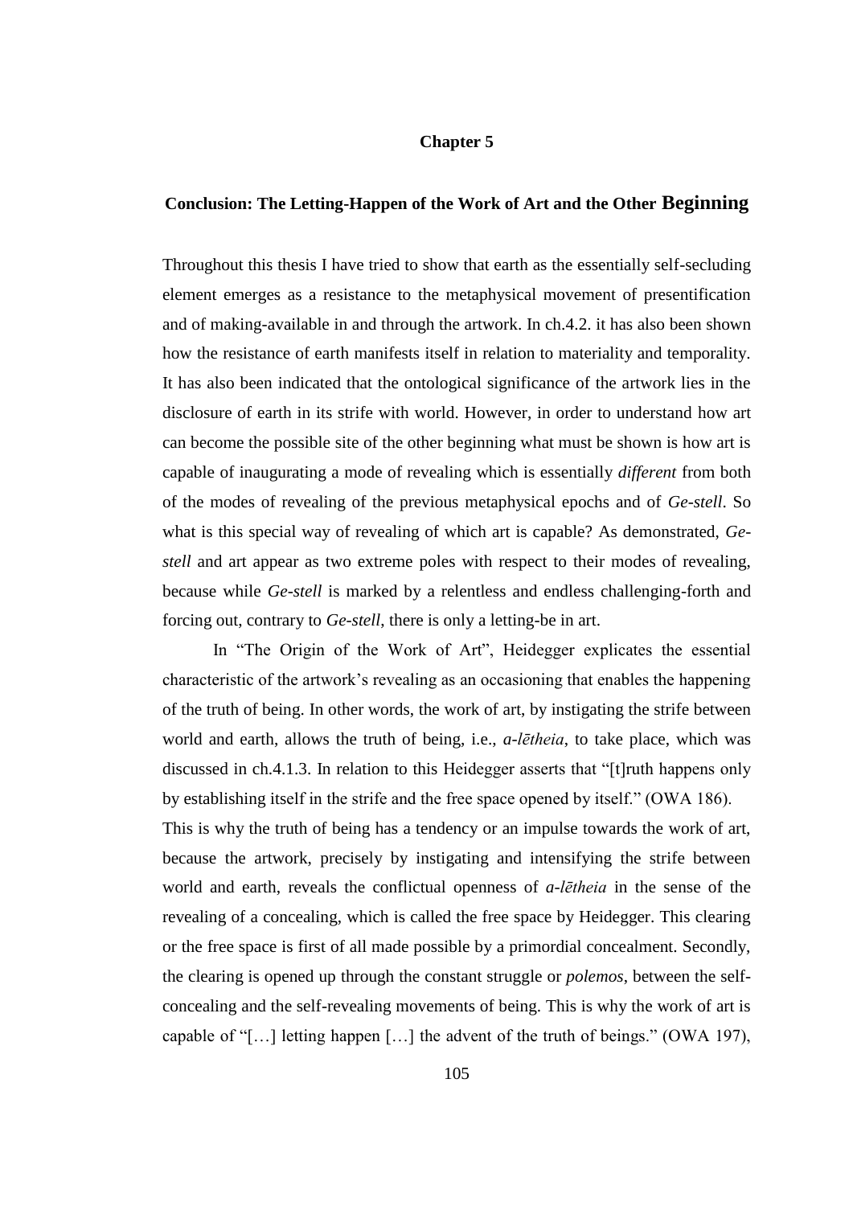# Chapter 5

## Conclusion: The Letting-Happen of the Work of Art and the Other Beginning

Throughout this thesis I have tried to show that earth as the essentially self-secluding element emerges as a resistance to the metaphysical movement of presentification and of making-available in and through the artwork. In ch.4.2. it has also been shown how the resistance of earth manifests itself in relation to materiality and temporality. It has also been indicated that the ontological significance of the artwork lies in the disclosure of earth in its strife with world. However, in order to understand how art can become the possible site of the other beginning what must be shown is how art is capable of inaugurating a mode of revealing which is essentially *different* from both of the modes of revealing of the previous metaphysical epochs and of *Ge-stell*. So what is this special way of revealing of which art is capable? As demonstrated, *Ge-stell* and art appear as two extreme poles with respect to their modes of revealing, because while *Ge-stell* is marked by a relentless and endless challenging-forth and forcing out, contrary to *Ge-stell*, there is only a letting-be in art.

In "The Origin of the Work of Art", Heidegger explicates the essential characteristic of the artwork's revealing as an occasioning that enables the happening of the truth of being. In other words, the work of art, by instigating the strife between world and earth, allows the truth of being, i.e., *a-lētheia*, to take place, which was discussed in ch.4.1.3. In relation to this Heidegger asserts that "[t]ruth happens only by establishing itself in the strife and the free space opened by itself." (OWA 186).
This is why the truth of being has a tendency or an impulse towards the work of art, because the artwork, precisely by instigating and intensifying the strife between world and earth, reveals the conflictual openness of *a-lētheia* in the sense of the revealing of a concealing, which is called the free space by Heidegger. This clearing or the free space is first of all made possible by a primordial concealment. Secondly, the clearing is opened up through the constant struggle or *polemos*, between the self-concealing and the self-revealing movements of being. This is why the work of art is capable of "[…] letting happen […] the advent of the truth of beings." (OWA 197),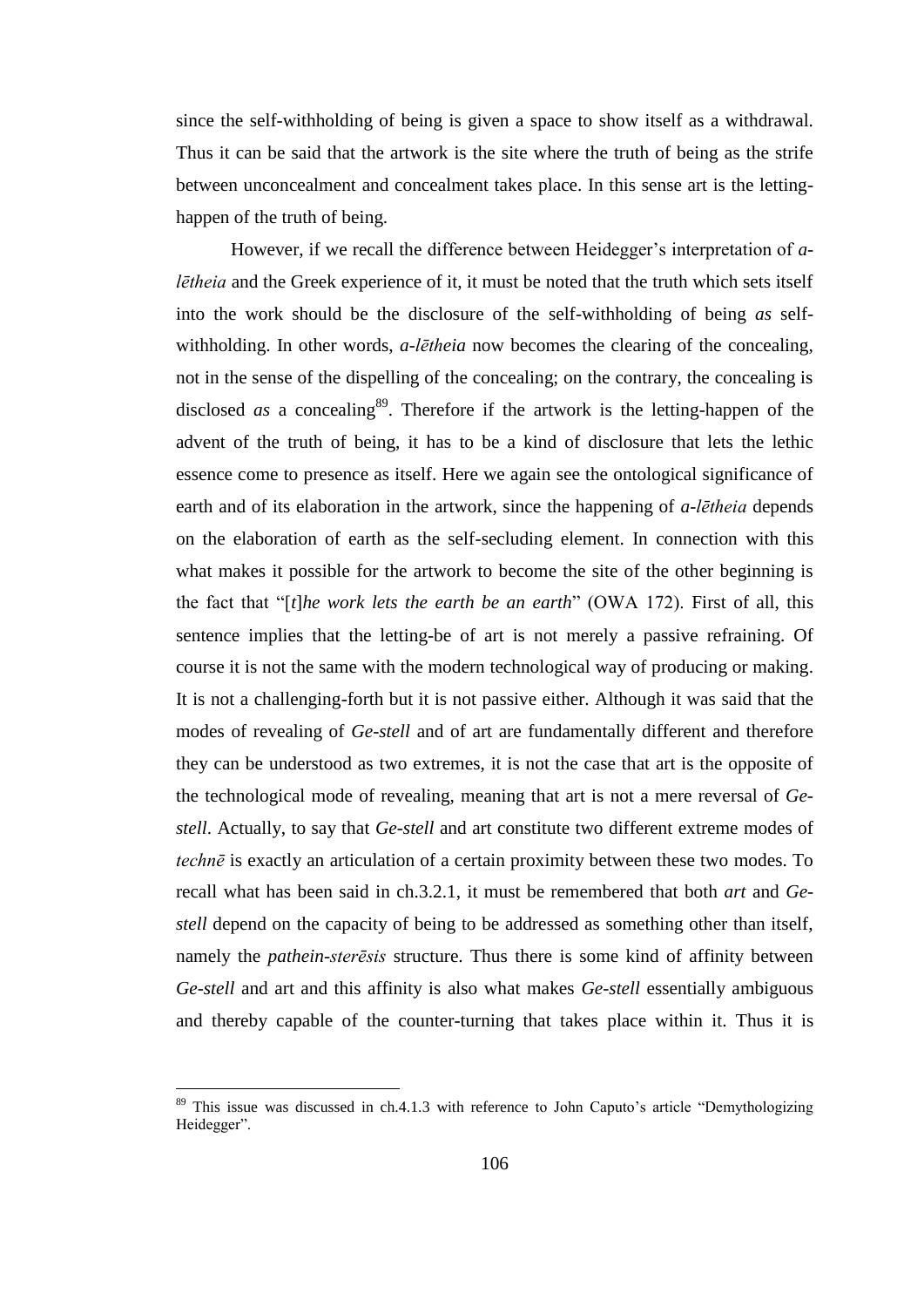since the self-withholding of being is given a space to show itself as a withdrawal. Thus it can be said that the artwork is the site where the truth of being as the strife between unconcealment and concealment takes place. In this sense art is the letting-happen of the truth of being.

However, if we recall the difference between Heidegger's interpretation of *a-lētheia* and the Greek experience of it, it must be noted that the truth which sets itself into the work should be the disclosure of the self-withholding of being *as* self-withholding. In other words, *a-lētheia* now becomes the clearing of the concealing, not in the sense of the dispelling of the concealing; on the contrary, the concealing is disclosed *as* a concealing[89]. Therefore if the artwork is the letting-happen of the advent of the truth of being, it has to be a kind of disclosure that lets the lethic essence come to presence as itself. Here we again see the ontological significance of earth and of its elaboration in the artwork, since the happening of *a-lētheia* depends on the elaboration of earth as the self-secluding element. In connection with this what makes it possible for the artwork to become the site of the other beginning is the fact that "[*t*]*he work lets the earth be an earth*" (OWA 172). First of all, this sentence implies that the letting-be of art is not merely a passive refraining. Of course it is not the same with the modern technological way of producing or making. It is not a challenging-forth but it is not passive either. Although it was said that the modes of revealing of *Ge-stell* and of art are fundamentally different and therefore they can be understood as two extremes, it is not the case that art is the opposite of the technological mode of revealing, meaning that art is not a mere reversal of *Ge-stell*. Actually, to say that *Ge-stell* and art constitute two different extreme modes of *technē* is exactly an articulation of a certain proximity between these two modes. To recall what has been said in ch.3.2.1, it must be remembered that both *art* and *Ge-stell* depend on the capacity of being to be addressed as something other than itself, namely the *pathein-sterēsis* structure. Thus there is some kind of affinity between *Ge-stell* and art and this affinity is also what makes *Ge-stell* essentially ambiguous and thereby capable of the counter-turning that takes place within it. Thus it is

---

[89] This issue was discussed in ch.4.1.3 with reference to John Caputo's article "Demythologizing Heidegger".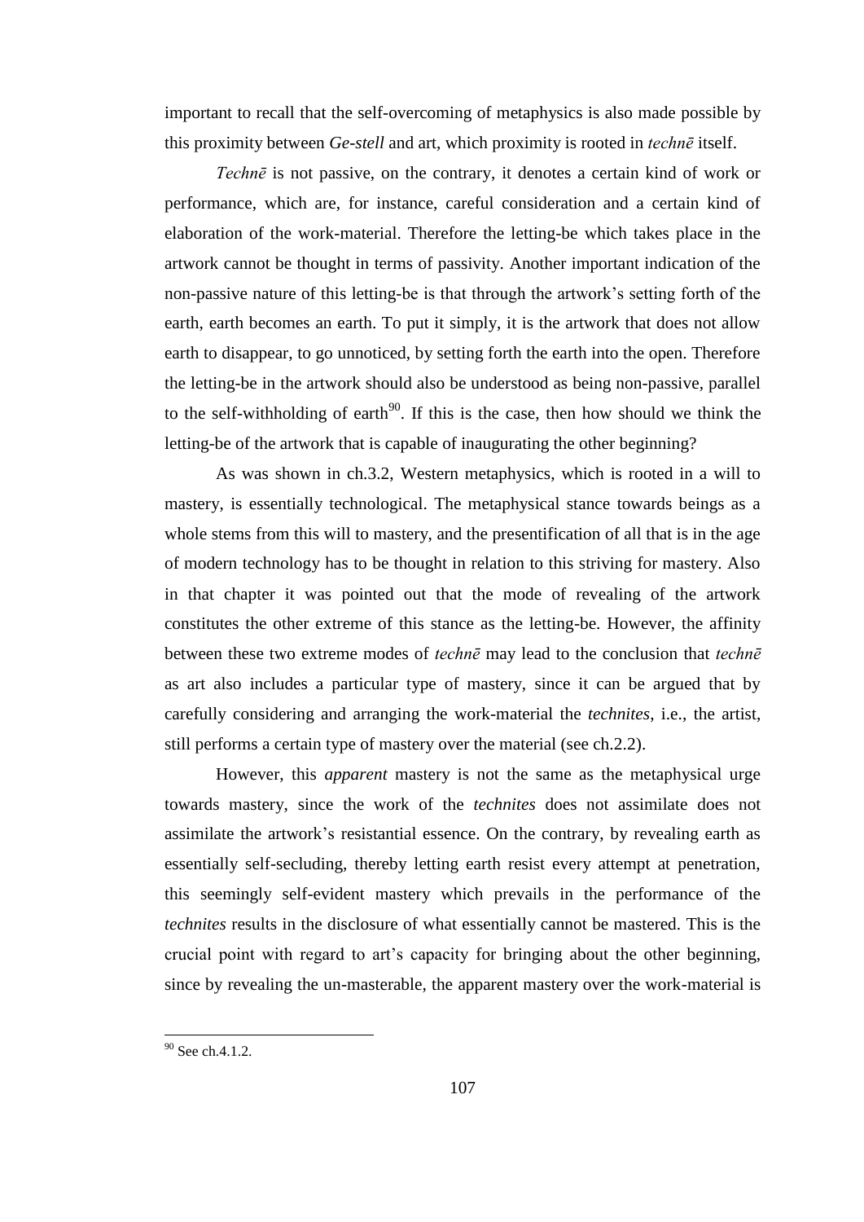important to recall that the self-overcoming of metaphysics is also made possible by this proximity between *Ge-stell* and art, which proximity is rooted in *technē* itself.

*Technē* is not passive, on the contrary, it denotes a certain kind of work or performance, which are, for instance, careful consideration and a certain kind of elaboration of the work-material. Therefore the letting-be which takes place in the artwork cannot be thought in terms of passivity. Another important indication of the non-passive nature of this letting-be is that through the artwork's setting forth of the earth, earth becomes an earth. To put it simply, it is the artwork that does not allow earth to disappear, to go unnoticed, by setting forth the earth into the open. Therefore the letting-be in the artwork should also be understood as being non-passive, parallel to the self-withholding of earth[90]. If this is the case, then how should we think the letting-be of the artwork that is capable of inaugurating the other beginning?

As was shown in ch.3.2, Western metaphysics, which is rooted in a will to mastery, is essentially technological. The metaphysical stance towards beings as a whole stems from this will to mastery, and the presentification of all that is in the age of modern technology has to be thought in relation to this striving for mastery. Also in that chapter it was pointed out that the mode of revealing of the artwork constitutes the other extreme of this stance as the letting-be. However, the affinity between these two extreme modes of *technē* may lead to the conclusion that *technē* as art also includes a particular type of mastery, since it can be argued that by carefully considering and arranging the work-material the *technites*, i.e., the artist, still performs a certain type of mastery over the material (see ch.2.2).

However, this *apparent* mastery is not the same as the metaphysical urge towards mastery, since the work of the *technites* does not assimilate does not assimilate the artwork's resistantial essence. On the contrary, by revealing earth as essentially self-secluding, thereby letting earth resist every attempt at penetration, this seemingly self-evident mastery which prevails in the performance of the *technites* results in the disclosure of what essentially cannot be mastered. This is the crucial point with regard to art's capacity for bringing about the other beginning, since by revealing the un-masterable, the apparent mastery over the work-material is

[90] See ch.4.1.2.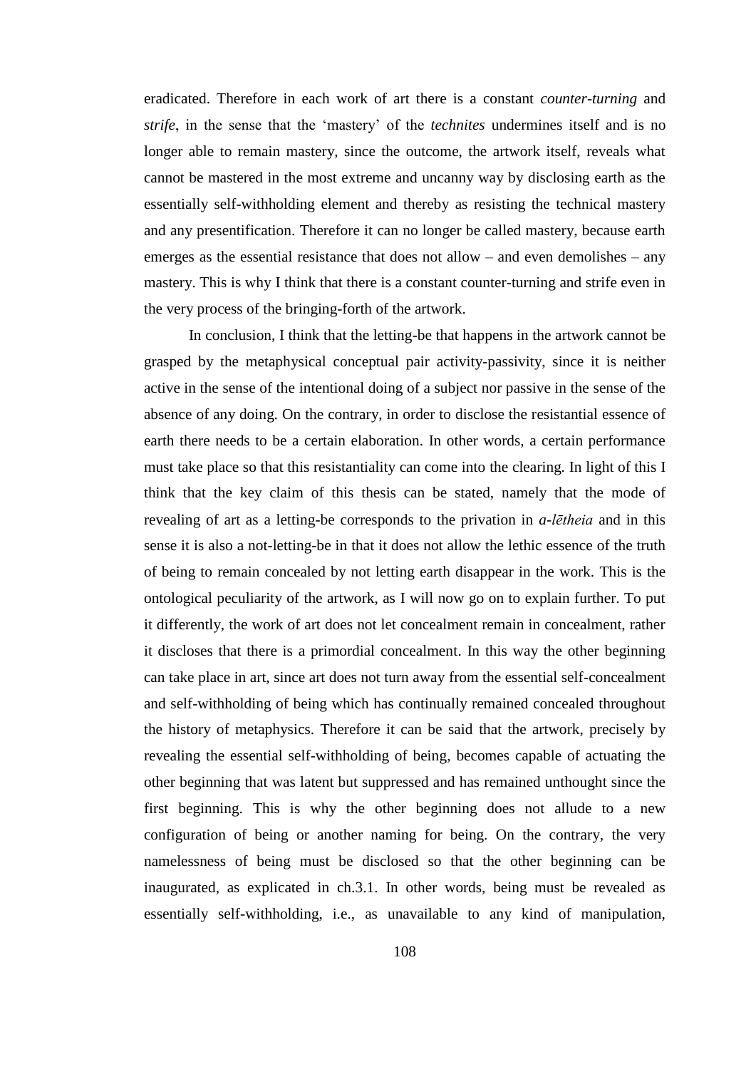eradicated. Therefore in each work of art there is a constant *counter-turning* and *strife*, in the sense that the 'mastery' of the *technites* undermines itself and is no longer able to remain mastery, since the outcome, the artwork itself, reveals what cannot be mastered in the most extreme and uncanny way by disclosing earth as the essentially self-withholding element and thereby as resisting the technical mastery and any presentification. Therefore it can no longer be called mastery, because earth emerges as the essential resistance that does not allow – and even demolishes – any mastery. This is why I think that there is a constant counter-turning and strife even in the very process of the bringing-forth of the artwork.

In conclusion, I think that the letting-be that happens in the artwork cannot be grasped by the metaphysical conceptual pair activity-passivity, since it is neither active in the sense of the intentional doing of a subject nor passive in the sense of the absence of any doing. On the contrary, in order to disclose the resistantial essence of earth there needs to be a certain elaboration. In other words, a certain performance must take place so that this resistantiality can come into the clearing. In light of this I think that the key claim of this thesis can be stated, namely that the mode of revealing of art as a letting-be corresponds to the privation in *a-lētheia* and in this sense it is also a not-letting-be in that it does not allow the lethic essence of the truth of being to remain concealed by not letting earth disappear in the work. This is the ontological peculiarity of the artwork, as I will now go on to explain further. To put it differently, the work of art does not let concealment remain in concealment, rather it discloses that there is a primordial concealment. In this way the other beginning can take place in art, since art does not turn away from the essential self-concealment and self-withholding of being which has continually remained concealed throughout the history of metaphysics. Therefore it can be said that the artwork, precisely by revealing the essential self-withholding of being, becomes capable of actuating the other beginning that was latent but suppressed and has remained unthought since the first beginning. This is why the other beginning does not allude to a new configuration of being or another naming for being. On the contrary, the very namelessness of being must be disclosed so that the other beginning can be inaugurated, as explicated in ch.3.1. In other words, being must be revealed as essentially self-withholding, i.e., as unavailable to any kind of manipulation,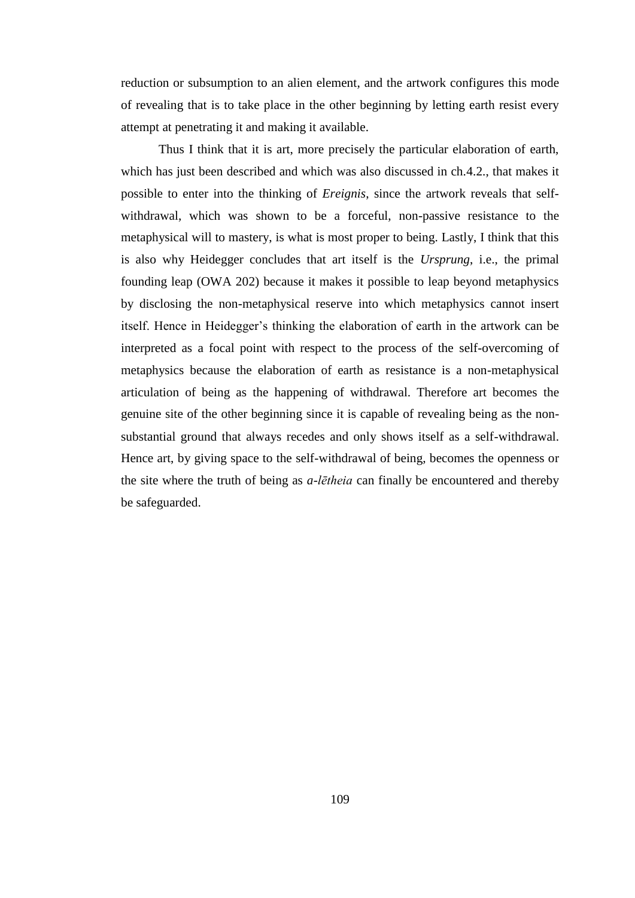reduction or subsumption to an alien element, and the artwork configures this mode of revealing that is to take place in the other beginning by letting earth resist every attempt at penetrating it and making it available.

Thus I think that it is art, more precisely the particular elaboration of earth, which has just been described and which was also discussed in ch.4.2., that makes it possible to enter into the thinking of *Ereignis*, since the artwork reveals that self-withdrawal, which was shown to be a forceful, non-passive resistance to the metaphysical will to mastery, is what is most proper to being. Lastly, I think that this is also why Heidegger concludes that art itself is the *Ursprung*, i.e., the primal founding leap (OWA 202) because it makes it possible to leap beyond metaphysics by disclosing the non-metaphysical reserve into which metaphysics cannot insert itself. Hence in Heidegger's thinking the elaboration of earth in the artwork can be interpreted as a focal point with respect to the process of the self-overcoming of metaphysics because the elaboration of earth as resistance is a non-metaphysical articulation of being as the happening of withdrawal. Therefore art becomes the genuine site of the other beginning since it is capable of revealing being as the non-substantial ground that always recedes and only shows itself as a self-withdrawal. Hence art, by giving space to the self-withdrawal of being, becomes the openness or the site where the truth of being as *a-lētheia* can finally be encountered and thereby be safeguarded.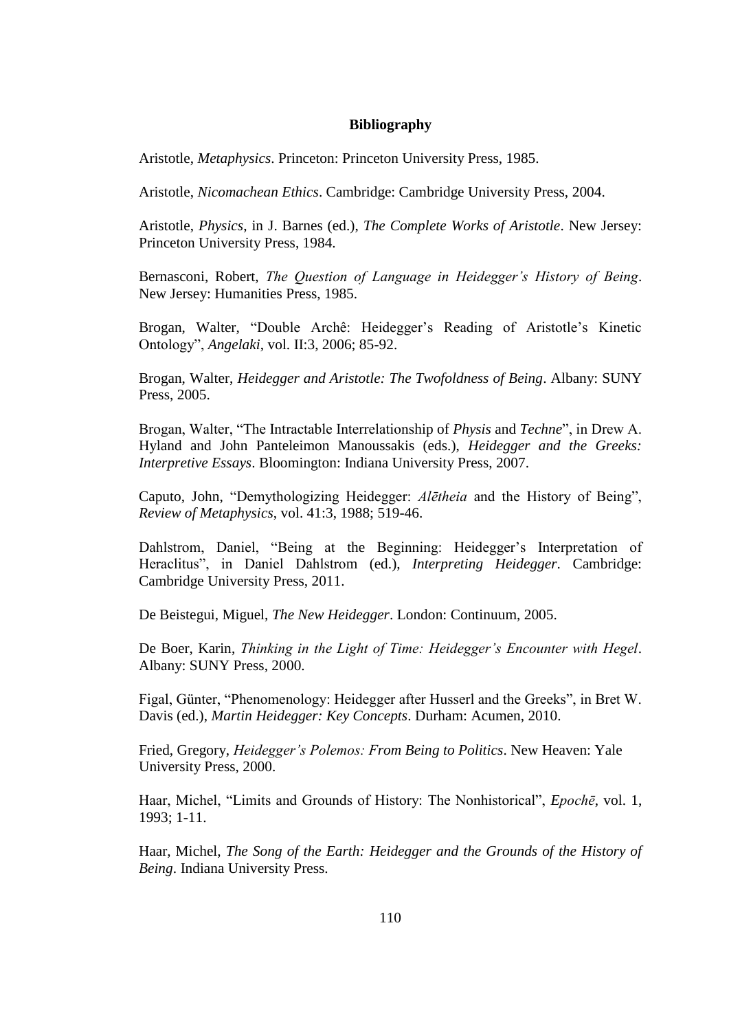**Bibliography**

Aristotle, *Metaphysics*. Princeton: Princeton University Press, 1985.

Aristotle, *Nicomachean Ethics*. Cambridge: Cambridge University Press, 2004.

Aristotle, *Physics*, in J. Barnes (ed.), *The Complete Works of Aristotle*. New Jersey: Princeton University Press, 1984.

Bernasconi, Robert, *The Question of Language in Heidegger's History of Being*. New Jersey: Humanities Press, 1985.

Brogan, Walter, "Double Archê: Heidegger's Reading of Aristotle's Kinetic Ontology", *Angelaki*, vol. II:3, 2006; 85-92.

Brogan, Walter, *Heidegger and Aristotle: The Twofoldness of Being*. Albany: SUNY Press, 2005.

Brogan, Walter, "The Intractable Interrelationship of *Physis* and *Techne*", in Drew A. Hyland and John Panteleimon Manoussakis (eds.), *Heidegger and the Greeks: Interpretive Essays*. Bloomington: Indiana University Press, 2007.

Caputo, John, "Demythologizing Heidegger: *Alētheia* and the History of Being", *Review of Metaphysics*, vol. 41:3, 1988; 519-46.

Dahlstrom, Daniel, "Being at the Beginning: Heidegger's Interpretation of Heraclitus", in Daniel Dahlstrom (ed.), *Interpreting Heidegger*. Cambridge: Cambridge University Press, 2011.

De Beistegui, Miguel, *The New Heidegger*. London: Continuum, 2005.

De Boer, Karin, *Thinking in the Light of Time: Heidegger's Encounter with Hegel*. Albany: SUNY Press, 2000.

Figal, Günter, "Phenomenology: Heidegger after Husserl and the Greeks", in Bret W. Davis (ed.), *Martin Heidegger: Key Concepts*. Durham: Acumen, 2010.

Fried, Gregory, *Heidegger's Polemos: From Being to Politics*. New Heaven: Yale University Press, 2000.

Haar, Michel, "Limits and Grounds of History: The Nonhistorical", *Epochē*, vol. 1, 1993; 1-11.

Haar, Michel, *The Song of the Earth: Heidegger and the Grounds of the History of Being*. Indiana University Press.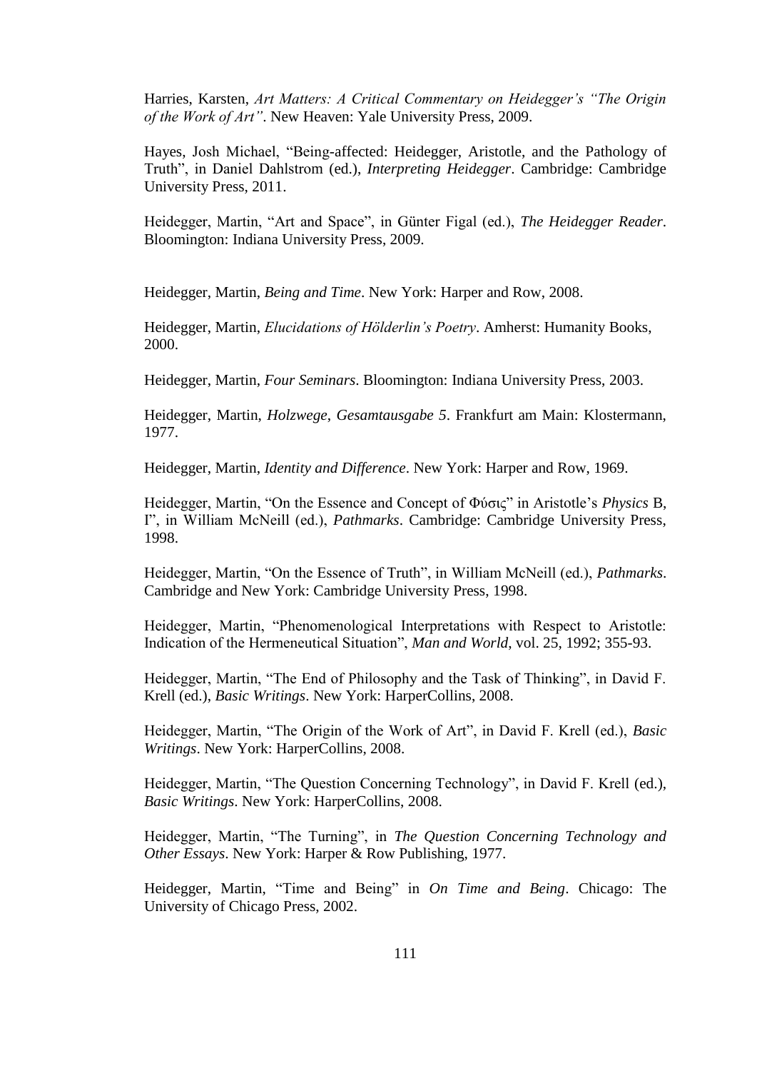Harries, Karsten, *Art Matters: A Critical Commentary on Heidegger's "The Origin of the Work of Art"*. New Heaven: Yale University Press, 2009.

Hayes, Josh Michael, "Being-affected: Heidegger, Aristotle, and the Pathology of Truth", in Daniel Dahlstrom (ed.), *Interpreting Heidegger*. Cambridge: Cambridge University Press, 2011.

Heidegger, Martin, "Art and Space", in Günter Figal (ed.), *The Heidegger Reader*. Bloomington: Indiana University Press, 2009.

Heidegger, Martin, *Being and Time*. New York: Harper and Row, 2008.

Heidegger, Martin, *Elucidations of Hölderlin's Poetry*. Amherst: Humanity Books, 2000.

Heidegger, Martin, *Four Seminars*. Bloomington: Indiana University Press, 2003.

Heidegger, Martin, *Holzwege*, *Gesamtausgabe 5*. Frankfurt am Main: Klostermann, 1977.

Heidegger, Martin, *Identity and Difference*. New York: Harper and Row, 1969.

Heidegger, Martin, "On the Essence and Concept of Φύσις" in Aristotle's *Physics* B, I", in William McNeill (ed.), *Pathmarks*. Cambridge: Cambridge University Press, 1998.

Heidegger, Martin, "On the Essence of Truth", in William McNeill (ed.), *Pathmarks*. Cambridge and New York: Cambridge University Press, 1998.

Heidegger, Martin, "Phenomenological Interpretations with Respect to Aristotle: Indication of the Hermeneutical Situation", *Man and World*, vol. 25, 1992; 355-93.

Heidegger, Martin, "The End of Philosophy and the Task of Thinking", in David F. Krell (ed.), *Basic Writings*. New York: HarperCollins, 2008.

Heidegger, Martin, "The Origin of the Work of Art", in David F. Krell (ed.), *Basic Writings*. New York: HarperCollins, 2008.

Heidegger, Martin, "The Question Concerning Technology", in David F. Krell (ed.), *Basic Writings*. New York: HarperCollins, 2008.

Heidegger, Martin, "The Turning", in *The Question Concerning Technology and Other Essays*. New York: Harper & Row Publishing, 1977.

Heidegger, Martin, "Time and Being" in *On Time and Being*. Chicago: The University of Chicago Press, 2002.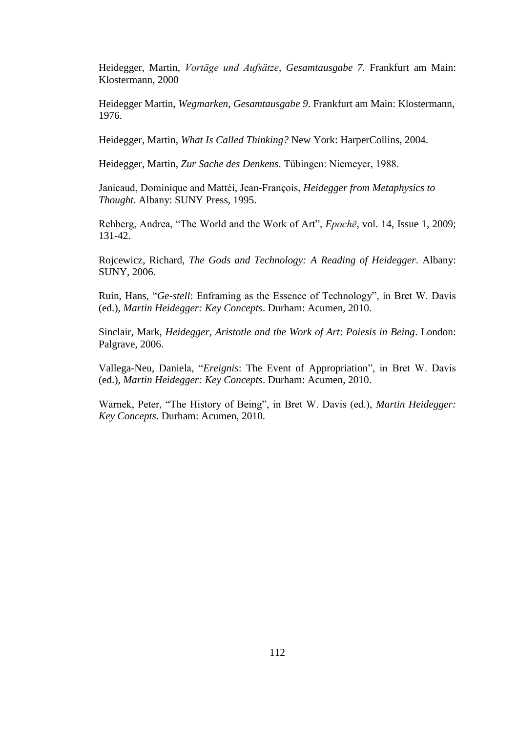Heidegger, Martin, *Vortäge und Aufsätze*, *Gesamtausgabe 7*. Frankfurt am Main: Klostermann, 2000

Heidegger Martin, *Wegmarken*, *Gesamtausgabe 9*. Frankfurt am Main: Klostermann, 1976.

Heidegger, Martin, *What Is Called Thinking?* New York: HarperCollins, 2004.

Heidegger, Martin, *Zur Sache des Denkens*. Tübingen: Niemeyer, 1988.

Janicaud, Dominique and Mattéi, Jean-François, *Heidegger from Metaphysics to Thought*. Albany: SUNY Press, 1995.

Rehberg, Andrea, "The World and the Work of Art", *Epochē*, vol. 14, Issue 1, 2009; 131-42.

Rojcewicz, Richard, *The Gods and Technology: A Reading of Heidegger*. Albany: SUNY, 2006.

Ruin, Hans, "*Ge-stell*: Enframing as the Essence of Technology", in Bret W. Davis (ed.), *Martin Heidegger: Key Concepts*. Durham: Acumen, 2010.

Sinclair, Mark, *Heidegger, Aristotle and the Work of Art*: *Poiesis in Being*. London: Palgrave, 2006.

Vallega-Neu, Daniela, "*Ereignis*: The Event of Appropriation", in Bret W. Davis (ed.), *Martin Heidegger: Key Concepts*. Durham: Acumen, 2010.

Warnek, Peter, "The History of Being", in Bret W. Davis (ed.), *Martin Heidegger: Key Concepts*. Durham: Acumen, 2010.